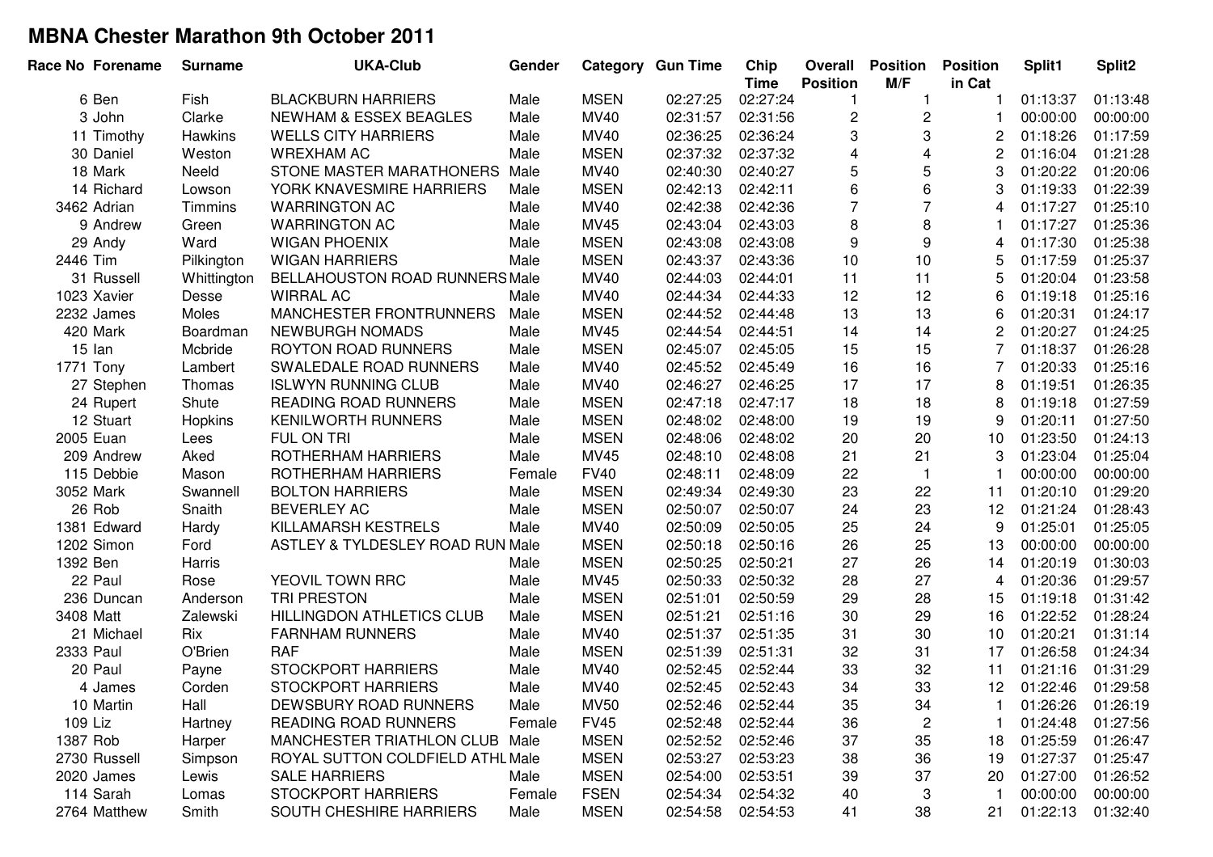# MBNA Chester Marathon 9th October 2011

| Race No | Forename | Surname | UKA-Club | Gender | Category | Gun Time | Chip Time | Overall Position | Position M/F | Position in Cat | Split1 | Split2 |
|---|---|---|---|---|---|---|---|---|---|---|---|---|
| 6 | Ben | Fish | BLACKBURN HARRIERS | Male | MSEN | 02:27:25 | 02:27:24 | 1 | 1 | 1 | 01:13:37 | 01:13:48 |
| 3 | John | Clarke | NEWHAM & ESSEX BEAGLES | Male | MV40 | 02:31:57 | 02:31:56 | 2 | 2 | 1 | 00:00:00 | 00:00:00 |
| 11 | Timothy | Hawkins | WELLS CITY HARRIERS | Male | MV40 | 02:36:25 | 02:36:24 | 3 | 3 | 2 | 01:18:26 | 01:17:59 |
| 30 | Daniel | Weston | WREXHAM AC | Male | MSEN | 02:37:32 | 02:37:32 | 4 | 4 | 2 | 01:16:04 | 01:21:28 |
| 18 | Mark | Neeld | STONE MASTER MARATHONERS | Male | MV40 | 02:40:30 | 02:40:27 | 5 | 5 | 3 | 01:20:22 | 01:20:06 |
| 14 | Richard | Lowson | YORK KNAVESMIRE HARRIERS | Male | MSEN | 02:42:13 | 02:42:11 | 6 | 6 | 3 | 01:19:33 | 01:22:39 |
| 3462 | Adrian | Timmins | WARRINGTON AC | Male | MV40 | 02:42:38 | 02:42:36 | 7 | 7 | 4 | 01:17:27 | 01:25:10 |
| 9 | Andrew | Green | WARRINGTON AC | Male | MV45 | 02:43:04 | 02:43:03 | 8 | 8 | 1 | 01:17:27 | 01:25:36 |
| 29 | Andy | Ward | WIGAN PHOENIX | Male | MSEN | 02:43:08 | 02:43:08 | 9 | 9 | 4 | 01:17:30 | 01:25:38 |
| 2446 | Tim | Pilkington | WIGAN HARRIERS | Male | MSEN | 02:43:37 | 02:43:36 | 10 | 10 | 5 | 01:17:59 | 01:25:37 |
| 31 | Russell | Whittington | BELLAHOUSTON ROAD RUNNERS | Male | MV40 | 02:44:03 | 02:44:01 | 11 | 11 | 5 | 01:20:04 | 01:23:58 |
| 1023 | Xavier | Desse | WIRRAL AC | Male | MV40 | 02:44:34 | 02:44:33 | 12 | 12 | 6 | 01:19:18 | 01:25:16 |
| 2232 | James | Moles | MANCHESTER FRONTRUNNERS | Male | MSEN | 02:44:52 | 02:44:48 | 13 | 13 | 6 | 01:20:31 | 01:24:17 |
| 420 | Mark | Boardman | NEWBURGH NOMADS | Male | MV45 | 02:44:54 | 02:44:51 | 14 | 14 | 2 | 01:20:27 | 01:24:25 |
| 15 | Ian | Mcbride | ROYTON ROAD RUNNERS | Male | MSEN | 02:45:07 | 02:45:05 | 15 | 15 | 7 | 01:18:37 | 01:26:28 |
| 1771 | Tony | Lambert | SWALEDALE ROAD RUNNERS | Male | MV40 | 02:45:52 | 02:45:49 | 16 | 16 | 7 | 01:20:33 | 01:25:16 |
| 27 | Stephen | Thomas | ISLWYN RUNNING CLUB | Male | MV40 | 02:46:27 | 02:46:25 | 17 | 17 | 8 | 01:19:51 | 01:26:35 |
| 24 | Rupert | Shute | READING ROAD RUNNERS | Male | MSEN | 02:47:18 | 02:47:17 | 18 | 18 | 8 | 01:19:18 | 01:27:59 |
| 12 | Stuart | Hopkins | KENILWORTH RUNNERS | Male | MSEN | 02:48:02 | 02:48:00 | 19 | 19 | 9 | 01:20:11 | 01:27:50 |
| 2005 | Euan | Lees | FUL ON TRI | Male | MSEN | 02:48:06 | 02:48:02 | 20 | 20 | 10 | 01:23:50 | 01:24:13 |
| 209 | Andrew | Aked | ROTHERHAM HARRIERS | Male | MV45 | 02:48:10 | 02:48:08 | 21 | 21 | 3 | 01:23:04 | 01:25:04 |
| 115 | Debbie | Mason | ROTHERHAM HARRIERS | Female | FV40 | 02:48:11 | 02:48:09 | 22 | 1 | 1 | 00:00:00 | 00:00:00 |
| 3052 | Mark | Swannell | BOLTON HARRIERS | Male | MSEN | 02:49:34 | 02:49:30 | 23 | 22 | 11 | 01:20:10 | 01:29:20 |
| 26 | Rob | Snaith | BEVERLEY AC | Male | MSEN | 02:50:07 | 02:50:07 | 24 | 23 | 12 | 01:21:24 | 01:28:43 |
| 1381 | Edward | Hardy | KILLAMARSH KESTRELS | Male | MV40 | 02:50:09 | 02:50:05 | 25 | 24 | 9 | 01:25:01 | 01:25:05 |
| 1202 | Simon | Ford | ASTLEY & TYLDESLEY ROAD RUN | Male | MSEN | 02:50:18 | 02:50:16 | 26 | 25 | 13 | 00:00:00 | 00:00:00 |
| 1392 | Ben | Harris | | Male | MSEN | 02:50:25 | 02:50:21 | 27 | 26 | 14 | 01:20:19 | 01:30:03 |
| 22 | Paul | Rose | YEOVIL TOWN RRC | Male | MV45 | 02:50:33 | 02:50:32 | 28 | 27 | 4 | 01:20:36 | 01:29:57 |
| 236 | Duncan | Anderson | TRI PRESTON | Male | MSEN | 02:51:01 | 02:50:59 | 29 | 28 | 15 | 01:19:18 | 01:31:42 |
| 3408 | Matt | Zalewski | HILLINGDON ATHLETICS CLUB | Male | MSEN | 02:51:21 | 02:51:16 | 30 | 29 | 16 | 01:22:52 | 01:28:24 |
| 21 | Michael | Rix | FARNHAM RUNNERS | Male | MV40 | 02:51:37 | 02:51:35 | 31 | 30 | 10 | 01:20:21 | 01:31:14 |
| 2333 | Paul | O'Brien | RAF | Male | MSEN | 02:51:39 | 02:51:31 | 32 | 31 | 17 | 01:26:58 | 01:24:34 |
| 20 | Paul | Payne | STOCKPORT HARRIERS | Male | MV40 | 02:52:45 | 02:52:44 | 33 | 32 | 11 | 01:21:16 | 01:31:29 |
| 4 | James | Corden | STOCKPORT HARRIERS | Male | MV40 | 02:52:45 | 02:52:43 | 34 | 33 | 12 | 01:22:46 | 01:29:58 |
| 10 | Martin | Hall | DEWSBURY ROAD RUNNERS | Male | MV50 | 02:52:46 | 02:52:44 | 35 | 34 | 1 | 01:26:26 | 01:26:19 |
| 109 | Liz | Hartney | READING ROAD RUNNERS | Female | FV45 | 02:52:48 | 02:52:44 | 36 | 2 | 1 | 01:24:48 | 01:27:56 |
| 1387 | Rob | Harper | MANCHESTER TRIATHLON CLUB | Male | MSEN | 02:52:52 | 02:52:46 | 37 | 35 | 18 | 01:25:59 | 01:26:47 |
| 2730 | Russell | Simpson | ROYAL SUTTON COLDFIELD ATHL | Male | MSEN | 02:53:27 | 02:53:23 | 38 | 36 | 19 | 01:27:37 | 01:25:47 |
| 2020 | James | Lewis | SALE HARRIERS | Male | MSEN | 02:54:00 | 02:53:51 | 39 | 37 | 20 | 01:27:00 | 01:26:52 |
| 114 | Sarah | Lomas | STOCKPORT HARRIERS | Female | FSEN | 02:54:34 | 02:54:32 | 40 | 3 | 1 | 00:00:00 | 00:00:00 |
| 2764 | Matthew | Smith | SOUTH CHESHIRE HARRIERS | Male | MSEN | 02:54:58 | 02:54:53 | 41 | 38 | 21 | 01:22:13 | 01:32:40 |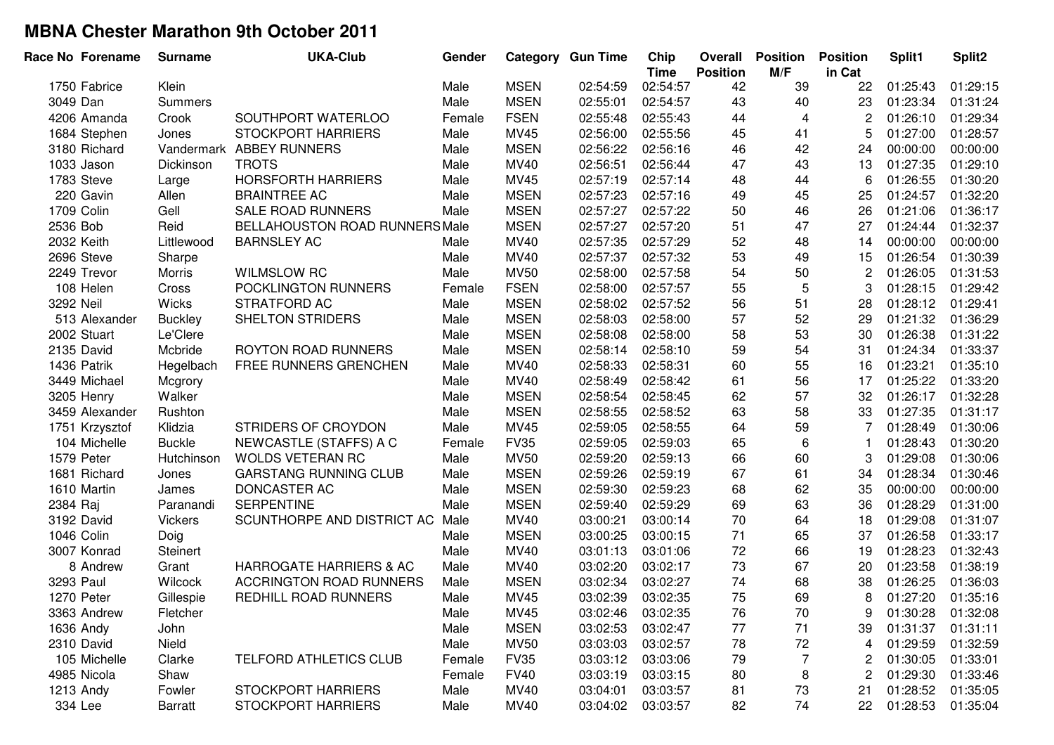## MBNA Chester Marathon 9th October 2011

| Race No | Forename | Surname | UKA-Club | Gender | Category | Gun Time | Chip Time | Overall Position | Position M/F | Position in Cat | Split1 | Split2 |
|---|---|---|---|---|---|---|---|---|---|---|---|---|
| 1750 | Fabrice | Klein | | Male | MSEN | 02:54:59 | 02:54:57 | 42 | 39 | 22 | 01:25:43 | 01:29:15 |
| 3049 | Dan | Summers | | Male | MSEN | 02:55:01 | 02:54:57 | 43 | 40 | 23 | 01:23:34 | 01:31:24 |
| 4206 | Amanda | Crook | SOUTHPORT WATERLOO | Female | FSEN | 02:55:48 | 02:55:43 | 44 | 4 | 2 | 01:26:10 | 01:29:34 |
| 1684 | Stephen | Jones | STOCKPORT HARRIERS | Male | MV45 | 02:56:00 | 02:55:56 | 45 | 41 | 5 | 01:27:00 | 01:28:57 |
| 3180 | Richard | Vandermark | ABBEY RUNNERS | Male | MSEN | 02:56:22 | 02:56:16 | 46 | 42 | 24 | 00:00:00 | 00:00:00 |
| 1033 | Jason | Dickinson | TROTS | Male | MV40 | 02:56:51 | 02:56:44 | 47 | 43 | 13 | 01:27:35 | 01:29:10 |
| 1783 | Steve | Large | HORSFORTH HARRIERS | Male | MV45 | 02:57:19 | 02:57:14 | 48 | 44 | 6 | 01:26:55 | 01:30:20 |
| 220 | Gavin | Allen | BRAINTREE AC | Male | MSEN | 02:57:23 | 02:57:16 | 49 | 45 | 25 | 01:24:57 | 01:32:20 |
| 1709 | Colin | Gell | SALE ROAD RUNNERS | Male | MSEN | 02:57:27 | 02:57:22 | 50 | 46 | 26 | 01:21:06 | 01:36:17 |
| 2536 | Bob | Reid | BELLAHOUSTON ROAD RUNNERS | Male | MSEN | 02:57:27 | 02:57:20 | 51 | 47 | 27 | 01:24:44 | 01:32:37 |
| 2032 | Keith | Littlewood | BARNSLEY AC | Male | MV40 | 02:57:35 | 02:57:29 | 52 | 48 | 14 | 00:00:00 | 00:00:00 |
| 2696 | Steve | Sharpe | | Male | MV40 | 02:57:37 | 02:57:32 | 53 | 49 | 15 | 01:26:54 | 01:30:39 |
| 2249 | Trevor | Morris | WILMSLOW RC | Male | MV50 | 02:58:00 | 02:57:58 | 54 | 50 | 2 | 01:26:05 | 01:31:53 |
| 108 | Helen | Cross | POCKLINGTON RUNNERS | Female | FSEN | 02:58:00 | 02:57:57 | 55 | 5 | 3 | 01:28:15 | 01:29:42 |
| 3292 | Neil | Wicks | STRATFORD AC | Male | MSEN | 02:58:02 | 02:57:52 | 56 | 51 | 28 | 01:28:12 | 01:29:41 |
| 513 | Alexander | Buckley | SHELTON STRIDERS | Male | MSEN | 02:58:03 | 02:58:00 | 57 | 52 | 29 | 01:21:32 | 01:36:29 |
| 2002 | Stuart | Le'Clere | | Male | MSEN | 02:58:08 | 02:58:00 | 58 | 53 | 30 | 01:26:38 | 01:31:22 |
| 2135 | David | Mcbride | ROYTON ROAD RUNNERS | Male | MSEN | 02:58:14 | 02:58:10 | 59 | 54 | 31 | 01:24:34 | 01:33:37 |
| 1436 | Patrik | Hegelbach | FREE RUNNERS GRENCHEN | Male | MV40 | 02:58:33 | 02:58:31 | 60 | 55 | 16 | 01:23:21 | 01:35:10 |
| 3449 | Michael | Mcgrory | | Male | MV40 | 02:58:49 | 02:58:42 | 61 | 56 | 17 | 01:25:22 | 01:33:20 |
| 3205 | Henry | Walker | | Male | MSEN | 02:58:54 | 02:58:45 | 62 | 57 | 32 | 01:26:17 | 01:32:28 |
| 3459 | Alexander | Rushton | | Male | MSEN | 02:58:55 | 02:58:52 | 63 | 58 | 33 | 01:27:35 | 01:31:17 |
| 1751 | Krzysztof | Klidzia | STRIDERS OF CROYDON | Male | MV45 | 02:59:05 | 02:58:55 | 64 | 59 | 7 | 01:28:49 | 01:30:06 |
| 104 | Michelle | Buckle | NEWCASTLE (STAFFS) A C | Female | FV35 | 02:59:05 | 02:59:03 | 65 | 6 | 1 | 01:28:43 | 01:30:20 |
| 1579 | Peter | Hutchinson | WOLDS VETERAN RC | Male | MV50 | 02:59:20 | 02:59:13 | 66 | 60 | 3 | 01:29:08 | 01:30:06 |
| 1681 | Richard | Jones | GARSTANG RUNNING CLUB | Male | MSEN | 02:59:26 | 02:59:19 | 67 | 61 | 34 | 01:28:34 | 01:30:46 |
| 1610 | Martin | James | DONCASTER AC | Male | MSEN | 02:59:30 | 02:59:23 | 68 | 62 | 35 | 00:00:00 | 00:00:00 |
| 2384 | Raj | Paranandi | SERPENTINE | Male | MSEN | 02:59:40 | 02:59:29 | 69 | 63 | 36 | 01:28:29 | 01:31:00 |
| 3192 | David | Vickers | SCUNTHORPE AND DISTRICT AC | Male | MV40 | 03:00:21 | 03:00:14 | 70 | 64 | 18 | 01:29:08 | 01:31:07 |
| 1046 | Colin | Doig | | Male | MSEN | 03:00:25 | 03:00:15 | 71 | 65 | 37 | 01:26:58 | 01:33:17 |
| 3007 | Konrad | Steinert | | Male | MV40 | 03:01:13 | 03:01:06 | 72 | 66 | 19 | 01:28:23 | 01:32:43 |
| 8 | Andrew | Grant | HARROGATE HARRIERS & AC | Male | MV40 | 03:02:20 | 03:02:17 | 73 | 67 | 20 | 01:23:58 | 01:38:19 |
| 3293 | Paul | Wilcock | ACCRINGTON ROAD RUNNERS | Male | MSEN | 03:02:34 | 03:02:27 | 74 | 68 | 38 | 01:26:25 | 01:36:03 |
| 1270 | Peter | Gillespie | REDHILL ROAD RUNNERS | Male | MV45 | 03:02:39 | 03:02:35 | 75 | 69 | 8 | 01:27:20 | 01:35:16 |
| 3363 | Andrew | Fletcher | | Male | MV45 | 03:02:46 | 03:02:35 | 76 | 70 | 9 | 01:30:28 | 01:32:08 |
| 1636 | Andy | John | | Male | MSEN | 03:02:53 | 03:02:47 | 77 | 71 | 39 | 01:31:37 | 01:31:11 |
| 2310 | David | Nield | | Male | MV50 | 03:03:03 | 03:02:57 | 78 | 72 | 4 | 01:29:59 | 01:32:59 |
| 105 | Michelle | Clarke | TELFORD ATHLETICS CLUB | Female | FV35 | 03:03:12 | 03:03:06 | 79 | 7 | 2 | 01:30:05 | 01:33:01 |
| 4985 | Nicola | Shaw | | Female | FV40 | 03:03:19 | 03:03:15 | 80 | 8 | 2 | 01:29:30 | 01:33:46 |
| 1213 | Andy | Fowler | STOCKPORT HARRIERS | Male | MV40 | 03:04:01 | 03:03:57 | 81 | 73 | 21 | 01:28:52 | 01:35:05 |
| 334 | Lee | Barratt | STOCKPORT HARRIERS | Male | MV40 | 03:04:02 | 03:03:57 | 82 | 74 | 22 | 01:28:53 | 01:35:04 |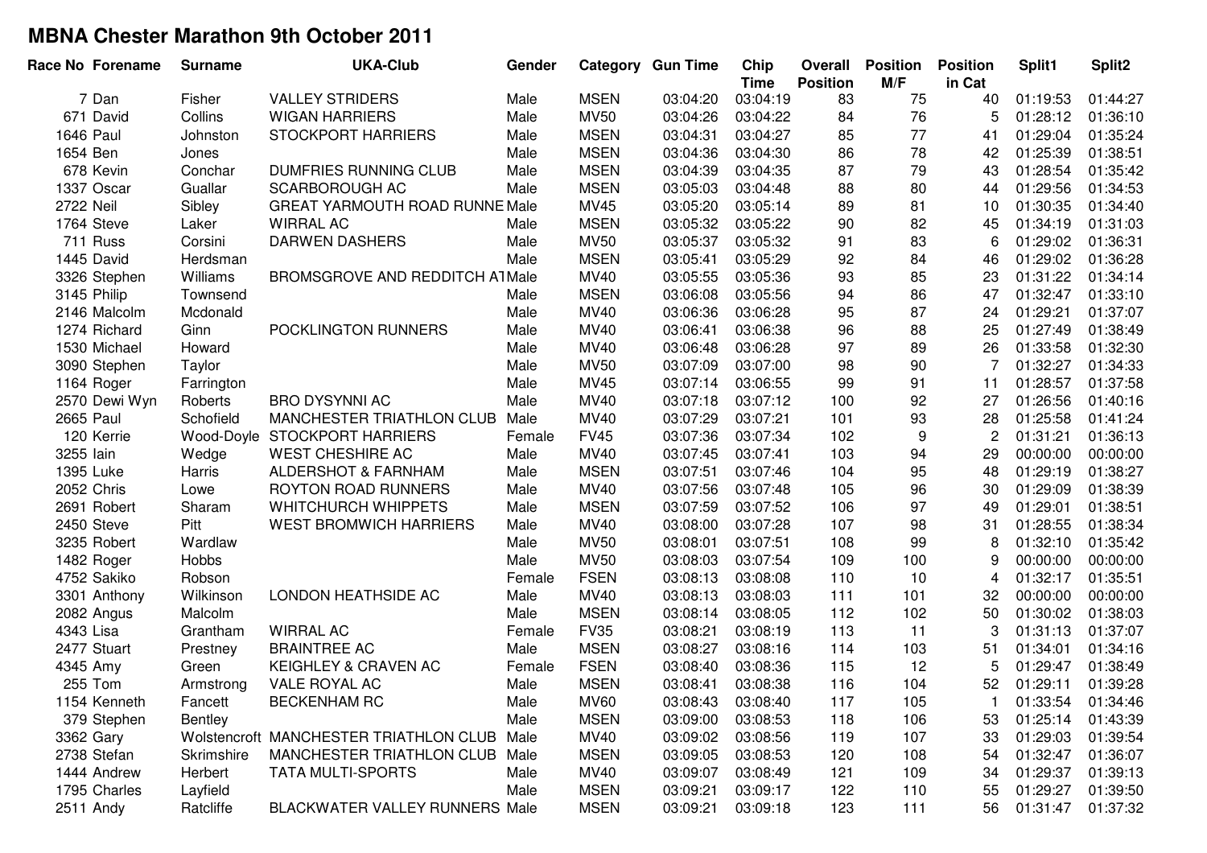## MBNA Chester Marathon 9th October 2011

| Race No | Forename | Surname | UKA-Club | Gender | Category | Gun Time | Chip Time | Overall Position | Position M/F | Position in Cat | Split1 | Split2 |
|---|---|---|---|---|---|---|---|---|---|---|---|---|
| 7 | Dan | Fisher | VALLEY STRIDERS | Male | MSEN | 03:04:20 | 03:04:19 | 83 | 75 | 40 | 01:19:53 | 01:44:27 |
| 671 | David | Collins | WIGAN HARRIERS | Male | MV50 | 03:04:26 | 03:04:22 | 84 | 76 | 5 | 01:28:12 | 01:36:10 |
| 1646 | Paul | Johnston | STOCKPORT HARRIERS | Male | MSEN | 03:04:31 | 03:04:27 | 85 | 77 | 41 | 01:29:04 | 01:35:24 |
| 1654 | Ben | Jones | | Male | MSEN | 03:04:36 | 03:04:30 | 86 | 78 | 42 | 01:25:39 | 01:38:51 |
| 678 | Kevin | Conchar | DUMFRIES RUNNING CLUB | Male | MSEN | 03:04:39 | 03:04:35 | 87 | 79 | 43 | 01:28:54 | 01:35:42 |
| 1337 | Oscar | Guallar | SCARBOROUGH AC | Male | MSEN | 03:05:03 | 03:04:48 | 88 | 80 | 44 | 01:29:56 | 01:34:53 |
| 2722 | Neil | Sibley | GREAT YARMOUTH ROAD RUNNE | Male | MV45 | 03:05:20 | 03:05:14 | 89 | 81 | 10 | 01:30:35 | 01:34:40 |
| 1764 | Steve | Laker | WIRRAL AC | Male | MSEN | 03:05:32 | 03:05:22 | 90 | 82 | 45 | 01:34:19 | 01:31:03 |
| 711 | Russ | Corsini | DARWEN DASHERS | Male | MV50 | 03:05:37 | 03:05:32 | 91 | 83 | 6 | 01:29:02 | 01:36:31 |
| 1445 | David | Herdsman | | Male | MSEN | 03:05:41 | 03:05:29 | 92 | 84 | 46 | 01:29:02 | 01:36:28 |
| 3326 | Stephen | Williams | BROMSGROVE AND REDDITCH AT | Male | MV40 | 03:05:55 | 03:05:36 | 93 | 85 | 23 | 01:31:22 | 01:34:14 |
| 3145 | Philip | Townsend | | Male | MSEN | 03:06:08 | 03:05:56 | 94 | 86 | 47 | 01:32:47 | 01:33:10 |
| 2146 | Malcolm | Mcdonald | | Male | MV40 | 03:06:36 | 03:06:28 | 95 | 87 | 24 | 01:29:21 | 01:37:07 |
| 1274 | Richard | Ginn | POCKLINGTON RUNNERS | Male | MV40 | 03:06:41 | 03:06:38 | 96 | 88 | 25 | 01:27:49 | 01:38:49 |
| 1530 | Michael | Howard | | Male | MV40 | 03:06:48 | 03:06:28 | 97 | 89 | 26 | 01:33:58 | 01:32:30 |
| 3090 | Stephen | Taylor | | Male | MV50 | 03:07:09 | 03:07:00 | 98 | 90 | 7 | 01:32:27 | 01:34:33 |
| 1164 | Roger | Farrington | | Male | MV45 | 03:07:14 | 03:06:55 | 99 | 91 | 11 | 01:28:57 | 01:37:58 |
| 2570 | Dewi Wyn | Roberts | BRO DYSYNNI AC | Male | MV40 | 03:07:18 | 03:07:12 | 100 | 92 | 27 | 01:26:56 | 01:40:16 |
| 2665 | Paul | Schofield | MANCHESTER TRIATHLON CLUB | Male | MV40 | 03:07:29 | 03:07:21 | 101 | 93 | 28 | 01:25:58 | 01:41:24 |
| 120 | Kerrie | Wood-Doyle | STOCKPORT HARRIERS | Female | FV45 | 03:07:36 | 03:07:34 | 102 | 9 | 2 | 01:31:21 | 01:36:13 |
| 3255 | Iain | Wedge | WEST CHESHIRE AC | Male | MV40 | 03:07:45 | 03:07:41 | 103 | 94 | 29 | 00:00:00 | 00:00:00 |
| 1395 | Luke | Harris | ALDERSHOT & FARNHAM | Male | MSEN | 03:07:51 | 03:07:46 | 104 | 95 | 48 | 01:29:19 | 01:38:27 |
| 2052 | Chris | Lowe | ROYTON ROAD RUNNERS | Male | MV40 | 03:07:56 | 03:07:48 | 105 | 96 | 30 | 01:29:09 | 01:38:39 |
| 2691 | Robert | Sharam | WHITCHURCH WHIPPETS | Male | MSEN | 03:07:59 | 03:07:52 | 106 | 97 | 49 | 01:29:01 | 01:38:51 |
| 2450 | Steve | Pitt | WEST BROMWICH HARRIERS | Male | MV40 | 03:08:00 | 03:07:28 | 107 | 98 | 31 | 01:28:55 | 01:38:34 |
| 3235 | Robert | Wardlaw | | Male | MV50 | 03:08:01 | 03:07:51 | 108 | 99 | 8 | 01:32:10 | 01:35:42 |
| 1482 | Roger | Hobbs | | Male | MV50 | 03:08:03 | 03:07:54 | 109 | 100 | 9 | 00:00:00 | 00:00:00 |
| 4752 | Sakiko | Robson | | Female | FSEN | 03:08:13 | 03:08:08 | 110 | 10 | 4 | 01:32:17 | 01:35:51 |
| 3301 | Anthony | Wilkinson | LONDON HEATHSIDE AC | Male | MV40 | 03:08:13 | 03:08:03 | 111 | 101 | 32 | 00:00:00 | 00:00:00 |
| 2082 | Angus | Malcolm | | Male | MSEN | 03:08:14 | 03:08:05 | 112 | 102 | 50 | 01:30:02 | 01:38:03 |
| 4343 | Lisa | Grantham | WIRRAL AC | Female | FV35 | 03:08:21 | 03:08:19 | 113 | 11 | 3 | 01:31:13 | 01:37:07 |
| 2477 | Stuart | Prestney | BRAINTREE AC | Male | MSEN | 03:08:27 | 03:08:16 | 114 | 103 | 51 | 01:34:01 | 01:34:16 |
| 4345 | Amy | Green | KEIGHLEY & CRAVEN AC | Female | FSEN | 03:08:40 | 03:08:36 | 115 | 12 | 5 | 01:29:47 | 01:38:49 |
| 255 | Tom | Armstrong | VALE ROYAL AC | Male | MSEN | 03:08:41 | 03:08:38 | 116 | 104 | 52 | 01:29:11 | 01:39:28 |
| 1154 | Kenneth | Fancett | BECKENHAM RC | Male | MV60 | 03:08:43 | 03:08:40 | 117 | 105 | 1 | 01:33:54 | 01:34:46 |
| 379 | Stephen | Bentley | | Male | MSEN | 03:09:00 | 03:08:53 | 118 | 106 | 53 | 01:25:14 | 01:43:39 |
| 3362 | Gary | Wolstencroft | MANCHESTER TRIATHLON CLUB | Male | MV40 | 03:09:02 | 03:08:56 | 119 | 107 | 33 | 01:29:03 | 01:39:54 |
| 2738 | Stefan | Skrimshire | MANCHESTER TRIATHLON CLUB | Male | MSEN | 03:09:05 | 03:08:53 | 120 | 108 | 54 | 01:32:47 | 01:36:07 |
| 1444 | Andrew | Herbert | TATA MULTI-SPORTS | Male | MV40 | 03:09:07 | 03:08:49 | 121 | 109 | 34 | 01:29:37 | 01:39:13 |
| 1795 | Charles | Layfield | | Male | MSEN | 03:09:21 | 03:09:17 | 122 | 110 | 55 | 01:29:27 | 01:39:50 |
| 2511 | Andy | Ratcliffe | BLACKWATER VALLEY RUNNERS | Male | MSEN | 03:09:21 | 03:09:18 | 123 | 111 | 56 | 01:31:47 | 01:37:32 |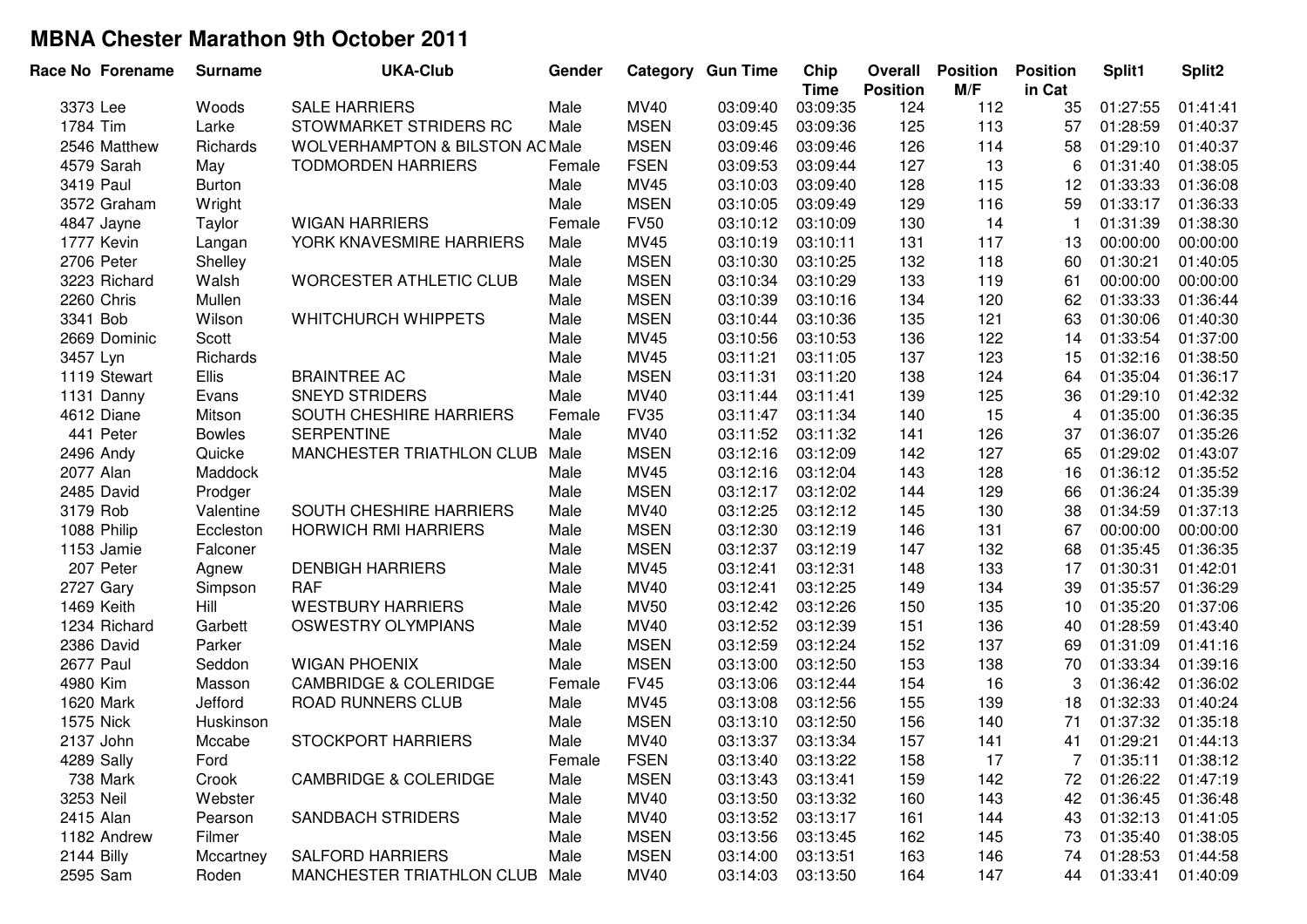# MBNA Chester Marathon 9th October 2011

| Race No | Forename | Surname | UKA-Club | Gender | Category | Gun Time | Chip Time | Overall Position | Position M/F | Position in Cat | Split1 | Split2 |
|---|---|---|---|---|---|---|---|---|---|---|---|---|
| 3373 | Lee | Woods | SALE HARRIERS | Male | MV40 | 03:09:40 | 03:09:35 | 124 | 112 | 35 | 01:27:55 | 01:41:41 |
| 1784 | Tim | Larke | STOWMARKET STRIDERS RC | Male | MSEN | 03:09:45 | 03:09:36 | 125 | 113 | 57 | 01:28:59 | 01:40:37 |
| 2546 | Matthew | Richards | WOLVERHAMPTON & BILSTON AC | Male | MSEN | 03:09:46 | 03:09:46 | 126 | 114 | 58 | 01:29:10 | 01:40:37 |
| 4579 | Sarah | May | TODMORDEN HARRIERS | Female | FSEN | 03:09:53 | 03:09:44 | 127 | 13 | 6 | 01:31:40 | 01:38:05 |
| 3419 | Paul | Burton | | Male | MV45 | 03:10:03 | 03:09:40 | 128 | 115 | 12 | 01:33:33 | 01:36:08 |
| 3572 | Graham | Wright | | Male | MSEN | 03:10:05 | 03:09:49 | 129 | 116 | 59 | 01:33:17 | 01:36:33 |
| 4847 | Jayne | Taylor | WIGAN HARRIERS | Female | FV50 | 03:10:12 | 03:10:09 | 130 | 14 | 1 | 01:31:39 | 01:38:30 |
| 1777 | Kevin | Langan | YORK KNAVESMIRE HARRIERS | Male | MV45 | 03:10:19 | 03:10:11 | 131 | 117 | 13 | 00:00:00 | 00:00:00 |
| 2706 | Peter | Shelley | | Male | MSEN | 03:10:30 | 03:10:25 | 132 | 118 | 60 | 01:30:21 | 01:40:05 |
| 3223 | Richard | Walsh | WORCESTER ATHLETIC CLUB | Male | MSEN | 03:10:34 | 03:10:29 | 133 | 119 | 61 | 00:00:00 | 00:00:00 |
| 2260 | Chris | Mullen | | Male | MSEN | 03:10:39 | 03:10:16 | 134 | 120 | 62 | 01:33:33 | 01:36:44 |
| 3341 | Bob | Wilson | WHITCHURCH WHIPPETS | Male | MSEN | 03:10:44 | 03:10:36 | 135 | 121 | 63 | 01:30:06 | 01:40:30 |
| 2669 | Dominic | Scott | | Male | MV45 | 03:10:56 | 03:10:53 | 136 | 122 | 14 | 01:33:54 | 01:37:00 |
| 3457 | Lyn | Richards | | Male | MV45 | 03:11:21 | 03:11:05 | 137 | 123 | 15 | 01:32:16 | 01:38:50 |
| 1119 | Stewart | Ellis | BRAINTREE AC | Male | MSEN | 03:11:31 | 03:11:20 | 138 | 124 | 64 | 01:35:04 | 01:36:17 |
| 1131 | Danny | Evans | SNEYD STRIDERS | Male | MV40 | 03:11:44 | 03:11:41 | 139 | 125 | 36 | 01:29:10 | 01:42:32 |
| 4612 | Diane | Mitson | SOUTH CHESHIRE HARRIERS | Female | FV35 | 03:11:47 | 03:11:34 | 140 | 15 | 4 | 01:35:00 | 01:36:35 |
| 441 | Peter | Bowles | SERPENTINE | Male | MV40 | 03:11:52 | 03:11:32 | 141 | 126 | 37 | 01:36:07 | 01:35:26 |
| 2496 | Andy | Quicke | MANCHESTER TRIATHLON CLUB | Male | MSEN | 03:12:16 | 03:12:09 | 142 | 127 | 65 | 01:29:02 | 01:43:07 |
| 2077 | Alan | Maddock | | Male | MV45 | 03:12:16 | 03:12:04 | 143 | 128 | 16 | 01:36:12 | 01:35:52 |
| 2485 | David | Prodger | | Male | MSEN | 03:12:17 | 03:12:02 | 144 | 129 | 66 | 01:36:24 | 01:35:39 |
| 3179 | Rob | Valentine | SOUTH CHESHIRE HARRIERS | Male | MV40 | 03:12:25 | 03:12:12 | 145 | 130 | 38 | 01:34:59 | 01:37:13 |
| 1088 | Philip | Eccleston | HORWICH RMI HARRIERS | Male | MSEN | 03:12:30 | 03:12:19 | 146 | 131 | 67 | 00:00:00 | 00:00:00 |
| 1153 | Jamie | Falconer | | Male | MSEN | 03:12:37 | 03:12:19 | 147 | 132 | 68 | 01:35:45 | 01:36:35 |
| 207 | Peter | Agnew | DENBIGH HARRIERS | Male | MV45 | 03:12:41 | 03:12:31 | 148 | 133 | 17 | 01:30:31 | 01:42:01 |
| 2727 | Gary | Simpson | RAF | Male | MV40 | 03:12:41 | 03:12:25 | 149 | 134 | 39 | 01:35:57 | 01:36:29 |
| 1469 | Keith | Hill | WESTBURY HARRIERS | Male | MV50 | 03:12:42 | 03:12:26 | 150 | 135 | 10 | 01:35:20 | 01:37:06 |
| 1234 | Richard | Garbett | OSWESTRY OLYMPIANS | Male | MV40 | 03:12:52 | 03:12:39 | 151 | 136 | 40 | 01:28:59 | 01:43:40 |
| 2386 | David | Parker | | Male | MSEN | 03:12:59 | 03:12:24 | 152 | 137 | 69 | 01:31:09 | 01:41:16 |
| 2677 | Paul | Seddon | WIGAN PHOENIX | Male | MSEN | 03:13:00 | 03:12:50 | 153 | 138 | 70 | 01:33:34 | 01:39:16 |
| 4980 | Kim | Masson | CAMBRIDGE & COLERIDGE | Female | FV45 | 03:13:06 | 03:12:44 | 154 | 16 | 3 | 01:36:42 | 01:36:02 |
| 1620 | Mark | Jefford | ROAD RUNNERS CLUB | Male | MV45 | 03:13:08 | 03:12:56 | 155 | 139 | 18 | 01:32:33 | 01:40:24 |
| 1575 | Nick | Huskinson | | Male | MSEN | 03:13:10 | 03:12:50 | 156 | 140 | 71 | 01:37:32 | 01:35:18 |
| 2137 | John | Mccabe | STOCKPORT HARRIERS | Male | MV40 | 03:13:37 | 03:13:34 | 157 | 141 | 41 | 01:29:21 | 01:44:13 |
| 4289 | Sally | Ford | | Female | FSEN | 03:13:40 | 03:13:22 | 158 | 17 | 7 | 01:35:11 | 01:38:12 |
| 738 | Mark | Crook | CAMBRIDGE & COLERIDGE | Male | MSEN | 03:13:43 | 03:13:41 | 159 | 142 | 72 | 01:26:22 | 01:47:19 |
| 3253 | Neil | Webster | | Male | MV40 | 03:13:50 | 03:13:32 | 160 | 143 | 42 | 01:36:45 | 01:36:48 |
| 2415 | Alan | Pearson | SANDBACH STRIDERS | Male | MV40 | 03:13:52 | 03:13:17 | 161 | 144 | 43 | 01:32:13 | 01:41:05 |
| 1182 | Andrew | Filmer | | Male | MSEN | 03:13:56 | 03:13:45 | 162 | 145 | 73 | 01:35:40 | 01:38:05 |
| 2144 | Billy | Mccartney | SALFORD HARRIERS | Male | MSEN | 03:14:00 | 03:13:51 | 163 | 146 | 74 | 01:28:53 | 01:44:58 |
| 2595 | Sam | Roden | MANCHESTER TRIATHLON CLUB | Male | MV40 | 03:14:03 | 03:13:50 | 164 | 147 | 44 | 01:33:41 | 01:40:09 |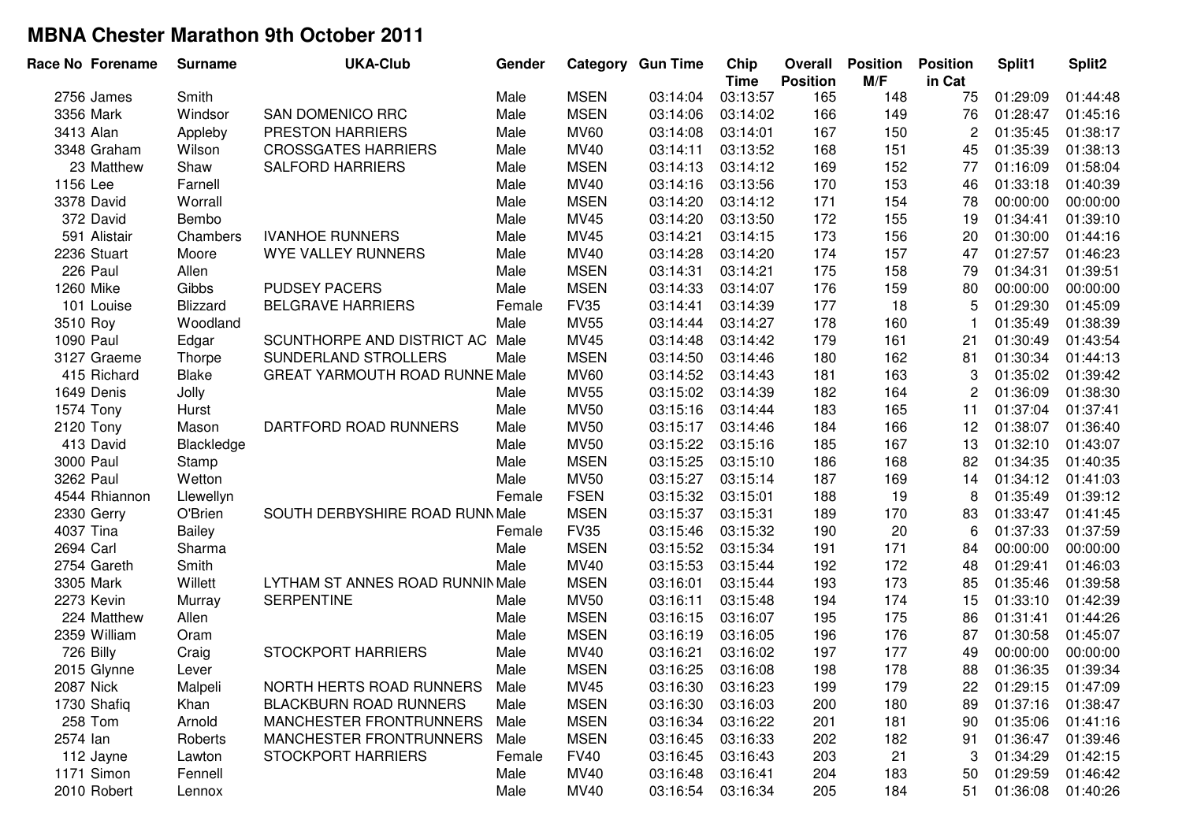# MBNA Chester Marathon 9th October 2011

| Race No | Forename | Surname | UKA-Club | Gender | Category | Gun Time | Chip Time | Overall Position | Position M/F | Position in Cat | Split1 | Split2 |
|---|---|---|---|---|---|---|---|---|---|---|---|---|
| 2756 | James | Smith | | Male | MSEN | 03:14:04 | 03:13:57 | 165 | 148 | 75 | 01:29:09 | 01:44:48 |
| 3356 | Mark | Windsor | SAN DOMENICO RRC | Male | MSEN | 03:14:06 | 03:14:02 | 166 | 149 | 76 | 01:28:47 | 01:45:16 |
| 3413 | Alan | Appleby | PRESTON HARRIERS | Male | MV60 | 03:14:08 | 03:14:01 | 167 | 150 | 2 | 01:35:45 | 01:38:17 |
| 3348 | Graham | Wilson | CROSSGATES HARRIERS | Male | MV40 | 03:14:11 | 03:13:52 | 168 | 151 | 45 | 01:35:39 | 01:38:13 |
| 23 | Matthew | Shaw | SALFORD HARRIERS | Male | MSEN | 03:14:13 | 03:14:12 | 169 | 152 | 77 | 01:16:09 | 01:58:04 |
| 1156 | Lee | Farnell | | Male | MV40 | 03:14:16 | 03:13:56 | 170 | 153 | 46 | 01:33:18 | 01:40:39 |
| 3378 | David | Worrall | | Male | MSEN | 03:14:20 | 03:14:12 | 171 | 154 | 78 | 00:00:00 | 00:00:00 |
| 372 | David | Bembo | | Male | MV45 | 03:14:20 | 03:13:50 | 172 | 155 | 19 | 01:34:41 | 01:39:10 |
| 591 | Alistair | Chambers | IVANHOE RUNNERS | Male | MV45 | 03:14:21 | 03:14:15 | 173 | 156 | 20 | 01:30:00 | 01:44:16 |
| 2236 | Stuart | Moore | WYE VALLEY RUNNERS | Male | MV40 | 03:14:28 | 03:14:20 | 174 | 157 | 47 | 01:27:57 | 01:46:23 |
| 226 | Paul | Allen | | Male | MSEN | 03:14:31 | 03:14:21 | 175 | 158 | 79 | 01:34:31 | 01:39:51 |
| 1260 | Mike | Gibbs | PUDSEY PACERS | Male | MSEN | 03:14:33 | 03:14:07 | 176 | 159 | 80 | 00:00:00 | 00:00:00 |
| 101 | Louise | Blizzard | BELGRAVE HARRIERS | Female | FV35 | 03:14:41 | 03:14:39 | 177 | 18 | 5 | 01:29:30 | 01:45:09 |
| 3510 | Roy | Woodland | | Male | MV55 | 03:14:44 | 03:14:27 | 178 | 160 | 1 | 01:35:49 | 01:38:39 |
| 1090 | Paul | Edgar | SCUNTHORPE AND DISTRICT AC | Male | MV45 | 03:14:48 | 03:14:42 | 179 | 161 | 21 | 01:30:49 | 01:43:54 |
| 3127 | Graeme | Thorpe | SUNDERLAND STROLLERS | Male | MSEN | 03:14:50 | 03:14:46 | 180 | 162 | 81 | 01:30:34 | 01:44:13 |
| 415 | Richard | Blake | GREAT YARMOUTH ROAD RUNNE | Male | MV60 | 03:14:52 | 03:14:43 | 181 | 163 | 3 | 01:35:02 | 01:39:42 |
| 1649 | Denis | Jolly | | Male | MV55 | 03:15:02 | 03:14:39 | 182 | 164 | 2 | 01:36:09 | 01:38:30 |
| 1574 | Tony | Hurst | | Male | MV50 | 03:15:16 | 03:14:44 | 183 | 165 | 11 | 01:37:04 | 01:37:41 |
| 2120 | Tony | Mason | DARTFORD ROAD RUNNERS | Male | MV50 | 03:15:17 | 03:14:46 | 184 | 166 | 12 | 01:38:07 | 01:36:40 |
| 413 | David | Blackledge | | Male | MV50 | 03:15:22 | 03:15:16 | 185 | 167 | 13 | 01:32:10 | 01:43:07 |
| 3000 | Paul | Stamp | | Male | MSEN | 03:15:25 | 03:15:10 | 186 | 168 | 82 | 01:34:35 | 01:40:35 |
| 3262 | Paul | Wetton | | Male | MV50 | 03:15:27 | 03:15:14 | 187 | 169 | 14 | 01:34:12 | 01:41:03 |
| 4544 | Rhiannon | Llewellyn | | Female | FSEN | 03:15:32 | 03:15:01 | 188 | 19 | 8 | 01:35:49 | 01:39:12 |
| 2330 | Gerry | O'Brien | SOUTH DERBYSHIRE ROAD RUNN | Male | MSEN | 03:15:37 | 03:15:31 | 189 | 170 | 83 | 01:33:47 | 01:41:45 |
| 4037 | Tina | Bailey | | Female | FV35 | 03:15:46 | 03:15:32 | 190 | 20 | 6 | 01:37:33 | 01:37:59 |
| 2694 | Carl | Sharma | | Male | MSEN | 03:15:52 | 03:15:34 | 191 | 171 | 84 | 00:00:00 | 00:00:00 |
| 2754 | Gareth | Smith | | Male | MV40 | 03:15:53 | 03:15:44 | 192 | 172 | 48 | 01:29:41 | 01:46:03 |
| 3305 | Mark | Willett | LYTHAM ST ANNES ROAD RUNNIN | Male | MSEN | 03:16:01 | 03:15:44 | 193 | 173 | 85 | 01:35:46 | 01:39:58 |
| 2273 | Kevin | Murray | SERPENTINE | Male | MV50 | 03:16:11 | 03:15:48 | 194 | 174 | 15 | 01:33:10 | 01:42:39 |
| 224 | Matthew | Allen | | Male | MSEN | 03:16:15 | 03:16:07 | 195 | 175 | 86 | 01:31:41 | 01:44:26 |
| 2359 | William | Oram | | Male | MSEN | 03:16:19 | 03:16:05 | 196 | 176 | 87 | 01:30:58 | 01:45:07 |
| 726 | Billy | Craig | STOCKPORT HARRIERS | Male | MV40 | 03:16:21 | 03:16:02 | 197 | 177 | 49 | 00:00:00 | 00:00:00 |
| 2015 | Glynne | Lever | | Male | MSEN | 03:16:25 | 03:16:08 | 198 | 178 | 88 | 01:36:35 | 01:39:34 |
| 2087 | Nick | Malpeli | NORTH HERTS ROAD RUNNERS | Male | MV45 | 03:16:30 | 03:16:23 | 199 | 179 | 22 | 01:29:15 | 01:47:09 |
| 1730 | Shafiq | Khan | BLACKBURN ROAD RUNNERS | Male | MSEN | 03:16:30 | 03:16:03 | 200 | 180 | 89 | 01:37:16 | 01:38:47 |
| 258 | Tom | Arnold | MANCHESTER FRONTRUNNERS | Male | MSEN | 03:16:34 | 03:16:22 | 201 | 181 | 90 | 01:35:06 | 01:41:16 |
| 2574 | Ian | Roberts | MANCHESTER FRONTRUNNERS | Male | MSEN | 03:16:45 | 03:16:33 | 202 | 182 | 91 | 01:36:47 | 01:39:46 |
| 112 | Jayne | Lawton | STOCKPORT HARRIERS | Female | FV40 | 03:16:45 | 03:16:43 | 203 | 21 | 3 | 01:34:29 | 01:42:15 |
| 1171 | Simon | Fennell | | Male | MV40 | 03:16:48 | 03:16:41 | 204 | 183 | 50 | 01:29:59 | 01:46:42 |
| 2010 | Robert | Lennox | | Male | MV40 | 03:16:54 | 03:16:34 | 205 | 184 | 51 | 01:36:08 | 01:40:26 |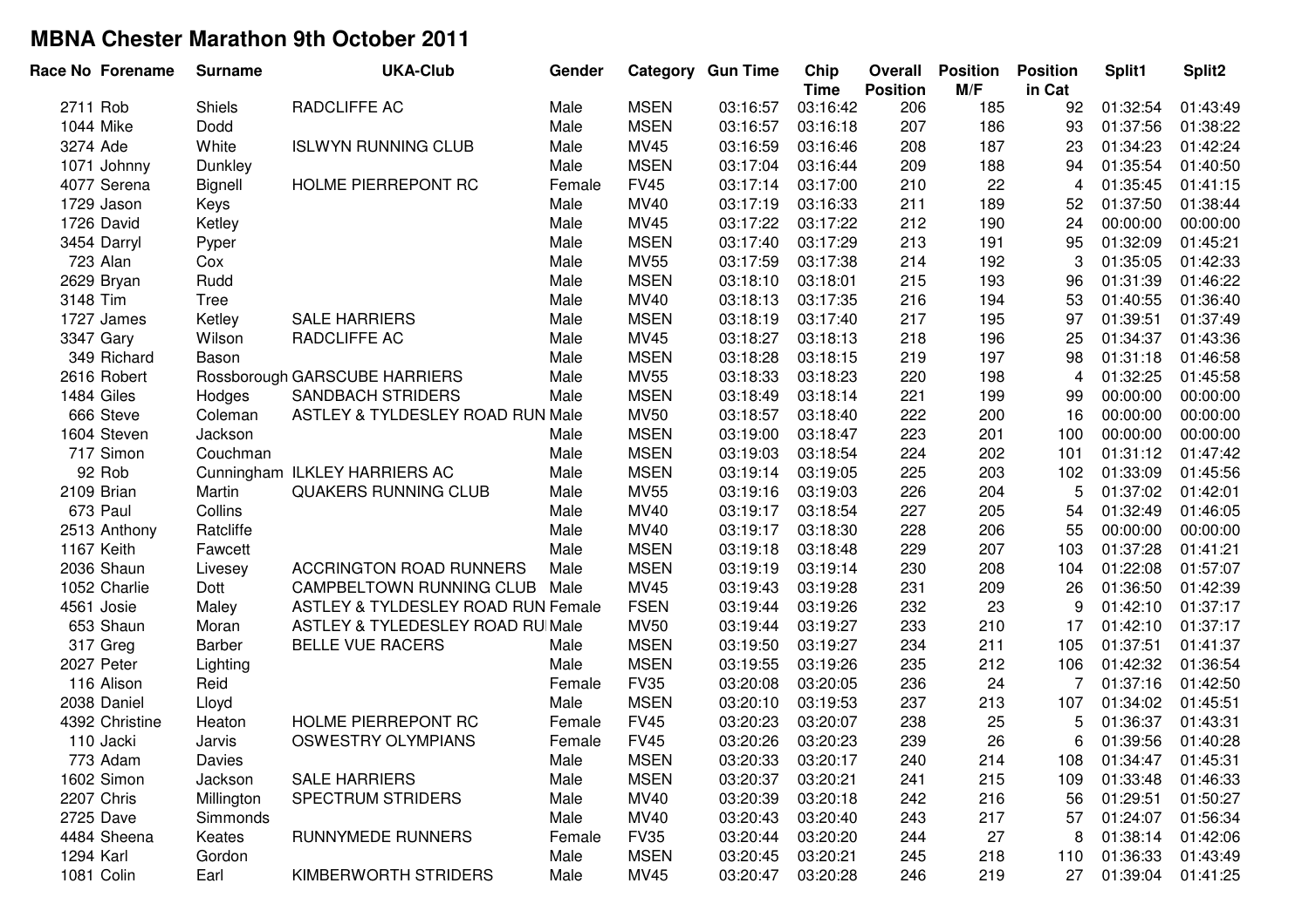# MBNA Chester Marathon 9th October 2011

| Race No | Forename | Surname | UKA-Club | Gender | Category | Gun Time | Chip Time | Overall Position | Position M/F | Position in Cat | Split1 | Split2 |
|---|---|---|---|---|---|---|---|---|---|---|---|---|
| 2711 | Rob | Shiels | RADCLIFFE AC | Male | MSEN | 03:16:57 | 03:16:42 | 206 | 185 | 92 | 01:32:54 | 01:43:49 |
| 1044 | Mike | Dodd | | Male | MSEN | 03:16:57 | 03:16:18 | 207 | 186 | 93 | 01:37:56 | 01:38:22 |
| 3274 | Ade | White | ISLWYN RUNNING CLUB | Male | MV45 | 03:16:59 | 03:16:46 | 208 | 187 | 23 | 01:34:23 | 01:42:24 |
| 1071 | Johnny | Dunkley | | Male | MSEN | 03:17:04 | 03:16:44 | 209 | 188 | 94 | 01:35:54 | 01:40:50 |
| 4077 | Serena | Bignell | HOLME PIERREPONT RC | Female | FV45 | 03:17:14 | 03:17:00 | 210 | 22 | 4 | 01:35:45 | 01:41:15 |
| 1729 | Jason | Keys | | Male | MV40 | 03:17:19 | 03:16:33 | 211 | 189 | 52 | 01:37:50 | 01:38:44 |
| 1726 | David | Ketley | | Male | MV45 | 03:17:22 | 03:17:22 | 212 | 190 | 24 | 00:00:00 | 00:00:00 |
| 3454 | Darryl | Pyper | | Male | MSEN | 03:17:40 | 03:17:29 | 213 | 191 | 95 | 01:32:09 | 01:45:21 |
| 723 | Alan | Cox | | Male | MV55 | 03:17:59 | 03:17:38 | 214 | 192 | 3 | 01:35:05 | 01:42:33 |
| 2629 | Bryan | Rudd | | Male | MSEN | 03:18:10 | 03:18:01 | 215 | 193 | 96 | 01:31:39 | 01:46:22 |
| 3148 | Tim | Tree | | Male | MV40 | 03:18:13 | 03:17:35 | 216 | 194 | 53 | 01:40:55 | 01:36:40 |
| 1727 | James | Ketley | SALE HARRIERS | Male | MSEN | 03:18:19 | 03:17:40 | 217 | 195 | 97 | 01:39:51 | 01:37:49 |
| 3347 | Gary | Wilson | RADCLIFFE AC | Male | MV45 | 03:18:27 | 03:18:13 | 218 | 196 | 25 | 01:34:37 | 01:43:36 |
| 349 | Richard | Bason | | Male | MSEN | 03:18:28 | 03:18:15 | 219 | 197 | 98 | 01:31:18 | 01:46:58 |
| 2616 | Robert | Rossborough | GARSCUBE HARRIERS | Male | MV55 | 03:18:33 | 03:18:23 | 220 | 198 | 4 | 01:32:25 | 01:45:58 |
| 1484 | Giles | Hodges | SANDBACH STRIDERS | Male | MSEN | 03:18:49 | 03:18:14 | 221 | 199 | 99 | 00:00:00 | 00:00:00 |
| 666 | Steve | Coleman | ASTLEY & TYLDESLEY ROAD RUN | Male | MV50 | 03:18:57 | 03:18:40 | 222 | 200 | 16 | 00:00:00 | 00:00:00 |
| 1604 | Steven | Jackson | | Male | MSEN | 03:19:00 | 03:18:47 | 223 | 201 | 100 | 00:00:00 | 00:00:00 |
| 717 | Simon | Couchman | | Male | MSEN | 03:19:03 | 03:18:54 | 224 | 202 | 101 | 01:31:12 | 01:47:42 |
| 92 | Rob | Cunningham | ILKLEY HARRIERS AC | Male | MSEN | 03:19:14 | 03:19:05 | 225 | 203 | 102 | 01:33:09 | 01:45:56 |
| 2109 | Brian | Martin | QUAKERS RUNNING CLUB | Male | MV55 | 03:19:16 | 03:19:03 | 226 | 204 | 5 | 01:37:02 | 01:42:01 |
| 673 | Paul | Collins | | Male | MV40 | 03:19:17 | 03:18:54 | 227 | 205 | 54 | 01:32:49 | 01:46:05 |
| 2513 | Anthony | Ratcliffe | | Male | MV40 | 03:19:17 | 03:18:30 | 228 | 206 | 55 | 00:00:00 | 00:00:00 |
| 1167 | Keith | Fawcett | | Male | MSEN | 03:19:18 | 03:18:48 | 229 | 207 | 103 | 01:37:28 | 01:41:21 |
| 2036 | Shaun | Livesey | ACCRINGTON ROAD RUNNERS | Male | MSEN | 03:19:19 | 03:19:14 | 230 | 208 | 104 | 01:22:08 | 01:57:07 |
| 1052 | Charlie | Dott | CAMPBELTOWN RUNNING CLUB | Male | MV45 | 03:19:43 | 03:19:28 | 231 | 209 | 26 | 01:36:50 | 01:42:39 |
| 4561 | Josie | Maley | ASTLEY & TYLDESLEY ROAD RUN | Female | FSEN | 03:19:44 | 03:19:26 | 232 | 23 | 9 | 01:42:10 | 01:37:17 |
| 653 | Shaun | Moran | ASTLEY & TYLEDESLEY ROAD RU | Male | MV50 | 03:19:44 | 03:19:27 | 233 | 210 | 17 | 01:42:10 | 01:37:17 |
| 317 | Greg | Barber | BELLE VUE RACERS | Male | MSEN | 03:19:50 | 03:19:27 | 234 | 211 | 105 | 01:37:51 | 01:41:37 |
| 2027 | Peter | Lighting | | Male | MSEN | 03:19:55 | 03:19:26 | 235 | 212 | 106 | 01:42:32 | 01:36:54 |
| 116 | Alison | Reid | | Female | FV35 | 03:20:08 | 03:20:05 | 236 | 24 | 7 | 01:37:16 | 01:42:50 |
| 2038 | Daniel | Lloyd | | Male | MSEN | 03:20:10 | 03:19:53 | 237 | 213 | 107 | 01:34:02 | 01:45:51 |
| 4392 | Christine | Heaton | HOLME PIERREPONT RC | Female | FV45 | 03:20:23 | 03:20:07 | 238 | 25 | 5 | 01:36:37 | 01:43:31 |
| 110 | Jacki | Jarvis | OSWESTRY OLYMPIANS | Female | FV45 | 03:20:26 | 03:20:23 | 239 | 26 | 6 | 01:39:56 | 01:40:28 |
| 773 | Adam | Davies | | Male | MSEN | 03:20:33 | 03:20:17 | 240 | 214 | 108 | 01:34:47 | 01:45:31 |
| 1602 | Simon | Jackson | SALE HARRIERS | Male | MSEN | 03:20:37 | 03:20:21 | 241 | 215 | 109 | 01:33:48 | 01:46:33 |
| 2207 | Chris | Millington | SPECTRUM STRIDERS | Male | MV40 | 03:20:39 | 03:20:18 | 242 | 216 | 56 | 01:29:51 | 01:50:27 |
| 2725 | Dave | Simmonds | | Male | MV40 | 03:20:43 | 03:20:40 | 243 | 217 | 57 | 01:24:07 | 01:56:34 |
| 4484 | Sheena | Keates | RUNNYMEDE RUNNERS | Female | FV35 | 03:20:44 | 03:20:20 | 244 | 27 | 8 | 01:38:14 | 01:42:06 |
| 1294 | Karl | Gordon | | Male | MSEN | 03:20:45 | 03:20:21 | 245 | 218 | 110 | 01:36:33 | 01:43:49 |
| 1081 | Colin | Earl | KIMBERWORTH STRIDERS | Male | MV45 | 03:20:47 | 03:20:28 | 246 | 219 | 27 | 01:39:04 | 01:41:25 |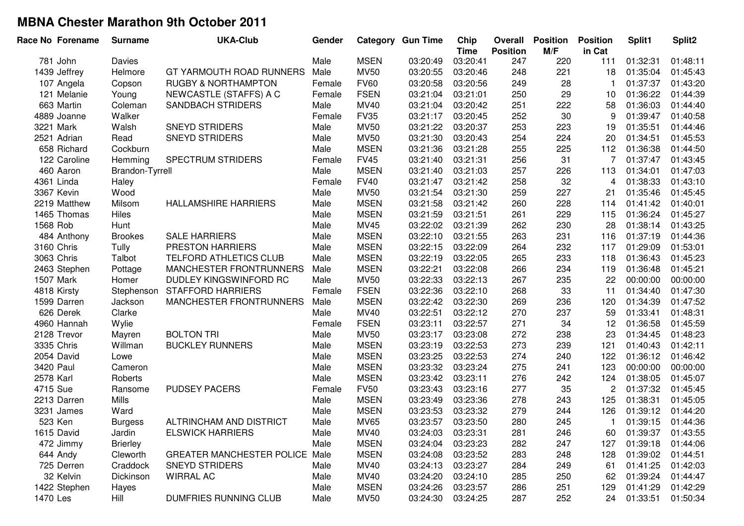## MBNA Chester Marathon 9th October 2011

| Race No | Forename | Surname | UKA-Club | Gender | Category | Gun Time | Chip Time | Overall Position | Position M/F | Position in Cat | Split1 | Split2 |
|---|---|---|---|---|---|---|---|---|---|---|---|---|
| 781 | John | Davies | | Male | MSEN | 03:20:49 | 03:20:41 | 247 | 220 | 111 | 01:32:31 | 01:48:11 |
| 1439 | Jeffrey | Helmore | GT YARMOUTH ROAD RUNNERS | Male | MV50 | 03:20:55 | 03:20:46 | 248 | 221 | 18 | 01:35:04 | 01:45:43 |
| 107 | Angela | Copson | RUGBY & NORTHAMPTON | Female | FV60 | 03:20:58 | 03:20:56 | 249 | 28 | 1 | 01:37:37 | 01:43:20 |
| 121 | Melanie | Young | NEWCASTLE (STAFFS) A C | Female | FSEN | 03:21:04 | 03:21:01 | 250 | 29 | 10 | 01:36:22 | 01:44:39 |
| 663 | Martin | Coleman | SANDBACH STRIDERS | Male | MV40 | 03:21:04 | 03:20:42 | 251 | 222 | 58 | 01:36:03 | 01:44:40 |
| 4889 | Joanne | Walker | | Female | FV35 | 03:21:17 | 03:20:45 | 252 | 30 | 9 | 01:39:47 | 01:40:58 |
| 3221 | Mark | Walsh | SNEYD STRIDERS | Male | MV50 | 03:21:22 | 03:20:37 | 253 | 223 | 19 | 01:35:51 | 01:44:46 |
| 2521 | Adrian | Read | SNEYD STRIDERS | Male | MV50 | 03:21:30 | 03:20:43 | 254 | 224 | 20 | 01:34:51 | 01:45:53 |
| 658 | Richard | Cockburn | | Male | MSEN | 03:21:36 | 03:21:28 | 255 | 225 | 112 | 01:36:38 | 01:44:50 |
| 122 | Caroline | Hemming | SPECTRUM STRIDERS | Female | FV45 | 03:21:40 | 03:21:31 | 256 | 31 | 7 | 01:37:47 | 01:43:45 |
| 460 | Aaron | Brandon-Tyrrell | | Male | MSEN | 03:21:40 | 03:21:03 | 257 | 226 | 113 | 01:34:01 | 01:47:03 |
| 4361 | Linda | Haley | | Female | FV40 | 03:21:47 | 03:21:42 | 258 | 32 | 4 | 01:38:33 | 01:43:10 |
| 3367 | Kevin | Wood | | Male | MV50 | 03:21:54 | 03:21:30 | 259 | 227 | 21 | 01:35:46 | 01:45:45 |
| 2219 | Matthew | Milsom | HALLAMSHIRE HARRIERS | Male | MSEN | 03:21:58 | 03:21:42 | 260 | 228 | 114 | 01:41:42 | 01:40:01 |
| 1465 | Thomas | Hiles | | Male | MSEN | 03:21:59 | 03:21:51 | 261 | 229 | 115 | 01:36:24 | 01:45:27 |
| 1568 | Rob | Hunt | | Male | MV45 | 03:22:02 | 03:21:39 | 262 | 230 | 28 | 01:38:14 | 01:43:25 |
| 484 | Anthony | Brookes | SALE HARRIERS | Male | MSEN | 03:22:10 | 03:21:55 | 263 | 231 | 116 | 01:37:19 | 01:44:36 |
| 3160 | Chris | Tully | PRESTON HARRIERS | Male | MSEN | 03:22:15 | 03:22:09 | 264 | 232 | 117 | 01:29:09 | 01:53:01 |
| 3063 | Chris | Talbot | TELFORD ATHLETICS CLUB | Male | MSEN | 03:22:19 | 03:22:05 | 265 | 233 | 118 | 01:36:43 | 01:45:23 |
| 2463 | Stephen | Pottage | MANCHESTER FRONTRUNNERS | Male | MSEN | 03:22:21 | 03:22:08 | 266 | 234 | 119 | 01:36:48 | 01:45:21 |
| 1507 | Mark | Homer | DUDLEY KINGSWINFORD RC | Male | MV50 | 03:22:33 | 03:22:13 | 267 | 235 | 22 | 00:00:00 | 00:00:00 |
| 4818 | Kirsty | Stephenson | STAFFORD HARRIERS | Female | FSEN | 03:22:36 | 03:22:10 | 268 | 33 | 11 | 01:34:40 | 01:47:30 |
| 1599 | Darren | Jackson | MANCHESTER FRONTRUNNERS | Male | MSEN | 03:22:42 | 03:22:30 | 269 | 236 | 120 | 01:34:39 | 01:47:52 |
| 626 | Derek | Clarke | | Male | MV40 | 03:22:51 | 03:22:12 | 270 | 237 | 59 | 01:33:41 | 01:48:31 |
| 4960 | Hannah | Wylie | | Female | FSEN | 03:23:11 | 03:22:57 | 271 | 34 | 12 | 01:36:58 | 01:45:59 |
| 2128 | Trevor | Mayren | BOLTON TRI | Male | MV50 | 03:23:17 | 03:23:08 | 272 | 238 | 23 | 01:34:45 | 01:48:23 |
| 3335 | Chris | Willman | BUCKLEY RUNNERS | Male | MSEN | 03:23:19 | 03:22:53 | 273 | 239 | 121 | 01:40:43 | 01:42:11 |
| 2054 | David | Lowe | | Male | MSEN | 03:23:25 | 03:22:53 | 274 | 240 | 122 | 01:36:12 | 01:46:42 |
| 3420 | Paul | Cameron | | Male | MSEN | 03:23:32 | 03:23:24 | 275 | 241 | 123 | 00:00:00 | 00:00:00 |
| 2578 | Karl | Roberts | | Male | MSEN | 03:23:42 | 03:23:11 | 276 | 242 | 124 | 01:38:05 | 01:45:07 |
| 4715 | Sue | Ransome | PUDSEY PACERS | Female | FV50 | 03:23:43 | 03:23:16 | 277 | 35 | 2 | 01:37:32 | 01:45:45 |
| 2213 | Darren | Mills | | Male | MSEN | 03:23:49 | 03:23:36 | 278 | 243 | 125 | 01:38:31 | 01:45:05 |
| 3231 | James | Ward | | Male | MSEN | 03:23:53 | 03:23:32 | 279 | 244 | 126 | 01:39:12 | 01:44:20 |
| 523 | Ken | Burgess | ALTRINCHAM AND DISTRICT | Male | MV65 | 03:23:57 | 03:23:50 | 280 | 245 | 1 | 01:39:15 | 01:44:36 |
| 1615 | David | Jardin | ELSWICK HARRIERS | Male | MV40 | 03:24:03 | 03:23:31 | 281 | 246 | 60 | 01:39:37 | 01:43:55 |
| 472 | Jimmy | Brierley | | Male | MSEN | 03:24:04 | 03:23:23 | 282 | 247 | 127 | 01:39:18 | 01:44:06 |
| 644 | Andy | Cleworth | GREATER MANCHESTER POLICE | Male | MSEN | 03:24:08 | 03:23:52 | 283 | 248 | 128 | 01:39:02 | 01:44:51 |
| 725 | Derren | Craddock | SNEYD STRIDERS | Male | MV40 | 03:24:13 | 03:23:27 | 284 | 249 | 61 | 01:41:25 | 01:42:03 |
| 32 | Kelvin | Dickinson | WIRRAL AC | Male | MV40 | 03:24:20 | 03:24:10 | 285 | 250 | 62 | 01:39:24 | 01:44:47 |
| 1422 | Stephen | Hayes | | Male | MSEN | 03:24:26 | 03:23:57 | 286 | 251 | 129 | 01:41:29 | 01:42:29 |
| 1470 | Les | Hill | DUMFRIES RUNNING CLUB | Male | MV50 | 03:24:30 | 03:24:25 | 287 | 252 | 24 | 01:33:51 | 01:50:34 |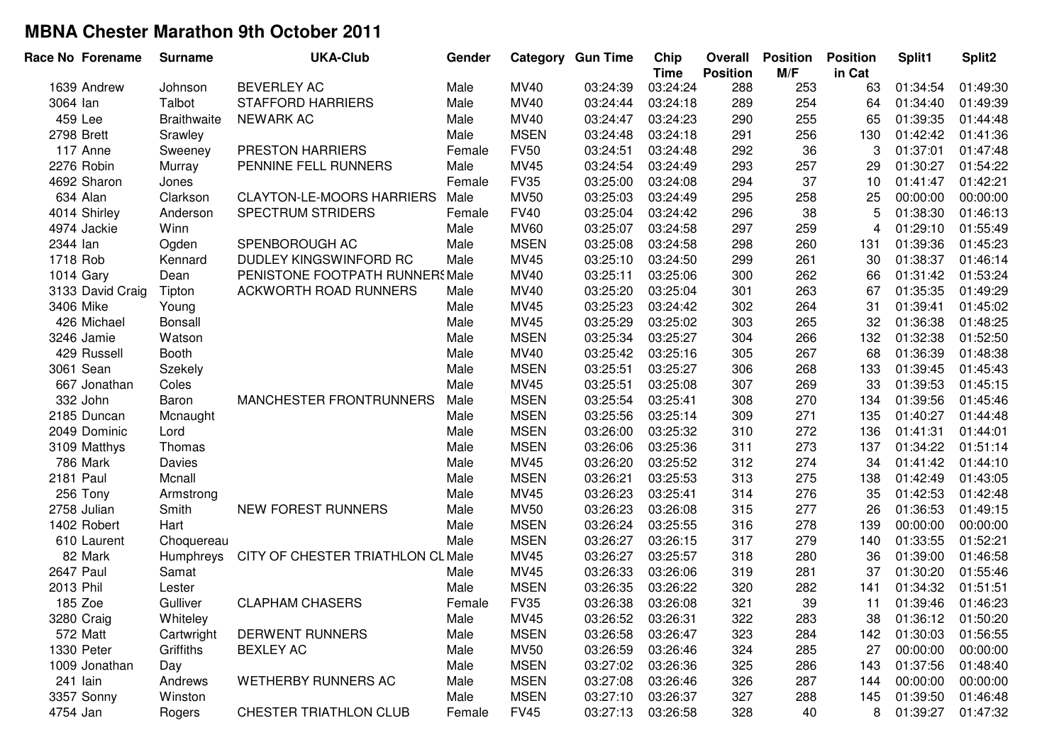# MBNA Chester Marathon 9th October 2011

| Race No | Forename | Surname | UKA-Club | Gender | Category | Gun Time | Chip Time | Overall Position | Position M/F | Position in Cat | Split1 | Split2 |
|---|---|---|---|---|---|---|---|---|---|---|---|---|
| 1639 | Andrew | Johnson | BEVERLEY AC | Male | MV40 | 03:24:39 | 03:24:24 | 288 | 253 | 63 | 01:34:54 | 01:49:30 |
| 3064 | Ian | Talbot | STAFFORD HARRIERS | Male | MV40 | 03:24:44 | 03:24:18 | 289 | 254 | 64 | 01:34:40 | 01:49:39 |
| 459 | Lee | Braithwaite | NEWARK AC | Male | MV40 | 03:24:47 | 03:24:23 | 290 | 255 | 65 | 01:39:35 | 01:44:48 |
| 2798 | Brett | Srawley | | Male | MSEN | 03:24:48 | 03:24:18 | 291 | 256 | 130 | 01:42:42 | 01:41:36 |
| 117 | Anne | Sweeney | PRESTON HARRIERS | Female | FV50 | 03:24:51 | 03:24:48 | 292 | 36 | 3 | 01:37:01 | 01:47:48 |
| 2276 | Robin | Murray | PENNINE FELL RUNNERS | Male | MV45 | 03:24:54 | 03:24:49 | 293 | 257 | 29 | 01:30:27 | 01:54:22 |
| 4692 | Sharon | Jones | | Female | FV35 | 03:25:00 | 03:24:08 | 294 | 37 | 10 | 01:41:47 | 01:42:21 |
| 634 | Alan | Clarkson | CLAYTON-LE-MOORS HARRIERS | Male | MV50 | 03:25:03 | 03:24:49 | 295 | 258 | 25 | 00:00:00 | 00:00:00 |
| 4014 | Shirley | Anderson | SPECTRUM STRIDERS | Female | FV40 | 03:25:04 | 03:24:42 | 296 | 38 | 5 | 01:38:30 | 01:46:13 |
| 4974 | Jackie | Winn | | Male | MV60 | 03:25:07 | 03:24:58 | 297 | 259 | 4 | 01:29:10 | 01:55:49 |
| 2344 | Ian | Ogden | SPENBOROUGH AC | Male | MSEN | 03:25:08 | 03:24:58 | 298 | 260 | 131 | 01:39:36 | 01:45:23 |
| 1718 | Rob | Kennard | DUDLEY KINGSWINFORD RC | Male | MV45 | 03:25:10 | 03:24:50 | 299 | 261 | 30 | 01:38:37 | 01:46:14 |
| 1014 | Gary | Dean | PENISTONE FOOTPATH RUNNERS | Male | MV40 | 03:25:11 | 03:25:06 | 300 | 262 | 66 | 01:31:42 | 01:53:24 |
| 3133 | David Craig | Tipton | ACKWORTH ROAD RUNNERS | Male | MV40 | 03:25:20 | 03:25:04 | 301 | 263 | 67 | 01:35:35 | 01:49:29 |
| 3406 | Mike | Young | | Male | MV45 | 03:25:23 | 03:24:42 | 302 | 264 | 31 | 01:39:41 | 01:45:02 |
| 426 | Michael | Bonsall | | Male | MV45 | 03:25:29 | 03:25:02 | 303 | 265 | 32 | 01:36:38 | 01:48:25 |
| 3246 | Jamie | Watson | | Male | MSEN | 03:25:34 | 03:25:27 | 304 | 266 | 132 | 01:32:38 | 01:52:50 |
| 429 | Russell | Booth | | Male | MV40 | 03:25:42 | 03:25:16 | 305 | 267 | 68 | 01:36:39 | 01:48:38 |
| 3061 | Sean | Szekely | | Male | MSEN | 03:25:51 | 03:25:27 | 306 | 268 | 133 | 01:39:45 | 01:45:43 |
| 667 | Jonathan | Coles | | Male | MV45 | 03:25:51 | 03:25:08 | 307 | 269 | 33 | 01:39:53 | 01:45:15 |
| 332 | John | Baron | MANCHESTER FRONTRUNNERS | Male | MSEN | 03:25:54 | 03:25:41 | 308 | 270 | 134 | 01:39:56 | 01:45:46 |
| 2185 | Duncan | Mcnaught | | Male | MSEN | 03:25:56 | 03:25:14 | 309 | 271 | 135 | 01:40:27 | 01:44:48 |
| 2049 | Dominic | Lord | | Male | MSEN | 03:26:00 | 03:25:32 | 310 | 272 | 136 | 01:41:31 | 01:44:01 |
| 3109 | Matthys | Thomas | | Male | MSEN | 03:26:06 | 03:25:36 | 311 | 273 | 137 | 01:34:22 | 01:51:14 |
| 786 | Mark | Davies | | Male | MV45 | 03:26:20 | 03:25:52 | 312 | 274 | 34 | 01:41:42 | 01:44:10 |
| 2181 | Paul | Mcnall | | Male | MSEN | 03:26:21 | 03:25:53 | 313 | 275 | 138 | 01:42:49 | 01:43:05 |
| 256 | Tony | Armstrong | | Male | MV45 | 03:26:23 | 03:25:41 | 314 | 276 | 35 | 01:42:53 | 01:42:48 |
| 2758 | Julian | Smith | NEW FOREST RUNNERS | Male | MV50 | 03:26:23 | 03:26:08 | 315 | 277 | 26 | 01:36:53 | 01:49:15 |
| 1402 | Robert | Hart | | Male | MSEN | 03:26:24 | 03:25:55 | 316 | 278 | 139 | 00:00:00 | 00:00:00 |
| 610 | Laurent | Choquereau | | Male | MSEN | 03:26:27 | 03:26:15 | 317 | 279 | 140 | 01:33:55 | 01:52:21 |
| 82 | Mark | Humphreys | CITY OF CHESTER TRIATHLON CL | Male | MV45 | 03:26:27 | 03:25:57 | 318 | 280 | 36 | 01:39:00 | 01:46:58 |
| 2647 | Paul | Samat | | Male | MV45 | 03:26:33 | 03:26:06 | 319 | 281 | 37 | 01:30:20 | 01:55:46 |
| 2013 | Phil | Lester | | Male | MSEN | 03:26:35 | 03:26:22 | 320 | 282 | 141 | 01:34:32 | 01:51:51 |
| 185 | Zoe | Gulliver | CLAPHAM CHASERS | Female | FV35 | 03:26:38 | 03:26:08 | 321 | 39 | 11 | 01:39:46 | 01:46:23 |
| 3280 | Craig | Whiteley | | Male | MV45 | 03:26:52 | 03:26:31 | 322 | 283 | 38 | 01:36:12 | 01:50:20 |
| 572 | Matt | Cartwright | DERWENT RUNNERS | Male | MSEN | 03:26:58 | 03:26:47 | 323 | 284 | 142 | 01:30:03 | 01:56:55 |
| 1330 | Peter | Griffiths | BEXLEY AC | Male | MV50 | 03:26:59 | 03:26:46 | 324 | 285 | 27 | 00:00:00 | 00:00:00 |
| 1009 | Jonathan | Day | | Male | MSEN | 03:27:02 | 03:26:36 | 325 | 286 | 143 | 01:37:56 | 01:48:40 |
| 241 | Iain | Andrews | WETHERBY RUNNERS AC | Male | MSEN | 03:27:08 | 03:26:46 | 326 | 287 | 144 | 00:00:00 | 00:00:00 |
| 3357 | Sonny | Winston | | Male | MSEN | 03:27:10 | 03:26:37 | 327 | 288 | 145 | 01:39:50 | 01:46:48 |
| 4754 | Jan | Rogers | CHESTER TRIATHLON CLUB | Female | FV45 | 03:27:13 | 03:26:58 | 328 | 40 | 8 | 01:39:27 | 01:47:32 |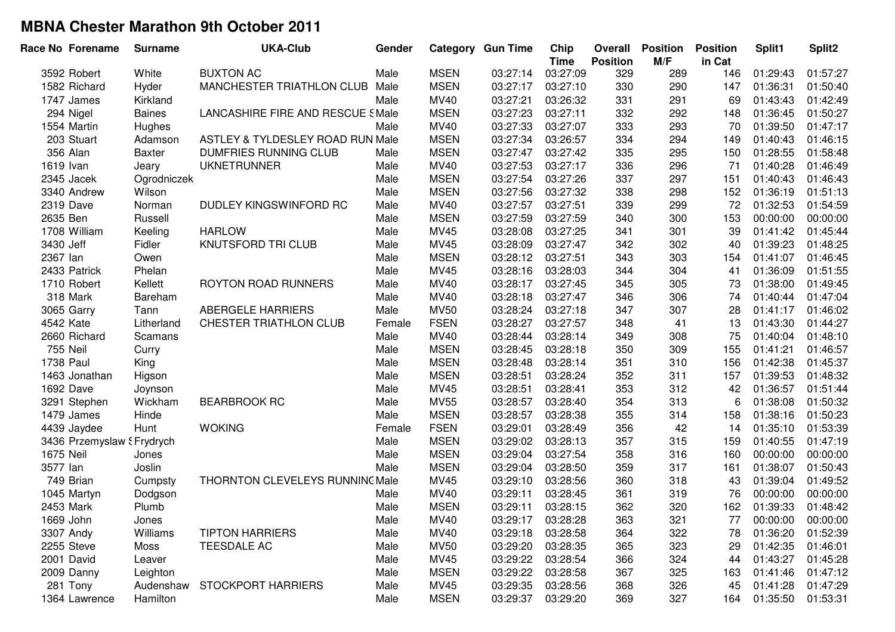# MBNA Chester Marathon 9th October 2011

| Race No | Forename | Surname | UKA-Club | Gender | Category | Gun Time | Chip Time | Overall Position | Position M/F | Position in Cat | Split1 | Split2 |
|---|---|---|---|---|---|---|---|---|---|---|---|---|
| 3592 | Robert | White | BUXTON AC | Male | MSEN | 03:27:14 | 03:27:09 | 329 | 289 | 146 | 01:29:43 | 01:57:27 |
| 1582 | Richard | Hyder | MANCHESTER TRIATHLON CLUB | Male | MSEN | 03:27:17 | 03:27:10 | 330 | 290 | 147 | 01:36:31 | 01:50:40 |
| 1747 | James | Kirkland | | Male | MV40 | 03:27:21 | 03:26:32 | 331 | 291 | 69 | 01:43:43 | 01:42:49 |
| 294 | Nigel | Baines | LANCASHIRE FIRE AND RESCUE S | Male | MSEN | 03:27:23 | 03:27:11 | 332 | 292 | 148 | 01:36:45 | 01:50:27 |
| 1554 | Martin | Hughes | | Male | MV40 | 03:27:33 | 03:27:07 | 333 | 293 | 70 | 01:39:50 | 01:47:17 |
| 203 | Stuart | Adamson | ASTLEY & TYLDESLEY ROAD RUN | Male | MSEN | 03:27:34 | 03:26:57 | 334 | 294 | 149 | 01:40:43 | 01:46:15 |
| 356 | Alan | Baxter | DUMFRIES RUNNING CLUB | Male | MSEN | 03:27:47 | 03:27:42 | 335 | 295 | 150 | 01:28:55 | 01:58:48 |
| 1619 | Ivan | Jeary | UKNETRUNNER | Male | MV40 | 03:27:53 | 03:27:17 | 336 | 296 | 71 | 01:40:28 | 01:46:49 |
| 2345 | Jacek | Ogrodniczek | | Male | MSEN | 03:27:54 | 03:27:26 | 337 | 297 | 151 | 01:40:43 | 01:46:43 |
| 3340 | Andrew | Wilson | | Male | MSEN | 03:27:56 | 03:27:32 | 338 | 298 | 152 | 01:36:19 | 01:51:13 |
| 2319 | Dave | Norman | DUDLEY KINGSWINFORD RC | Male | MV40 | 03:27:57 | 03:27:51 | 339 | 299 | 72 | 01:32:53 | 01:54:59 |
| 2635 | Ben | Russell | | Male | MSEN | 03:27:59 | 03:27:59 | 340 | 300 | 153 | 00:00:00 | 00:00:00 |
| 1708 | William | Keeling | HARLOW | Male | MV45 | 03:28:08 | 03:27:25 | 341 | 301 | 39 | 01:41:42 | 01:45:44 |
| 3430 | Jeff | Fidler | KNUTSFORD TRI CLUB | Male | MV45 | 03:28:09 | 03:27:47 | 342 | 302 | 40 | 01:39:23 | 01:48:25 |
| 2367 | Ian | Owen | | Male | MSEN | 03:28:12 | 03:27:51 | 343 | 303 | 154 | 01:41:07 | 01:46:45 |
| 2433 | Patrick | Phelan | | Male | MV45 | 03:28:16 | 03:28:03 | 344 | 304 | 41 | 01:36:09 | 01:51:55 |
| 1710 | Robert | Kellett | ROYTON ROAD RUNNERS | Male | MV40 | 03:28:17 | 03:27:45 | 345 | 305 | 73 | 01:38:00 | 01:49:45 |
| 318 | Mark | Bareham | | Male | MV40 | 03:28:18 | 03:27:47 | 346 | 306 | 74 | 01:40:44 | 01:47:04 |
| 3065 | Garry | Tann | ABERGELE HARRIERS | Male | MV50 | 03:28:24 | 03:27:18 | 347 | 307 | 28 | 01:41:17 | 01:46:02 |
| 4542 | Kate | Litherland | CHESTER TRIATHLON CLUB | Female | FSEN | 03:28:27 | 03:27:57 | 348 | 41 | 13 | 01:43:30 | 01:44:27 |
| 2660 | Richard | Scamans | | Male | MV40 | 03:28:44 | 03:28:14 | 349 | 308 | 75 | 01:40:04 | 01:48:10 |
| 755 | Neil | Curry | | Male | MSEN | 03:28:45 | 03:28:18 | 350 | 309 | 155 | 01:41:21 | 01:46:57 |
| 1738 | Paul | King | | Male | MSEN | 03:28:48 | 03:28:14 | 351 | 310 | 156 | 01:42:38 | 01:45:37 |
| 1463 | Jonathan | Higson | | Male | MSEN | 03:28:51 | 03:28:24 | 352 | 311 | 157 | 01:39:53 | 01:48:32 |
| 1692 | Dave | Joynson | | Male | MV45 | 03:28:51 | 03:28:41 | 353 | 312 | 42 | 01:36:57 | 01:51:44 |
| 3291 | Stephen | Wickham | BEARBROOK RC | Male | MV55 | 03:28:57 | 03:28:40 | 354 | 313 | 6 | 01:38:08 | 01:50:32 |
| 1479 | James | Hinde | | Male | MSEN | 03:28:57 | 03:28:38 | 355 | 314 | 158 | 01:38:16 | 01:50:23 |
| 4439 | Jaydee | Hunt | WOKING | Female | FSEN | 03:29:01 | 03:28:49 | 356 | 42 | 14 | 01:35:10 | 01:53:39 |
| 3436 | Przemyslaw S | Frydrych | | Male | MSEN | 03:29:02 | 03:28:13 | 357 | 315 | 159 | 01:40:55 | 01:47:19 |
| 1675 | Neil | Jones | | Male | MSEN | 03:29:04 | 03:27:54 | 358 | 316 | 160 | 00:00:00 | 00:00:00 |
| 3577 | Ian | Joslin | | Male | MSEN | 03:29:04 | 03:28:50 | 359 | 317 | 161 | 01:38:07 | 01:50:43 |
| 749 | Brian | Cumpsty | THORNTON CLEVELEYS RUNNING | Male | MV45 | 03:29:10 | 03:28:56 | 360 | 318 | 43 | 01:39:04 | 01:49:52 |
| 1045 | Martyn | Dodgson | | Male | MV40 | 03:29:11 | 03:28:45 | 361 | 319 | 76 | 00:00:00 | 00:00:00 |
| 2453 | Mark | Plumb | | Male | MSEN | 03:29:11 | 03:28:15 | 362 | 320 | 162 | 01:39:33 | 01:48:42 |
| 1669 | John | Jones | | Male | MV40 | 03:29:17 | 03:28:28 | 363 | 321 | 77 | 00:00:00 | 00:00:00 |
| 3307 | Andy | Williams | TIPTON HARRIERS | Male | MV40 | 03:29:18 | 03:28:58 | 364 | 322 | 78 | 01:36:20 | 01:52:39 |
| 2255 | Steve | Moss | TEESDALE AC | Male | MV50 | 03:29:20 | 03:28:35 | 365 | 323 | 29 | 01:42:35 | 01:46:01 |
| 2001 | David | Leaver | | Male | MV45 | 03:29:22 | 03:28:54 | 366 | 324 | 44 | 01:43:27 | 01:45:28 |
| 2009 | Danny | Leighton | | Male | MSEN | 03:29:22 | 03:28:58 | 367 | 325 | 163 | 01:41:46 | 01:47:12 |
| 281 | Tony | Audenshaw | STOCKPORT HARRIERS | Male | MV45 | 03:29:35 | 03:28:56 | 368 | 326 | 45 | 01:41:28 | 01:47:29 |
| 1364 | Lawrence | Hamilton | | Male | MSEN | 03:29:37 | 03:29:20 | 369 | 327 | 164 | 01:35:50 | 01:53:31 |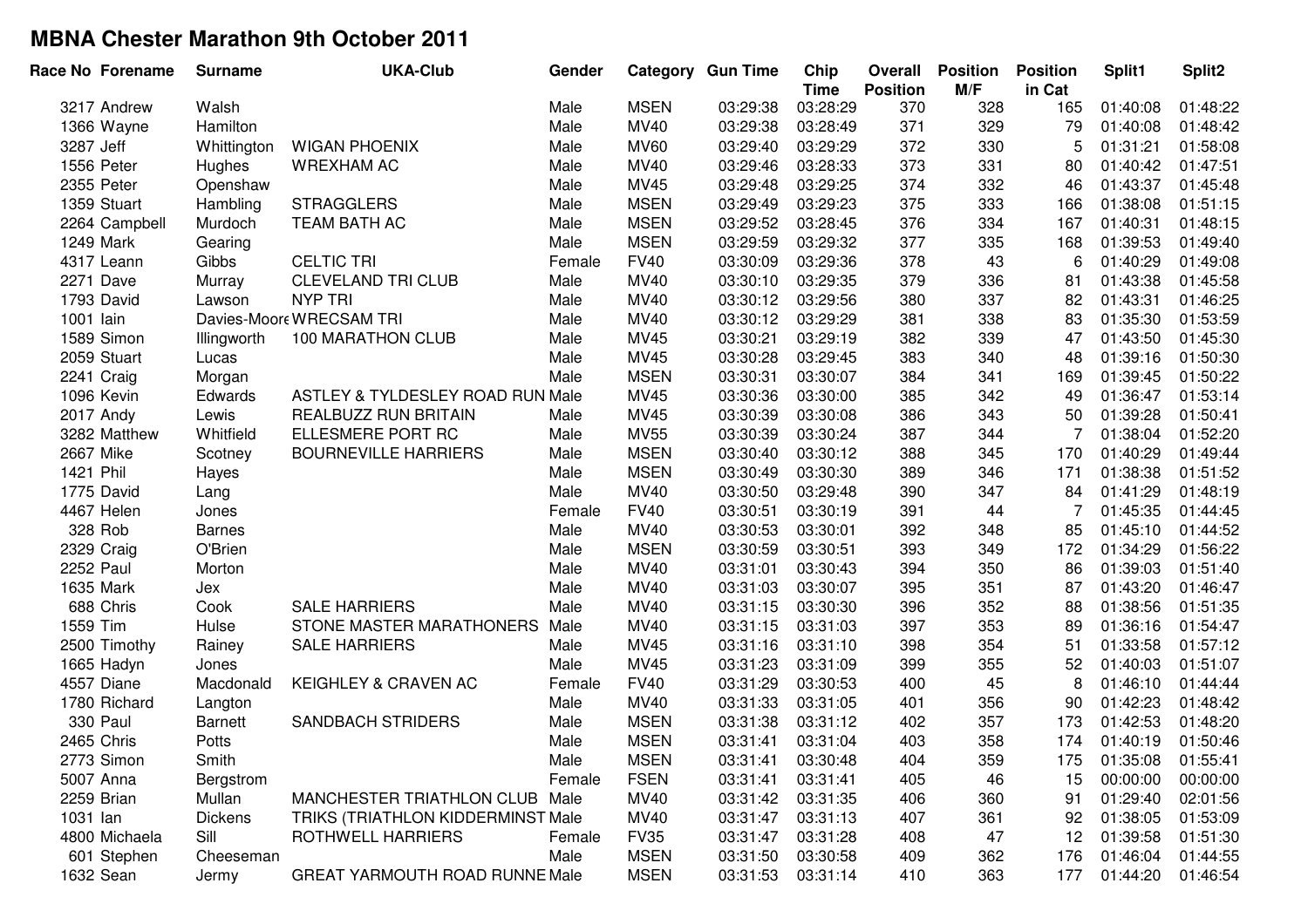# MBNA Chester Marathon 9th October 2011

| Race No | Forename | Surname | UKA-Club | Gender | Category | Gun Time | Chip Time | Overall Position | Position M/F | Position in Cat | Split1 | Split2 |
|---|---|---|---|---|---|---|---|---|---|---|---|---|
| 3217 | Andrew | Walsh | | Male | MSEN | 03:29:38 | 03:28:29 | 370 | 328 | 165 | 01:40:08 | 01:48:22 |
| 1366 | Wayne | Hamilton | | Male | MV40 | 03:29:38 | 03:28:49 | 371 | 329 | 79 | 01:40:08 | 01:48:42 |
| 3287 | Jeff | Whittington | WIGAN PHOENIX | Male | MV60 | 03:29:40 | 03:29:29 | 372 | 330 | 5 | 01:31:21 | 01:58:08 |
| 1556 | Peter | Hughes | WREXHAM AC | Male | MV40 | 03:29:46 | 03:28:33 | 373 | 331 | 80 | 01:40:42 | 01:47:51 |
| 2355 | Peter | Openshaw | | Male | MV45 | 03:29:48 | 03:29:25 | 374 | 332 | 46 | 01:43:37 | 01:45:48 |
| 1359 | Stuart | Hambling | STRAGGLERS | Male | MSEN | 03:29:49 | 03:29:23 | 375 | 333 | 166 | 01:38:08 | 01:51:15 |
| 2264 | Campbell | Murdoch | TEAM BATH AC | Male | MSEN | 03:29:52 | 03:28:45 | 376 | 334 | 167 | 01:40:31 | 01:48:15 |
| 1249 | Mark | Gearing | | Male | MSEN | 03:29:59 | 03:29:32 | 377 | 335 | 168 | 01:39:53 | 01:49:40 |
| 4317 | Leann | Gibbs | CELTIC TRI | Female | FV40 | 03:30:09 | 03:29:36 | 378 | 43 | 6 | 01:40:29 | 01:49:08 |
| 2271 | Dave | Murray | CLEVELAND TRI CLUB | Male | MV40 | 03:30:10 | 03:29:35 | 379 | 336 | 81 | 01:43:38 | 01:45:58 |
| 1793 | David | Lawson | NYP TRI | Male | MV40 | 03:30:12 | 03:29:56 | 380 | 337 | 82 | 01:43:31 | 01:46:25 |
| 1001 | Iain | Davies-Moore | WRECSAM TRI | Male | MV40 | 03:30:12 | 03:29:29 | 381 | 338 | 83 | 01:35:30 | 01:53:59 |
| 1589 | Simon | Illingworth | 100 MARATHON CLUB | Male | MV45 | 03:30:21 | 03:29:19 | 382 | 339 | 47 | 01:43:50 | 01:45:30 |
| 2059 | Stuart | Lucas | | Male | MV45 | 03:30:28 | 03:29:45 | 383 | 340 | 48 | 01:39:16 | 01:50:30 |
| 2241 | Craig | Morgan | | Male | MSEN | 03:30:31 | 03:30:07 | 384 | 341 | 169 | 01:39:45 | 01:50:22 |
| 1096 | Kevin | Edwards | ASTLEY & TYLDESLEY ROAD RUN | Male | MV45 | 03:30:36 | 03:30:00 | 385 | 342 | 49 | 01:36:47 | 01:53:14 |
| 2017 | Andy | Lewis | REALBUZZ RUN BRITAIN | Male | MV45 | 03:30:39 | 03:30:08 | 386 | 343 | 50 | 01:39:28 | 01:50:41 |
| 3282 | Matthew | Whitfield | ELLESMERE PORT RC | Male | MV55 | 03:30:39 | 03:30:24 | 387 | 344 | 7 | 01:38:04 | 01:52:20 |
| 2667 | Mike | Scotney | BOURNEVILLE HARRIERS | Male | MSEN | 03:30:40 | 03:30:12 | 388 | 345 | 170 | 01:40:29 | 01:49:44 |
| 1421 | Phil | Hayes | | Male | MSEN | 03:30:49 | 03:30:30 | 389 | 346 | 171 | 01:38:38 | 01:51:52 |
| 1775 | David | Lang | | Male | MV40 | 03:30:50 | 03:29:48 | 390 | 347 | 84 | 01:41:29 | 01:48:19 |
| 4467 | Helen | Jones | | Female | FV40 | 03:30:51 | 03:30:19 | 391 | 44 | 7 | 01:45:35 | 01:44:45 |
| 328 | Rob | Barnes | | Male | MV40 | 03:30:53 | 03:30:01 | 392 | 348 | 85 | 01:45:10 | 01:44:52 |
| 2329 | Craig | O'Brien | | Male | MSEN | 03:30:59 | 03:30:51 | 393 | 349 | 172 | 01:34:29 | 01:56:22 |
| 2252 | Paul | Morton | | Male | MV40 | 03:31:01 | 03:30:43 | 394 | 350 | 86 | 01:39:03 | 01:51:40 |
| 1635 | Mark | Jex | | Male | MV40 | 03:31:03 | 03:30:07 | 395 | 351 | 87 | 01:43:20 | 01:46:47 |
| 688 | Chris | Cook | SALE HARRIERS | Male | MV40 | 03:31:15 | 03:30:30 | 396 | 352 | 88 | 01:38:56 | 01:51:35 |
| 1559 | Tim | Hulse | STONE MASTER MARATHONERS | Male | MV40 | 03:31:15 | 03:31:03 | 397 | 353 | 89 | 01:36:16 | 01:54:47 |
| 2500 | Timothy | Rainey | SALE HARRIERS | Male | MV45 | 03:31:16 | 03:31:10 | 398 | 354 | 51 | 01:33:58 | 01:57:12 |
| 1665 | Hadyn | Jones | | Male | MV45 | 03:31:23 | 03:31:09 | 399 | 355 | 52 | 01:40:03 | 01:51:07 |
| 4557 | Diane | Macdonald | KEIGHLEY & CRAVEN AC | Female | FV40 | 03:31:29 | 03:30:53 | 400 | 45 | 8 | 01:46:10 | 01:44:44 |
| 1780 | Richard | Langton | | Male | MV40 | 03:31:33 | 03:31:05 | 401 | 356 | 90 | 01:42:23 | 01:48:42 |
| 330 | Paul | Barnett | SANDBACH STRIDERS | Male | MSEN | 03:31:38 | 03:31:12 | 402 | 357 | 173 | 01:42:53 | 01:48:20 |
| 2465 | Chris | Potts | | Male | MSEN | 03:31:41 | 03:31:04 | 403 | 358 | 174 | 01:40:19 | 01:50:46 |
| 2773 | Simon | Smith | | Male | MSEN | 03:31:41 | 03:30:48 | 404 | 359 | 175 | 01:35:08 | 01:55:41 |
| 5007 | Anna | Bergstrom | | Female | FSEN | 03:31:41 | 03:31:41 | 405 | 46 | 15 | 00:00:00 | 00:00:00 |
| 2259 | Brian | Mullan | MANCHESTER TRIATHLON CLUB | Male | MV40 | 03:31:42 | 03:31:35 | 406 | 360 | 91 | 01:29:40 | 02:01:56 |
| 1031 | Ian | Dickens | TRIKS (TRIATHLON KIDDERMINST | Male | MV40 | 03:31:47 | 03:31:13 | 407 | 361 | 92 | 01:38:05 | 01:53:09 |
| 4800 | Michaela | Sill | ROTHWELL HARRIERS | Female | FV35 | 03:31:47 | 03:31:28 | 408 | 47 | 12 | 01:39:58 | 01:51:30 |
| 601 | Stephen | Cheeseman | | Male | MSEN | 03:31:50 | 03:30:58 | 409 | 362 | 176 | 01:46:04 | 01:44:55 |
| 1632 | Sean | Jermy | GREAT YARMOUTH ROAD RUNNE | Male | MSEN | 03:31:53 | 03:31:14 | 410 | 363 | 177 | 01:44:20 | 01:46:54 |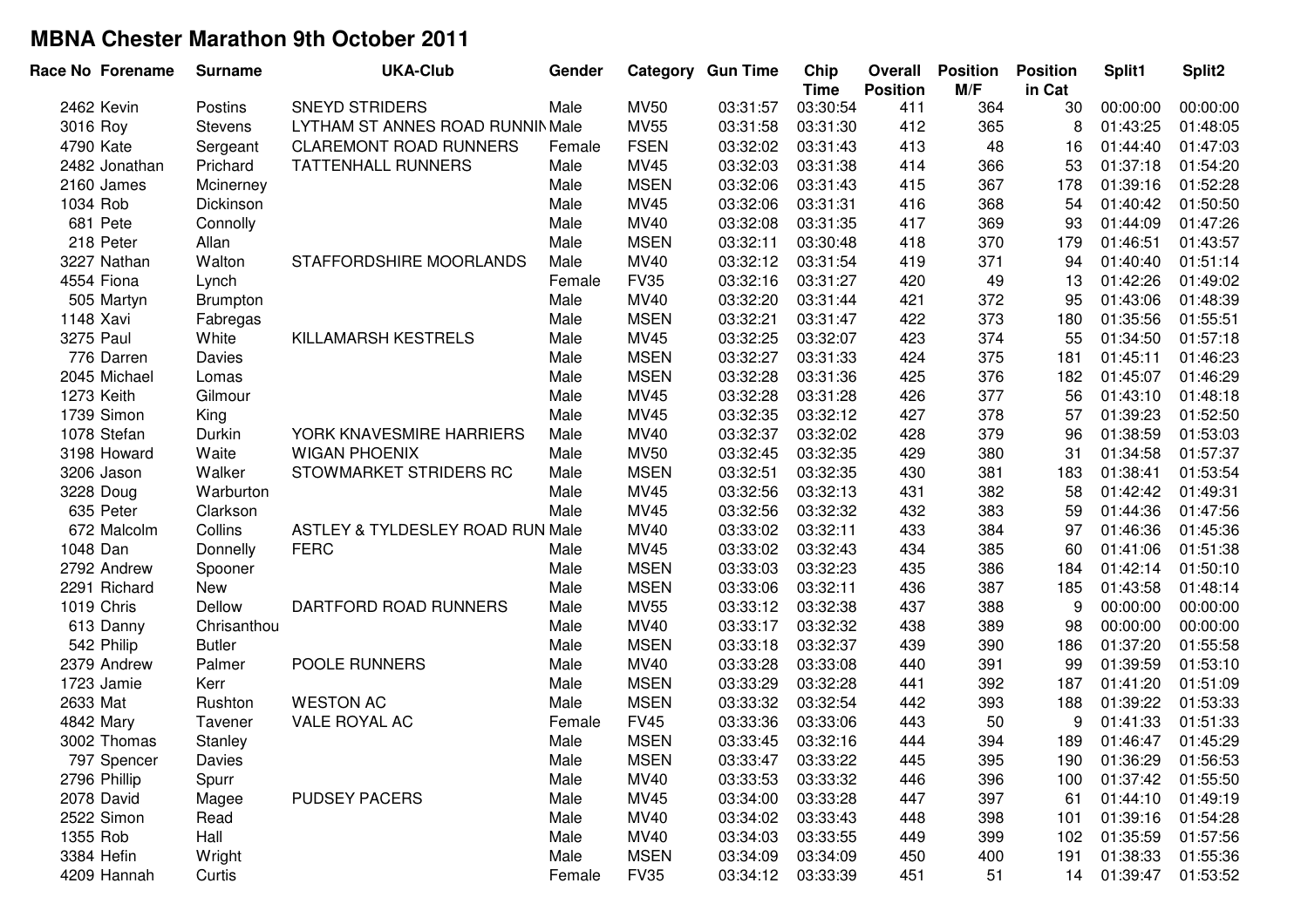# MBNA Chester Marathon 9th October 2011

| Race No | Forename | Surname | UKA-Club | Gender | Category | Gun Time | Chip Time | Overall Position | Position M/F | Position in Cat | Split1 | Split2 |
|---|---|---|---|---|---|---|---|---|---|---|---|---|
| 2462 | Kevin | Postins | SNEYD STRIDERS | Male | MV50 | 03:31:57 | 03:30:54 | 411 | 364 | 30 | 00:00:00 | 00:00:00 |
| 3016 | Roy | Stevens | LYTHAM ST ANNES ROAD RUNNIN | Male | MV55 | 03:31:58 | 03:31:30 | 412 | 365 | 8 | 01:43:25 | 01:48:05 |
| 4790 | Kate | Sergeant | CLAREMONT ROAD RUNNERS | Female | FSEN | 03:32:02 | 03:31:43 | 413 | 48 | 16 | 01:44:40 | 01:47:03 |
| 2482 | Jonathan | Prichard | TATTENHALL RUNNERS | Male | MV45 | 03:32:03 | 03:31:38 | 414 | 366 | 53 | 01:37:18 | 01:54:20 |
| 2160 | James | Mcinerney | | Male | MSEN | 03:32:06 | 03:31:43 | 415 | 367 | 178 | 01:39:16 | 01:52:28 |
| 1034 | Rob | Dickinson | | Male | MV45 | 03:32:06 | 03:31:31 | 416 | 368 | 54 | 01:40:42 | 01:50:50 |
| 681 | Pete | Connolly | | Male | MV40 | 03:32:08 | 03:31:35 | 417 | 369 | 93 | 01:44:09 | 01:47:26 |
| 218 | Peter | Allan | | Male | MSEN | 03:32:11 | 03:30:48 | 418 | 370 | 179 | 01:46:51 | 01:43:57 |
| 3227 | Nathan | Walton | STAFFORDSHIRE MOORLANDS | Male | MV40 | 03:32:12 | 03:31:54 | 419 | 371 | 94 | 01:40:40 | 01:51:14 |
| 4554 | Fiona | Lynch | | Female | FV35 | 03:32:16 | 03:31:27 | 420 | 49 | 13 | 01:42:26 | 01:49:02 |
| 505 | Martyn | Brumpton | | Male | MV40 | 03:32:20 | 03:31:44 | 421 | 372 | 95 | 01:43:06 | 01:48:39 |
| 1148 | Xavi | Fabregas | | Male | MSEN | 03:32:21 | 03:31:47 | 422 | 373 | 180 | 01:35:56 | 01:55:51 |
| 3275 | Paul | White | KILLAMARSH KESTRELS | Male | MV45 | 03:32:25 | 03:32:07 | 423 | 374 | 55 | 01:34:50 | 01:57:18 |
| 776 | Darren | Davies | | Male | MSEN | 03:32:27 | 03:31:33 | 424 | 375 | 181 | 01:45:11 | 01:46:23 |
| 2045 | Michael | Lomas | | Male | MSEN | 03:32:28 | 03:31:36 | 425 | 376 | 182 | 01:45:07 | 01:46:29 |
| 1273 | Keith | Gilmour | | Male | MV45 | 03:32:28 | 03:31:28 | 426 | 377 | 56 | 01:43:10 | 01:48:18 |
| 1739 | Simon | King | | Male | MV45 | 03:32:35 | 03:32:12 | 427 | 378 | 57 | 01:39:23 | 01:52:50 |
| 1078 | Stefan | Durkin | YORK KNAVESMIRE HARRIERS | Male | MV40 | 03:32:37 | 03:32:02 | 428 | 379 | 96 | 01:38:59 | 01:53:03 |
| 3198 | Howard | Waite | WIGAN PHOENIX | Male | MV50 | 03:32:45 | 03:32:35 | 429 | 380 | 31 | 01:34:58 | 01:57:37 |
| 3206 | Jason | Walker | STOWMARKET STRIDERS RC | Male | MSEN | 03:32:51 | 03:32:35 | 430 | 381 | 183 | 01:38:41 | 01:53:54 |
| 3228 | Doug | Warburton | | Male | MV45 | 03:32:56 | 03:32:13 | 431 | 382 | 58 | 01:42:42 | 01:49:31 |
| 635 | Peter | Clarkson | | Male | MV45 | 03:32:56 | 03:32:32 | 432 | 383 | 59 | 01:44:36 | 01:47:56 |
| 672 | Malcolm | Collins | ASTLEY & TYLDESLEY ROAD RUN | Male | MV40 | 03:33:02 | 03:32:11 | 433 | 384 | 97 | 01:46:36 | 01:45:36 |
| 1048 | Dan | Donnelly | FERC | Male | MV45 | 03:33:02 | 03:32:43 | 434 | 385 | 60 | 01:41:06 | 01:51:38 |
| 2792 | Andrew | Spooner | | Male | MSEN | 03:33:03 | 03:32:23 | 435 | 386 | 184 | 01:42:14 | 01:50:10 |
| 2291 | Richard | New | | Male | MSEN | 03:33:06 | 03:32:11 | 436 | 387 | 185 | 01:43:58 | 01:48:14 |
| 1019 | Chris | Dellow | DARTFORD ROAD RUNNERS | Male | MV55 | 03:33:12 | 03:32:38 | 437 | 388 | 9 | 00:00:00 | 00:00:00 |
| 613 | Danny | Chrisanthou | | Male | MV40 | 03:33:17 | 03:32:32 | 438 | 389 | 98 | 00:00:00 | 00:00:00 |
| 542 | Philip | Butler | | Male | MSEN | 03:33:18 | 03:32:37 | 439 | 390 | 186 | 01:37:20 | 01:55:58 |
| 2379 | Andrew | Palmer | POOLE RUNNERS | Male | MV40 | 03:33:28 | 03:33:08 | 440 | 391 | 99 | 01:39:59 | 01:53:10 |
| 1723 | Jamie | Kerr | | Male | MSEN | 03:33:29 | 03:32:28 | 441 | 392 | 187 | 01:41:20 | 01:51:09 |
| 2633 | Mat | Rushton | WESTON AC | Male | MSEN | 03:33:32 | 03:32:54 | 442 | 393 | 188 | 01:39:22 | 01:53:33 |
| 4842 | Mary | Tavener | VALE ROYAL AC | Female | FV45 | 03:33:36 | 03:33:06 | 443 | 50 | 9 | 01:41:33 | 01:51:33 |
| 3002 | Thomas | Stanley | | Male | MSEN | 03:33:45 | 03:32:16 | 444 | 394 | 189 | 01:46:47 | 01:45:29 |
| 797 | Spencer | Davies | | Male | MSEN | 03:33:47 | 03:33:22 | 445 | 395 | 190 | 01:36:29 | 01:56:53 |
| 2796 | Phillip | Spurr | | Male | MV40 | 03:33:53 | 03:33:32 | 446 | 396 | 100 | 01:37:42 | 01:55:50 |
| 2078 | David | Magee | PUDSEY PACERS | Male | MV45 | 03:34:00 | 03:33:28 | 447 | 397 | 61 | 01:44:10 | 01:49:19 |
| 2522 | Simon | Read | | Male | MV40 | 03:34:02 | 03:33:43 | 448 | 398 | 101 | 01:39:16 | 01:54:28 |
| 1355 | Rob | Hall | | Male | MV40 | 03:34:03 | 03:33:55 | 449 | 399 | 102 | 01:35:59 | 01:57:56 |
| 3384 | Hefin | Wright | | Male | MSEN | 03:34:09 | 03:34:09 | 450 | 400 | 191 | 01:38:33 | 01:55:36 |
| 4209 | Hannah | Curtis | | Female | FV35 | 03:34:12 | 03:33:39 | 451 | 51 | 14 | 01:39:47 | 01:53:52 |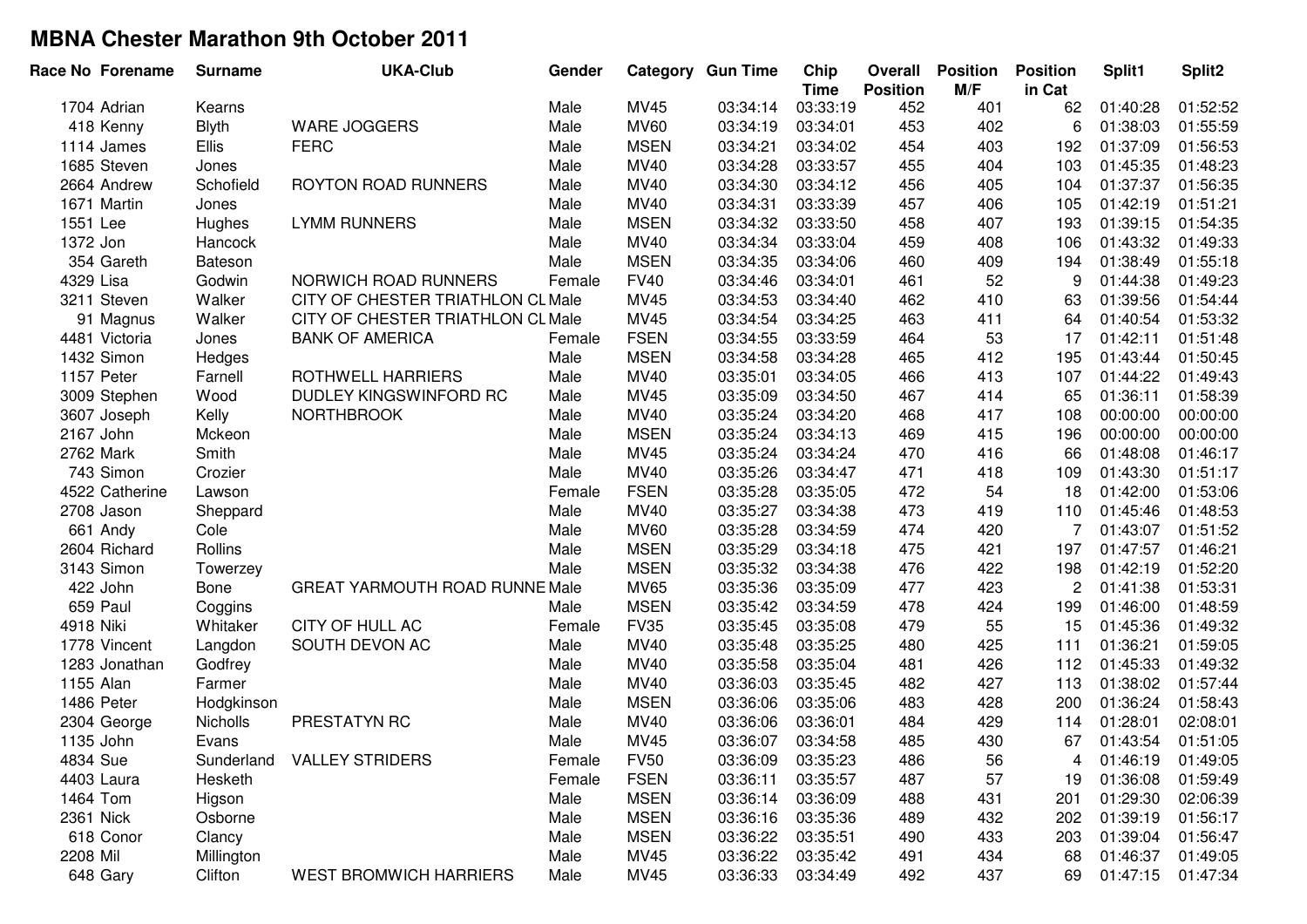# MBNA Chester Marathon 9th October 2011

| Race No | Forename | Surname | UKA-Club | Gender | Category | Gun Time | Chip Time | Overall Position | Position M/F | Position in Cat | Split1 | Split2 |
|---|---|---|---|---|---|---|---|---|---|---|---|---|
| 1704 | Adrian | Kearns | | Male | MV45 | 03:34:14 | 03:33:19 | 452 | 401 | 62 | 01:40:28 | 01:52:52 |
| 418 | Kenny | Blyth | WARE JOGGERS | Male | MV60 | 03:34:19 | 03:34:01 | 453 | 402 | 6 | 01:38:03 | 01:55:59 |
| 1114 | James | Ellis | FERC | Male | MSEN | 03:34:21 | 03:34:02 | 454 | 403 | 192 | 01:37:09 | 01:56:53 |
| 1685 | Steven | Jones | | Male | MV40 | 03:34:28 | 03:33:57 | 455 | 404 | 103 | 01:45:35 | 01:48:23 |
| 2664 | Andrew | Schofield | ROYTON ROAD RUNNERS | Male | MV40 | 03:34:30 | 03:34:12 | 456 | 405 | 104 | 01:37:37 | 01:56:35 |
| 1671 | Martin | Jones | | Male | MV40 | 03:34:31 | 03:33:39 | 457 | 406 | 105 | 01:42:19 | 01:51:21 |
| 1551 | Lee | Hughes | LYMM RUNNERS | Male | MSEN | 03:34:32 | 03:33:50 | 458 | 407 | 193 | 01:39:15 | 01:54:35 |
| 1372 | Jon | Hancock | | Male | MV40 | 03:34:34 | 03:33:04 | 459 | 408 | 106 | 01:43:32 | 01:49:33 |
| 354 | Gareth | Bateson | | Male | MSEN | 03:34:35 | 03:34:06 | 460 | 409 | 194 | 01:38:49 | 01:55:18 |
| 4329 | Lisa | Godwin | NORWICH ROAD RUNNERS | Female | FV40 | 03:34:46 | 03:34:01 | 461 | 52 | 9 | 01:44:38 | 01:49:23 |
| 3211 | Steven | Walker | CITY OF CHESTER TRIATHLON CL | Male | MV45 | 03:34:53 | 03:34:40 | 462 | 410 | 63 | 01:39:56 | 01:54:44 |
| 91 | Magnus | Walker | CITY OF CHESTER TRIATHLON CL | Male | MV45 | 03:34:54 | 03:34:25 | 463 | 411 | 64 | 01:40:54 | 01:53:32 |
| 4481 | Victoria | Jones | BANK OF AMERICA | Female | FSEN | 03:34:55 | 03:33:59 | 464 | 53 | 17 | 01:42:11 | 01:51:48 |
| 1432 | Simon | Hedges | | Male | MSEN | 03:34:58 | 03:34:28 | 465 | 412 | 195 | 01:43:44 | 01:50:45 |
| 1157 | Peter | Farnell | ROTHWELL HARRIERS | Male | MV40 | 03:35:01 | 03:34:05 | 466 | 413 | 107 | 01:44:22 | 01:49:43 |
| 3009 | Stephen | Wood | DUDLEY KINGSWINFORD RC | Male | MV45 | 03:35:09 | 03:34:50 | 467 | 414 | 65 | 01:36:11 | 01:58:39 |
| 3607 | Joseph | Kelly | NORTHBROOK | Male | MV40 | 03:35:24 | 03:34:20 | 468 | 417 | 108 | 00:00:00 | 00:00:00 |
| 2167 | John | Mckeon | | Male | MSEN | 03:35:24 | 03:34:13 | 469 | 415 | 196 | 00:00:00 | 00:00:00 |
| 2762 | Mark | Smith | | Male | MV45 | 03:35:24 | 03:34:24 | 470 | 416 | 66 | 01:48:08 | 01:46:17 |
| 743 | Simon | Crozier | | Male | MV40 | 03:35:26 | 03:34:47 | 471 | 418 | 109 | 01:43:30 | 01:51:17 |
| 4522 | Catherine | Lawson | | Female | FSEN | 03:35:28 | 03:35:05 | 472 | 54 | 18 | 01:42:00 | 01:53:06 |
| 2708 | Jason | Sheppard | | Male | MV40 | 03:35:27 | 03:34:38 | 473 | 419 | 110 | 01:45:46 | 01:48:53 |
| 661 | Andy | Cole | | Male | MV60 | 03:35:28 | 03:34:59 | 474 | 420 | 7 | 01:43:07 | 01:51:52 |
| 2604 | Richard | Rollins | | Male | MSEN | 03:35:29 | 03:34:18 | 475 | 421 | 197 | 01:47:57 | 01:46:21 |
| 3143 | Simon | Towerzey | | Male | MSEN | 03:35:32 | 03:34:38 | 476 | 422 | 198 | 01:42:19 | 01:52:20 |
| 422 | John | Bone | GREAT YARMOUTH ROAD RUNNE | Male | MV65 | 03:35:36 | 03:35:09 | 477 | 423 | 2 | 01:41:38 | 01:53:31 |
| 659 | Paul | Coggins | | Male | MSEN | 03:35:42 | 03:34:59 | 478 | 424 | 199 | 01:46:00 | 01:48:59 |
| 4918 | Niki | Whitaker | CITY OF HULL AC | Female | FV35 | 03:35:45 | 03:35:08 | 479 | 55 | 15 | 01:45:36 | 01:49:32 |
| 1778 | Vincent | Langdon | SOUTH DEVON AC | Male | MV40 | 03:35:48 | 03:35:25 | 480 | 425 | 111 | 01:36:21 | 01:59:05 |
| 1283 | Jonathan | Godfrey | | Male | MV40 | 03:35:58 | 03:35:04 | 481 | 426 | 112 | 01:45:33 | 01:49:32 |
| 1155 | Alan | Farmer | | Male | MV40 | 03:36:03 | 03:35:45 | 482 | 427 | 113 | 01:38:02 | 01:57:44 |
| 1486 | Peter | Hodgkinson | | Male | MSEN | 03:36:06 | 03:35:06 | 483 | 428 | 200 | 01:36:24 | 01:58:43 |
| 2304 | George | Nicholls | PRESTATYN RC | Male | MV40 | 03:36:06 | 03:36:01 | 484 | 429 | 114 | 01:28:01 | 02:08:01 |
| 1135 | John | Evans | | Male | MV45 | 03:36:07 | 03:34:58 | 485 | 430 | 67 | 01:43:54 | 01:51:05 |
| 4834 | Sue | Sunderland | VALLEY STRIDERS | Female | FV50 | 03:36:09 | 03:35:23 | 486 | 56 | 4 | 01:46:19 | 01:49:05 |
| 4403 | Laura | Hesketh | | Female | FSEN | 03:36:11 | 03:35:57 | 487 | 57 | 19 | 01:36:08 | 01:59:49 |
| 1464 | Tom | Higson | | Male | MSEN | 03:36:14 | 03:36:09 | 488 | 431 | 201 | 01:29:30 | 02:06:39 |
| 2361 | Nick | Osborne | | Male | MSEN | 03:36:16 | 03:35:36 | 489 | 432 | 202 | 01:39:19 | 01:56:17 |
| 618 | Conor | Clancy | | Male | MSEN | 03:36:22 | 03:35:51 | 490 | 433 | 203 | 01:39:04 | 01:56:47 |
| 2208 | Mil | Millington | | Male | MV45 | 03:36:22 | 03:35:42 | 491 | 434 | 68 | 01:46:37 | 01:49:05 |
| 648 | Gary | Clifton | WEST BROMWICH HARRIERS | Male | MV45 | 03:36:33 | 03:34:49 | 492 | 437 | 69 | 01:47:15 | 01:47:34 |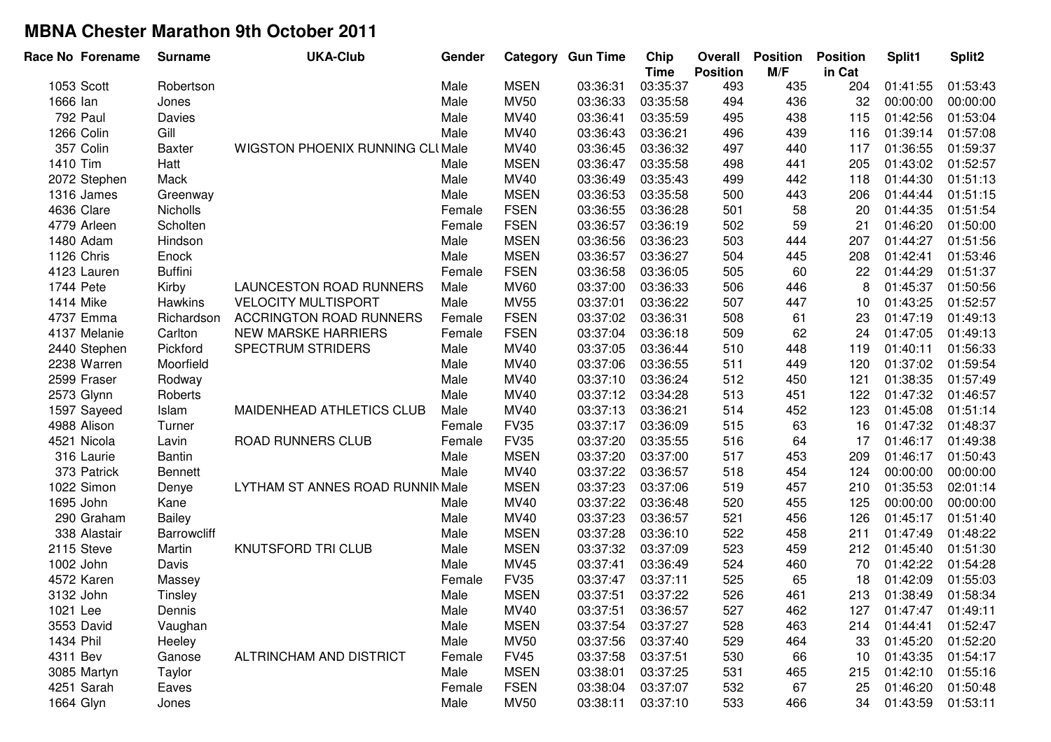# MBNA Chester Marathon 9th October 2011

| Race No | Forename | Surname | UKA-Club | Gender | Category | Gun Time | Chip Time | Overall Position | Position M/F | Position in Cat | Split1 | Split2 |
|---|---|---|---|---|---|---|---|---|---|---|---|---|
| 1053 | Scott | Robertson | | Male | MSEN | 03:36:31 | 03:35:37 | 493 | 435 | 204 | 01:41:55 | 01:53:43 |
| 1666 | Ian | Jones | | Male | MV50 | 03:36:33 | 03:35:58 | 494 | 436 | 32 | 00:00:00 | 00:00:00 |
| 792 | Paul | Davies | | Male | MV40 | 03:36:41 | 03:35:59 | 495 | 438 | 115 | 01:42:56 | 01:53:04 |
| 1266 | Colin | Gill | | Male | MV40 | 03:36:43 | 03:36:21 | 496 | 439 | 116 | 01:39:14 | 01:57:08 |
| 357 | Colin | Baxter | WIGSTON PHOENIX RUNNING CLU | Male | MV40 | 03:36:45 | 03:36:32 | 497 | 440 | 117 | 01:36:55 | 01:59:37 |
| 1410 | Tim | Hatt | | Male | MSEN | 03:36:47 | 03:35:58 | 498 | 441 | 205 | 01:43:02 | 01:52:57 |
| 2072 | Stephen | Mack | | Male | MV40 | 03:36:49 | 03:35:43 | 499 | 442 | 118 | 01:44:30 | 01:51:13 |
| 1316 | James | Greenway | | Male | MSEN | 03:36:53 | 03:35:58 | 500 | 443 | 206 | 01:44:44 | 01:51:15 |
| 4636 | Clare | Nicholls | | Female | FSEN | 03:36:55 | 03:36:28 | 501 | 58 | 20 | 01:44:35 | 01:51:54 |
| 4779 | Arleen | Scholten | | Female | FSEN | 03:36:57 | 03:36:19 | 502 | 59 | 21 | 01:46:20 | 01:50:00 |
| 1480 | Adam | Hindson | | Male | MSEN | 03:36:56 | 03:36:23 | 503 | 444 | 207 | 01:44:27 | 01:51:56 |
| 1126 | Chris | Enock | | Male | MSEN | 03:36:57 | 03:36:27 | 504 | 445 | 208 | 01:42:41 | 01:53:46 |
| 4123 | Lauren | Buffini | | Female | FSEN | 03:36:58 | 03:36:05 | 505 | 60 | 22 | 01:44:29 | 01:51:37 |
| 1744 | Pete | Kirby | LAUNCESTON ROAD RUNNERS | Male | MV60 | 03:37:00 | 03:36:33 | 506 | 446 | 8 | 01:45:37 | 01:50:56 |
| 1414 | Mike | Hawkins | VELOCITY MULTISPORT | Male | MV55 | 03:37:01 | 03:36:22 | 507 | 447 | 10 | 01:43:25 | 01:52:57 |
| 4737 | Emma | Richardson | ACCRINGTON ROAD RUNNERS | Female | FSEN | 03:37:02 | 03:36:31 | 508 | 61 | 23 | 01:47:19 | 01:49:13 |
| 4137 | Melanie | Carlton | NEW MARSKE HARRIERS | Female | FSEN | 03:37:04 | 03:36:18 | 509 | 62 | 24 | 01:47:05 | 01:49:13 |
| 2440 | Stephen | Pickford | SPECTRUM STRIDERS | Male | MV40 | 03:37:05 | 03:36:44 | 510 | 448 | 119 | 01:40:11 | 01:56:33 |
| 2238 | Warren | Moorfield | | Male | MV40 | 03:37:06 | 03:36:55 | 511 | 449 | 120 | 01:37:02 | 01:59:54 |
| 2599 | Fraser | Rodway | | Male | MV40 | 03:37:10 | 03:36:24 | 512 | 450 | 121 | 01:38:35 | 01:57:49 |
| 2573 | Glynn | Roberts | | Male | MV40 | 03:37:12 | 03:34:28 | 513 | 451 | 122 | 01:47:32 | 01:46:57 |
| 1597 | Sayeed | Islam | MAIDENHEAD ATHLETICS CLUB | Male | MV40 | 03:37:13 | 03:36:21 | 514 | 452 | 123 | 01:45:08 | 01:51:14 |
| 4988 | Alison | Turner | | Female | FV35 | 03:37:17 | 03:36:09 | 515 | 63 | 16 | 01:47:32 | 01:48:37 |
| 4521 | Nicola | Lavin | ROAD RUNNERS CLUB | Female | FV35 | 03:37:20 | 03:35:55 | 516 | 64 | 17 | 01:46:17 | 01:49:38 |
| 316 | Laurie | Bantin | | Male | MSEN | 03:37:20 | 03:37:00 | 517 | 453 | 209 | 01:46:17 | 01:50:43 |
| 373 | Patrick | Bennett | | Male | MV40 | 03:37:22 | 03:36:57 | 518 | 454 | 124 | 00:00:00 | 00:00:00 |
| 1022 | Simon | Denye | LYTHAM ST ANNES ROAD RUNNIN | Male | MSEN | 03:37:23 | 03:37:06 | 519 | 457 | 210 | 01:35:53 | 02:01:14 |
| 1695 | John | Kane | | Male | MV40 | 03:37:22 | 03:36:48 | 520 | 455 | 125 | 00:00:00 | 00:00:00 |
| 290 | Graham | Bailey | | Male | MV40 | 03:37:23 | 03:36:57 | 521 | 456 | 126 | 01:45:17 | 01:51:40 |
| 338 | Alastair | Barrowcliff | | Male | MSEN | 03:37:28 | 03:36:10 | 522 | 458 | 211 | 01:47:49 | 01:48:22 |
| 2115 | Steve | Martin | KNUTSFORD TRI CLUB | Male | MSEN | 03:37:32 | 03:37:09 | 523 | 459 | 212 | 01:45:40 | 01:51:30 |
| 1002 | John | Davis | | Male | MV45 | 03:37:41 | 03:36:49 | 524 | 460 | 70 | 01:42:22 | 01:54:28 |
| 4572 | Karen | Massey | | Female | FV35 | 03:37:47 | 03:37:11 | 525 | 65 | 18 | 01:42:09 | 01:55:03 |
| 3132 | John | Tinsley | | Male | MSEN | 03:37:51 | 03:37:22 | 526 | 461 | 213 | 01:38:49 | 01:58:34 |
| 1021 | Lee | Dennis | | Male | MV40 | 03:37:51 | 03:36:57 | 527 | 462 | 127 | 01:47:47 | 01:49:11 |
| 3553 | David | Vaughan | | Male | MSEN | 03:37:54 | 03:37:27 | 528 | 463 | 214 | 01:44:41 | 01:52:47 |
| 1434 | Phil | Heeley | | Male | MV50 | 03:37:56 | 03:37:40 | 529 | 464 | 33 | 01:45:20 | 01:52:20 |
| 4311 | Bev | Ganose | ALTRINCHAM AND DISTRICT | Female | FV45 | 03:37:58 | 03:37:51 | 530 | 66 | 10 | 01:43:35 | 01:54:17 |
| 3085 | Martyn | Taylor | | Male | MSEN | 03:38:01 | 03:37:25 | 531 | 465 | 215 | 01:42:10 | 01:55:16 |
| 4251 | Sarah | Eaves | | Female | FSEN | 03:38:04 | 03:37:07 | 532 | 67 | 25 | 01:46:20 | 01:50:48 |
| 1664 | Glyn | Jones | | Male | MV50 | 03:38:11 | 03:37:10 | 533 | 466 | 34 | 01:43:59 | 01:53:11 |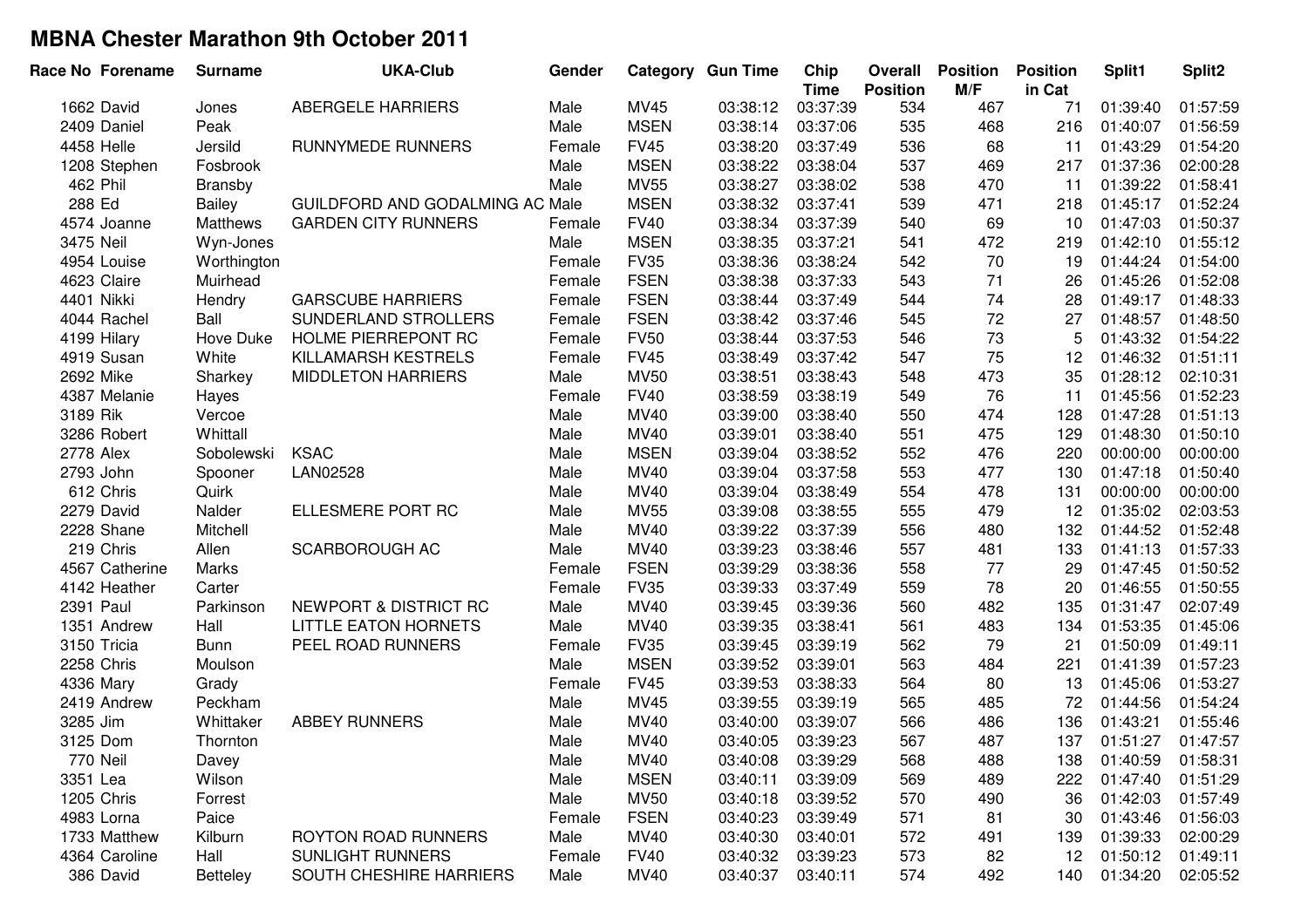# MBNA Chester Marathon 9th October 2011

| Race No | Forename | Surname | UKA-Club | Gender | Category | Gun Time | Chip Time | Overall Position | Position M/F | Position in Cat | Split1 | Split2 |
|---|---|---|---|---|---|---|---|---|---|---|---|---|
| 1662 | David | Jones | ABERGELE HARRIERS | Male | MV45 | 03:38:12 | 03:37:39 | 534 | 467 | 71 | 01:39:40 | 01:57:59 |
| 2409 | Daniel | Peak | | Male | MSEN | 03:38:14 | 03:37:06 | 535 | 468 | 216 | 01:40:07 | 01:56:59 |
| 4458 | Helle | Jersild | RUNNYMEDE RUNNERS | Female | FV45 | 03:38:20 | 03:37:49 | 536 | 68 | 11 | 01:43:29 | 01:54:20 |
| 1208 | Stephen | Fosbrook | | Male | MSEN | 03:38:22 | 03:38:04 | 537 | 469 | 217 | 01:37:36 | 02:00:28 |
| 462 | Phil | Bransby | | Male | MV55 | 03:38:27 | 03:38:02 | 538 | 470 | 11 | 01:39:22 | 01:58:41 |
| 288 | Ed | Bailey | GUILDFORD AND GODALMING AC | Male | MSEN | 03:38:32 | 03:37:41 | 539 | 471 | 218 | 01:45:17 | 01:52:24 |
| 4574 | Joanne | Matthews | GARDEN CITY RUNNERS | Female | FV40 | 03:38:34 | 03:37:39 | 540 | 69 | 10 | 01:47:03 | 01:50:37 |
| 3475 | Neil | Wyn-Jones | | Male | MSEN | 03:38:35 | 03:37:21 | 541 | 472 | 219 | 01:42:10 | 01:55:12 |
| 4954 | Louise | Worthington | | Female | FV35 | 03:38:36 | 03:38:24 | 542 | 70 | 19 | 01:44:24 | 01:54:00 |
| 4623 | Claire | Muirhead | | Female | FSEN | 03:38:38 | 03:37:33 | 543 | 71 | 26 | 01:45:26 | 01:52:08 |
| 4401 | Nikki | Hendry | GARSCUBE HARRIERS | Female | FSEN | 03:38:44 | 03:37:49 | 544 | 74 | 28 | 01:49:17 | 01:48:33 |
| 4044 | Rachel | Ball | SUNDERLAND STROLLERS | Female | FSEN | 03:38:42 | 03:37:46 | 545 | 72 | 27 | 01:48:57 | 01:48:50 |
| 4199 | Hilary | Hove Duke | HOLME PIERREPONT RC | Female | FV50 | 03:38:44 | 03:37:53 | 546 | 73 | 5 | 01:43:32 | 01:54:22 |
| 4919 | Susan | White | KILLAMARSH KESTRELS | Female | FV45 | 03:38:49 | 03:37:42 | 547 | 75 | 12 | 01:46:32 | 01:51:11 |
| 2692 | Mike | Sharkey | MIDDLETON HARRIERS | Male | MV50 | 03:38:51 | 03:38:43 | 548 | 473 | 35 | 01:28:12 | 02:10:31 |
| 4387 | Melanie | Hayes | | Female | FV40 | 03:38:59 | 03:38:19 | 549 | 76 | 11 | 01:45:56 | 01:52:23 |
| 3189 | Rik | Vercoe | | Male | MV40 | 03:39:00 | 03:38:40 | 550 | 474 | 128 | 01:47:28 | 01:51:13 |
| 3286 | Robert | Whittall | | Male | MV40 | 03:39:01 | 03:38:40 | 551 | 475 | 129 | 01:48:30 | 01:50:10 |
| 2778 | Alex | Sobolewski | KSAC | Male | MSEN | 03:39:04 | 03:38:52 | 552 | 476 | 220 | 00:00:00 | 00:00:00 |
| 2793 | John | Spooner | LAN02528 | Male | MV40 | 03:39:04 | 03:37:58 | 553 | 477 | 130 | 01:47:18 | 01:50:40 |
| 612 | Chris | Quirk | | Male | MV40 | 03:39:04 | 03:38:49 | 554 | 478 | 131 | 00:00:00 | 00:00:00 |
| 2279 | David | Nalder | ELLESMERE PORT RC | Male | MV55 | 03:39:08 | 03:38:55 | 555 | 479 | 12 | 01:35:02 | 02:03:53 |
| 2228 | Shane | Mitchell | | Male | MV40 | 03:39:22 | 03:37:39 | 556 | 480 | 132 | 01:44:52 | 01:52:48 |
| 219 | Chris | Allen | SCARBOROUGH AC | Male | MV40 | 03:39:23 | 03:38:46 | 557 | 481 | 133 | 01:41:13 | 01:57:33 |
| 4567 | Catherine | Marks | | Female | FSEN | 03:39:29 | 03:38:36 | 558 | 77 | 29 | 01:47:45 | 01:50:52 |
| 4142 | Heather | Carter | | Female | FV35 | 03:39:33 | 03:37:49 | 559 | 78 | 20 | 01:46:55 | 01:50:55 |
| 2391 | Paul | Parkinson | NEWPORT & DISTRICT RC | Male | MV40 | 03:39:45 | 03:39:36 | 560 | 482 | 135 | 01:31:47 | 02:07:49 |
| 1351 | Andrew | Hall | LITTLE EATON HORNETS | Male | MV40 | 03:39:35 | 03:38:41 | 561 | 483 | 134 | 01:53:35 | 01:45:06 |
| 3150 | Tricia | Bunn | PEEL ROAD RUNNERS | Female | FV35 | 03:39:45 | 03:39:19 | 562 | 79 | 21 | 01:50:09 | 01:49:11 |
| 2258 | Chris | Moulson | | Male | MSEN | 03:39:52 | 03:39:01 | 563 | 484 | 221 | 01:41:39 | 01:57:23 |
| 4336 | Mary | Grady | | Female | FV45 | 03:39:53 | 03:38:33 | 564 | 80 | 13 | 01:45:06 | 01:53:27 |
| 2419 | Andrew | Peckham | | Male | MV45 | 03:39:55 | 03:39:19 | 565 | 485 | 72 | 01:44:56 | 01:54:24 |
| 3285 | Jim | Whittaker | ABBEY RUNNERS | Male | MV40 | 03:40:00 | 03:39:07 | 566 | 486 | 136 | 01:43:21 | 01:55:46 |
| 3125 | Dom | Thornton | | Male | MV40 | 03:40:05 | 03:39:23 | 567 | 487 | 137 | 01:51:27 | 01:47:57 |
| 770 | Neil | Davey | | Male | MV40 | 03:40:08 | 03:39:29 | 568 | 488 | 138 | 01:40:59 | 01:58:31 |
| 3351 | Lea | Wilson | | Male | MSEN | 03:40:11 | 03:39:09 | 569 | 489 | 222 | 01:47:40 | 01:51:29 |
| 1205 | Chris | Forrest | | Male | MV50 | 03:40:18 | 03:39:52 | 570 | 490 | 36 | 01:42:03 | 01:57:49 |
| 4983 | Lorna | Paice | | Female | FSEN | 03:40:23 | 03:39:49 | 571 | 81 | 30 | 01:43:46 | 01:56:03 |
| 1733 | Matthew | Kilburn | ROYTON ROAD RUNNERS | Male | MV40 | 03:40:30 | 03:40:01 | 572 | 491 | 139 | 01:39:33 | 02:00:29 |
| 4364 | Caroline | Hall | SUNLIGHT RUNNERS | Female | FV40 | 03:40:32 | 03:39:23 | 573 | 82 | 12 | 01:50:12 | 01:49:11 |
| 386 | David | Betteley | SOUTH CHESHIRE HARRIERS | Male | MV40 | 03:40:37 | 03:40:11 | 574 | 492 | 140 | 01:34:20 | 02:05:52 |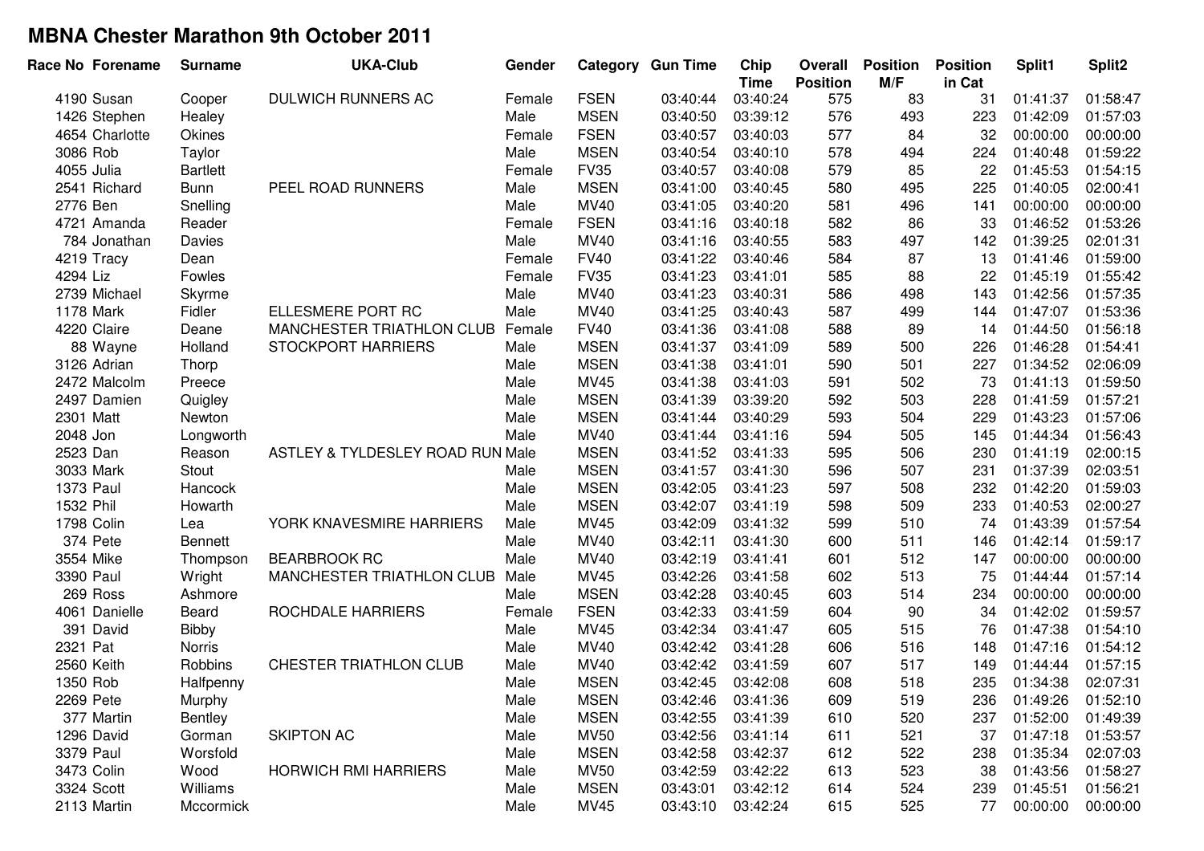# MBNA Chester Marathon 9th October 2011

| Race No | Forename | Surname | UKA-Club | Gender | Category | Gun Time | Chip Time | Overall Position | Position M/F | Position in Cat | Split1 | Split2 |
|---|---|---|---|---|---|---|---|---|---|---|---|---|
| 4190 | Susan | Cooper | DULWICH RUNNERS AC | Female | FSEN | 03:40:44 | 03:40:24 | 575 | 83 | 31 | 01:41:37 | 01:58:47 |
| 1426 | Stephen | Healey | | Male | MSEN | 03:40:50 | 03:39:12 | 576 | 493 | 223 | 01:42:09 | 01:57:03 |
| 4654 | Charlotte | Okines | | Female | FSEN | 03:40:57 | 03:40:03 | 577 | 84 | 32 | 00:00:00 | 00:00:00 |
| 3086 | Rob | Taylor | | Male | MSEN | 03:40:54 | 03:40:10 | 578 | 494 | 224 | 01:40:48 | 01:59:22 |
| 4055 | Julia | Bartlett | | Female | FV35 | 03:40:57 | 03:40:08 | 579 | 85 | 22 | 01:45:53 | 01:54:15 |
| 2541 | Richard | Bunn | PEEL ROAD RUNNERS | Male | MSEN | 03:41:00 | 03:40:45 | 580 | 495 | 225 | 01:40:05 | 02:00:41 |
| 2776 | Ben | Snelling | | Male | MV40 | 03:41:05 | 03:40:20 | 581 | 496 | 141 | 00:00:00 | 00:00:00 |
| 4721 | Amanda | Reader | | Female | FSEN | 03:41:16 | 03:40:18 | 582 | 86 | 33 | 01:46:52 | 01:53:26 |
| 784 | Jonathan | Davies | | Male | MV40 | 03:41:16 | 03:40:55 | 583 | 497 | 142 | 01:39:25 | 02:01:31 |
| 4219 | Tracy | Dean | | Female | FV40 | 03:41:22 | 03:40:46 | 584 | 87 | 13 | 01:41:46 | 01:59:00 |
| 4294 | Liz | Fowles | | Female | FV35 | 03:41:23 | 03:41:01 | 585 | 88 | 22 | 01:45:19 | 01:55:42 |
| 2739 | Michael | Skyrme | | Male | MV40 | 03:41:23 | 03:40:31 | 586 | 498 | 143 | 01:42:56 | 01:57:35 |
| 1178 | Mark | Fidler | ELLESMERE PORT RC | Male | MV40 | 03:41:25 | 03:40:43 | 587 | 499 | 144 | 01:47:07 | 01:53:36 |
| 4220 | Claire | Deane | MANCHESTER TRIATHLON CLUB | Female | FV40 | 03:41:36 | 03:41:08 | 588 | 89 | 14 | 01:44:50 | 01:56:18 |
| 88 | Wayne | Holland | STOCKPORT HARRIERS | Male | MSEN | 03:41:37 | 03:41:09 | 589 | 500 | 226 | 01:46:28 | 01:54:41 |
| 3126 | Adrian | Thorp | | Male | MSEN | 03:41:38 | 03:41:01 | 590 | 501 | 227 | 01:34:52 | 02:06:09 |
| 2472 | Malcolm | Preece | | Male | MV45 | 03:41:38 | 03:41:03 | 591 | 502 | 73 | 01:41:13 | 01:59:50 |
| 2497 | Damien | Quigley | | Male | MSEN | 03:41:39 | 03:39:20 | 592 | 503 | 228 | 01:41:59 | 01:57:21 |
| 2301 | Matt | Newton | | Male | MSEN | 03:41:44 | 03:40:29 | 593 | 504 | 229 | 01:43:23 | 01:57:06 |
| 2048 | Jon | Longworth | | Male | MV40 | 03:41:44 | 03:41:16 | 594 | 505 | 145 | 01:44:34 | 01:56:43 |
| 2523 | Dan | Reason | ASTLEY & TYLDESLEY ROAD RUN | Male | MSEN | 03:41:52 | 03:41:33 | 595 | 506 | 230 | 01:41:19 | 02:00:15 |
| 3033 | Mark | Stout | | Male | MSEN | 03:41:57 | 03:41:30 | 596 | 507 | 231 | 01:37:39 | 02:03:51 |
| 1373 | Paul | Hancock | | Male | MSEN | 03:42:05 | 03:41:23 | 597 | 508 | 232 | 01:42:20 | 01:59:03 |
| 1532 | Phil | Howarth | | Male | MSEN | 03:42:07 | 03:41:19 | 598 | 509 | 233 | 01:40:53 | 02:00:27 |
| 1798 | Colin | Lea | YORK KNAVESMIRE HARRIERS | Male | MV45 | 03:42:09 | 03:41:32 | 599 | 510 | 74 | 01:43:39 | 01:57:54 |
| 374 | Pete | Bennett | | Male | MV40 | 03:42:11 | 03:41:30 | 600 | 511 | 146 | 01:42:14 | 01:59:17 |
| 3554 | Mike | Thompson | BEARBROOK RC | Male | MV40 | 03:42:19 | 03:41:41 | 601 | 512 | 147 | 00:00:00 | 00:00:00 |
| 3390 | Paul | Wright | MANCHESTER TRIATHLON CLUB | Male | MV45 | 03:42:26 | 03:41:58 | 602 | 513 | 75 | 01:44:44 | 01:57:14 |
| 269 | Ross | Ashmore | | Male | MSEN | 03:42:28 | 03:40:45 | 603 | 514 | 234 | 00:00:00 | 00:00:00 |
| 4061 | Danielle | Beard | ROCHDALE HARRIERS | Female | FSEN | 03:42:33 | 03:41:59 | 604 | 90 | 34 | 01:42:02 | 01:59:57 |
| 391 | David | Bibby | | Male | MV45 | 03:42:34 | 03:41:47 | 605 | 515 | 76 | 01:47:38 | 01:54:10 |
| 2321 | Pat | Norris | | Male | MV40 | 03:42:42 | 03:41:28 | 606 | 516 | 148 | 01:47:16 | 01:54:12 |
| 2560 | Keith | Robbins | CHESTER TRIATHLON CLUB | Male | MV40 | 03:42:42 | 03:41:59 | 607 | 517 | 149 | 01:44:44 | 01:57:15 |
| 1350 | Rob | Halfpenny | | Male | MSEN | 03:42:45 | 03:42:08 | 608 | 518 | 235 | 01:34:38 | 02:07:31 |
| 2269 | Pete | Murphy | | Male | MSEN | 03:42:46 | 03:41:36 | 609 | 519 | 236 | 01:49:26 | 01:52:10 |
| 377 | Martin | Bentley | | Male | MSEN | 03:42:55 | 03:41:39 | 610 | 520 | 237 | 01:52:00 | 01:49:39 |
| 1296 | David | Gorman | SKIPTON AC | Male | MV50 | 03:42:56 | 03:41:14 | 611 | 521 | 37 | 01:47:18 | 01:53:57 |
| 3379 | Paul | Worsfold | | Male | MSEN | 03:42:58 | 03:42:37 | 612 | 522 | 238 | 01:35:34 | 02:07:03 |
| 3473 | Colin | Wood | HORWICH RMI HARRIERS | Male | MV50 | 03:42:59 | 03:42:22 | 613 | 523 | 38 | 01:43:56 | 01:58:27 |
| 3324 | Scott | Williams | | Male | MSEN | 03:43:01 | 03:42:12 | 614 | 524 | 239 | 01:45:51 | 01:56:21 |
| 2113 | Martin | Mccormick | | Male | MV45 | 03:43:10 | 03:42:24 | 615 | 525 | 77 | 00:00:00 | 00:00:00 |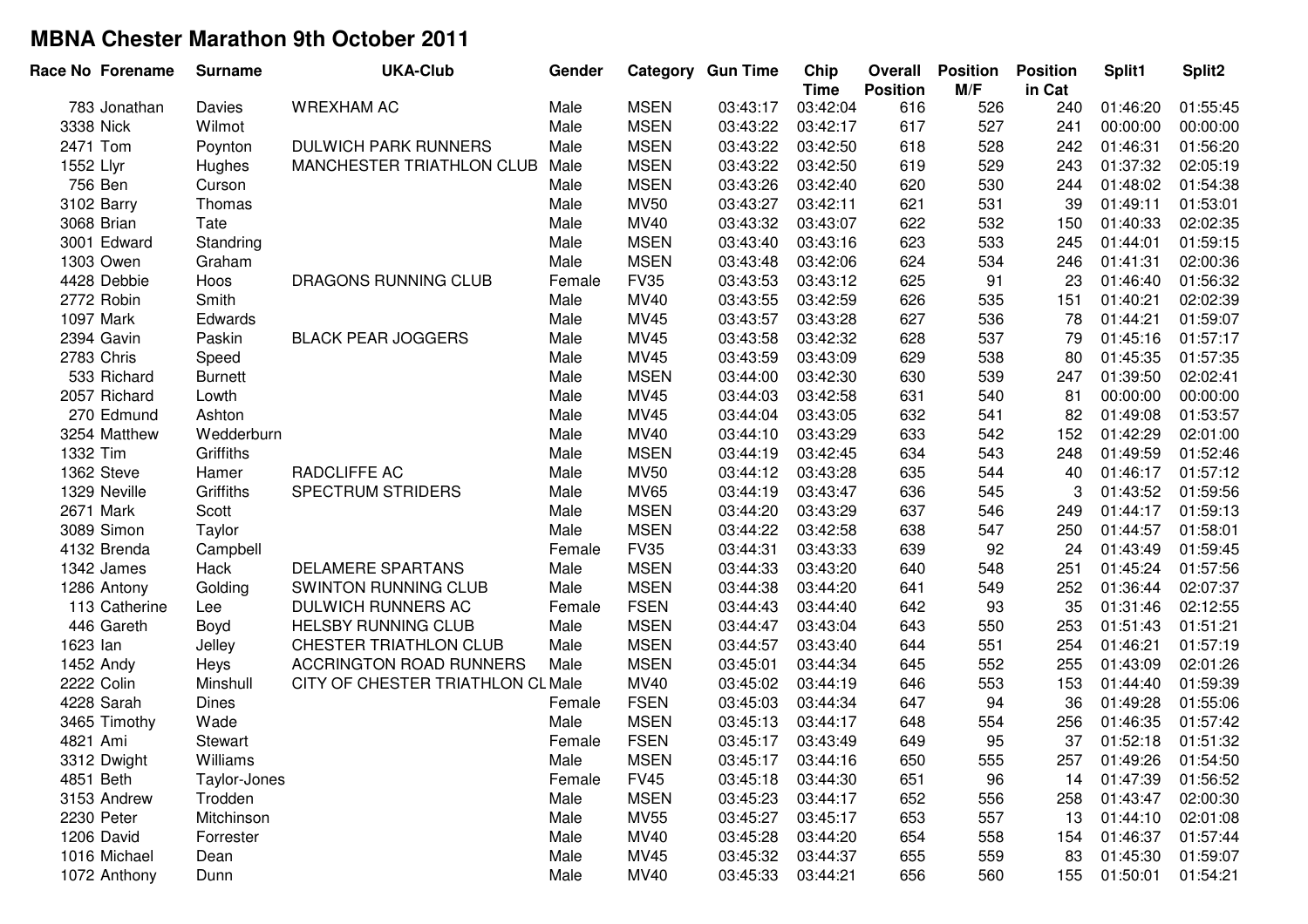# MBNA Chester Marathon 9th October 2011

| Race No | Forename | Surname | UKA-Club | Gender | Category | Gun Time | Chip Time | Overall Position | Position M/F | Position in Cat | Split1 | Split2 |
|---|---|---|---|---|---|---|---|---|---|---|---|---|
| 783 | Jonathan | Davies | WREXHAM AC | Male | MSEN | 03:43:17 | 03:42:04 | 616 | 526 | 240 | 01:46:20 | 01:55:45 |
| 3338 | Nick | Wilmot | | Male | MSEN | 03:43:22 | 03:42:17 | 617 | 527 | 241 | 00:00:00 | 00:00:00 |
| 2471 | Tom | Poynton | DULWICH PARK RUNNERS | Male | MSEN | 03:43:22 | 03:42:50 | 618 | 528 | 242 | 01:46:31 | 01:56:20 |
| 1552 | Llyr | Hughes | MANCHESTER TRIATHLON CLUB | Male | MSEN | 03:43:22 | 03:42:50 | 619 | 529 | 243 | 01:37:32 | 02:05:19 |
| 756 | Ben | Curson | | Male | MSEN | 03:43:26 | 03:42:40 | 620 | 530 | 244 | 01:48:02 | 01:54:38 |
| 3102 | Barry | Thomas | | Male | MV50 | 03:43:27 | 03:42:11 | 621 | 531 | 39 | 01:49:11 | 01:53:01 |
| 3068 | Brian | Tate | | Male | MV40 | 03:43:32 | 03:43:07 | 622 | 532 | 150 | 01:40:33 | 02:02:35 |
| 3001 | Edward | Standring | | Male | MSEN | 03:43:40 | 03:43:16 | 623 | 533 | 245 | 01:44:01 | 01:59:15 |
| 1303 | Owen | Graham | | Male | MSEN | 03:43:48 | 03:42:06 | 624 | 534 | 246 | 01:41:31 | 02:00:36 |
| 4428 | Debbie | Hoos | DRAGONS RUNNING CLUB | Female | FV35 | 03:43:53 | 03:43:12 | 625 | 91 | 23 | 01:46:40 | 01:56:32 |
| 2772 | Robin | Smith | | Male | MV40 | 03:43:55 | 03:42:59 | 626 | 535 | 151 | 01:40:21 | 02:02:39 |
| 1097 | Mark | Edwards | | Male | MV45 | 03:43:57 | 03:43:28 | 627 | 536 | 78 | 01:44:21 | 01:59:07 |
| 2394 | Gavin | Paskin | BLACK PEAR JOGGERS | Male | MV45 | 03:43:58 | 03:42:32 | 628 | 537 | 79 | 01:45:16 | 01:57:17 |
| 2783 | Chris | Speed | | Male | MV45 | 03:43:59 | 03:43:09 | 629 | 538 | 80 | 01:45:35 | 01:57:35 |
| 533 | Richard | Burnett | | Male | MSEN | 03:44:00 | 03:42:30 | 630 | 539 | 247 | 01:39:50 | 02:02:41 |
| 2057 | Richard | Lowth | | Male | MV45 | 03:44:03 | 03:42:58 | 631 | 540 | 81 | 00:00:00 | 00:00:00 |
| 270 | Edmund | Ashton | | Male | MV45 | 03:44:04 | 03:43:05 | 632 | 541 | 82 | 01:49:08 | 01:53:57 |
| 3254 | Matthew | Wedderburn | | Male | MV40 | 03:44:10 | 03:43:29 | 633 | 542 | 152 | 01:42:29 | 02:01:00 |
| 1332 | Tim | Griffiths | | Male | MSEN | 03:44:19 | 03:42:45 | 634 | 543 | 248 | 01:49:59 | 01:52:46 |
| 1362 | Steve | Hamer | RADCLIFFE AC | Male | MV50 | 03:44:12 | 03:43:28 | 635 | 544 | 40 | 01:46:17 | 01:57:12 |
| 1329 | Neville | Griffiths | SPECTRUM STRIDERS | Male | MV65 | 03:44:19 | 03:43:47 | 636 | 545 | 3 | 01:43:52 | 01:59:56 |
| 2671 | Mark | Scott | | Male | MSEN | 03:44:20 | 03:43:29 | 637 | 546 | 249 | 01:44:17 | 01:59:13 |
| 3089 | Simon | Taylor | | Male | MSEN | 03:44:22 | 03:42:58 | 638 | 547 | 250 | 01:44:57 | 01:58:01 |
| 4132 | Brenda | Campbell | | Female | FV35 | 03:44:31 | 03:43:33 | 639 | 92 | 24 | 01:43:49 | 01:59:45 |
| 1342 | James | Hack | DELAMERE SPARTANS | Male | MSEN | 03:44:33 | 03:43:20 | 640 | 548 | 251 | 01:45:24 | 01:57:56 |
| 1286 | Antony | Golding | SWINTON RUNNING CLUB | Male | MSEN | 03:44:38 | 03:44:20 | 641 | 549 | 252 | 01:36:44 | 02:07:37 |
| 113 | Catherine | Lee | DULWICH RUNNERS AC | Female | FSEN | 03:44:43 | 03:44:40 | 642 | 93 | 35 | 01:31:46 | 02:12:55 |
| 446 | Gareth | Boyd | HELSBY RUNNING CLUB | Male | MSEN | 03:44:47 | 03:43:04 | 643 | 550 | 253 | 01:51:43 | 01:51:21 |
| 1623 | Ian | Jelley | CHESTER TRIATHLON CLUB | Male | MSEN | 03:44:57 | 03:43:40 | 644 | 551 | 254 | 01:46:21 | 01:57:19 |
| 1452 | Andy | Heys | ACCRINGTON ROAD RUNNERS | Male | MSEN | 03:45:01 | 03:44:34 | 645 | 552 | 255 | 01:43:09 | 02:01:26 |
| 2222 | Colin | Minshull | CITY OF CHESTER TRIATHLON CL | Male | MV40 | 03:45:02 | 03:44:19 | 646 | 553 | 153 | 01:44:40 | 01:59:39 |
| 4228 | Sarah | Dines | | Female | FSEN | 03:45:03 | 03:44:34 | 647 | 94 | 36 | 01:49:28 | 01:55:06 |
| 3465 | Timothy | Wade | | Male | MSEN | 03:45:13 | 03:44:17 | 648 | 554 | 256 | 01:46:35 | 01:57:42 |
| 4821 | Ami | Stewart | | Female | FSEN | 03:45:17 | 03:43:49 | 649 | 95 | 37 | 01:52:18 | 01:51:32 |
| 3312 | Dwight | Williams | | Male | MSEN | 03:45:17 | 03:44:16 | 650 | 555 | 257 | 01:49:26 | 01:54:50 |
| 4851 | Beth | Taylor-Jones | | Female | FV45 | 03:45:18 | 03:44:30 | 651 | 96 | 14 | 01:47:39 | 01:56:52 |
| 3153 | Andrew | Trodden | | Male | MSEN | 03:45:23 | 03:44:17 | 652 | 556 | 258 | 01:43:47 | 02:00:30 |
| 2230 | Peter | Mitchinson | | Male | MV55 | 03:45:27 | 03:45:17 | 653 | 557 | 13 | 01:44:10 | 02:01:08 |
| 1206 | David | Forrester | | Male | MV40 | 03:45:28 | 03:44:20 | 654 | 558 | 154 | 01:46:37 | 01:57:44 |
| 1016 | Michael | Dean | | Male | MV45 | 03:45:32 | 03:44:37 | 655 | 559 | 83 | 01:45:30 | 01:59:07 |
| 1072 | Anthony | Dunn | | Male | MV40 | 03:45:33 | 03:44:21 | 656 | 560 | 155 | 01:50:01 | 01:54:21 |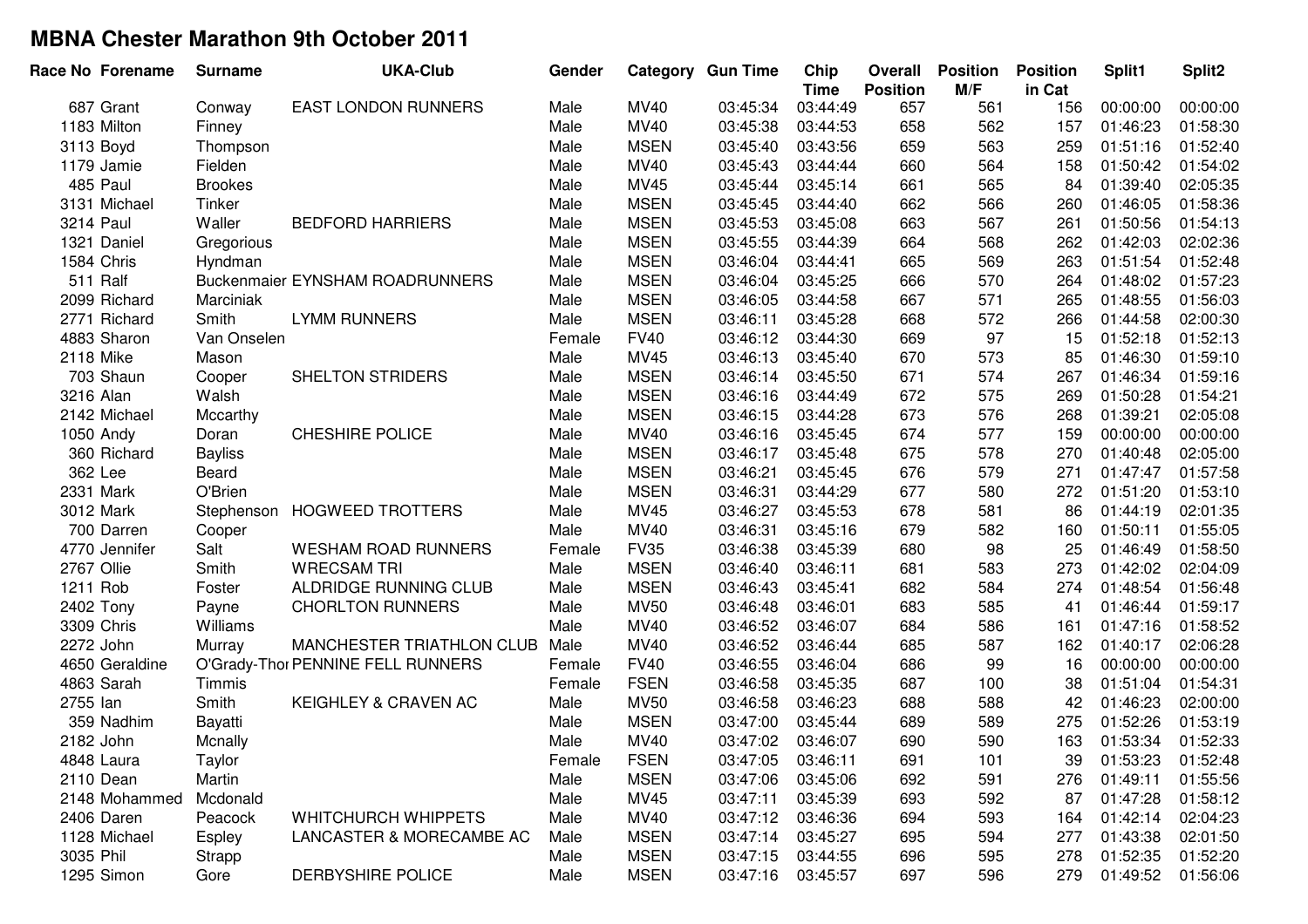# MBNA Chester Marathon 9th October 2011

| Race No | Forename | Surname | UKA-Club | Gender | Category | Gun Time | Chip Time | Overall Position | Position M/F | Position in Cat | Split1 | Split2 |
|---|---|---|---|---|---|---|---|---|---|---|---|---|
| 687 | Grant | Conway | EAST LONDON RUNNERS | Male | MV40 | 03:45:34 | 03:44:49 | 657 | 561 | 156 | 00:00:00 | 00:00:00 |
| 1183 | Milton | Finney | | Male | MV40 | 03:45:38 | 03:44:53 | 658 | 562 | 157 | 01:46:23 | 01:58:30 |
| 3113 | Boyd | Thompson | | Male | MSEN | 03:45:40 | 03:43:56 | 659 | 563 | 259 | 01:51:16 | 01:52:40 |
| 1179 | Jamie | Fielden | | Male | MV40 | 03:45:43 | 03:44:44 | 660 | 564 | 158 | 01:50:42 | 01:54:02 |
| 485 | Paul | Brookes | | Male | MV45 | 03:45:44 | 03:45:14 | 661 | 565 | 84 | 01:39:40 | 02:05:35 |
| 3131 | Michael | Tinker | | Male | MSEN | 03:45:45 | 03:44:40 | 662 | 566 | 260 | 01:46:05 | 01:58:36 |
| 3214 | Paul | Waller | BEDFORD HARRIERS | Male | MSEN | 03:45:53 | 03:45:08 | 663 | 567 | 261 | 01:50:56 | 01:54:13 |
| 1321 | Daniel | Gregorious | | Male | MSEN | 03:45:55 | 03:44:39 | 664 | 568 | 262 | 01:42:03 | 02:02:36 |
| 1584 | Chris | Hyndman | | Male | MSEN | 03:46:04 | 03:44:41 | 665 | 569 | 263 | 01:51:54 | 01:52:48 |
| 511 | Ralf | Buckenmaier | EYNSHAM ROADRUNNERS | Male | MSEN | 03:46:04 | 03:45:25 | 666 | 570 | 264 | 01:48:02 | 01:57:23 |
| 2099 | Richard | Marciniak | | Male | MSEN | 03:46:05 | 03:44:58 | 667 | 571 | 265 | 01:48:55 | 01:56:03 |
| 2771 | Richard | Smith | LYMM RUNNERS | Male | MSEN | 03:46:11 | 03:45:28 | 668 | 572 | 266 | 01:44:58 | 02:00:30 |
| 4883 | Sharon | Van Onselen | | Female | FV40 | 03:46:12 | 03:44:30 | 669 | 97 | 15 | 01:52:18 | 01:52:13 |
| 2118 | Mike | Mason | | Male | MV45 | 03:46:13 | 03:45:40 | 670 | 573 | 85 | 01:46:30 | 01:59:10 |
| 703 | Shaun | Cooper | SHELTON STRIDERS | Male | MSEN | 03:46:14 | 03:45:50 | 671 | 574 | 267 | 01:46:34 | 01:59:16 |
| 3216 | Alan | Walsh | | Male | MSEN | 03:46:16 | 03:44:49 | 672 | 575 | 269 | 01:50:28 | 01:54:21 |
| 2142 | Michael | Mccarthy | | Male | MSEN | 03:46:15 | 03:44:28 | 673 | 576 | 268 | 01:39:21 | 02:05:08 |
| 1050 | Andy | Doran | CHESHIRE POLICE | Male | MV40 | 03:46:16 | 03:45:45 | 674 | 577 | 159 | 00:00:00 | 00:00:00 |
| 360 | Richard | Bayliss | | Male | MSEN | 03:46:17 | 03:45:48 | 675 | 578 | 270 | 01:40:48 | 02:05:00 |
| 362 | Lee | Beard | | Male | MSEN | 03:46:21 | 03:45:45 | 676 | 579 | 271 | 01:47:47 | 01:57:58 |
| 2331 | Mark | O'Brien | | Male | MSEN | 03:46:31 | 03:44:29 | 677 | 580 | 272 | 01:51:20 | 01:53:10 |
| 3012 | Mark | Stephenson | HOGWEED TROTTERS | Male | MV45 | 03:46:27 | 03:45:53 | 678 | 581 | 86 | 01:44:19 | 02:01:35 |
| 700 | Darren | Cooper | | Male | MV40 | 03:46:31 | 03:45:16 | 679 | 582 | 160 | 01:50:11 | 01:55:05 |
| 4770 | Jennifer | Salt | WESHAM ROAD RUNNERS | Female | FV35 | 03:46:38 | 03:45:39 | 680 | 98 | 25 | 01:46:49 | 01:58:50 |
| 2767 | Ollie | Smith | WRECSAM TRI | Male | MSEN | 03:46:40 | 03:46:11 | 681 | 583 | 273 | 01:42:02 | 02:04:09 |
| 1211 | Rob | Foster | ALDRIDGE RUNNING CLUB | Male | MSEN | 03:46:43 | 03:45:41 | 682 | 584 | 274 | 01:48:54 | 01:56:48 |
| 2402 | Tony | Payne | CHORLTON RUNNERS | Male | MV50 | 03:46:48 | 03:46:01 | 683 | 585 | 41 | 01:46:44 | 01:59:17 |
| 3309 | Chris | Williams | | Male | MV40 | 03:46:52 | 03:46:07 | 684 | 586 | 161 | 01:47:16 | 01:58:52 |
| 2272 | John | Murray | MANCHESTER TRIATHLON CLUB | Male | MV40 | 03:46:52 | 03:46:44 | 685 | 587 | 162 | 01:40:17 | 02:06:28 |
| 4650 | Geraldine | O'Grady-Thor | PENNINE FELL RUNNERS | Female | FV40 | 03:46:55 | 03:46:04 | 686 | 99 | 16 | 00:00:00 | 00:00:00 |
| 4863 | Sarah | Timmis | | Female | FSEN | 03:46:58 | 03:45:35 | 687 | 100 | 38 | 01:51:04 | 01:54:31 |
| 2755 | Ian | Smith | KEIGHLEY & CRAVEN AC | Male | MV50 | 03:46:58 | 03:46:23 | 688 | 588 | 42 | 01:46:23 | 02:00:00 |
| 359 | Nadhim | Bayatti | | Male | MSEN | 03:47:00 | 03:45:44 | 689 | 589 | 275 | 01:52:26 | 01:53:19 |
| 2182 | John | Mcnally | | Male | MV40 | 03:47:02 | 03:46:07 | 690 | 590 | 163 | 01:53:34 | 01:52:33 |
| 4848 | Laura | Taylor | | Female | FSEN | 03:47:05 | 03:46:11 | 691 | 101 | 39 | 01:53:23 | 01:52:48 |
| 2110 | Dean | Martin | | Male | MSEN | 03:47:06 | 03:45:06 | 692 | 591 | 276 | 01:49:11 | 01:55:56 |
| 2148 | Mohammed | Mcdonald | | Male | MV45 | 03:47:11 | 03:45:39 | 693 | 592 | 87 | 01:47:28 | 01:58:12 |
| 2406 | Daren | Peacock | WHITCHURCH WHIPPETS | Male | MV40 | 03:47:12 | 03:46:36 | 694 | 593 | 164 | 01:42:14 | 02:04:23 |
| 1128 | Michael | Espley | LANCASTER & MORECAMBE AC | Male | MSEN | 03:47:14 | 03:45:27 | 695 | 594 | 277 | 01:43:38 | 02:01:50 |
| 3035 | Phil | Strapp | | Male | MSEN | 03:47:15 | 03:44:55 | 696 | 595 | 278 | 01:52:35 | 01:52:20 |
| 1295 | Simon | Gore | DERBYSHIRE POLICE | Male | MSEN | 03:47:16 | 03:45:57 | 697 | 596 | 279 | 01:49:52 | 01:56:06 |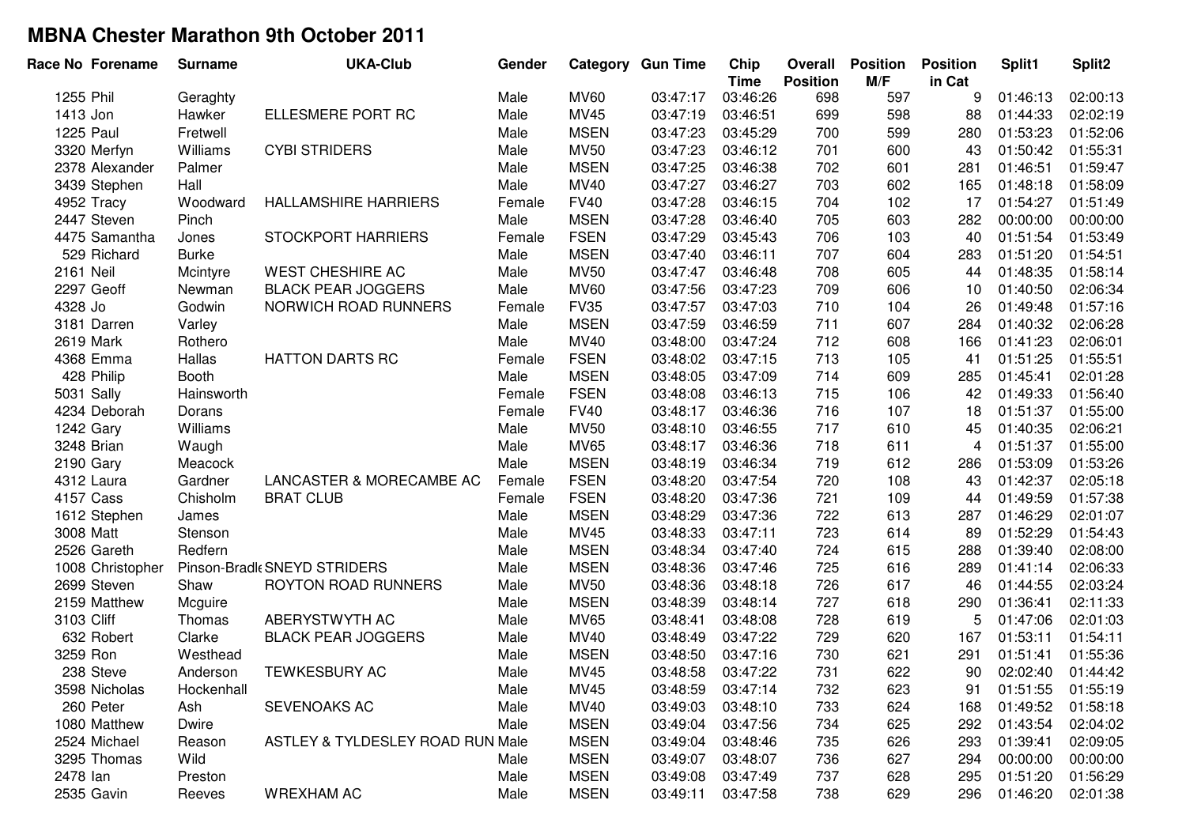# MBNA Chester Marathon 9th October 2011

| Race No | Forename | Surname | UKA-Club | Gender | Category | Gun Time | Chip Time | Overall Position | Position M/F | Position in Cat | Split1 | Split2 |
|---|---|---|---|---|---|---|---|---|---|---|---|---|
| 1255 | Phil | Geraghty | | Male | MV60 | 03:47:17 | 03:46:26 | 698 | 597 | 9 | 01:46:13 | 02:00:13 |
| 1413 | Jon | Hawker | ELLESMERE PORT RC | Male | MV45 | 03:47:19 | 03:46:51 | 699 | 598 | 88 | 01:44:33 | 02:02:19 |
| 1225 | Paul | Fretwell | | Male | MSEN | 03:47:23 | 03:45:29 | 700 | 599 | 280 | 01:53:23 | 01:52:06 |
| 3320 | Merfyn | Williams | CYBI STRIDERS | Male | MV50 | 03:47:23 | 03:46:12 | 701 | 600 | 43 | 01:50:42 | 01:55:31 |
| 2378 | Alexander | Palmer | | Male | MSEN | 03:47:25 | 03:46:38 | 702 | 601 | 281 | 01:46:51 | 01:59:47 |
| 3439 | Stephen | Hall | | Male | MV40 | 03:47:27 | 03:46:27 | 703 | 602 | 165 | 01:48:18 | 01:58:09 |
| 4952 | Tracy | Woodward | HALLAMSHIRE HARRIERS | Female | FV40 | 03:47:28 | 03:46:15 | 704 | 102 | 17 | 01:54:27 | 01:51:49 |
| 2447 | Steven | Pinch | | Male | MSEN | 03:47:28 | 03:46:40 | 705 | 603 | 282 | 00:00:00 | 00:00:00 |
| 4475 | Samantha | Jones | STOCKPORT HARRIERS | Female | FSEN | 03:47:29 | 03:45:43 | 706 | 103 | 40 | 01:51:54 | 01:53:49 |
| 529 | Richard | Burke | | Male | MSEN | 03:47:40 | 03:46:11 | 707 | 604 | 283 | 01:51:20 | 01:54:51 |
| 2161 | Neil | Mcintyre | WEST CHESHIRE AC | Male | MV50 | 03:47:47 | 03:46:48 | 708 | 605 | 44 | 01:48:35 | 01:58:14 |
| 2297 | Geoff | Newman | BLACK PEAR JOGGERS | Male | MV60 | 03:47:56 | 03:47:23 | 709 | 606 | 10 | 01:40:50 | 02:06:34 |
| 4328 | Jo | Godwin | NORWICH ROAD RUNNERS | Female | FV35 | 03:47:57 | 03:47:03 | 710 | 104 | 26 | 01:49:48 | 01:57:16 |
| 3181 | Darren | Varley | | Male | MSEN | 03:47:59 | 03:46:59 | 711 | 607 | 284 | 01:40:32 | 02:06:28 |
| 2619 | Mark | Rothero | | Male | MV40 | 03:48:00 | 03:47:24 | 712 | 608 | 166 | 01:41:23 | 02:06:01 |
| 4368 | Emma | Hallas | HATTON DARTS RC | Female | FSEN | 03:48:02 | 03:47:15 | 713 | 105 | 41 | 01:51:25 | 01:55:51 |
| 428 | Philip | Booth | | Male | MSEN | 03:48:05 | 03:47:09 | 714 | 609 | 285 | 01:45:41 | 02:01:28 |
| 5031 | Sally | Hainsworth | | Female | FSEN | 03:48:08 | 03:46:13 | 715 | 106 | 42 | 01:49:33 | 01:56:40 |
| 4234 | Deborah | Dorans | | Female | FV40 | 03:48:17 | 03:46:36 | 716 | 107 | 18 | 01:51:37 | 01:55:00 |
| 1242 | Gary | Williams | | Male | MV50 | 03:48:10 | 03:46:55 | 717 | 610 | 45 | 01:40:35 | 02:06:21 |
| 3248 | Brian | Waugh | | Male | MV65 | 03:48:17 | 03:46:36 | 718 | 611 | 4 | 01:51:37 | 01:55:00 |
| 2190 | Gary | Meacock | | Male | MSEN | 03:48:19 | 03:46:34 | 719 | 612 | 286 | 01:53:09 | 01:53:26 |
| 4312 | Laura | Gardner | LANCASTER & MORECAMBE AC | Female | FSEN | 03:48:20 | 03:47:54 | 720 | 108 | 43 | 01:42:37 | 02:05:18 |
| 4157 | Cass | Chisholm | BRAT CLUB | Female | FSEN | 03:48:20 | 03:47:36 | 721 | 109 | 44 | 01:49:59 | 01:57:38 |
| 1612 | Stephen | James | | Male | MSEN | 03:48:29 | 03:47:36 | 722 | 613 | 287 | 01:46:29 | 02:01:07 |
| 3008 | Matt | Stenson | | Male | MV45 | 03:48:33 | 03:47:11 | 723 | 614 | 89 | 01:52:29 | 01:54:43 |
| 2526 | Gareth | Redfern | | Male | MSEN | 03:48:34 | 03:47:40 | 724 | 615 | 288 | 01:39:40 | 02:08:00 |
| 1008 | Christopher | Pinson-Bradle | SNEYD STRIDERS | Male | MSEN | 03:48:36 | 03:47:46 | 725 | 616 | 289 | 01:41:14 | 02:06:33 |
| 2699 | Steven | Shaw | ROYTON ROAD RUNNERS | Male | MV50 | 03:48:36 | 03:48:18 | 726 | 617 | 46 | 01:44:55 | 02:03:24 |
| 2159 | Matthew | Mcguire | | Male | MSEN | 03:48:39 | 03:48:14 | 727 | 618 | 290 | 01:36:41 | 02:11:33 |
| 3103 | Cliff | Thomas | ABERYSTWYTH AC | Male | MV65 | 03:48:41 | 03:48:08 | 728 | 619 | 5 | 01:47:06 | 02:01:03 |
| 632 | Robert | Clarke | BLACK PEAR JOGGERS | Male | MV40 | 03:48:49 | 03:47:22 | 729 | 620 | 167 | 01:53:11 | 01:54:11 |
| 3259 | Ron | Westhead | | Male | MSEN | 03:48:50 | 03:47:16 | 730 | 621 | 291 | 01:51:41 | 01:55:36 |
| 238 | Steve | Anderson | TEWKESBURY AC | Male | MV45 | 03:48:58 | 03:47:22 | 731 | 622 | 90 | 02:02:40 | 01:44:42 |
| 3598 | Nicholas | Hockenhall | | Male | MV45 | 03:48:59 | 03:47:14 | 732 | 623 | 91 | 01:51:55 | 01:55:19 |
| 260 | Peter | Ash | SEVENOAKS AC | Male | MV40 | 03:49:03 | 03:48:10 | 733 | 624 | 168 | 01:49:52 | 01:58:18 |
| 1080 | Matthew | Dwire | | Male | MSEN | 03:49:04 | 03:47:56 | 734 | 625 | 292 | 01:43:54 | 02:04:02 |
| 2524 | Michael | Reason | ASTLEY & TYLDESLEY ROAD RUN | Male | MSEN | 03:49:04 | 03:48:46 | 735 | 626 | 293 | 01:39:41 | 02:09:05 |
| 3295 | Thomas | Wild | | Male | MSEN | 03:49:07 | 03:48:07 | 736 | 627 | 294 | 00:00:00 | 00:00:00 |
| 2478 | Ian | Preston | | Male | MSEN | 03:49:08 | 03:47:49 | 737 | 628 | 295 | 01:51:20 | 01:56:29 |
| 2535 | Gavin | Reeves | WREXHAM AC | Male | MSEN | 03:49:11 | 03:47:58 | 738 | 629 | 296 | 01:46:20 | 02:01:38 |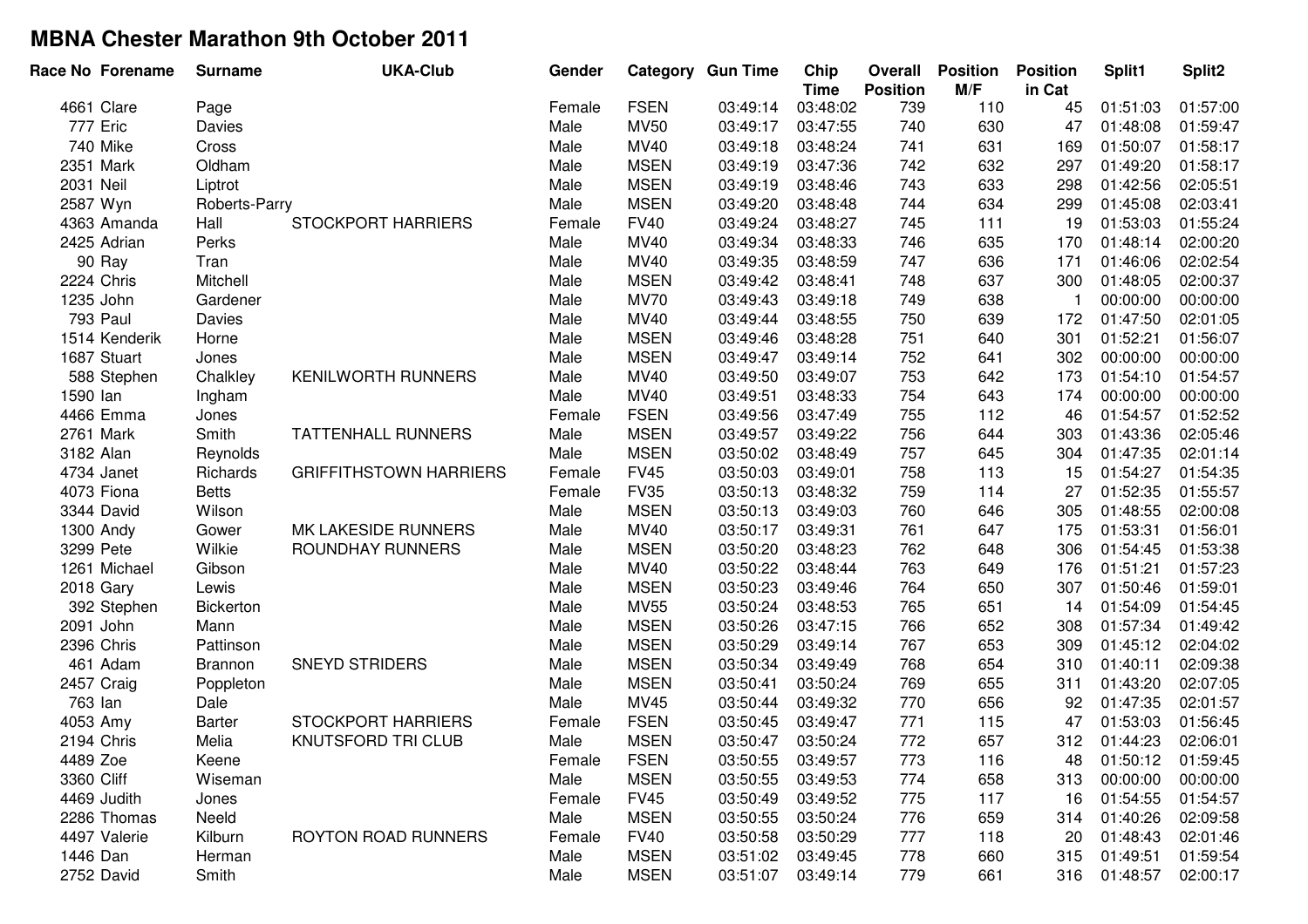# MBNA Chester Marathon 9th October 2011

| Race No | Forename | Surname | UKA-Club | Gender | Category | Gun Time | Chip Time | Overall Position | Position M/F | Position in Cat | Split1 | Split2 |
|---|---|---|---|---|---|---|---|---|---|---|---|---|
| 4661 | Clare | Page | | Female | FSEN | 03:49:14 | 03:48:02 | 739 | 110 | 45 | 01:51:03 | 01:57:00 |
| 777 | Eric | Davies | | Male | MV50 | 03:49:17 | 03:47:55 | 740 | 630 | 47 | 01:48:08 | 01:59:47 |
| 740 | Mike | Cross | | Male | MV40 | 03:49:18 | 03:48:24 | 741 | 631 | 169 | 01:50:07 | 01:58:17 |
| 2351 | Mark | Oldham | | Male | MSEN | 03:49:19 | 03:47:36 | 742 | 632 | 297 | 01:49:20 | 01:58:17 |
| 2031 | Neil | Liptrot | | Male | MSEN | 03:49:19 | 03:48:46 | 743 | 633 | 298 | 01:42:56 | 02:05:51 |
| 2587 | Wyn | Roberts-Parry | | Male | MSEN | 03:49:20 | 03:48:48 | 744 | 634 | 299 | 01:45:08 | 02:03:41 |
| 4363 | Amanda | Hall | STOCKPORT HARRIERS | Female | FV40 | 03:49:24 | 03:48:27 | 745 | 111 | 19 | 01:53:03 | 01:55:24 |
| 2425 | Adrian | Perks | | Male | MV40 | 03:49:34 | 03:48:33 | 746 | 635 | 170 | 01:48:14 | 02:00:20 |
| 90 | Ray | Tran | | Male | MV40 | 03:49:35 | 03:48:59 | 747 | 636 | 171 | 01:46:06 | 02:02:54 |
| 2224 | Chris | Mitchell | | Male | MSEN | 03:49:42 | 03:48:41 | 748 | 637 | 300 | 01:48:05 | 02:00:37 |
| 1235 | John | Gardener | | Male | MV70 | 03:49:43 | 03:49:18 | 749 | 638 | 1 | 00:00:00 | 00:00:00 |
| 793 | Paul | Davies | | Male | MV40 | 03:49:44 | 03:48:55 | 750 | 639 | 172 | 01:47:50 | 02:01:05 |
| 1514 | Kenderik | Horne | | Male | MSEN | 03:49:46 | 03:48:28 | 751 | 640 | 301 | 01:52:21 | 01:56:07 |
| 1687 | Stuart | Jones | | Male | MSEN | 03:49:47 | 03:49:14 | 752 | 641 | 302 | 00:00:00 | 00:00:00 |
| 588 | Stephen | Chalkley | KENILWORTH RUNNERS | Male | MV40 | 03:49:50 | 03:49:07 | 753 | 642 | 173 | 01:54:10 | 01:54:57 |
| 1590 | Ian | Ingham | | Male | MV40 | 03:49:51 | 03:48:33 | 754 | 643 | 174 | 00:00:00 | 00:00:00 |
| 4466 | Emma | Jones | | Female | FSEN | 03:49:56 | 03:47:49 | 755 | 112 | 46 | 01:54:57 | 01:52:52 |
| 2761 | Mark | Smith | TATTENHALL RUNNERS | Male | MSEN | 03:49:57 | 03:49:22 | 756 | 644 | 303 | 01:43:36 | 02:05:46 |
| 3182 | Alan | Reynolds | | Male | MSEN | 03:50:02 | 03:48:49 | 757 | 645 | 304 | 01:47:35 | 02:01:14 |
| 4734 | Janet | Richards | GRIFFITHSTOWN HARRIERS | Female | FV45 | 03:50:03 | 03:49:01 | 758 | 113 | 15 | 01:54:27 | 01:54:35 |
| 4073 | Fiona | Betts | | Female | FV35 | 03:50:13 | 03:48:32 | 759 | 114 | 27 | 01:52:35 | 01:55:57 |
| 3344 | David | Wilson | | Male | MSEN | 03:50:13 | 03:49:03 | 760 | 646 | 305 | 01:48:55 | 02:00:08 |
| 1300 | Andy | Gower | MK LAKESIDE RUNNERS | Male | MV40 | 03:50:17 | 03:49:31 | 761 | 647 | 175 | 01:53:31 | 01:56:01 |
| 3299 | Pete | Wilkie | ROUNDHAY RUNNERS | Male | MSEN | 03:50:20 | 03:48:23 | 762 | 648 | 306 | 01:54:45 | 01:53:38 |
| 1261 | Michael | Gibson | | Male | MV40 | 03:50:22 | 03:48:44 | 763 | 649 | 176 | 01:51:21 | 01:57:23 |
| 2018 | Gary | Lewis | | Male | MSEN | 03:50:23 | 03:49:46 | 764 | 650 | 307 | 01:50:46 | 01:59:01 |
| 392 | Stephen | Bickerton | | Male | MV55 | 03:50:24 | 03:48:53 | 765 | 651 | 14 | 01:54:09 | 01:54:45 |
| 2091 | John | Mann | | Male | MSEN | 03:50:26 | 03:47:15 | 766 | 652 | 308 | 01:57:34 | 01:49:42 |
| 2396 | Chris | Pattinson | | Male | MSEN | 03:50:29 | 03:49:14 | 767 | 653 | 309 | 01:45:12 | 02:04:02 |
| 461 | Adam | Brannon | SNEYD STRIDERS | Male | MSEN | 03:50:34 | 03:49:49 | 768 | 654 | 310 | 01:40:11 | 02:09:38 |
| 2457 | Craig | Poppleton | | Male | MSEN | 03:50:41 | 03:50:24 | 769 | 655 | 311 | 01:43:20 | 02:07:05 |
| 763 | Ian | Dale | | Male | MV45 | 03:50:44 | 03:49:32 | 770 | 656 | 92 | 01:47:35 | 02:01:57 |
| 4053 | Amy | Barter | STOCKPORT HARRIERS | Female | FSEN | 03:50:45 | 03:49:47 | 771 | 115 | 47 | 01:53:03 | 01:56:45 |
| 2194 | Chris | Melia | KNUTSFORD TRI CLUB | Male | MSEN | 03:50:47 | 03:50:24 | 772 | 657 | 312 | 01:44:23 | 02:06:01 |
| 4489 | Zoe | Keene | | Female | FSEN | 03:50:55 | 03:49:57 | 773 | 116 | 48 | 01:50:12 | 01:59:45 |
| 3360 | Cliff | Wiseman | | Male | MSEN | 03:50:55 | 03:49:53 | 774 | 658 | 313 | 00:00:00 | 00:00:00 |
| 4469 | Judith | Jones | | Female | FV45 | 03:50:49 | 03:49:52 | 775 | 117 | 16 | 01:54:55 | 01:54:57 |
| 2286 | Thomas | Neeld | | Male | MSEN | 03:50:55 | 03:50:24 | 776 | 659 | 314 | 01:40:26 | 02:09:58 |
| 4497 | Valerie | Kilburn | ROYTON ROAD RUNNERS | Female | FV40 | 03:50:58 | 03:50:29 | 777 | 118 | 20 | 01:48:43 | 02:01:46 |
| 1446 | Dan | Herman | | Male | MSEN | 03:51:02 | 03:49:45 | 778 | 660 | 315 | 01:49:51 | 01:59:54 |
| 2752 | David | Smith | | Male | MSEN | 03:51:07 | 03:49:14 | 779 | 661 | 316 | 01:48:57 | 02:00:17 |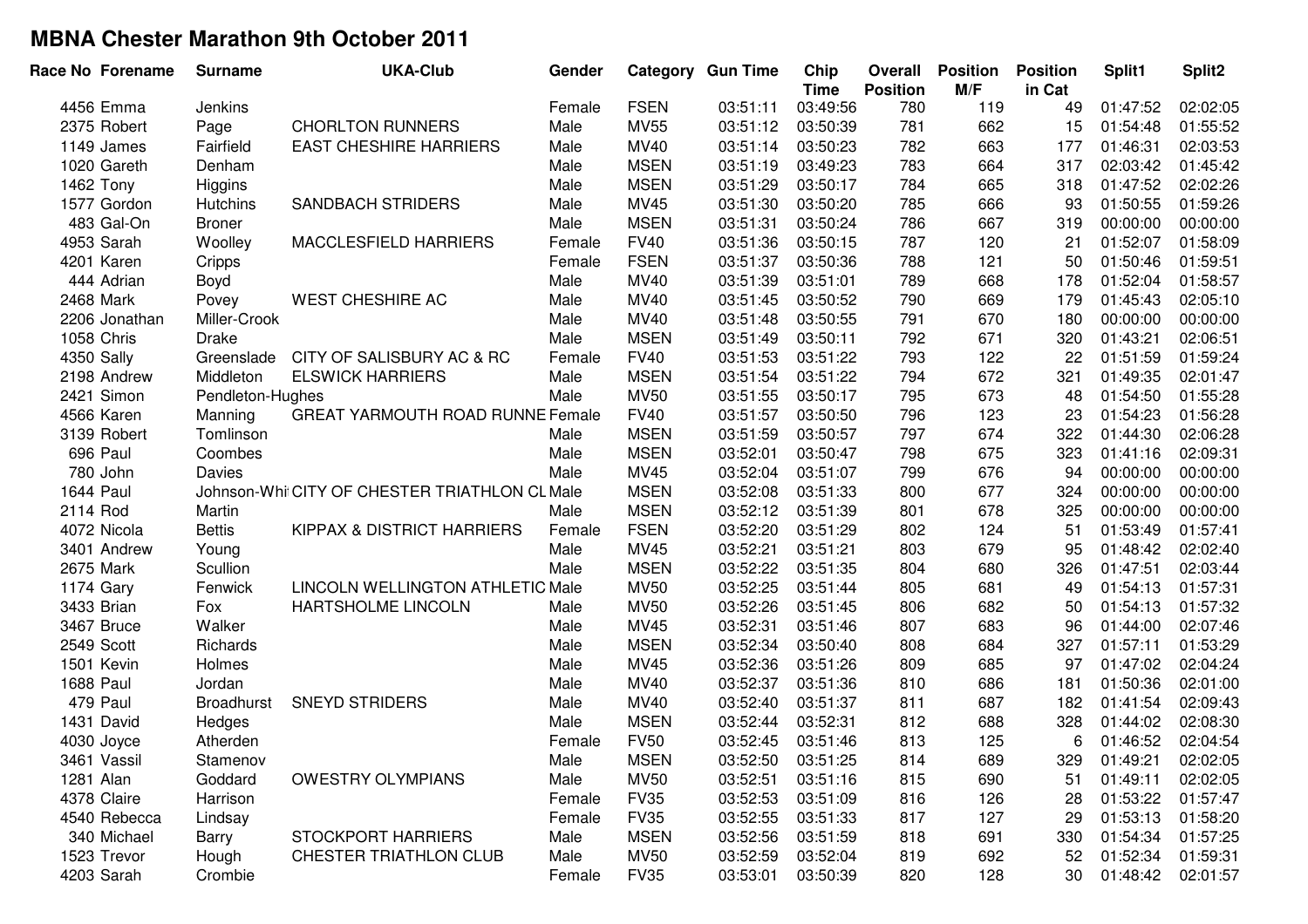# MBNA Chester Marathon 9th October 2011

| Race No | Forename | Surname | UKA-Club | Gender | Category | Gun Time | Chip Time | Overall Position | Position M/F | Position in Cat | Split1 | Split2 |
|---|---|---|---|---|---|---|---|---|---|---|---|---|
| 4456 | Emma | Jenkins | | Female | FSEN | 03:51:11 | 03:49:56 | 780 | 119 | 49 | 01:47:52 | 02:02:05 |
| 2375 | Robert | Page | CHORLTON RUNNERS | Male | MV55 | 03:51:12 | 03:50:39 | 781 | 662 | 15 | 01:54:48 | 01:55:52 |
| 1149 | James | Fairfield | EAST CHESHIRE HARRIERS | Male | MV40 | 03:51:14 | 03:50:23 | 782 | 663 | 177 | 01:46:31 | 02:03:53 |
| 1020 | Gareth | Denham | | Male | MSEN | 03:51:19 | 03:49:23 | 783 | 664 | 317 | 02:03:42 | 01:45:42 |
| 1462 | Tony | Higgins | | Male | MSEN | 03:51:29 | 03:50:17 | 784 | 665 | 318 | 01:47:52 | 02:02:26 |
| 1577 | Gordon | Hutchins | SANDBACH STRIDERS | Male | MV45 | 03:51:30 | 03:50:20 | 785 | 666 | 93 | 01:50:55 | 01:59:26 |
| 483 | Gal-On | Broner | | Male | MSEN | 03:51:31 | 03:50:24 | 786 | 667 | 319 | 00:00:00 | 00:00:00 |
| 4953 | Sarah | Woolley | MACCLESFIELD HARRIERS | Female | FV40 | 03:51:36 | 03:50:15 | 787 | 120 | 21 | 01:52:07 | 01:58:09 |
| 4201 | Karen | Cripps | | Female | FSEN | 03:51:37 | 03:50:36 | 788 | 121 | 50 | 01:50:46 | 01:59:51 |
| 444 | Adrian | Boyd | | Male | MV40 | 03:51:39 | 03:51:01 | 789 | 668 | 178 | 01:52:04 | 01:58:57 |
| 2468 | Mark | Povey | WEST CHESHIRE AC | Male | MV40 | 03:51:45 | 03:50:52 | 790 | 669 | 179 | 01:45:43 | 02:05:10 |
| 2206 | Jonathan | Miller-Crook | | Male | MV40 | 03:51:48 | 03:50:55 | 791 | 670 | 180 | 00:00:00 | 00:00:00 |
| 1058 | Chris | Drake | | Male | MSEN | 03:51:49 | 03:50:11 | 792 | 671 | 320 | 01:43:21 | 02:06:51 |
| 4350 | Sally | Greenslade | CITY OF SALISBURY AC & RC | Female | FV40 | 03:51:53 | 03:51:22 | 793 | 122 | 22 | 01:51:59 | 01:59:24 |
| 2198 | Andrew | Middleton | ELSWICK HARRIERS | Male | MSEN | 03:51:54 | 03:51:22 | 794 | 672 | 321 | 01:49:35 | 02:01:47 |
| 2421 | Simon | Pendleton-Hughes | | Male | MV50 | 03:51:55 | 03:50:17 | 795 | 673 | 48 | 01:54:50 | 01:55:28 |
| 4566 | Karen | Manning | GREAT YARMOUTH ROAD RUNNE | Female | FV40 | 03:51:57 | 03:50:50 | 796 | 123 | 23 | 01:54:23 | 01:56:28 |
| 3139 | Robert | Tomlinson | | Male | MSEN | 03:51:59 | 03:50:57 | 797 | 674 | 322 | 01:44:30 | 02:06:28 |
| 696 | Paul | Coombes | | Male | MSEN | 03:52:01 | 03:50:47 | 798 | 675 | 323 | 01:41:16 | 02:09:31 |
| 780 | John | Davies | | Male | MV45 | 03:52:04 | 03:51:07 | 799 | 676 | 94 | 00:00:00 | 00:00:00 |
| 1644 | Paul | Johnson-Whi | CITY OF CHESTER TRIATHLON CL | Male | MSEN | 03:52:08 | 03:51:33 | 800 | 677 | 324 | 00:00:00 | 00:00:00 |
| 2114 | Rod | Martin | | Male | MSEN | 03:52:12 | 03:51:39 | 801 | 678 | 325 | 00:00:00 | 00:00:00 |
| 4072 | Nicola | Bettis | KIPPAX & DISTRICT HARRIERS | Female | FSEN | 03:52:20 | 03:51:29 | 802 | 124 | 51 | 01:53:49 | 01:57:41 |
| 3401 | Andrew | Young | | Male | MV45 | 03:52:21 | 03:51:21 | 803 | 679 | 95 | 01:48:42 | 02:02:40 |
| 2675 | Mark | Scullion | | Male | MSEN | 03:52:22 | 03:51:35 | 804 | 680 | 326 | 01:47:51 | 02:03:44 |
| 1174 | Gary | Fenwick | LINCOLN WELLINGTON ATHLETIC | Male | MV50 | 03:52:25 | 03:51:44 | 805 | 681 | 49 | 01:54:13 | 01:57:31 |
| 3433 | Brian | Fox | HARTSHOLME LINCOLN | Male | MV50 | 03:52:26 | 03:51:45 | 806 | 682 | 50 | 01:54:13 | 01:57:32 |
| 3467 | Bruce | Walker | | Male | MV45 | 03:52:31 | 03:51:46 | 807 | 683 | 96 | 01:44:00 | 02:07:46 |
| 2549 | Scott | Richards | | Male | MSEN | 03:52:34 | 03:50:40 | 808 | 684 | 327 | 01:57:11 | 01:53:29 |
| 1501 | Kevin | Holmes | | Male | MV45 | 03:52:36 | 03:51:26 | 809 | 685 | 97 | 01:47:02 | 02:04:24 |
| 1688 | Paul | Jordan | | Male | MV40 | 03:52:37 | 03:51:36 | 810 | 686 | 181 | 01:50:36 | 02:01:00 |
| 479 | Paul | Broadhurst | SNEYD STRIDERS | Male | MV40 | 03:52:40 | 03:51:37 | 811 | 687 | 182 | 01:41:54 | 02:09:43 |
| 1431 | David | Hedges | | Male | MSEN | 03:52:44 | 03:52:31 | 812 | 688 | 328 | 01:44:02 | 02:08:30 |
| 4030 | Joyce | Atherden | | Female | FV50 | 03:52:45 | 03:51:46 | 813 | 125 | 6 | 01:46:52 | 02:04:54 |
| 3461 | Vassil | Stamenov | | Male | MSEN | 03:52:50 | 03:51:25 | 814 | 689 | 329 | 01:49:21 | 02:02:05 |
| 1281 | Alan | Goddard | OWESTRY OLYMPIANS | Male | MV50 | 03:52:51 | 03:51:16 | 815 | 690 | 51 | 01:49:11 | 02:02:05 |
| 4378 | Claire | Harrison | | Female | FV35 | 03:52:53 | 03:51:09 | 816 | 126 | 28 | 01:53:22 | 01:57:47 |
| 4540 | Rebecca | Lindsay | | Female | FV35 | 03:52:55 | 03:51:33 | 817 | 127 | 29 | 01:53:13 | 01:58:20 |
| 340 | Michael | Barry | STOCKPORT HARRIERS | Male | MSEN | 03:52:56 | 03:51:59 | 818 | 691 | 330 | 01:54:34 | 01:57:25 |
| 1523 | Trevor | Hough | CHESTER TRIATHLON CLUB | Male | MV50 | 03:52:59 | 03:52:04 | 819 | 692 | 52 | 01:52:34 | 01:59:31 |
| 4203 | Sarah | Crombie | | Female | FV35 | 03:53:01 | 03:50:39 | 820 | 128 | 30 | 01:48:42 | 02:01:57 |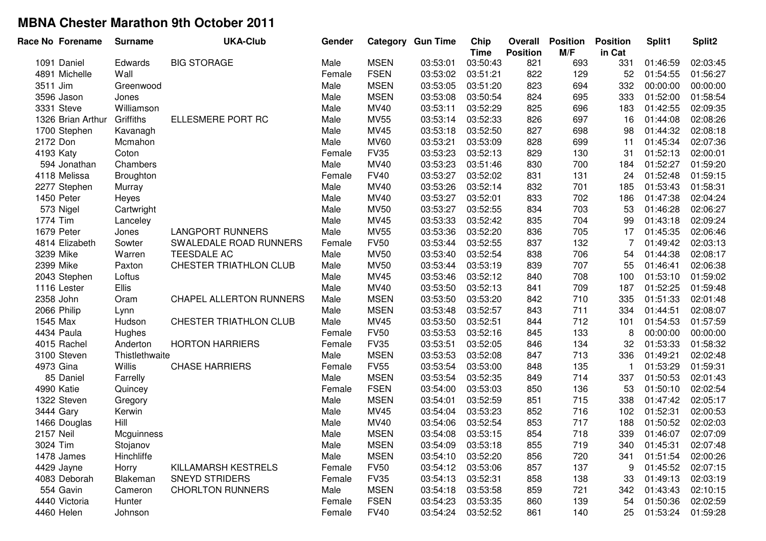# MBNA Chester Marathon 9th October 2011

| Race No | Forename | Surname | UKA-Club | Gender | Category | Gun Time | Chip Time | Overall Position | Position M/F | Position in Cat | Split1 | Split2 |
|---|---|---|---|---|---|---|---|---|---|---|---|---|
| 1091 | Daniel | Edwards | BIG STORAGE | Male | MSEN | 03:53:01 | 03:50:43 | 821 | 693 | 331 | 01:46:59 | 02:03:45 |
| 4891 | Michelle | Wall | | Female | FSEN | 03:53:02 | 03:51:21 | 822 | 129 | 52 | 01:54:55 | 01:56:27 |
| 3511 | Jim | Greenwood | | Male | MSEN | 03:53:05 | 03:51:20 | 823 | 694 | 332 | 00:00:00 | 00:00:00 |
| 3596 | Jason | Jones | | Male | MSEN | 03:53:08 | 03:50:54 | 824 | 695 | 333 | 01:52:00 | 01:58:54 |
| 3331 | Steve | Williamson | | Male | MV40 | 03:53:11 | 03:52:29 | 825 | 696 | 183 | 01:42:55 | 02:09:35 |
| 1326 | Brian Arthur | Griffiths | ELLESMERE PORT RC | Male | MV55 | 03:53:14 | 03:52:33 | 826 | 697 | 16 | 01:44:08 | 02:08:26 |
| 1700 | Stephen | Kavanagh | | Male | MV45 | 03:53:18 | 03:52:50 | 827 | 698 | 98 | 01:44:32 | 02:08:18 |
| 2172 | Don | Mcmahon | | Male | MV60 | 03:53:21 | 03:53:09 | 828 | 699 | 11 | 01:45:34 | 02:07:36 |
| 4193 | Katy | Coton | | Female | FV35 | 03:53:23 | 03:52:13 | 829 | 130 | 31 | 01:52:13 | 02:00:01 |
| 594 | Jonathan | Chambers | | Male | MV40 | 03:53:23 | 03:51:46 | 830 | 700 | 184 | 01:52:27 | 01:59:20 |
| 4118 | Melissa | Broughton | | Female | FV40 | 03:53:27 | 03:52:02 | 831 | 131 | 24 | 01:52:48 | 01:59:15 |
| 2277 | Stephen | Murray | | Male | MV40 | 03:53:26 | 03:52:14 | 832 | 701 | 185 | 01:53:43 | 01:58:31 |
| 1450 | Peter | Heyes | | Male | MV40 | 03:53:27 | 03:52:01 | 833 | 702 | 186 | 01:47:38 | 02:04:24 |
| 573 | Nigel | Cartwright | | Male | MV50 | 03:53:27 | 03:52:55 | 834 | 703 | 53 | 01:46:28 | 02:06:27 |
| 1774 | Tim | Lanceley | | Male | MV45 | 03:53:33 | 03:52:42 | 835 | 704 | 99 | 01:43:18 | 02:09:24 |
| 1679 | Peter | Jones | LANGPORT RUNNERS | Male | MV55 | 03:53:36 | 03:52:20 | 836 | 705 | 17 | 01:45:35 | 02:06:46 |
| 4814 | Elizabeth | Sowter | SWALEDALE ROAD RUNNERS | Female | FV50 | 03:53:44 | 03:52:55 | 837 | 132 | 7 | 01:49:42 | 02:03:13 |
| 3239 | Mike | Warren | TEESDALE AC | Male | MV50 | 03:53:40 | 03:52:54 | 838 | 706 | 54 | 01:44:38 | 02:08:17 |
| 2399 | Mike | Paxton | CHESTER TRIATHLON CLUB | Male | MV50 | 03:53:44 | 03:53:19 | 839 | 707 | 55 | 01:46:41 | 02:06:38 |
| 2043 | Stephen | Loftus | | Male | MV45 | 03:53:46 | 03:52:12 | 840 | 708 | 100 | 01:53:10 | 01:59:02 |
| 1116 | Lester | Ellis | | Male | MV40 | 03:53:50 | 03:52:13 | 841 | 709 | 187 | 01:52:25 | 01:59:48 |
| 2358 | John | Oram | CHAPEL ALLERTON RUNNERS | Male | MSEN | 03:53:50 | 03:53:20 | 842 | 710 | 335 | 01:51:33 | 02:01:48 |
| 2066 | Philip | Lynn | | Male | MSEN | 03:53:48 | 03:52:57 | 843 | 711 | 334 | 01:44:51 | 02:08:07 |
| 1545 | Max | Hudson | CHESTER TRIATHLON CLUB | Male | MV45 | 03:53:50 | 03:52:51 | 844 | 712 | 101 | 01:54:53 | 01:57:59 |
| 4434 | Paula | Hughes | | Female | FV50 | 03:53:53 | 03:52:16 | 845 | 133 | 8 | 00:00:00 | 00:00:00 |
| 4015 | Rachel | Anderton | HORTON HARRIERS | Female | FV35 | 03:53:51 | 03:52:05 | 846 | 134 | 32 | 01:53:33 | 01:58:32 |
| 3100 | Steven | Thistlethwaite | | Male | MSEN | 03:53:53 | 03:52:08 | 847 | 713 | 336 | 01:49:21 | 02:02:48 |
| 4973 | Gina | Willis | CHASE HARRIERS | Female | FV55 | 03:53:54 | 03:53:00 | 848 | 135 | 1 | 01:53:29 | 01:59:31 |
| 85 | Daniel | Farrelly | | Male | MSEN | 03:53:54 | 03:52:35 | 849 | 714 | 337 | 01:50:53 | 02:01:43 |
| 4990 | Katie | Quincey | | Female | FSEN | 03:54:00 | 03:53:03 | 850 | 136 | 53 | 01:50:10 | 02:02:54 |
| 1322 | Steven | Gregory | | Male | MSEN | 03:54:01 | 03:52:59 | 851 | 715 | 338 | 01:47:42 | 02:05:17 |
| 3444 | Gary | Kerwin | | Male | MV45 | 03:54:04 | 03:53:23 | 852 | 716 | 102 | 01:52:31 | 02:00:53 |
| 1466 | Douglas | Hill | | Male | MV40 | 03:54:06 | 03:52:54 | 853 | 717 | 188 | 01:50:52 | 02:02:03 |
| 2157 | Neil | Mcguinness | | Male | MSEN | 03:54:08 | 03:53:15 | 854 | 718 | 339 | 01:46:07 | 02:07:09 |
| 3024 | Tim | Stojanov | | Male | MSEN | 03:54:09 | 03:53:18 | 855 | 719 | 340 | 01:45:31 | 02:07:48 |
| 1478 | James | Hinchliffe | | Male | MSEN | 03:54:10 | 03:52:20 | 856 | 720 | 341 | 01:51:54 | 02:00:26 |
| 4429 | Jayne | Horry | KILLAMARSH KESTRELS | Female | FV50 | 03:54:12 | 03:53:06 | 857 | 137 | 9 | 01:45:52 | 02:07:15 |
| 4083 | Deborah | Blakeman | SNEYD STRIDERS | Female | FV35 | 03:54:13 | 03:52:31 | 858 | 138 | 33 | 01:49:13 | 02:03:19 |
| 554 | Gavin | Cameron | CHORLTON RUNNERS | Male | MSEN | 03:54:18 | 03:53:58 | 859 | 721 | 342 | 01:43:43 | 02:10:15 |
| 4440 | Victoria | Hunter | | Female | FSEN | 03:54:23 | 03:53:35 | 860 | 139 | 54 | 01:50:36 | 02:02:59 |
| 4460 | Helen | Johnson | | Female | FV40 | 03:54:24 | 03:52:52 | 861 | 140 | 25 | 01:53:24 | 01:59:28 |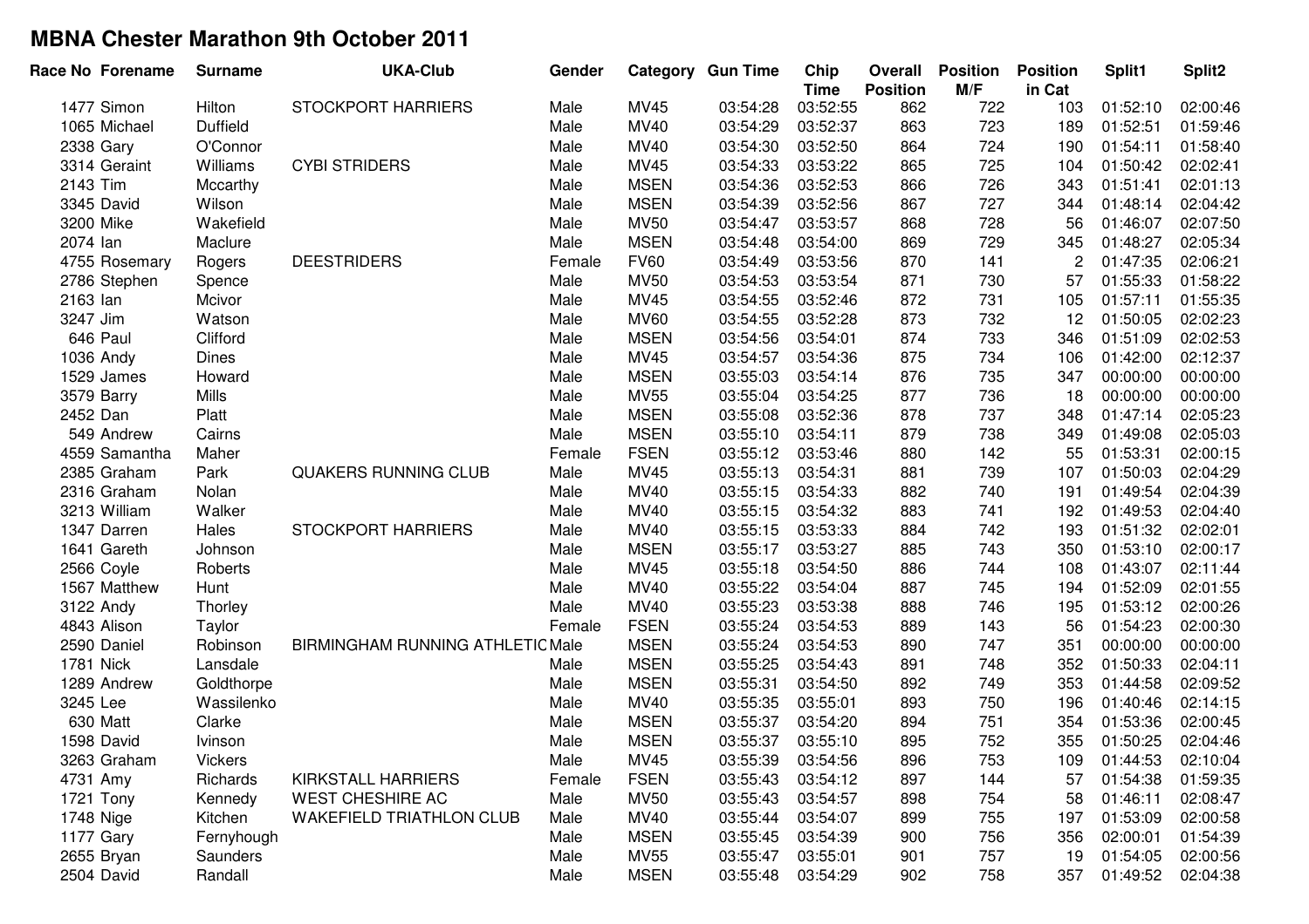# MBNA Chester Marathon 9th October 2011

| Race No | Forename | Surname | UKA-Club | Gender | Category | Gun Time | Chip Time | Overall Position | Position M/F | Position in Cat | Split1 | Split2 |
|---|---|---|---|---|---|---|---|---|---|---|---|---|
| 1477 | Simon | Hilton | STOCKPORT HARRIERS | Male | MV45 | 03:54:28 | 03:52:55 | 862 | 722 | 103 | 01:52:10 | 02:00:46 |
| 1065 | Michael | Duffield | | Male | MV40 | 03:54:29 | 03:52:37 | 863 | 723 | 189 | 01:52:51 | 01:59:46 |
| 2338 | Gary | O'Connor | | Male | MV40 | 03:54:30 | 03:52:50 | 864 | 724 | 190 | 01:54:11 | 01:58:40 |
| 3314 | Geraint | Williams | CYBI STRIDERS | Male | MV45 | 03:54:33 | 03:53:22 | 865 | 725 | 104 | 01:50:42 | 02:02:41 |
| 2143 | Tim | Mccarthy | | Male | MSEN | 03:54:36 | 03:52:53 | 866 | 726 | 343 | 01:51:41 | 02:01:13 |
| 3345 | David | Wilson | | Male | MSEN | 03:54:39 | 03:52:56 | 867 | 727 | 344 | 01:48:14 | 02:04:42 |
| 3200 | Mike | Wakefield | | Male | MV50 | 03:54:47 | 03:53:57 | 868 | 728 | 56 | 01:46:07 | 02:07:50 |
| 2074 | Ian | Maclure | | Male | MSEN | 03:54:48 | 03:54:00 | 869 | 729 | 345 | 01:48:27 | 02:05:34 |
| 4755 | Rosemary | Rogers | DEESTRIDERS | Female | FV60 | 03:54:49 | 03:53:56 | 870 | 141 | 2 | 01:47:35 | 02:06:21 |
| 2786 | Stephen | Spence | | Male | MV50 | 03:54:53 | 03:53:54 | 871 | 730 | 57 | 01:55:33 | 01:58:22 |
| 2163 | Ian | Mcivor | | Male | MV45 | 03:54:55 | 03:52:46 | 872 | 731 | 105 | 01:57:11 | 01:55:35 |
| 3247 | Jim | Watson | | Male | MV60 | 03:54:55 | 03:52:28 | 873 | 732 | 12 | 01:50:05 | 02:02:23 |
| 646 | Paul | Clifford | | Male | MSEN | 03:54:56 | 03:54:01 | 874 | 733 | 346 | 01:51:09 | 02:02:53 |
| 1036 | Andy | Dines | | Male | MV45 | 03:54:57 | 03:54:36 | 875 | 734 | 106 | 01:42:00 | 02:12:37 |
| 1529 | James | Howard | | Male | MSEN | 03:55:03 | 03:54:14 | 876 | 735 | 347 | 00:00:00 | 00:00:00 |
| 3579 | Barry | Mills | | Male | MV55 | 03:55:04 | 03:54:25 | 877 | 736 | 18 | 00:00:00 | 00:00:00 |
| 2452 | Dan | Platt | | Male | MSEN | 03:55:08 | 03:52:36 | 878 | 737 | 348 | 01:47:14 | 02:05:23 |
| 549 | Andrew | Cairns | | Male | MSEN | 03:55:10 | 03:54:11 | 879 | 738 | 349 | 01:49:08 | 02:05:03 |
| 4559 | Samantha | Maher | | Female | FSEN | 03:55:12 | 03:53:46 | 880 | 142 | 55 | 01:53:31 | 02:00:15 |
| 2385 | Graham | Park | QUAKERS RUNNING CLUB | Male | MV45 | 03:55:13 | 03:54:31 | 881 | 739 | 107 | 01:50:03 | 02:04:29 |
| 2316 | Graham | Nolan | | Male | MV40 | 03:55:15 | 03:54:33 | 882 | 740 | 191 | 01:49:54 | 02:04:39 |
| 3213 | William | Walker | | Male | MV40 | 03:55:15 | 03:54:32 | 883 | 741 | 192 | 01:49:53 | 02:04:40 |
| 1347 | Darren | Hales | STOCKPORT HARRIERS | Male | MV40 | 03:55:15 | 03:53:33 | 884 | 742 | 193 | 01:51:32 | 02:02:01 |
| 1641 | Gareth | Johnson | | Male | MSEN | 03:55:17 | 03:53:27 | 885 | 743 | 350 | 01:53:10 | 02:00:17 |
| 2566 | Coyle | Roberts | | Male | MV45 | 03:55:18 | 03:54:50 | 886 | 744 | 108 | 01:43:07 | 02:11:44 |
| 1567 | Matthew | Hunt | | Male | MV40 | 03:55:22 | 03:54:04 | 887 | 745 | 194 | 01:52:09 | 02:01:55 |
| 3122 | Andy | Thorley | | Male | MV40 | 03:55:23 | 03:53:38 | 888 | 746 | 195 | 01:53:12 | 02:00:26 |
| 4843 | Alison | Taylor | | Female | FSEN | 03:55:24 | 03:54:53 | 889 | 143 | 56 | 01:54:23 | 02:00:30 |
| 2590 | Daniel | Robinson | BIRMINGHAM RUNNING ATHLETIC | Male | MSEN | 03:55:24 | 03:54:53 | 890 | 747 | 351 | 00:00:00 | 00:00:00 |
| 1781 | Nick | Lansdale | | Male | MSEN | 03:55:25 | 03:54:43 | 891 | 748 | 352 | 01:50:33 | 02:04:11 |
| 1289 | Andrew | Goldthorpe | | Male | MSEN | 03:55:31 | 03:54:50 | 892 | 749 | 353 | 01:44:58 | 02:09:52 |
| 3245 | Lee | Wassilenko | | Male | MV40 | 03:55:35 | 03:55:01 | 893 | 750 | 196 | 01:40:46 | 02:14:15 |
| 630 | Matt | Clarke | | Male | MSEN | 03:55:37 | 03:54:20 | 894 | 751 | 354 | 01:53:36 | 02:00:45 |
| 1598 | David | Ivinson | | Male | MSEN | 03:55:37 | 03:55:10 | 895 | 752 | 355 | 01:50:25 | 02:04:46 |
| 3263 | Graham | Vickers | | Male | MV45 | 03:55:39 | 03:54:56 | 896 | 753 | 109 | 01:44:53 | 02:10:04 |
| 4731 | Amy | Richards | KIRKSTALL HARRIERS | Female | FSEN | 03:55:43 | 03:54:12 | 897 | 144 | 57 | 01:54:38 | 01:59:35 |
| 1721 | Tony | Kennedy | WEST CHESHIRE AC | Male | MV50 | 03:55:43 | 03:54:57 | 898 | 754 | 58 | 01:46:11 | 02:08:47 |
| 1748 | Nige | Kitchen | WAKEFIELD TRIATHLON CLUB | Male | MV40 | 03:55:44 | 03:54:07 | 899 | 755 | 197 | 01:53:09 | 02:00:58 |
| 1177 | Gary | Fernyhough | | Male | MSEN | 03:55:45 | 03:54:39 | 900 | 756 | 356 | 02:00:01 | 01:54:39 |
| 2655 | Bryan | Saunders | | Male | MV55 | 03:55:47 | 03:55:01 | 901 | 757 | 19 | 01:54:05 | 02:00:56 |
| 2504 | David | Randall | | Male | MSEN | 03:55:48 | 03:54:29 | 902 | 758 | 357 | 01:49:52 | 02:04:38 |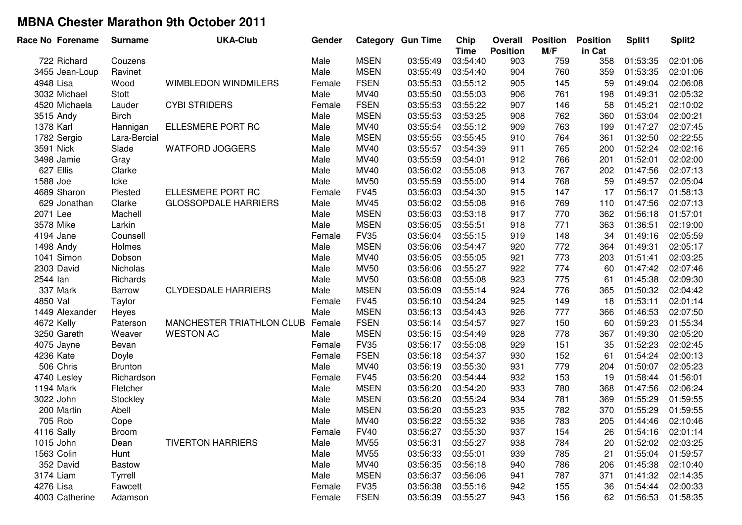# MBNA Chester Marathon 9th October 2011

| Race No | Forename | Surname | UKA-Club | Gender | Category | Gun Time | Chip Time | Overall Position | Position M/F | Position in Cat | Split1 | Split2 |
|---|---|---|---|---|---|---|---|---|---|---|---|---|
| 722 | Richard | Couzens | | Male | MSEN | 03:55:49 | 03:54:40 | 903 | 759 | 358 | 01:53:35 | 02:01:06 |
| 3455 | Jean-Loup | Ravinet | | Male | MSEN | 03:55:49 | 03:54:40 | 904 | 760 | 359 | 01:53:35 | 02:01:06 |
| 4948 | Lisa | Wood | WIMBLEDON WINDMILERS | Female | FSEN | 03:55:53 | 03:55:12 | 905 | 145 | 59 | 01:49:04 | 02:06:08 |
| 3032 | Michael | Stott | | Male | MV40 | 03:55:50 | 03:55:03 | 906 | 761 | 198 | 01:49:31 | 02:05:32 |
| 4520 | Michaela | Lauder | CYBI STRIDERS | Female | FSEN | 03:55:53 | 03:55:22 | 907 | 146 | 58 | 01:45:21 | 02:10:02 |
| 3515 | Andy | Birch | | Male | MSEN | 03:55:53 | 03:53:25 | 908 | 762 | 360 | 01:53:04 | 02:00:21 |
| 1378 | Karl | Hannigan | ELLESMERE PORT RC | Male | MV40 | 03:55:54 | 03:55:12 | 909 | 763 | 199 | 01:47:27 | 02:07:45 |
| 1782 | Sergio | Lara-Bercial | | Male | MSEN | 03:55:55 | 03:55:45 | 910 | 764 | 361 | 01:32:50 | 02:22:55 |
| 3591 | Nick | Slade | WATFORD JOGGERS | Male | MV40 | 03:55:57 | 03:54:39 | 911 | 765 | 200 | 01:52:24 | 02:02:16 |
| 3498 | Jamie | Gray | | Male | MV40 | 03:55:59 | 03:54:01 | 912 | 766 | 201 | 01:52:01 | 02:02:00 |
| 627 | Ellis | Clarke | | Male | MV40 | 03:56:02 | 03:55:08 | 913 | 767 | 202 | 01:47:56 | 02:07:13 |
| 1588 | Joe | Icke | | Male | MV50 | 03:55:59 | 03:55:00 | 914 | 768 | 59 | 01:49:57 | 02:05:04 |
| 4689 | Sharon | Plested | ELLESMERE PORT RC | Female | FV45 | 03:56:03 | 03:54:30 | 915 | 147 | 17 | 01:56:17 | 01:58:13 |
| 629 | Jonathan | Clarke | GLOSSOPDALE HARRIERS | Male | MV45 | 03:56:02 | 03:55:08 | 916 | 769 | 110 | 01:47:56 | 02:07:13 |
| 2071 | Lee | Machell | | Male | MSEN | 03:56:03 | 03:53:18 | 917 | 770 | 362 | 01:56:18 | 01:57:01 |
| 3578 | Mike | Larkin | | Male | MSEN | 03:56:05 | 03:55:51 | 918 | 771 | 363 | 01:36:51 | 02:19:00 |
| 4194 | Jane | Counsell | | Female | FV35 | 03:56:04 | 03:55:15 | 919 | 148 | 34 | 01:49:16 | 02:05:59 |
| 1498 | Andy | Holmes | | Male | MSEN | 03:56:06 | 03:54:47 | 920 | 772 | 364 | 01:49:31 | 02:05:17 |
| 1041 | Simon | Dobson | | Male | MV40 | 03:56:05 | 03:55:05 | 921 | 773 | 203 | 01:51:41 | 02:03:25 |
| 2303 | David | Nicholas | | Male | MV50 | 03:56:06 | 03:55:27 | 922 | 774 | 60 | 01:47:42 | 02:07:46 |
| 2544 | Ian | Richards | | Male | MV50 | 03:56:08 | 03:55:08 | 923 | 775 | 61 | 01:45:38 | 02:09:30 |
| 337 | Mark | Barrow | CLYDESDALE HARRIERS | Male | MSEN | 03:56:09 | 03:55:14 | 924 | 776 | 365 | 01:50:32 | 02:04:42 |
| 4850 | Val | Taylor | | Female | FV45 | 03:56:10 | 03:54:24 | 925 | 149 | 18 | 01:53:11 | 02:01:14 |
| 1449 | Alexander | Heyes | | Male | MSEN | 03:56:13 | 03:54:43 | 926 | 777 | 366 | 01:46:53 | 02:07:50 |
| 4672 | Kelly | Paterson | MANCHESTER TRIATHLON CLUB | Female | FSEN | 03:56:14 | 03:54:57 | 927 | 150 | 60 | 01:59:23 | 01:55:34 |
| 3250 | Gareth | Weaver | WESTON AC | Male | MSEN | 03:56:15 | 03:54:49 | 928 | 778 | 367 | 01:49:30 | 02:05:20 |
| 4075 | Jayne | Bevan | | Female | FV35 | 03:56:17 | 03:55:08 | 929 | 151 | 35 | 01:52:23 | 02:02:45 |
| 4236 | Kate | Doyle | | Female | FSEN | 03:56:18 | 03:54:37 | 930 | 152 | 61 | 01:54:24 | 02:00:13 |
| 506 | Chris | Brunton | | Male | MV40 | 03:56:19 | 03:55:30 | 931 | 779 | 204 | 01:50:07 | 02:05:23 |
| 4740 | Lesley | Richardson | | Female | FV45 | 03:56:20 | 03:54:44 | 932 | 153 | 19 | 01:58:44 | 01:56:01 |
| 1194 | Mark | Fletcher | | Male | MSEN | 03:56:20 | 03:54:20 | 933 | 780 | 368 | 01:47:56 | 02:06:24 |
| 3022 | John | Stockley | | Male | MSEN | 03:56:20 | 03:55:24 | 934 | 781 | 369 | 01:55:29 | 01:59:55 |
| 200 | Martin | Abell | | Male | MSEN | 03:56:20 | 03:55:23 | 935 | 782 | 370 | 01:55:29 | 01:59:55 |
| 705 | Rob | Cope | | Male | MV40 | 03:56:22 | 03:55:32 | 936 | 783 | 205 | 01:44:46 | 02:10:46 |
| 4116 | Sally | Broom | | Female | FV40 | 03:56:27 | 03:55:30 | 937 | 154 | 26 | 01:54:16 | 02:01:14 |
| 1015 | John | Dean | TIVERTON HARRIERS | Male | MV55 | 03:56:31 | 03:55:27 | 938 | 784 | 20 | 01:52:02 | 02:03:25 |
| 1563 | Colin | Hunt | | Male | MV55 | 03:56:33 | 03:55:01 | 939 | 785 | 21 | 01:55:04 | 01:59:57 |
| 352 | David | Bastow | | Male | MV40 | 03:56:35 | 03:56:18 | 940 | 786 | 206 | 01:45:38 | 02:10:40 |
| 3174 | Liam | Tyrrell | | Male | MSEN | 03:56:37 | 03:56:06 | 941 | 787 | 371 | 01:41:32 | 02:14:35 |
| 4276 | Lisa | Fawcett | | Female | FV35 | 03:56:38 | 03:55:16 | 942 | 155 | 36 | 01:54:44 | 02:00:33 |
| 4003 | Catherine | Adamson | | Female | FSEN | 03:56:39 | 03:55:27 | 943 | 156 | 62 | 01:56:53 | 01:58:35 |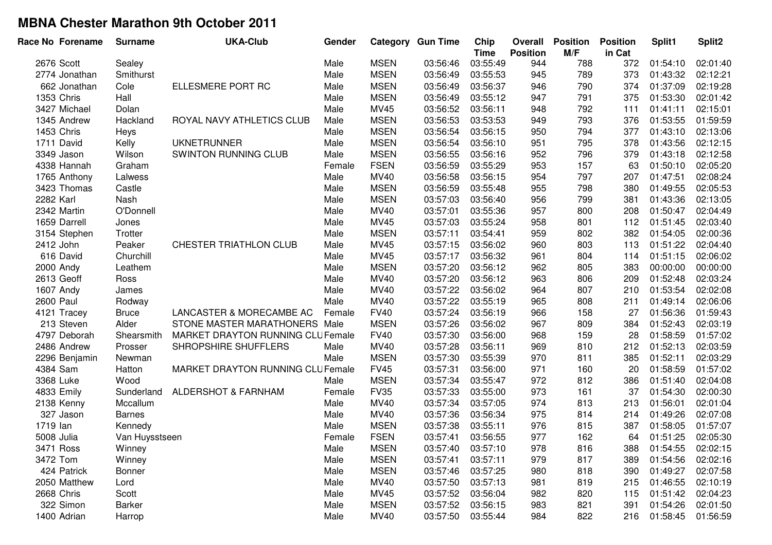# MBNA Chester Marathon 9th October 2011

| Race No | Forename | Surname | UKA-Club | Gender | Category | Gun Time | Chip Time | Overall Position | Position M/F | Position in Cat | Split1 | Split2 |
|---|---|---|---|---|---|---|---|---|---|---|---|---|
| 2676 | Scott | Sealey | | Male | MSEN | 03:56:46 | 03:55:49 | 944 | 788 | 372 | 01:54:10 | 02:01:40 |
| 2774 | Jonathan | Smithurst | | Male | MSEN | 03:56:49 | 03:55:53 | 945 | 789 | 373 | 01:43:32 | 02:12:21 |
| 662 | Jonathan | Cole | ELLESMERE PORT RC | Male | MSEN | 03:56:49 | 03:56:37 | 946 | 790 | 374 | 01:37:09 | 02:19:28 |
| 1353 | Chris | Hall | | Male | MSEN | 03:56:49 | 03:55:12 | 947 | 791 | 375 | 01:53:30 | 02:01:42 |
| 3427 | Michael | Dolan | | Male | MV45 | 03:56:52 | 03:56:11 | 948 | 792 | 111 | 01:41:11 | 02:15:01 |
| 1345 | Andrew | Hackland | ROYAL NAVY ATHLETICS CLUB | Male | MSEN | 03:56:53 | 03:53:53 | 949 | 793 | 376 | 01:53:55 | 01:59:59 |
| 1453 | Chris | Heys | | Male | MSEN | 03:56:54 | 03:56:15 | 950 | 794 | 377 | 01:43:10 | 02:13:06 |
| 1711 | David | Kelly | UKNETRUNNER | Male | MSEN | 03:56:54 | 03:56:10 | 951 | 795 | 378 | 01:43:56 | 02:12:15 |
| 3349 | Jason | Wilson | SWINTON RUNNING CLUB | Male | MSEN | 03:56:55 | 03:56:16 | 952 | 796 | 379 | 01:43:18 | 02:12:58 |
| 4338 | Hannah | Graham | | Female | FSEN | 03:56:59 | 03:55:29 | 953 | 157 | 63 | 01:50:10 | 02:05:20 |
| 1765 | Anthony | Lalwess | | Male | MV40 | 03:56:58 | 03:56:15 | 954 | 797 | 207 | 01:47:51 | 02:08:24 |
| 3423 | Thomas | Castle | | Male | MSEN | 03:56:59 | 03:55:48 | 955 | 798 | 380 | 01:49:55 | 02:05:53 |
| 2282 | Karl | Nash | | Male | MSEN | 03:57:03 | 03:56:40 | 956 | 799 | 381 | 01:43:36 | 02:13:05 |
| 2342 | Martin | O'Donnell | | Male | MV40 | 03:57:01 | 03:55:36 | 957 | 800 | 208 | 01:50:47 | 02:04:49 |
| 1659 | Darrell | Jones | | Male | MV45 | 03:57:03 | 03:55:24 | 958 | 801 | 112 | 01:51:45 | 02:03:40 |
| 3154 | Stephen | Trotter | | Male | MSEN | 03:57:11 | 03:54:41 | 959 | 802 | 382 | 01:54:05 | 02:00:36 |
| 2412 | John | Peaker | CHESTER TRIATHLON CLUB | Male | MV45 | 03:57:15 | 03:56:02 | 960 | 803 | 113 | 01:51:22 | 02:04:40 |
| 616 | David | Churchill | | Male | MV45 | 03:57:17 | 03:56:32 | 961 | 804 | 114 | 01:51:15 | 02:06:02 |
| 2000 | Andy | Leathem | | Male | MSEN | 03:57:20 | 03:56:12 | 962 | 805 | 383 | 00:00:00 | 00:00:00 |
| 2613 | Geoff | Ross | | Male | MV40 | 03:57:20 | 03:56:12 | 963 | 806 | 209 | 01:52:48 | 02:03:24 |
| 1607 | Andy | James | | Male | MV40 | 03:57:22 | 03:56:02 | 964 | 807 | 210 | 01:53:54 | 02:02:08 |
| 2600 | Paul | Rodway | | Male | MV40 | 03:57:22 | 03:55:19 | 965 | 808 | 211 | 01:49:14 | 02:06:06 |
| 4121 | Tracey | Bruce | LANCASTER & MORECAMBE AC | Female | FV40 | 03:57:24 | 03:56:19 | 966 | 158 | 27 | 01:56:36 | 01:59:43 |
| 213 | Steven | Alder | STONE MASTER MARATHONERS | Male | MSEN | 03:57:26 | 03:56:02 | 967 | 809 | 384 | 01:52:43 | 02:03:19 |
| 4797 | Deborah | Shearsmith | MARKET DRAYTON RUNNING CLU | Female | FV40 | 03:57:30 | 03:56:00 | 968 | 159 | 28 | 01:58:59 | 01:57:02 |
| 2486 | Andrew | Prosser | SHROPSHIRE SHUFFLERS | Male | MV40 | 03:57:28 | 03:56:11 | 969 | 810 | 212 | 01:52:13 | 02:03:59 |
| 2296 | Benjamin | Newman | | Male | MSEN | 03:57:30 | 03:55:39 | 970 | 811 | 385 | 01:52:11 | 02:03:29 |
| 4384 | Sam | Hatton | MARKET DRAYTON RUNNING CLU | Female | FV45 | 03:57:31 | 03:56:00 | 971 | 160 | 20 | 01:58:59 | 01:57:02 |
| 3368 | Luke | Wood | | Male | MSEN | 03:57:34 | 03:55:47 | 972 | 812 | 386 | 01:51:40 | 02:04:08 |
| 4833 | Emily | Sunderland | ALDERSHOT & FARNHAM | Female | FV35 | 03:57:33 | 03:55:00 | 973 | 161 | 37 | 01:54:30 | 02:00:30 |
| 2138 | Kenny | Mccallum | | Male | MV40 | 03:57:34 | 03:57:05 | 974 | 813 | 213 | 01:56:01 | 02:01:04 |
| 327 | Jason | Barnes | | Male | MV40 | 03:57:36 | 03:56:34 | 975 | 814 | 214 | 01:49:26 | 02:07:08 |
| 1719 | Ian | Kennedy | | Male | MSEN | 03:57:38 | 03:55:11 | 976 | 815 | 387 | 01:58:05 | 01:57:07 |
| 5008 | Julia | Van Huysstseen | | Female | FSEN | 03:57:41 | 03:56:55 | 977 | 162 | 64 | 01:51:25 | 02:05:30 |
| 3471 | Ross | Winney | | Male | MSEN | 03:57:40 | 03:57:10 | 978 | 816 | 388 | 01:54:55 | 02:02:15 |
| 3472 | Tom | Winney | | Male | MSEN | 03:57:41 | 03:57:11 | 979 | 817 | 389 | 01:54:56 | 02:02:16 |
| 424 | Patrick | Bonner | | Male | MSEN | 03:57:46 | 03:57:25 | 980 | 818 | 390 | 01:49:27 | 02:07:58 |
| 2050 | Matthew | Lord | | Male | MV40 | 03:57:50 | 03:57:13 | 981 | 819 | 215 | 01:46:55 | 02:10:19 |
| 2668 | Chris | Scott | | Male | MV45 | 03:57:52 | 03:56:04 | 982 | 820 | 115 | 01:51:42 | 02:04:23 |
| 322 | Simon | Barker | | Male | MSEN | 03:57:52 | 03:56:15 | 983 | 821 | 391 | 01:54:26 | 02:01:50 |
| 1400 | Adrian | Harrop | | Male | MV40 | 03:57:50 | 03:55:44 | 984 | 822 | 216 | 01:58:45 | 01:56:59 |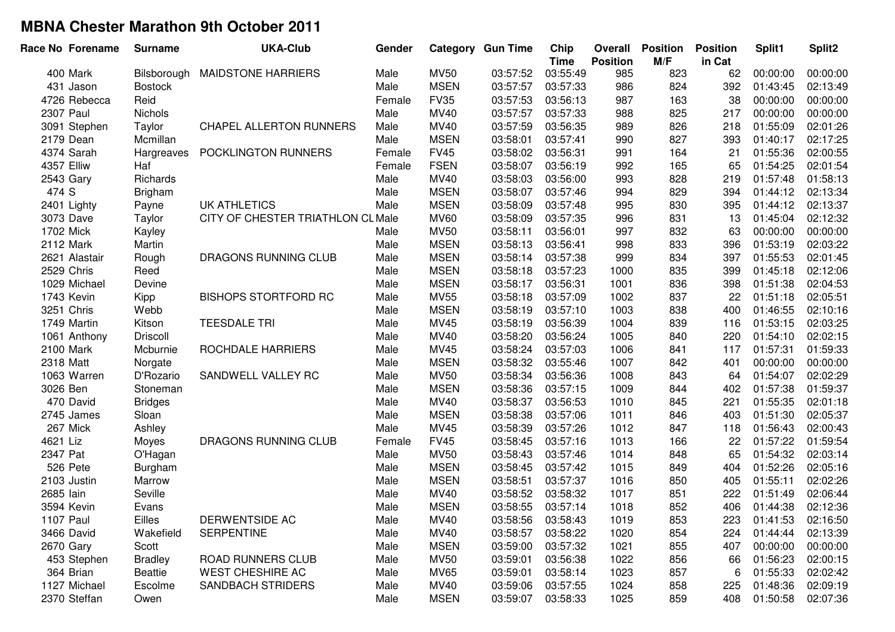# MBNA Chester Marathon 9th October 2011

| Race No | Forename | Surname | UKA-Club | Gender | Category | Gun Time | Chip Time | Overall Position | Position M/F | Position in Cat | Split1 | Split2 |
|---|---|---|---|---|---|---|---|---|---|---|---|---|
| 400 | Mark | Bilsborough | MAIDSTONE HARRIERS | Male | MV50 | 03:57:52 | 03:55:49 | 985 | 823 | 62 | 00:00:00 | 00:00:00 |
| 431 | Jason | Bostock | | Male | MSEN | 03:57:57 | 03:57:33 | 986 | 824 | 392 | 01:43:45 | 02:13:49 |
| 4726 | Rebecca | Reid | | Female | FV35 | 03:57:53 | 03:56:13 | 987 | 163 | 38 | 00:00:00 | 00:00:00 |
| 2307 | Paul | Nichols | | Male | MV40 | 03:57:57 | 03:57:33 | 988 | 825 | 217 | 00:00:00 | 00:00:00 |
| 3091 | Stephen | Taylor | CHAPEL ALLERTON RUNNERS | Male | MV40 | 03:57:59 | 03:56:35 | 989 | 826 | 218 | 01:55:09 | 02:01:26 |
| 2179 | Dean | Mcmillan | | Male | MSEN | 03:58:01 | 03:57:41 | 990 | 827 | 393 | 01:40:17 | 02:17:25 |
| 4374 | Sarah | Hargreaves | POCKLINGTON RUNNERS | Female | FV45 | 03:58:02 | 03:56:31 | 991 | 164 | 21 | 01:55:36 | 02:00:55 |
| 4357 | Elliw | Haf | | Female | FSEN | 03:58:07 | 03:56:19 | 992 | 165 | 65 | 01:54:25 | 02:01:54 |
| 2543 | Gary | Richards | | Male | MV40 | 03:58:03 | 03:56:00 | 993 | 828 | 219 | 01:57:48 | 01:58:13 |
| 474 | S | Brigham | | Male | MSEN | 03:58:07 | 03:57:46 | 994 | 829 | 394 | 01:44:12 | 02:13:34 |
| 2401 | Lighty | Payne | UK ATHLETICS | Male | MSEN | 03:58:09 | 03:57:48 | 995 | 830 | 395 | 01:44:12 | 02:13:37 |
| 3073 | Dave | Taylor | CITY OF CHESTER TRIATHLON CL | Male | MV60 | 03:58:09 | 03:57:35 | 996 | 831 | 13 | 01:45:04 | 02:12:32 |
| 1702 | Mick | Kayley | | Male | MV50 | 03:58:11 | 03:56:01 | 997 | 832 | 63 | 00:00:00 | 00:00:00 |
| 2112 | Mark | Martin | | Male | MSEN | 03:58:13 | 03:56:41 | 998 | 833 | 396 | 01:53:19 | 02:03:22 |
| 2621 | Alastair | Rough | DRAGONS RUNNING CLUB | Male | MSEN | 03:58:14 | 03:57:38 | 999 | 834 | 397 | 01:55:53 | 02:01:45 |
| 2529 | Chris | Reed | | Male | MSEN | 03:58:18 | 03:57:23 | 1000 | 835 | 399 | 01:45:18 | 02:12:06 |
| 1029 | Michael | Devine | | Male | MSEN | 03:58:17 | 03:56:31 | 1001 | 836 | 398 | 01:51:38 | 02:04:53 |
| 1743 | Kevin | Kipp | BISHOPS STORTFORD RC | Male | MV55 | 03:58:18 | 03:57:09 | 1002 | 837 | 22 | 01:51:18 | 02:05:51 |
| 3251 | Chris | Webb | | Male | MSEN | 03:58:19 | 03:57:10 | 1003 | 838 | 400 | 01:46:55 | 02:10:16 |
| 1749 | Martin | Kitson | TEESDALE TRI | Male | MV45 | 03:58:19 | 03:56:39 | 1004 | 839 | 116 | 01:53:15 | 02:03:25 |
| 1061 | Anthony | Driscoll | | Male | MV40 | 03:58:20 | 03:56:24 | 1005 | 840 | 220 | 01:54:10 | 02:02:15 |
| 2100 | Mark | Mcburnie | ROCHDALE HARRIERS | Male | MV45 | 03:58:24 | 03:57:03 | 1006 | 841 | 117 | 01:57:31 | 01:59:33 |
| 2318 | Matt | Norgate | | Male | MSEN | 03:58:32 | 03:55:46 | 1007 | 842 | 401 | 00:00:00 | 00:00:00 |
| 1063 | Warren | D'Rozario | SANDWELL VALLEY RC | Male | MV50 | 03:58:34 | 03:56:36 | 1008 | 843 | 64 | 01:54:07 | 02:02:29 |
| 3026 | Ben | Stoneman | | Male | MSEN | 03:58:36 | 03:57:15 | 1009 | 844 | 402 | 01:57:38 | 01:59:37 |
| 470 | David | Bridges | | Male | MV40 | 03:58:37 | 03:56:53 | 1010 | 845 | 221 | 01:55:35 | 02:01:18 |
| 2745 | James | Sloan | | Male | MSEN | 03:58:38 | 03:57:06 | 1011 | 846 | 403 | 01:51:30 | 02:05:37 |
| 267 | Mick | Ashley | | Male | MV45 | 03:58:39 | 03:57:26 | 1012 | 847 | 118 | 01:56:43 | 02:00:43 |
| 4621 | Liz | Moyes | DRAGONS RUNNING CLUB | Female | FV45 | 03:58:45 | 03:57:16 | 1013 | 166 | 22 | 01:57:22 | 01:59:54 |
| 2347 | Pat | O'Hagan | | Male | MV50 | 03:58:43 | 03:57:46 | 1014 | 848 | 65 | 01:54:32 | 02:03:14 |
| 526 | Pete | Burgham | | Male | MSEN | 03:58:45 | 03:57:42 | 1015 | 849 | 404 | 01:52:26 | 02:05:16 |
| 2103 | Justin | Marrow | | Male | MSEN | 03:58:51 | 03:57:37 | 1016 | 850 | 405 | 01:55:11 | 02:02:26 |
| 2685 | Iain | Seville | | Male | MV40 | 03:58:52 | 03:58:32 | 1017 | 851 | 222 | 01:51:49 | 02:06:44 |
| 3594 | Kevin | Evans | | Male | MSEN | 03:58:55 | 03:57:14 | 1018 | 852 | 406 | 01:44:38 | 02:12:36 |
| 1107 | Paul | Eilles | DERWENTSIDE AC | Male | MV40 | 03:58:56 | 03:58:43 | 1019 | 853 | 223 | 01:41:53 | 02:16:50 |
| 3466 | David | Wakefield | SERPENTINE | Male | MV40 | 03:58:57 | 03:58:22 | 1020 | 854 | 224 | 01:44:44 | 02:13:39 |
| 2670 | Gary | Scott | | Male | MSEN | 03:59:00 | 03:57:32 | 1021 | 855 | 407 | 00:00:00 | 00:00:00 |
| 453 | Stephen | Bradley | ROAD RUNNERS CLUB | Male | MV50 | 03:59:01 | 03:56:38 | 1022 | 856 | 66 | 01:56:23 | 02:00:15 |
| 364 | Brian | Beattie | WEST CHESHIRE AC | Male | MV65 | 03:59:01 | 03:58:14 | 1023 | 857 | 6 | 01:55:33 | 02:02:42 |
| 1127 | Michael | Escolme | SANDBACH STRIDERS | Male | MV40 | 03:59:06 | 03:57:55 | 1024 | 858 | 225 | 01:48:36 | 02:09:19 |
| 2370 | Steffan | Owen | | Male | MSEN | 03:59:07 | 03:58:33 | 1025 | 859 | 408 | 01:50:58 | 02:07:36 |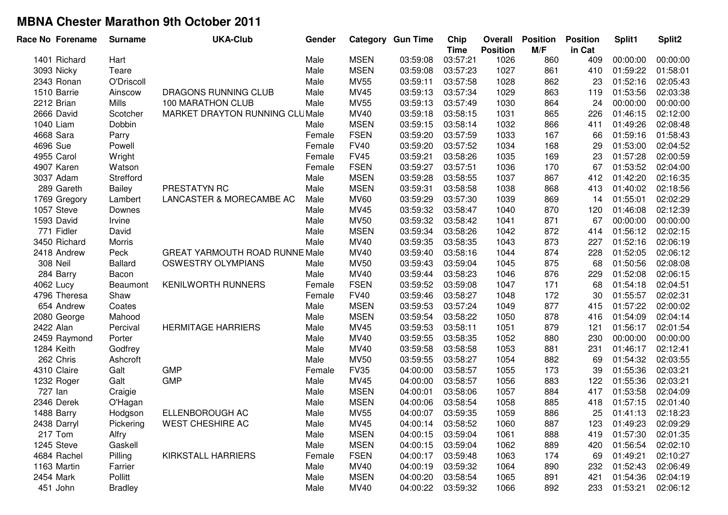# MBNA Chester Marathon 9th October 2011

| Race No | Forename | Surname | UKA-Club | Gender | Category | Gun Time | Chip Time | Overall Position | Position M/F | Position in Cat | Split1 | Split2 |
|---|---|---|---|---|---|---|---|---|---|---|---|---|
| 1401 | Richard | Hart | | Male | MSEN | 03:59:08 | 03:57:21 | 1026 | 860 | 409 | 00:00:00 | 00:00:00 |
| 3093 | Nicky | Teare | | Male | MSEN | 03:59:08 | 03:57:23 | 1027 | 861 | 410 | 01:59:22 | 01:58:01 |
| 2343 | Ronan | O'Driscoll | | Male | MV55 | 03:59:11 | 03:57:58 | 1028 | 862 | 23 | 01:52:16 | 02:05:43 |
| 1510 | Barrie | Ainscow | DRAGONS RUNNING CLUB | Male | MV45 | 03:59:13 | 03:57:34 | 1029 | 863 | 119 | 01:53:56 | 02:03:38 |
| 2212 | Brian | Mills | 100 MARATHON CLUB | Male | MV55 | 03:59:13 | 03:57:49 | 1030 | 864 | 24 | 00:00:00 | 00:00:00 |
| 2666 | David | Scotcher | MARKET DRAYTON RUNNING CLU | Male | MV40 | 03:59:18 | 03:58:15 | 1031 | 865 | 226 | 01:46:15 | 02:12:00 |
| 1040 | Liam | Dobbin | | Male | MSEN | 03:59:15 | 03:58:14 | 1032 | 866 | 411 | 01:49:26 | 02:08:48 |
| 4668 | Sara | Parry | | Female | FSEN | 03:59:20 | 03:57:59 | 1033 | 167 | 66 | 01:59:16 | 01:58:43 |
| 4696 | Sue | Powell | | Female | FV40 | 03:59:20 | 03:57:52 | 1034 | 168 | 29 | 01:53:00 | 02:04:52 |
| 4955 | Carol | Wright | | Female | FV45 | 03:59:21 | 03:58:26 | 1035 | 169 | 23 | 01:57:28 | 02:00:59 |
| 4907 | Karen | Watson | | Female | FSEN | 03:59:27 | 03:57:51 | 1036 | 170 | 67 | 01:53:52 | 02:04:00 |
| 3037 | Adam | Strefford | | Male | MSEN | 03:59:28 | 03:58:55 | 1037 | 867 | 412 | 01:42:20 | 02:16:35 |
| 289 | Gareth | Bailey | PRESTATYN RC | Male | MSEN | 03:59:31 | 03:58:58 | 1038 | 868 | 413 | 01:40:02 | 02:18:56 |
| 1769 | Gregory | Lambert | LANCASTER & MORECAMBE AC | Male | MV60 | 03:59:29 | 03:57:30 | 1039 | 869 | 14 | 01:55:01 | 02:02:29 |
| 1057 | Steve | Downes | | Male | MV45 | 03:59:32 | 03:58:47 | 1040 | 870 | 120 | 01:46:08 | 02:12:39 |
| 1593 | David | Irvine | | Male | MV50 | 03:59:32 | 03:58:42 | 1041 | 871 | 67 | 00:00:00 | 00:00:00 |
| 771 | Fidler | David | | Male | MSEN | 03:59:34 | 03:58:26 | 1042 | 872 | 414 | 01:56:12 | 02:02:15 |
| 3450 | Richard | Morris | | Male | MV40 | 03:59:35 | 03:58:35 | 1043 | 873 | 227 | 01:52:16 | 02:06:19 |
| 2418 | Andrew | Peck | GREAT YARMOUTH ROAD RUNNE | Male | MV40 | 03:59:40 | 03:58:16 | 1044 | 874 | 228 | 01:52:05 | 02:06:12 |
| 308 | Neil | Ballard | OSWESTRY OLYMPIANS | Male | MV50 | 03:59:43 | 03:59:04 | 1045 | 875 | 68 | 01:50:56 | 02:08:08 |
| 284 | Barry | Bacon | | Male | MV40 | 03:59:44 | 03:58:23 | 1046 | 876 | 229 | 01:52:08 | 02:06:15 |
| 4062 | Lucy | Beaumont | KENILWORTH RUNNERS | Female | FSEN | 03:59:52 | 03:59:08 | 1047 | 171 | 68 | 01:54:18 | 02:04:51 |
| 4796 | Theresa | Shaw | | Female | FV40 | 03:59:46 | 03:58:27 | 1048 | 172 | 30 | 01:55:57 | 02:02:31 |
| 654 | Andrew | Coates | | Male | MSEN | 03:59:53 | 03:57:24 | 1049 | 877 | 415 | 01:57:22 | 02:00:02 |
| 2080 | George | Mahood | | Male | MSEN | 03:59:54 | 03:58:22 | 1050 | 878 | 416 | 01:54:09 | 02:04:14 |
| 2422 | Alan | Percival | HERMITAGE HARRIERS | Male | MV45 | 03:59:53 | 03:58:11 | 1051 | 879 | 121 | 01:56:17 | 02:01:54 |
| 2459 | Raymond | Porter | | Male | MV40 | 03:59:55 | 03:58:35 | 1052 | 880 | 230 | 00:00:00 | 00:00:00 |
| 1284 | Keith | Godfrey | | Male | MV40 | 03:59:58 | 03:58:58 | 1053 | 881 | 231 | 01:46:17 | 02:12:41 |
| 262 | Chris | Ashcroft | | Male | MV50 | 03:59:55 | 03:58:27 | 1054 | 882 | 69 | 01:54:32 | 02:03:55 |
| 4310 | Claire | Galt | GMP | Female | FV35 | 04:00:00 | 03:58:57 | 1055 | 173 | 39 | 01:55:36 | 02:03:21 |
| 1232 | Roger | Galt | GMP | Male | MV45 | 04:00:00 | 03:58:57 | 1056 | 883 | 122 | 01:55:36 | 02:03:21 |
| 727 | Ian | Craigie | | Male | MSEN | 04:00:01 | 03:58:06 | 1057 | 884 | 417 | 01:53:58 | 02:04:09 |
| 2346 | Derek | O'Hagan | | Male | MSEN | 04:00:06 | 03:58:54 | 1058 | 885 | 418 | 01:57:15 | 02:01:40 |
| 1488 | Barry | Hodgson | ELLENBOROUGH AC | Male | MV55 | 04:00:07 | 03:59:35 | 1059 | 886 | 25 | 01:41:13 | 02:18:23 |
| 2438 | Darryl | Pickering | WEST CHESHIRE AC | Male | MV45 | 04:00:14 | 03:58:52 | 1060 | 887 | 123 | 01:49:23 | 02:09:29 |
| 217 | Tom | Alfry | | Male | MSEN | 04:00:15 | 03:59:04 | 1061 | 888 | 419 | 01:57:30 | 02:01:35 |
| 1245 | Steve | Gaskell | | Male | MSEN | 04:00:15 | 03:59:04 | 1062 | 889 | 420 | 01:56:54 | 02:02:10 |
| 4684 | Rachel | Pilling | KIRKSTALL HARRIERS | Female | FSEN | 04:00:17 | 03:59:48 | 1063 | 174 | 69 | 01:49:21 | 02:10:27 |
| 1163 | Martin | Farrier | | Male | MV40 | 04:00:19 | 03:59:32 | 1064 | 890 | 232 | 01:52:43 | 02:06:49 |
| 2454 | Mark | Pollitt | | Male | MSEN | 04:00:20 | 03:58:54 | 1065 | 891 | 421 | 01:54:36 | 02:04:19 |
| 451 | John | Bradley | | Male | MV40 | 04:00:22 | 03:59:32 | 1066 | 892 | 233 | 01:53:21 | 02:06:12 |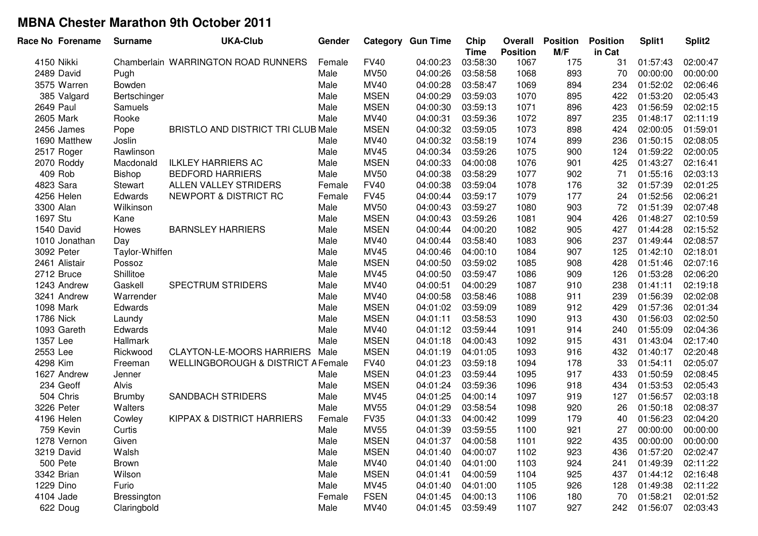# MBNA Chester Marathon 9th October 2011

| Race No | Forename | Surname | UKA-Club | Gender | Category | Gun Time | Chip Time | Overall Position | Position M/F | Position in Cat | Split1 | Split2 |
|---|---|---|---|---|---|---|---|---|---|---|---|---|
| 4150 | Nikki | Chamberlain | WARRINGTON ROAD RUNNERS | Female | FV40 | 04:00:23 | 03:58:30 | 1067 | 175 | 31 | 01:57:43 | 02:00:47 |
| 2489 | David | Pugh | | Male | MV50 | 04:00:26 | 03:58:58 | 1068 | 893 | 70 | 00:00:00 | 00:00:00 |
| 3575 | Warren | Bowden | | Male | MV40 | 04:00:28 | 03:58:47 | 1069 | 894 | 234 | 01:52:02 | 02:06:46 |
| 385 | Valgard | Bertschinger | | Male | MSEN | 04:00:29 | 03:59:03 | 1070 | 895 | 422 | 01:53:20 | 02:05:43 |
| 2649 | Paul | Samuels | | Male | MSEN | 04:00:30 | 03:59:13 | 1071 | 896 | 423 | 01:56:59 | 02:02:15 |
| 2605 | Mark | Rooke | | Male | MV40 | 04:00:31 | 03:59:36 | 1072 | 897 | 235 | 01:48:17 | 02:11:19 |
| 2456 | James | Pope | BRISTLO AND DISTRICT TRI CLUB | Male | MSEN | 04:00:32 | 03:59:05 | 1073 | 898 | 424 | 02:00:05 | 01:59:01 |
| 1690 | Matthew | Joslin | | Male | MV40 | 04:00:32 | 03:58:19 | 1074 | 899 | 236 | 01:50:15 | 02:08:05 |
| 2517 | Roger | Rawlinson | | Male | MV45 | 04:00:34 | 03:59:26 | 1075 | 900 | 124 | 01:59:22 | 02:00:05 |
| 2070 | Roddy | Macdonald | ILKLEY HARRIERS AC | Male | MSEN | 04:00:33 | 04:00:08 | 1076 | 901 | 425 | 01:43:27 | 02:16:41 |
| 409 | Rob | Bishop | BEDFORD HARRIERS | Male | MV50 | 04:00:38 | 03:58:29 | 1077 | 902 | 71 | 01:55:16 | 02:03:13 |
| 4823 | Sara | Stewart | ALLEN VALLEY STRIDERS | Female | FV40 | 04:00:38 | 03:59:04 | 1078 | 176 | 32 | 01:57:39 | 02:01:25 |
| 4256 | Helen | Edwards | NEWPORT & DISTRICT RC | Female | FV45 | 04:00:44 | 03:59:17 | 1079 | 177 | 24 | 01:52:56 | 02:06:21 |
| 3300 | Alan | Wilkinson | | Male | MV50 | 04:00:43 | 03:59:27 | 1080 | 903 | 72 | 01:51:39 | 02:07:48 |
| 1697 | Stu | Kane | | Male | MSEN | 04:00:43 | 03:59:26 | 1081 | 904 | 426 | 01:48:27 | 02:10:59 |
| 1540 | David | Howes | BARNSLEY HARRIERS | Male | MSEN | 04:00:44 | 04:00:20 | 1082 | 905 | 427 | 01:44:28 | 02:15:52 |
| 1010 | Jonathan | Day | | Male | MV40 | 04:00:44 | 03:58:40 | 1083 | 906 | 237 | 01:49:44 | 02:08:57 |
| 3092 | Peter | Taylor-Whiffen | | Male | MV45 | 04:00:46 | 04:00:10 | 1084 | 907 | 125 | 01:42:10 | 02:18:01 |
| 2461 | Alistair | Possoz | | Male | MSEN | 04:00:50 | 03:59:02 | 1085 | 908 | 428 | 01:51:46 | 02:07:16 |
| 2712 | Bruce | Shillitoe | | Male | MV45 | 04:00:50 | 03:59:47 | 1086 | 909 | 126 | 01:53:28 | 02:06:20 |
| 1243 | Andrew | Gaskell | SPECTRUM STRIDERS | Male | MV40 | 04:00:51 | 04:00:29 | 1087 | 910 | 238 | 01:41:11 | 02:19:18 |
| 3241 | Andrew | Warrender | | Male | MV40 | 04:00:58 | 03:58:46 | 1088 | 911 | 239 | 01:56:39 | 02:02:08 |
| 1098 | Mark | Edwards | | Male | MSEN | 04:01:02 | 03:59:09 | 1089 | 912 | 429 | 01:57:36 | 02:01:34 |
| 1786 | Nick | Laundy | | Male | MSEN | 04:01:11 | 03:58:53 | 1090 | 913 | 430 | 01:56:03 | 02:02:50 |
| 1093 | Gareth | Edwards | | Male | MV40 | 04:01:12 | 03:59:44 | 1091 | 914 | 240 | 01:55:09 | 02:04:36 |
| 1357 | Lee | Hallmark | | Male | MSEN | 04:01:18 | 04:00:43 | 1092 | 915 | 431 | 01:43:04 | 02:17:40 |
| 2553 | Lee | Rickwood | CLAYTON-LE-MOORS HARRIERS | Male | MSEN | 04:01:19 | 04:01:05 | 1093 | 916 | 432 | 01:40:17 | 02:20:48 |
| 4298 | Kim | Freeman | WELLINGBOROUGH & DISTRICT A | Female | FV40 | 04:01:23 | 03:59:18 | 1094 | 178 | 33 | 01:54:11 | 02:05:07 |
| 1627 | Andrew | Jenner | | Male | MSEN | 04:01:23 | 03:59:44 | 1095 | 917 | 433 | 01:50:59 | 02:08:45 |
| 234 | Geoff | Alvis | | Male | MSEN | 04:01:24 | 03:59:36 | 1096 | 918 | 434 | 01:53:53 | 02:05:43 |
| 504 | Chris | Brumby | SANDBACH STRIDERS | Male | MV45 | 04:01:25 | 04:00:14 | 1097 | 919 | 127 | 01:56:57 | 02:03:18 |
| 3226 | Peter | Walters | | Male | MV55 | 04:01:29 | 03:58:54 | 1098 | 920 | 26 | 01:50:18 | 02:08:37 |
| 4196 | Helen | Cowley | KIPPAX & DISTRICT HARRIERS | Female | FV35 | 04:01:33 | 04:00:42 | 1099 | 179 | 40 | 01:56:23 | 02:04:20 |
| 759 | Kevin | Curtis | | Male | MV55 | 04:01:39 | 03:59:55 | 1100 | 921 | 27 | 00:00:00 | 00:00:00 |
| 1278 | Vernon | Given | | Male | MSEN | 04:01:37 | 04:00:58 | 1101 | 922 | 435 | 00:00:00 | 00:00:00 |
| 3219 | David | Walsh | | Male | MSEN | 04:01:40 | 04:00:07 | 1102 | 923 | 436 | 01:57:20 | 02:02:47 |
| 500 | Pete | Brown | | Male | MV40 | 04:01:40 | 04:01:00 | 1103 | 924 | 241 | 01:49:39 | 02:11:22 |
| 3342 | Brian | Wilson | | Male | MSEN | 04:01:41 | 04:00:59 | 1104 | 925 | 437 | 01:44:12 | 02:16:48 |
| 1229 | Dino | Furio | | Male | MV45 | 04:01:40 | 04:01:00 | 1105 | 926 | 128 | 01:49:38 | 02:11:22 |
| 4104 | Jade | Bressington | | Female | FSEN | 04:01:45 | 04:00:13 | 1106 | 180 | 70 | 01:58:21 | 02:01:52 |
| 622 | Doug | Claringbold | | Male | MV40 | 04:01:45 | 03:59:49 | 1107 | 927 | 242 | 01:56:07 | 02:03:43 |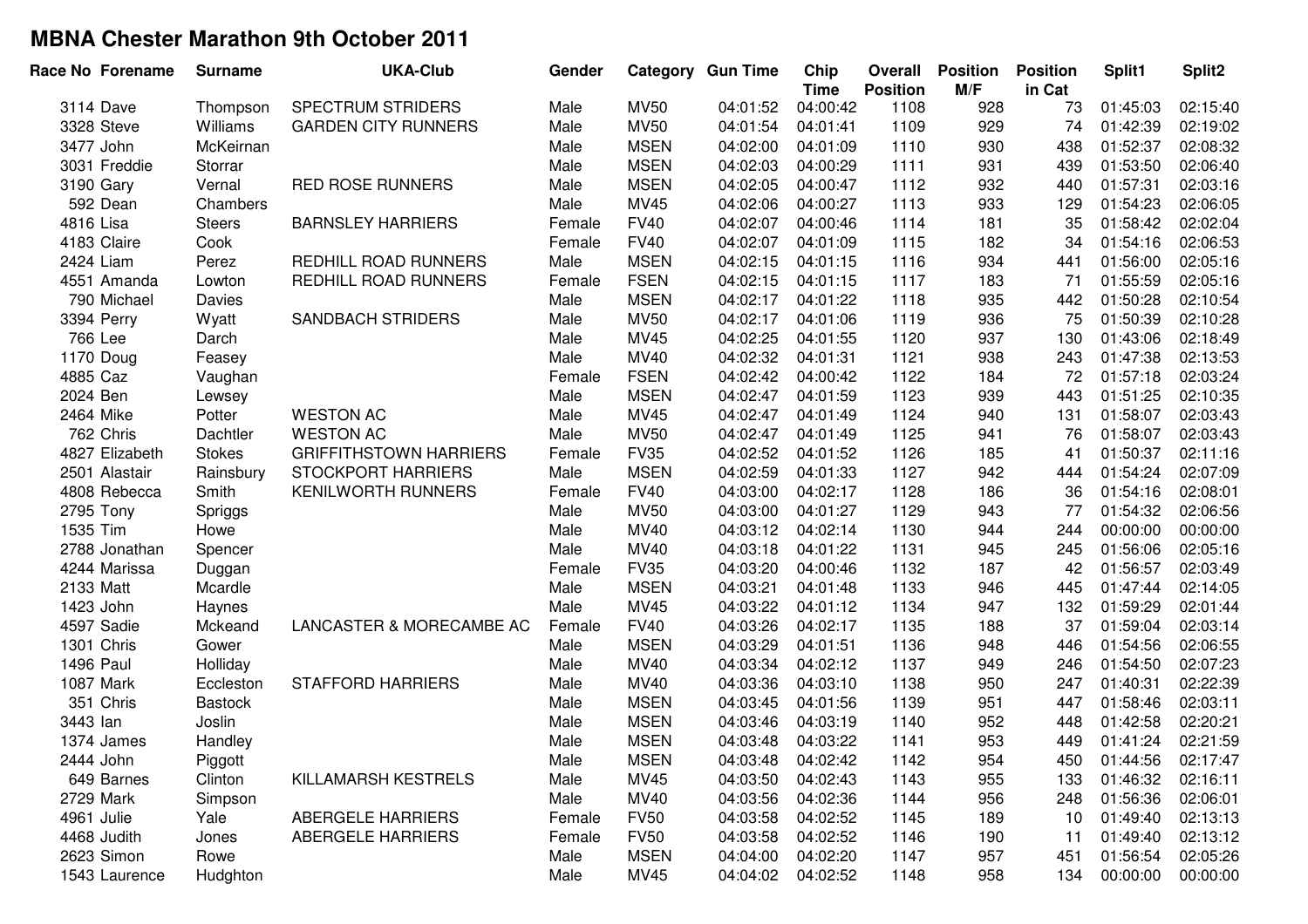# MBNA Chester Marathon 9th October 2011

| Race No | Forename | Surname | UKA-Club | Gender | Category | Gun Time | Chip Time | Overall Position | Position M/F | Position in Cat | Split1 | Split2 |
|---|---|---|---|---|---|---|---|---|---|---|---|---|
| 3114 | Dave | Thompson | SPECTRUM STRIDERS | Male | MV50 | 04:01:52 | 04:00:42 | 1108 | 928 | 73 | 01:45:03 | 02:15:40 |
| 3328 | Steve | Williams | GARDEN CITY RUNNERS | Male | MV50 | 04:01:54 | 04:01:41 | 1109 | 929 | 74 | 01:42:39 | 02:19:02 |
| 3477 | John | McKeirnan | | Male | MSEN | 04:02:00 | 04:01:09 | 1110 | 930 | 438 | 01:52:37 | 02:08:32 |
| 3031 | Freddie | Storrar | | Male | MSEN | 04:02:03 | 04:00:29 | 1111 | 931 | 439 | 01:53:50 | 02:06:40 |
| 3190 | Gary | Vernal | RED ROSE RUNNERS | Male | MSEN | 04:02:05 | 04:00:47 | 1112 | 932 | 440 | 01:57:31 | 02:03:16 |
| 592 | Dean | Chambers | | Male | MV45 | 04:02:06 | 04:00:27 | 1113 | 933 | 129 | 01:54:23 | 02:06:05 |
| 4816 | Lisa | Steers | BARNSLEY HARRIERS | Female | FV40 | 04:02:07 | 04:00:46 | 1114 | 181 | 35 | 01:58:42 | 02:02:04 |
| 4183 | Claire | Cook | | Female | FV40 | 04:02:07 | 04:01:09 | 1115 | 182 | 34 | 01:54:16 | 02:06:53 |
| 2424 | Liam | Perez | REDHILL ROAD RUNNERS | Male | MSEN | 04:02:15 | 04:01:15 | 1116 | 934 | 441 | 01:56:00 | 02:05:16 |
| 4551 | Amanda | Lowton | REDHILL ROAD RUNNERS | Female | FSEN | 04:02:15 | 04:01:15 | 1117 | 183 | 71 | 01:55:59 | 02:05:16 |
| 790 | Michael | Davies | | Male | MSEN | 04:02:17 | 04:01:22 | 1118 | 935 | 442 | 01:50:28 | 02:10:54 |
| 3394 | Perry | Wyatt | SANDBACH STRIDERS | Male | MV50 | 04:02:17 | 04:01:06 | 1119 | 936 | 75 | 01:50:39 | 02:10:28 |
| 766 | Lee | Darch | | Male | MV45 | 04:02:25 | 04:01:55 | 1120 | 937 | 130 | 01:43:06 | 02:18:49 |
| 1170 | Doug | Feasey | | Male | MV40 | 04:02:32 | 04:01:31 | 1121 | 938 | 243 | 01:47:38 | 02:13:53 |
| 4885 | Caz | Vaughan | | Female | FSEN | 04:02:42 | 04:00:42 | 1122 | 184 | 72 | 01:57:18 | 02:03:24 |
| 2024 | Ben | Lewsey | | Male | MSEN | 04:02:47 | 04:01:59 | 1123 | 939 | 443 | 01:51:25 | 02:10:35 |
| 2464 | Mike | Potter | WESTON AC | Male | MV45 | 04:02:47 | 04:01:49 | 1124 | 940 | 131 | 01:58:07 | 02:03:43 |
| 762 | Chris | Dachtler | WESTON AC | Male | MV50 | 04:02:47 | 04:01:49 | 1125 | 941 | 76 | 01:58:07 | 02:03:43 |
| 4827 | Elizabeth | Stokes | GRIFFITHSTOWN HARRIERS | Female | FV35 | 04:02:52 | 04:01:52 | 1126 | 185 | 41 | 01:50:37 | 02:11:16 |
| 2501 | Alastair | Rainsbury | STOCKPORT HARRIERS | Male | MSEN | 04:02:59 | 04:01:33 | 1127 | 942 | 444 | 01:54:24 | 02:07:09 |
| 4808 | Rebecca | Smith | KENILWORTH RUNNERS | Female | FV40 | 04:03:00 | 04:02:17 | 1128 | 186 | 36 | 01:54:16 | 02:08:01 |
| 2795 | Tony | Spriggs | | Male | MV50 | 04:03:00 | 04:01:27 | 1129 | 943 | 77 | 01:54:32 | 02:06:56 |
| 1535 | Tim | Howe | | Male | MV40 | 04:03:12 | 04:02:14 | 1130 | 944 | 244 | 00:00:00 | 00:00:00 |
| 2788 | Jonathan | Spencer | | Male | MV40 | 04:03:18 | 04:01:22 | 1131 | 945 | 245 | 01:56:06 | 02:05:16 |
| 4244 | Marissa | Duggan | | Female | FV35 | 04:03:20 | 04:00:46 | 1132 | 187 | 42 | 01:56:57 | 02:03:49 |
| 2133 | Matt | Mcardle | | Male | MSEN | 04:03:21 | 04:01:48 | 1133 | 946 | 445 | 01:47:44 | 02:14:05 |
| 1423 | John | Haynes | | Male | MV45 | 04:03:22 | 04:01:12 | 1134 | 947 | 132 | 01:59:29 | 02:01:44 |
| 4597 | Sadie | Mckeand | LANCASTER & MORECAMBE AC | Female | FV40 | 04:03:26 | 04:02:17 | 1135 | 188 | 37 | 01:59:04 | 02:03:14 |
| 1301 | Chris | Gower | | Male | MSEN | 04:03:29 | 04:01:51 | 1136 | 948 | 446 | 01:54:56 | 02:06:55 |
| 1496 | Paul | Holliday | | Male | MV40 | 04:03:34 | 04:02:12 | 1137 | 949 | 246 | 01:54:50 | 02:07:23 |
| 1087 | Mark | Eccleston | STAFFORD HARRIERS | Male | MV40 | 04:03:36 | 04:03:10 | 1138 | 950 | 247 | 01:40:31 | 02:22:39 |
| 351 | Chris | Bastock | | Male | MSEN | 04:03:45 | 04:01:56 | 1139 | 951 | 447 | 01:58:46 | 02:03:11 |
| 3443 | Ian | Joslin | | Male | MSEN | 04:03:46 | 04:03:19 | 1140 | 952 | 448 | 01:42:58 | 02:20:21 |
| 1374 | James | Handley | | Male | MSEN | 04:03:48 | 04:03:22 | 1141 | 953 | 449 | 01:41:24 | 02:21:59 |
| 2444 | John | Piggott | | Male | MSEN | 04:03:48 | 04:02:42 | 1142 | 954 | 450 | 01:44:56 | 02:17:47 |
| 649 | Barnes | Clinton | KILLAMARSH KESTRELS | Male | MV45 | 04:03:50 | 04:02:43 | 1143 | 955 | 133 | 01:46:32 | 02:16:11 |
| 2729 | Mark | Simpson | | Male | MV40 | 04:03:56 | 04:02:36 | 1144 | 956 | 248 | 01:56:36 | 02:06:01 |
| 4961 | Julie | Yale | ABERGELE HARRIERS | Female | FV50 | 04:03:58 | 04:02:52 | 1145 | 189 | 10 | 01:49:40 | 02:13:13 |
| 4468 | Judith | Jones | ABERGELE HARRIERS | Female | FV50 | 04:03:58 | 04:02:52 | 1146 | 190 | 11 | 01:49:40 | 02:13:12 |
| 2623 | Simon | Rowe | | Male | MSEN | 04:04:00 | 04:02:20 | 1147 | 957 | 451 | 01:56:54 | 02:05:26 |
| 1543 | Laurence | Hudghton | | Male | MV45 | 04:04:02 | 04:02:52 | 1148 | 958 | 134 | 00:00:00 | 00:00:00 |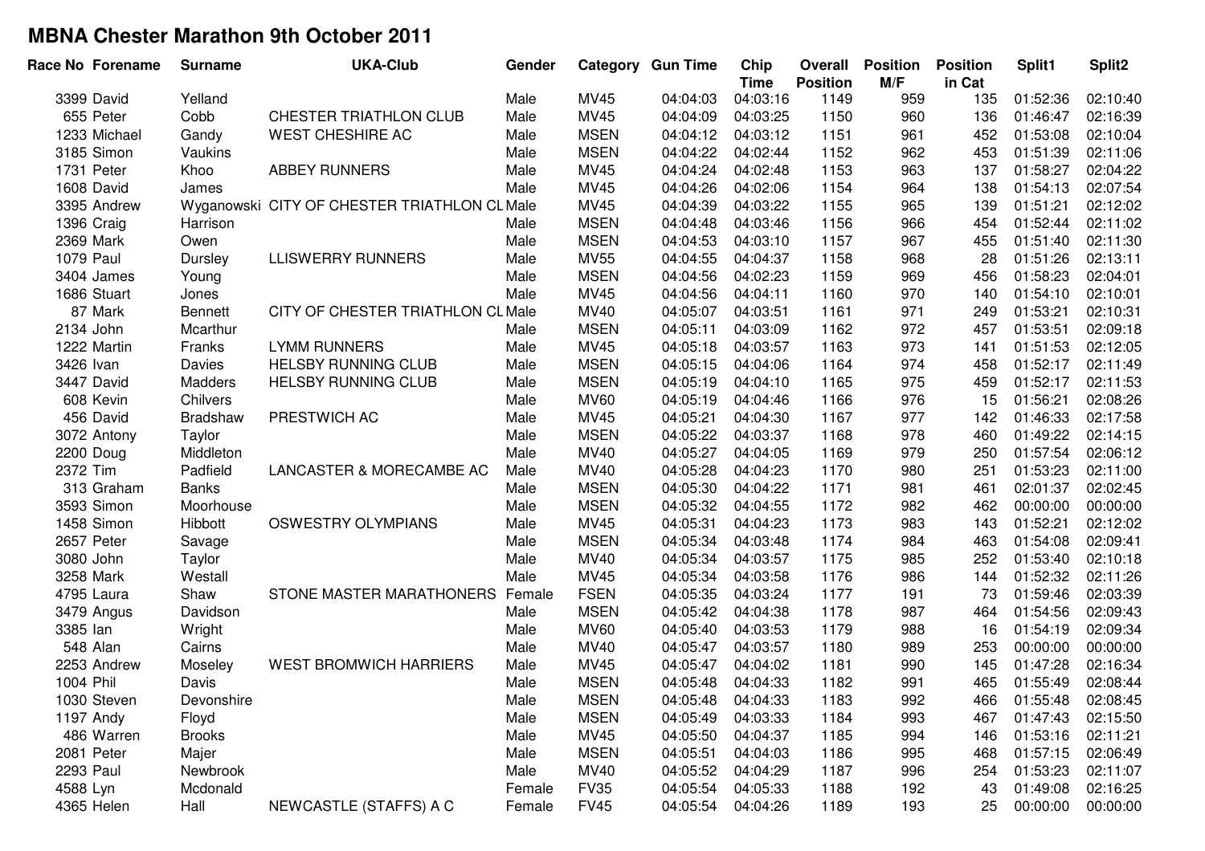# MBNA Chester Marathon 9th October 2011

| Race No | Forename | Surname | UKA-Club | Gender | Category | Gun Time | Chip Time | Overall Position | Position M/F | Position in Cat | Split1 | Split2 |
|---|---|---|---|---|---|---|---|---|---|---|---|---|
| 3399 | David | Yelland | | Male | MV45 | 04:04:03 | 04:03:16 | 1149 | 959 | 135 | 01:52:36 | 02:10:40 |
| 655 | Peter | Cobb | CHESTER TRIATHLON CLUB | Male | MV45 | 04:04:09 | 04:03:25 | 1150 | 960 | 136 | 01:46:47 | 02:16:39 |
| 1233 | Michael | Gandy | WEST CHESHIRE AC | Male | MSEN | 04:04:12 | 04:03:12 | 1151 | 961 | 452 | 01:53:08 | 02:10:04 |
| 3185 | Simon | Vaukins | | Male | MSEN | 04:04:22 | 04:02:44 | 1152 | 962 | 453 | 01:51:39 | 02:11:06 |
| 1731 | Peter | Khoo | ABBEY RUNNERS | Male | MV45 | 04:04:24 | 04:02:48 | 1153 | 963 | 137 | 01:58:27 | 02:04:22 |
| 1608 | David | James | | Male | MV45 | 04:04:26 | 04:02:06 | 1154 | 964 | 138 | 01:54:13 | 02:07:54 |
| 3395 | Andrew | Wyganowski | CITY OF CHESTER TRIATHLON CL | Male | MV45 | 04:04:39 | 04:03:22 | 1155 | 965 | 139 | 01:51:21 | 02:12:02 |
| 1396 | Craig | Harrison | | Male | MSEN | 04:04:48 | 04:03:46 | 1156 | 966 | 454 | 01:52:44 | 02:11:02 |
| 2369 | Mark | Owen | | Male | MSEN | 04:04:53 | 04:03:10 | 1157 | 967 | 455 | 01:51:40 | 02:11:30 |
| 1079 | Paul | Dursley | LLISWERRY RUNNERS | Male | MV55 | 04:04:55 | 04:04:37 | 1158 | 968 | 28 | 01:51:26 | 02:13:11 |
| 3404 | James | Young | | Male | MSEN | 04:04:56 | 04:02:23 | 1159 | 969 | 456 | 01:58:23 | 02:04:01 |
| 1686 | Stuart | Jones | | Male | MV45 | 04:04:56 | 04:04:11 | 1160 | 970 | 140 | 01:54:10 | 02:10:01 |
| 87 | Mark | Bennett | CITY OF CHESTER TRIATHLON CL | Male | MV40 | 04:05:07 | 04:03:51 | 1161 | 971 | 249 | 01:53:21 | 02:10:31 |
| 2134 | John | Mcarthur | | Male | MSEN | 04:05:11 | 04:03:09 | 1162 | 972 | 457 | 01:53:51 | 02:09:18 |
| 1222 | Martin | Franks | LYMM RUNNERS | Male | MV45 | 04:05:18 | 04:03:57 | 1163 | 973 | 141 | 01:51:53 | 02:12:05 |
| 3426 | Ivan | Davies | HELSBY RUNNING CLUB | Male | MSEN | 04:05:15 | 04:04:06 | 1164 | 974 | 458 | 01:52:17 | 02:11:49 |
| 3447 | David | Madders | HELSBY RUNNING CLUB | Male | MSEN | 04:05:19 | 04:04:10 | 1165 | 975 | 459 | 01:52:17 | 02:11:53 |
| 608 | Kevin | Chilvers | | Male | MV60 | 04:05:19 | 04:04:46 | 1166 | 976 | 15 | 01:56:21 | 02:08:26 |
| 456 | David | Bradshaw | PRESTWICH AC | Male | MV45 | 04:05:21 | 04:04:30 | 1167 | 977 | 142 | 01:46:33 | 02:17:58 |
| 3072 | Antony | Taylor | | Male | MSEN | 04:05:22 | 04:03:37 | 1168 | 978 | 460 | 01:49:22 | 02:14:15 |
| 2200 | Doug | Middleton | | Male | MV40 | 04:05:27 | 04:04:05 | 1169 | 979 | 250 | 01:57:54 | 02:06:12 |
| 2372 | Tim | Padfield | LANCASTER & MORECAMBE AC | Male | MV40 | 04:05:28 | 04:04:23 | 1170 | 980 | 251 | 01:53:23 | 02:11:00 |
| 313 | Graham | Banks | | Male | MSEN | 04:05:30 | 04:04:22 | 1171 | 981 | 461 | 02:01:37 | 02:02:45 |
| 3593 | Simon | Moorhouse | | Male | MSEN | 04:05:32 | 04:04:55 | 1172 | 982 | 462 | 00:00:00 | 00:00:00 |
| 1458 | Simon | Hibbott | OSWESTRY OLYMPIANS | Male | MV45 | 04:05:31 | 04:04:23 | 1173 | 983 | 143 | 01:52:21 | 02:12:02 |
| 2657 | Peter | Savage | | Male | MSEN | 04:05:34 | 04:03:48 | 1174 | 984 | 463 | 01:54:08 | 02:09:41 |
| 3080 | John | Taylor | | Male | MV40 | 04:05:34 | 04:03:57 | 1175 | 985 | 252 | 01:53:40 | 02:10:18 |
| 3258 | Mark | Westall | | Male | MV45 | 04:05:34 | 04:03:58 | 1176 | 986 | 144 | 01:52:32 | 02:11:26 |
| 4795 | Laura | Shaw | STONE MASTER MARATHONERS | Female | FSEN | 04:05:35 | 04:03:24 | 1177 | 191 | 73 | 01:59:46 | 02:03:39 |
| 3479 | Angus | Davidson | | Male | MSEN | 04:05:42 | 04:04:38 | 1178 | 987 | 464 | 01:54:56 | 02:09:43 |
| 3385 | Ian | Wright | | Male | MV60 | 04:05:40 | 04:03:53 | 1179 | 988 | 16 | 01:54:19 | 02:09:34 |
| 548 | Alan | Cairns | | Male | MV40 | 04:05:47 | 04:03:57 | 1180 | 989 | 253 | 00:00:00 | 00:00:00 |
| 2253 | Andrew | Moseley | WEST BROMWICH HARRIERS | Male | MV45 | 04:05:47 | 04:04:02 | 1181 | 990 | 145 | 01:47:28 | 02:16:34 |
| 1004 | Phil | Davis | | Male | MSEN | 04:05:48 | 04:04:33 | 1182 | 991 | 465 | 01:55:49 | 02:08:44 |
| 1030 | Steven | Devonshire | | Male | MSEN | 04:05:48 | 04:04:33 | 1183 | 992 | 466 | 01:55:48 | 02:08:45 |
| 1197 | Andy | Floyd | | Male | MSEN | 04:05:49 | 04:03:33 | 1184 | 993 | 467 | 01:47:43 | 02:15:50 |
| 486 | Warren | Brooks | | Male | MV45 | 04:05:50 | 04:04:37 | 1185 | 994 | 146 | 01:53:16 | 02:11:21 |
| 2081 | Peter | Majer | | Male | MSEN | 04:05:51 | 04:04:03 | 1186 | 995 | 468 | 01:57:15 | 02:06:49 |
| 2293 | Paul | Newbrook | | Male | MV40 | 04:05:52 | 04:04:29 | 1187 | 996 | 254 | 01:53:23 | 02:11:07 |
| 4588 | Lyn | Mcdonald | | Female | FV35 | 04:05:54 | 04:05:33 | 1188 | 192 | 43 | 01:49:08 | 02:16:25 |
| 4365 | Helen | Hall | NEWCASTLE (STAFFS) A C | Female | FV45 | 04:05:54 | 04:04:26 | 1189 | 193 | 25 | 00:00:00 | 00:00:00 |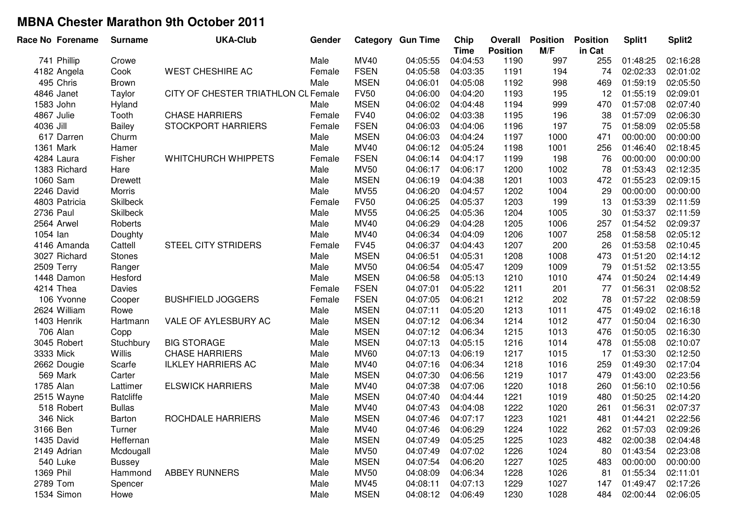# MBNA Chester Marathon 9th October 2011

| Race No | Forename | Surname | UKA-Club | Gender | Category | Gun Time | Chip Time | Overall Position | Position M/F | Position in Cat | Split1 | Split2 |
|---|---|---|---|---|---|---|---|---|---|---|---|---|
| 741 | Phillip | Crowe | | Male | MV40 | 04:05:55 | 04:04:53 | 1190 | 997 | 255 | 01:48:25 | 02:16:28 |
| 4182 | Angela | Cook | WEST CHESHIRE AC | Female | FSEN | 04:05:58 | 04:03:35 | 1191 | 194 | 74 | 02:02:33 | 02:01:02 |
| 495 | Chris | Brown | | Male | MSEN | 04:06:01 | 04:05:08 | 1192 | 998 | 469 | 01:59:19 | 02:05:50 |
| 4846 | Janet | Taylor | CITY OF CHESTER TRIATHLON CL | Female | FV50 | 04:06:00 | 04:04:20 | 1193 | 195 | 12 | 01:55:19 | 02:09:01 |
| 1583 | John | Hyland | | Male | MSEN | 04:06:02 | 04:04:48 | 1194 | 999 | 470 | 01:57:08 | 02:07:40 |
| 4867 | Julie | Tooth | CHASE HARRIERS | Female | FV40 | 04:06:02 | 04:03:38 | 1195 | 196 | 38 | 01:57:09 | 02:06:30 |
| 4036 | Jill | Bailey | STOCKPORT HARRIERS | Female | FSEN | 04:06:03 | 04:04:06 | 1196 | 197 | 75 | 01:58:09 | 02:05:58 |
| 617 | Darren | Churm | | Male | MSEN | 04:06:03 | 04:04:24 | 1197 | 1000 | 471 | 00:00:00 | 00:00:00 |
| 1361 | Mark | Hamer | | Male | MV40 | 04:06:12 | 04:05:24 | 1198 | 1001 | 256 | 01:46:40 | 02:18:45 |
| 4284 | Laura | Fisher | WHITCHURCH WHIPPETS | Female | FSEN | 04:06:14 | 04:04:17 | 1199 | 198 | 76 | 00:00:00 | 00:00:00 |
| 1383 | Richard | Hare | | Male | MV50 | 04:06:17 | 04:06:17 | 1200 | 1002 | 78 | 01:53:43 | 02:12:35 |
| 1060 | Sam | Drewett | | Male | MSEN | 04:06:19 | 04:04:38 | 1201 | 1003 | 472 | 01:55:23 | 02:09:15 |
| 2246 | David | Morris | | Male | MV55 | 04:06:20 | 04:04:57 | 1202 | 1004 | 29 | 00:00:00 | 00:00:00 |
| 4803 | Patricia | Skilbeck | | Female | FV50 | 04:06:25 | 04:05:37 | 1203 | 199 | 13 | 01:53:39 | 02:11:59 |
| 2736 | Paul | Skilbeck | | Male | MV55 | 04:06:25 | 04:05:36 | 1204 | 1005 | 30 | 01:53:37 | 02:11:59 |
| 2564 | Arwel | Roberts | | Male | MV40 | 04:06:29 | 04:04:28 | 1205 | 1006 | 257 | 01:54:52 | 02:09:37 |
| 1054 | Ian | Doughty | | Male | MV40 | 04:06:34 | 04:04:09 | 1206 | 1007 | 258 | 01:58:58 | 02:05:12 |
| 4146 | Amanda | Cattell | STEEL CITY STRIDERS | Female | FV45 | 04:06:37 | 04:04:43 | 1207 | 200 | 26 | 01:53:58 | 02:10:45 |
| 3027 | Richard | Stones | | Male | MSEN | 04:06:51 | 04:05:31 | 1208 | 1008 | 473 | 01:51:20 | 02:14:12 |
| 2509 | Terry | Ranger | | Male | MV50 | 04:06:54 | 04:05:47 | 1209 | 1009 | 79 | 01:51:52 | 02:13:55 |
| 1448 | Damon | Hesford | | Male | MSEN | 04:06:58 | 04:05:13 | 1210 | 1010 | 474 | 01:50:24 | 02:14:49 |
| 4214 | Thea | Davies | | Female | FSEN | 04:07:01 | 04:05:22 | 1211 | 201 | 77 | 01:56:31 | 02:08:52 |
| 106 | Yvonne | Cooper | BUSHFIELD JOGGERS | Female | FSEN | 04:07:05 | 04:06:21 | 1212 | 202 | 78 | 01:57:22 | 02:08:59 |
| 2624 | William | Rowe | | Male | MSEN | 04:07:11 | 04:05:20 | 1213 | 1011 | 475 | 01:49:02 | 02:16:18 |
| 1403 | Henrik | Hartmann | VALE OF AYLESBURY AC | Male | MSEN | 04:07:12 | 04:06:34 | 1214 | 1012 | 477 | 01:50:04 | 02:16:30 |
| 706 | Alan | Copp | | Male | MSEN | 04:07:12 | 04:06:34 | 1215 | 1013 | 476 | 01:50:05 | 02:16:30 |
| 3045 | Robert | Stuchbury | BIG STORAGE | Male | MSEN | 04:07:13 | 04:05:15 | 1216 | 1014 | 478 | 01:55:08 | 02:10:07 |
| 3333 | Mick | Willis | CHASE HARRIERS | Male | MV60 | 04:07:13 | 04:06:19 | 1217 | 1015 | 17 | 01:53:30 | 02:12:50 |
| 2662 | Dougie | Scarfe | ILKLEY HARRIERS AC | Male | MV40 | 04:07:16 | 04:06:34 | 1218 | 1016 | 259 | 01:49:30 | 02:17:04 |
| 569 | Mark | Carter | | Male | MSEN | 04:07:30 | 04:06:56 | 1219 | 1017 | 479 | 01:43:00 | 02:23:56 |
| 1785 | Alan | Lattimer | ELSWICK HARRIERS | Male | MV40 | 04:07:38 | 04:07:06 | 1220 | 1018 | 260 | 01:56:10 | 02:10:56 |
| 2515 | Wayne | Ratcliffe | | Male | MSEN | 04:07:40 | 04:04:44 | 1221 | 1019 | 480 | 01:50:25 | 02:14:20 |
| 518 | Robert | Bullas | | Male | MV40 | 04:07:43 | 04:04:08 | 1222 | 1020 | 261 | 01:56:31 | 02:07:37 |
| 346 | Nick | Barton | ROCHDALE HARRIERS | Male | MSEN | 04:07:46 | 04:07:17 | 1223 | 1021 | 481 | 01:44:21 | 02:22:56 |
| 3166 | Ben | Turner | | Male | MV40 | 04:07:46 | 04:06:29 | 1224 | 1022 | 262 | 01:57:03 | 02:09:26 |
| 1435 | David | Heffernan | | Male | MSEN | 04:07:49 | 04:05:25 | 1225 | 1023 | 482 | 02:00:38 | 02:04:48 |
| 2149 | Adrian | Mcdougall | | Male | MV50 | 04:07:49 | 04:07:02 | 1226 | 1024 | 80 | 01:43:54 | 02:23:08 |
| 540 | Luke | Bussey | | Male | MSEN | 04:07:54 | 04:06:20 | 1227 | 1025 | 483 | 00:00:00 | 00:00:00 |
| 1369 | Phil | Hammond | ABBEY RUNNERS | Male | MV50 | 04:08:09 | 04:06:34 | 1228 | 1026 | 81 | 01:55:34 | 02:11:01 |
| 2789 | Tom | Spencer | | Male | MV45 | 04:08:11 | 04:07:13 | 1229 | 1027 | 147 | 01:49:47 | 02:17:26 |
| 1534 | Simon | Howe | | Male | MSEN | 04:08:12 | 04:06:49 | 1230 | 1028 | 484 | 02:00:44 | 02:06:05 |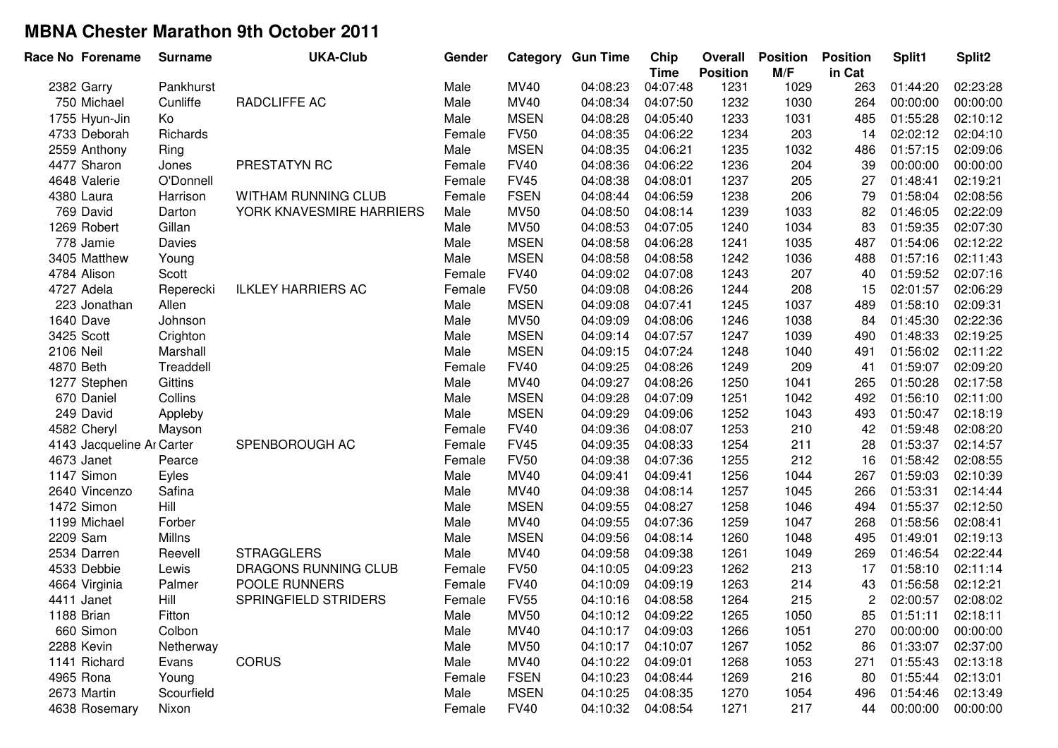# MBNA Chester Marathon 9th October 2011

| Race No | Forename | Surname | UKA-Club | Gender | Category | Gun Time | Chip Time | Overall Position | Position M/F | Position in Cat | Split1 | Split2 |
|---|---|---|---|---|---|---|---|---|---|---|---|---|
| 2382 | Garry | Pankhurst | | Male | MV40 | 04:08:23 | 04:07:48 | 1231 | 1029 | 263 | 01:44:20 | 02:23:28 |
| 750 | Michael | Cunliffe | RADCLIFFE AC | Male | MV40 | 04:08:34 | 04:07:50 | 1232 | 1030 | 264 | 00:00:00 | 00:00:00 |
| 1755 | Hyun-Jin | Ko | | Male | MSEN | 04:08:28 | 04:05:40 | 1233 | 1031 | 485 | 01:55:28 | 02:10:12 |
| 4733 | Deborah | Richards | | Female | FV50 | 04:08:35 | 04:06:22 | 1234 | 203 | 14 | 02:02:12 | 02:04:10 |
| 2559 | Anthony | Ring | | Male | MSEN | 04:08:35 | 04:06:21 | 1235 | 1032 | 486 | 01:57:15 | 02:09:06 |
| 4477 | Sharon | Jones | PRESTATYN RC | Female | FV40 | 04:08:36 | 04:06:22 | 1236 | 204 | 39 | 00:00:00 | 00:00:00 |
| 4648 | Valerie | O'Donnell | | Female | FV45 | 04:08:38 | 04:08:01 | 1237 | 205 | 27 | 01:48:41 | 02:19:21 |
| 4380 | Laura | Harrison | WITHAM RUNNING CLUB | Female | FSEN | 04:08:44 | 04:06:59 | 1238 | 206 | 79 | 01:58:04 | 02:08:56 |
| 769 | David | Darton | YORK KNAVESMIRE HARRIERS | Male | MV50 | 04:08:50 | 04:08:14 | 1239 | 1033 | 82 | 01:46:05 | 02:22:09 |
| 1269 | Robert | Gillan | | Male | MV50 | 04:08:53 | 04:07:05 | 1240 | 1034 | 83 | 01:59:35 | 02:07:30 |
| 778 | Jamie | Davies | | Male | MSEN | 04:08:58 | 04:06:28 | 1241 | 1035 | 487 | 01:54:06 | 02:12:22 |
| 3405 | Matthew | Young | | Male | MSEN | 04:08:58 | 04:08:58 | 1242 | 1036 | 488 | 01:57:16 | 02:11:43 |
| 4784 | Alison | Scott | | Female | FV40 | 04:09:02 | 04:07:08 | 1243 | 207 | 40 | 01:59:52 | 02:07:16 |
| 4727 | Adela | Reperecki | ILKLEY HARRIERS AC | Female | FV50 | 04:09:08 | 04:08:26 | 1244 | 208 | 15 | 02:01:57 | 02:06:29 |
| 223 | Jonathan | Allen | | Male | MSEN | 04:09:08 | 04:07:41 | 1245 | 1037 | 489 | 01:58:10 | 02:09:31 |
| 1640 | Dave | Johnson | | Male | MV50 | 04:09:09 | 04:08:06 | 1246 | 1038 | 84 | 01:45:30 | 02:22:36 |
| 3425 | Scott | Crighton | | Male | MSEN | 04:09:14 | 04:07:57 | 1247 | 1039 | 490 | 01:48:33 | 02:19:25 |
| 2106 | Neil | Marshall | | Male | MSEN | 04:09:15 | 04:07:24 | 1248 | 1040 | 491 | 01:56:02 | 02:11:22 |
| 4870 | Beth | Treaddell | | Female | FV40 | 04:09:25 | 04:08:26 | 1249 | 209 | 41 | 01:59:07 | 02:09:20 |
| 1277 | Stephen | Gittins | | Male | MV40 | 04:09:27 | 04:08:26 | 1250 | 1041 | 265 | 01:50:28 | 02:17:58 |
| 670 | Daniel | Collins | | Male | MSEN | 04:09:28 | 04:07:09 | 1251 | 1042 | 492 | 01:56:10 | 02:11:00 |
| 249 | David | Appleby | | Male | MSEN | 04:09:29 | 04:09:06 | 1252 | 1043 | 493 | 01:50:47 | 02:18:19 |
| 4582 | Cheryl | Mayson | | Female | FV40 | 04:09:36 | 04:08:07 | 1253 | 210 | 42 | 01:59:48 | 02:08:20 |
| 4143 | Jacqueline Ar | Carter | SPENBOROUGH AC | Female | FV45 | 04:09:35 | 04:08:33 | 1254 | 211 | 28 | 01:53:37 | 02:14:57 |
| 4673 | Janet | Pearce | | Female | FV50 | 04:09:38 | 04:07:36 | 1255 | 212 | 16 | 01:58:42 | 02:08:55 |
| 1147 | Simon | Eyles | | Male | MV40 | 04:09:41 | 04:09:41 | 1256 | 1044 | 267 | 01:59:03 | 02:10:39 |
| 2640 | Vincenzo | Safina | | Male | MV40 | 04:09:38 | 04:08:14 | 1257 | 1045 | 266 | 01:53:31 | 02:14:44 |
| 1472 | Simon | Hill | | Male | MSEN | 04:09:55 | 04:08:27 | 1258 | 1046 | 494 | 01:55:37 | 02:12:50 |
| 1199 | Michael | Forber | | Male | MV40 | 04:09:55 | 04:07:36 | 1259 | 1047 | 268 | 01:58:56 | 02:08:41 |
| 2209 | Sam | Millns | | Male | MSEN | 04:09:56 | 04:08:14 | 1260 | 1048 | 495 | 01:49:01 | 02:19:13 |
| 2534 | Darren | Reevell | STRAGGLERS | Male | MV40 | 04:09:58 | 04:09:38 | 1261 | 1049 | 269 | 01:46:54 | 02:22:44 |
| 4533 | Debbie | Lewis | DRAGONS RUNNING CLUB | Female | FV50 | 04:10:05 | 04:09:23 | 1262 | 213 | 17 | 01:58:10 | 02:11:14 |
| 4664 | Virginia | Palmer | POOLE RUNNERS | Female | FV40 | 04:10:09 | 04:09:19 | 1263 | 214 | 43 | 01:56:58 | 02:12:21 |
| 4411 | Janet | Hill | SPRINGFIELD STRIDERS | Female | FV55 | 04:10:16 | 04:08:58 | 1264 | 215 | 2 | 02:00:57 | 02:08:02 |
| 1188 | Brian | Fitton | | Male | MV50 | 04:10:12 | 04:09:22 | 1265 | 1050 | 85 | 01:51:11 | 02:18:11 |
| 660 | Simon | Colbon | | Male | MV40 | 04:10:17 | 04:09:03 | 1266 | 1051 | 270 | 00:00:00 | 00:00:00 |
| 2288 | Kevin | Netherway | | Male | MV50 | 04:10:17 | 04:10:07 | 1267 | 1052 | 86 | 01:33:07 | 02:37:00 |
| 1141 | Richard | Evans | CORUS | Male | MV40 | 04:10:22 | 04:09:01 | 1268 | 1053 | 271 | 01:55:43 | 02:13:18 |
| 4965 | Rona | Young | | Female | FSEN | 04:10:23 | 04:08:44 | 1269 | 216 | 80 | 01:55:44 | 02:13:01 |
| 2673 | Martin | Scourfield | | Male | MSEN | 04:10:25 | 04:08:35 | 1270 | 1054 | 496 | 01:54:46 | 02:13:49 |
| 4638 | Rosemary | Nixon | | Female | FV40 | 04:10:32 | 04:08:54 | 1271 | 217 | 44 | 00:00:00 | 00:00:00 |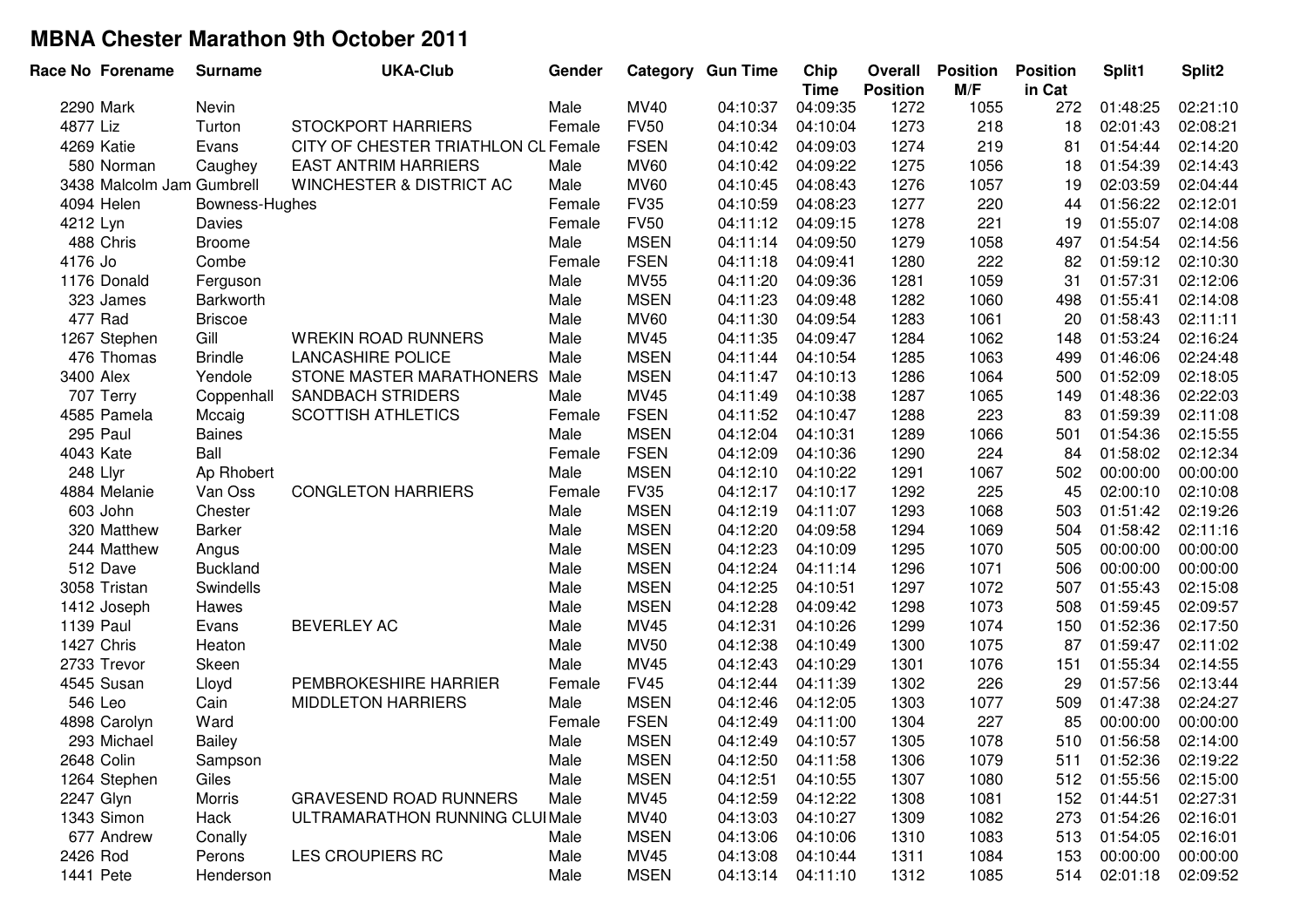# MBNA Chester Marathon 9th October 2011

| Race No | Forename | Surname | UKA-Club | Gender | Category | Gun Time | Chip Time | Overall Position | Position M/F | Position in Cat | Split1 | Split2 |
|---|---|---|---|---|---|---|---|---|---|---|---|---|
| 2290 | Mark | Nevin | | Male | MV40 | 04:10:37 | 04:09:35 | 1272 | 1055 | 272 | 01:48:25 | 02:21:10 |
| 4877 | Liz | Turton | STOCKPORT HARRIERS | Female | FV50 | 04:10:34 | 04:10:04 | 1273 | 218 | 18 | 02:01:43 | 02:08:21 |
| 4269 | Katie | Evans | CITY OF CHESTER TRIATHLON CL | Female | FSEN | 04:10:42 | 04:09:03 | 1274 | 219 | 81 | 01:54:44 | 02:14:20 |
| 580 | Norman | Caughey | EAST ANTRIM HARRIERS | Male | MV60 | 04:10:42 | 04:09:22 | 1275 | 1056 | 18 | 01:54:39 | 02:14:43 |
| 3438 | Malcolm Jam | Gumbrell | WINCHESTER & DISTRICT AC | Male | MV60 | 04:10:45 | 04:08:43 | 1276 | 1057 | 19 | 02:03:59 | 02:04:44 |
| 4094 | Helen | Bowness-Hughes | | Female | FV35 | 04:10:59 | 04:08:23 | 1277 | 220 | 44 | 01:56:22 | 02:12:01 |
| 4212 | Lyn | Davies | | Female | FV50 | 04:11:12 | 04:09:15 | 1278 | 221 | 19 | 01:55:07 | 02:14:08 |
| 488 | Chris | Broome | | Male | MSEN | 04:11:14 | 04:09:50 | 1279 | 1058 | 497 | 01:54:54 | 02:14:56 |
| 4176 | Jo | Combe | | Female | FSEN | 04:11:18 | 04:09:41 | 1280 | 222 | 82 | 01:59:12 | 02:10:30 |
| 1176 | Donald | Ferguson | | Male | MV55 | 04:11:20 | 04:09:36 | 1281 | 1059 | 31 | 01:57:31 | 02:12:06 |
| 323 | James | Barkworth | | Male | MSEN | 04:11:23 | 04:09:48 | 1282 | 1060 | 498 | 01:55:41 | 02:14:08 |
| 477 | Rad | Briscoe | | Male | MV60 | 04:11:30 | 04:09:54 | 1283 | 1061 | 20 | 01:58:43 | 02:11:11 |
| 1267 | Stephen | Gill | WREKIN ROAD RUNNERS | Male | MV45 | 04:11:35 | 04:09:47 | 1284 | 1062 | 148 | 01:53:24 | 02:16:24 |
| 476 | Thomas | Brindle | LANCASHIRE POLICE | Male | MSEN | 04:11:44 | 04:10:54 | 1285 | 1063 | 499 | 01:46:06 | 02:24:48 |
| 3400 | Alex | Yendole | STONE MASTER MARATHONERS | Male | MSEN | 04:11:47 | 04:10:13 | 1286 | 1064 | 500 | 01:52:09 | 02:18:05 |
| 707 | Terry | Coppenhall | SANDBACH STRIDERS | Male | MV45 | 04:11:49 | 04:10:38 | 1287 | 1065 | 149 | 01:48:36 | 02:22:03 |
| 4585 | Pamela | Mccaig | SCOTTISH ATHLETICS | Female | FSEN | 04:11:52 | 04:10:47 | 1288 | 223 | 83 | 01:59:39 | 02:11:08 |
| 295 | Paul | Baines | | Male | MSEN | 04:12:04 | 04:10:31 | 1289 | 1066 | 501 | 01:54:36 | 02:15:55 |
| 4043 | Kate | Ball | | Female | FSEN | 04:12:09 | 04:10:36 | 1290 | 224 | 84 | 01:58:02 | 02:12:34 |
| 248 | Llyr | Ap Rhobert | | Male | MSEN | 04:12:10 | 04:10:22 | 1291 | 1067 | 502 | 00:00:00 | 00:00:00 |
| 4884 | Melanie | Van Oss | CONGLETON HARRIERS | Female | FV35 | 04:12:17 | 04:10:17 | 1292 | 225 | 45 | 02:00:10 | 02:10:08 |
| 603 | John | Chester | | Male | MSEN | 04:12:19 | 04:11:07 | 1293 | 1068 | 503 | 01:51:42 | 02:19:26 |
| 320 | Matthew | Barker | | Male | MSEN | 04:12:20 | 04:09:58 | 1294 | 1069 | 504 | 01:58:42 | 02:11:16 |
| 244 | Matthew | Angus | | Male | MSEN | 04:12:23 | 04:10:09 | 1295 | 1070 | 505 | 00:00:00 | 00:00:00 |
| 512 | Dave | Buckland | | Male | MSEN | 04:12:24 | 04:11:14 | 1296 | 1071 | 506 | 00:00:00 | 00:00:00 |
| 3058 | Tristan | Swindells | | Male | MSEN | 04:12:25 | 04:10:51 | 1297 | 1072 | 507 | 01:55:43 | 02:15:08 |
| 1412 | Joseph | Hawes | | Male | MSEN | 04:12:28 | 04:09:42 | 1298 | 1073 | 508 | 01:59:45 | 02:09:57 |
| 1139 | Paul | Evans | BEVERLEY AC | Male | MV45 | 04:12:31 | 04:10:26 | 1299 | 1074 | 150 | 01:52:36 | 02:17:50 |
| 1427 | Chris | Heaton | | Male | MV50 | 04:12:38 | 04:10:49 | 1300 | 1075 | 87 | 01:59:47 | 02:11:02 |
| 2733 | Trevor | Skeen | | Male | MV45 | 04:12:43 | 04:10:29 | 1301 | 1076 | 151 | 01:55:34 | 02:14:55 |
| 4545 | Susan | Lloyd | PEMBROKESHIRE HARRIER | Female | FV45 | 04:12:44 | 04:11:39 | 1302 | 226 | 29 | 01:57:56 | 02:13:44 |
| 546 | Leo | Cain | MIDDLETON HARRIERS | Male | MSEN | 04:12:46 | 04:12:05 | 1303 | 1077 | 509 | 01:47:38 | 02:24:27 |
| 4898 | Carolyn | Ward | | Female | FSEN | 04:12:49 | 04:11:00 | 1304 | 227 | 85 | 00:00:00 | 00:00:00 |
| 293 | Michael | Bailey | | Male | MSEN | 04:12:49 | 04:10:57 | 1305 | 1078 | 510 | 01:56:58 | 02:14:00 |
| 2648 | Colin | Sampson | | Male | MSEN | 04:12:50 | 04:11:58 | 1306 | 1079 | 511 | 01:52:36 | 02:19:22 |
| 1264 | Stephen | Giles | | Male | MSEN | 04:12:51 | 04:10:55 | 1307 | 1080 | 512 | 01:55:56 | 02:15:00 |
| 2247 | Glyn | Morris | GRAVESEND ROAD RUNNERS | Male | MV45 | 04:12:59 | 04:12:22 | 1308 | 1081 | 152 | 01:44:51 | 02:27:31 |
| 1343 | Simon | Hack | ULTRAMARATHON RUNNING CLUI | Male | MV40 | 04:13:03 | 04:10:27 | 1309 | 1082 | 273 | 01:54:26 | 02:16:01 |
| 677 | Andrew | Conally | | Male | MSEN | 04:13:06 | 04:10:06 | 1310 | 1083 | 513 | 01:54:05 | 02:16:01 |
| 2426 | Rod | Perons | LES CROUPIERS RC | Male | MV45 | 04:13:08 | 04:10:44 | 1311 | 1084 | 153 | 00:00:00 | 00:00:00 |
| 1441 | Pete | Henderson | | Male | MSEN | 04:13:14 | 04:11:10 | 1312 | 1085 | 514 | 02:01:18 | 02:09:52 |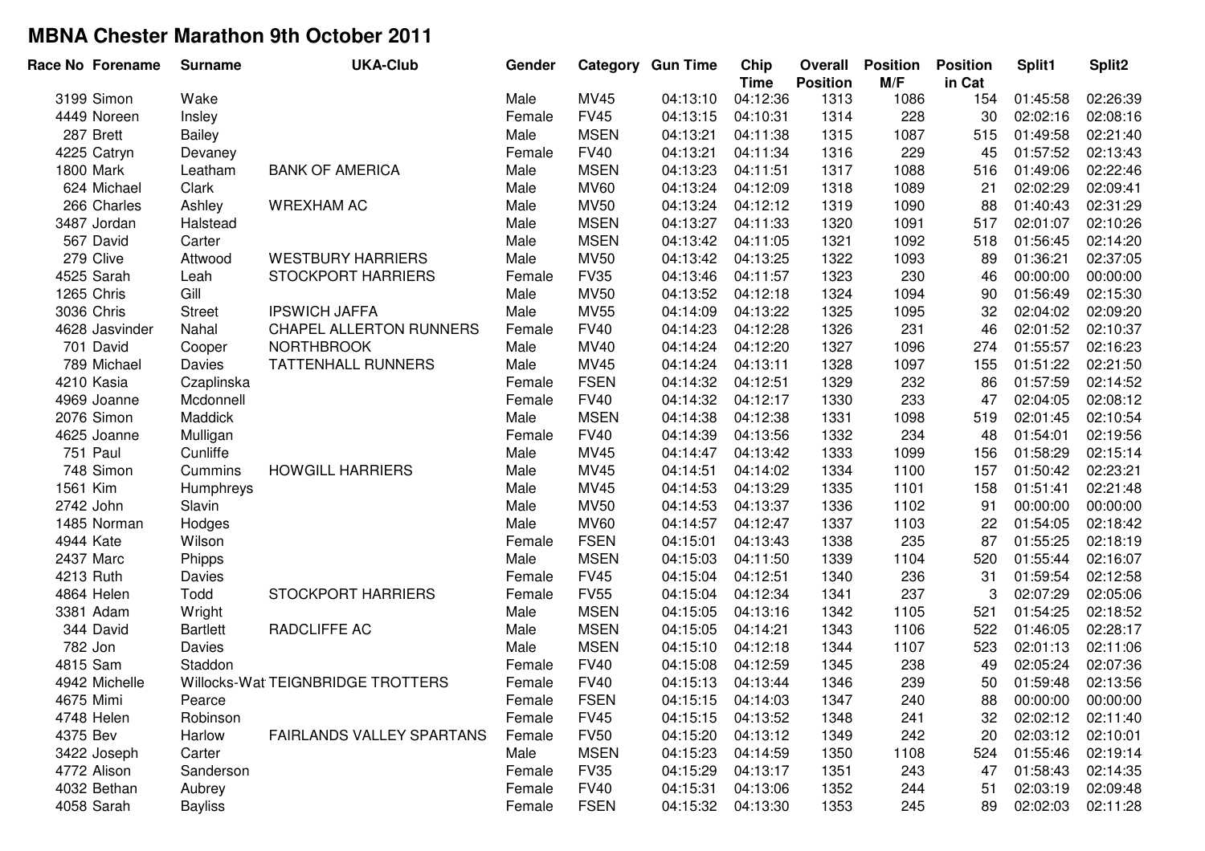# MBNA Chester Marathon 9th October 2011

| Race No | Forename | Surname | UKA-Club | Gender | Category | Gun Time | Chip Time | Overall Position | Position M/F | Position in Cat | Split1 | Split2 |
|---|---|---|---|---|---|---|---|---|---|---|---|---|
| 3199 | Simon | Wake | | Male | MV45 | 04:13:10 | 04:12:36 | 1313 | 1086 | 154 | 01:45:58 | 02:26:39 |
| 4449 | Noreen | Insley | | Female | FV45 | 04:13:15 | 04:10:31 | 1314 | 228 | 30 | 02:02:16 | 02:08:16 |
| 287 | Brett | Bailey | | Male | MSEN | 04:13:21 | 04:11:38 | 1315 | 1087 | 515 | 01:49:58 | 02:21:40 |
| 4225 | Catryn | Devaney | | Female | FV40 | 04:13:21 | 04:11:34 | 1316 | 229 | 45 | 01:57:52 | 02:13:43 |
| 1800 | Mark | Leatham | BANK OF AMERICA | Male | MSEN | 04:13:23 | 04:11:51 | 1317 | 1088 | 516 | 01:49:06 | 02:22:46 |
| 624 | Michael | Clark | | Male | MV60 | 04:13:24 | 04:12:09 | 1318 | 1089 | 21 | 02:02:29 | 02:09:41 |
| 266 | Charles | Ashley | WREXHAM AC | Male | MV50 | 04:13:24 | 04:12:12 | 1319 | 1090 | 88 | 01:40:43 | 02:31:29 |
| 3487 | Jordan | Halstead | | Male | MSEN | 04:13:27 | 04:11:33 | 1320 | 1091 | 517 | 02:01:07 | 02:10:26 |
| 567 | David | Carter | | Male | MSEN | 04:13:42 | 04:11:05 | 1321 | 1092 | 518 | 01:56:45 | 02:14:20 |
| 279 | Clive | Attwood | WESTBURY HARRIERS | Male | MV50 | 04:13:42 | 04:13:25 | 1322 | 1093 | 89 | 01:36:21 | 02:37:05 |
| 4525 | Sarah | Leah | STOCKPORT HARRIERS | Female | FV35 | 04:13:46 | 04:11:57 | 1323 | 230 | 46 | 00:00:00 | 00:00:00 |
| 1265 | Chris | Gill | | Male | MV50 | 04:13:52 | 04:12:18 | 1324 | 1094 | 90 | 01:56:49 | 02:15:30 |
| 3036 | Chris | Street | IPSWICH JAFFA | Male | MV55 | 04:14:09 | 04:13:22 | 1325 | 1095 | 32 | 02:04:02 | 02:09:20 |
| 4628 | Jasvinder | Nahal | CHAPEL ALLERTON RUNNERS | Female | FV40 | 04:14:23 | 04:12:28 | 1326 | 231 | 46 | 02:01:52 | 02:10:37 |
| 701 | David | Cooper | NORTHBROOK | Male | MV40 | 04:14:24 | 04:12:20 | 1327 | 1096 | 274 | 01:55:57 | 02:16:23 |
| 789 | Michael | Davies | TATTENHALL RUNNERS | Male | MV45 | 04:14:24 | 04:13:11 | 1328 | 1097 | 155 | 01:51:22 | 02:21:50 |
| 4210 | Kasia | Czaplinska | | Female | FSEN | 04:14:32 | 04:12:51 | 1329 | 232 | 86 | 01:57:59 | 02:14:52 |
| 4969 | Joanne | Mcdonnell | | Female | FV40 | 04:14:32 | 04:12:17 | 1330 | 233 | 47 | 02:04:05 | 02:08:12 |
| 2076 | Simon | Maddick | | Male | MSEN | 04:14:38 | 04:12:38 | 1331 | 1098 | 519 | 02:01:45 | 02:10:54 |
| 4625 | Joanne | Mulligan | | Female | FV40 | 04:14:39 | 04:13:56 | 1332 | 234 | 48 | 01:54:01 | 02:19:56 |
| 751 | Paul | Cunliffe | | Male | MV45 | 04:14:47 | 04:13:42 | 1333 | 1099 | 156 | 01:58:29 | 02:15:14 |
| 748 | Simon | Cummins | HOWGILL HARRIERS | Male | MV45 | 04:14:51 | 04:14:02 | 1334 | 1100 | 157 | 01:50:42 | 02:23:21 |
| 1561 | Kim | Humphreys | | Male | MV45 | 04:14:53 | 04:13:29 | 1335 | 1101 | 158 | 01:51:41 | 02:21:48 |
| 2742 | John | Slavin | | Male | MV50 | 04:14:53 | 04:13:37 | 1336 | 1102 | 91 | 00:00:00 | 00:00:00 |
| 1485 | Norman | Hodges | | Male | MV60 | 04:14:57 | 04:12:47 | 1337 | 1103 | 22 | 01:54:05 | 02:18:42 |
| 4944 | Kate | Wilson | | Female | FSEN | 04:15:01 | 04:13:43 | 1338 | 235 | 87 | 01:55:25 | 02:18:19 |
| 2437 | Marc | Phipps | | Male | MSEN | 04:15:03 | 04:11:50 | 1339 | 1104 | 520 | 01:55:44 | 02:16:07 |
| 4213 | Ruth | Davies | | Female | FV45 | 04:15:04 | 04:12:51 | 1340 | 236 | 31 | 01:59:54 | 02:12:58 |
| 4864 | Helen | Todd | STOCKPORT HARRIERS | Female | FV55 | 04:15:04 | 04:12:34 | 1341 | 237 | 3 | 02:07:29 | 02:05:06 |
| 3381 | Adam | Wright | | Male | MSEN | 04:15:05 | 04:13:16 | 1342 | 1105 | 521 | 01:54:25 | 02:18:52 |
| 344 | David | Bartlett | RADCLIFFE AC | Male | MSEN | 04:15:05 | 04:14:21 | 1343 | 1106 | 522 | 01:46:05 | 02:28:17 |
| 782 | Jon | Davies | | Male | MSEN | 04:15:10 | 04:12:18 | 1344 | 1107 | 523 | 02:01:13 | 02:11:06 |
| 4815 | Sam | Staddon | | Female | FV40 | 04:15:08 | 04:12:59 | 1345 | 238 | 49 | 02:05:24 | 02:07:36 |
| 4942 | Michelle | Willocks-Wat | TEIGNBRIDGE TROTTERS | Female | FV40 | 04:15:13 | 04:13:44 | 1346 | 239 | 50 | 01:59:48 | 02:13:56 |
| 4675 | Mimi | Pearce | | Female | FSEN | 04:15:15 | 04:14:03 | 1347 | 240 | 88 | 00:00:00 | 00:00:00 |
| 4748 | Helen | Robinson | | Female | FV45 | 04:15:15 | 04:13:52 | 1348 | 241 | 32 | 02:02:12 | 02:11:40 |
| 4375 | Bev | Harlow | FAIRLANDS VALLEY SPARTANS | Female | FV50 | 04:15:20 | 04:13:12 | 1349 | 242 | 20 | 02:03:12 | 02:10:01 |
| 3422 | Joseph | Carter | | Male | MSEN | 04:15:23 | 04:14:59 | 1350 | 1108 | 524 | 01:55:46 | 02:19:14 |
| 4772 | Alison | Sanderson | | Female | FV35 | 04:15:29 | 04:13:17 | 1351 | 243 | 47 | 01:58:43 | 02:14:35 |
| 4032 | Bethan | Aubrey | | Female | FV40 | 04:15:31 | 04:13:06 | 1352 | 244 | 51 | 02:03:19 | 02:09:48 |
| 4058 | Sarah | Bayliss | | Female | FSEN | 04:15:32 | 04:13:30 | 1353 | 245 | 89 | 02:02:03 | 02:11:28 |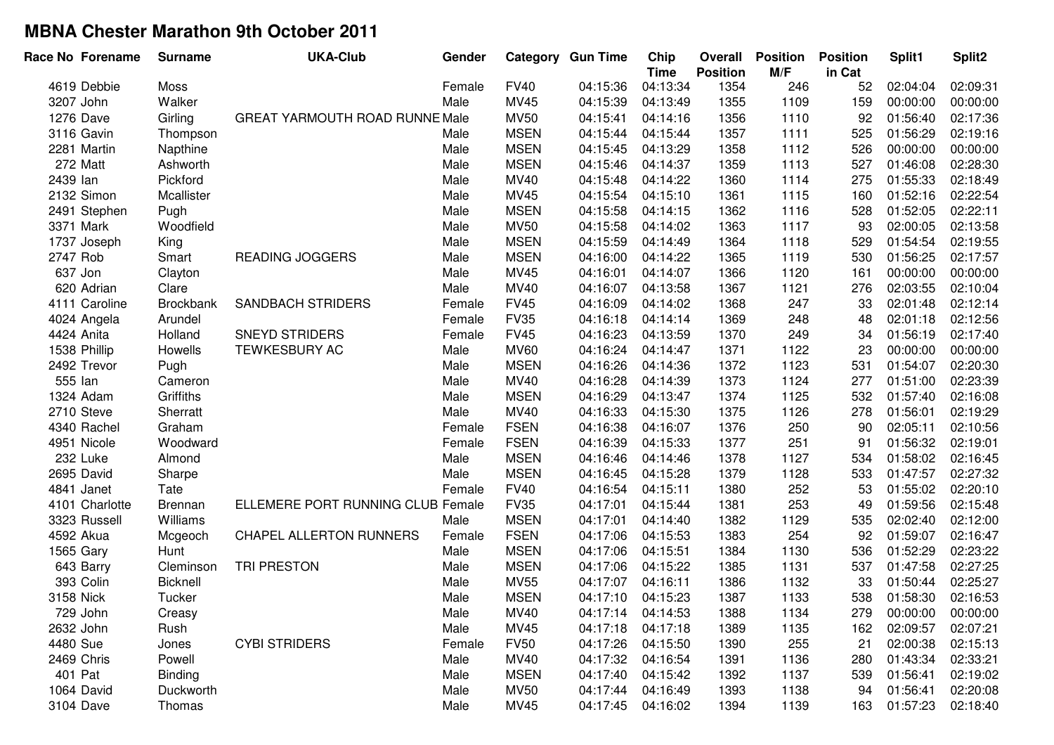# MBNA Chester Marathon 9th October 2011

| Race No | Forename | Surname | UKA-Club | Gender | Category | Gun Time | Chip Time | Overall Position | Position M/F | Position in Cat | Split1 | Split2 |
|---|---|---|---|---|---|---|---|---|---|---|---|---|
| 4619 | Debbie | Moss | | Female | FV40 | 04:15:36 | 04:13:34 | 1354 | 246 | 52 | 02:04:04 | 02:09:31 |
| 3207 | John | Walker | | Male | MV45 | 04:15:39 | 04:13:49 | 1355 | 1109 | 159 | 00:00:00 | 00:00:00 |
| 1276 | Dave | Girling | GREAT YARMOUTH ROAD RUNNE | Male | MV50 | 04:15:41 | 04:14:16 | 1356 | 1110 | 92 | 01:56:40 | 02:17:36 |
| 3116 | Gavin | Thompson | | Male | MSEN | 04:15:44 | 04:15:44 | 1357 | 1111 | 525 | 01:56:29 | 02:19:16 |
| 2281 | Martin | Napthine | | Male | MSEN | 04:15:45 | 04:13:29 | 1358 | 1112 | 526 | 00:00:00 | 00:00:00 |
| 272 | Matt | Ashworth | | Male | MSEN | 04:15:46 | 04:14:37 | 1359 | 1113 | 527 | 01:46:08 | 02:28:30 |
| 2439 | Ian | Pickford | | Male | MV40 | 04:15:48 | 04:14:22 | 1360 | 1114 | 275 | 01:55:33 | 02:18:49 |
| 2132 | Simon | Mcallister | | Male | MV45 | 04:15:54 | 04:15:10 | 1361 | 1115 | 160 | 01:52:16 | 02:22:54 |
| 2491 | Stephen | Pugh | | Male | MSEN | 04:15:58 | 04:14:15 | 1362 | 1116 | 528 | 01:52:05 | 02:22:11 |
| 3371 | Mark | Woodfield | | Male | MV50 | 04:15:58 | 04:14:02 | 1363 | 1117 | 93 | 02:00:05 | 02:13:58 |
| 1737 | Joseph | King | | Male | MSEN | 04:15:59 | 04:14:49 | 1364 | 1118 | 529 | 01:54:54 | 02:19:55 |
| 2747 | Rob | Smart | READING JOGGERS | Male | MSEN | 04:16:00 | 04:14:22 | 1365 | 1119 | 530 | 01:56:25 | 02:17:57 |
| 637 | Jon | Clayton | | Male | MV45 | 04:16:01 | 04:14:07 | 1366 | 1120 | 161 | 00:00:00 | 00:00:00 |
| 620 | Adrian | Clare | | Male | MV40 | 04:16:07 | 04:13:58 | 1367 | 1121 | 276 | 02:03:55 | 02:10:04 |
| 4111 | Caroline | Brockbank | SANDBACH STRIDERS | Female | FV45 | 04:16:09 | 04:14:02 | 1368 | 247 | 33 | 02:01:48 | 02:12:14 |
| 4024 | Angela | Arundel | | Female | FV35 | 04:16:18 | 04:14:14 | 1369 | 248 | 48 | 02:01:18 | 02:12:56 |
| 4424 | Anita | Holland | SNEYD STRIDERS | Female | FV45 | 04:16:23 | 04:13:59 | 1370 | 249 | 34 | 01:56:19 | 02:17:40 |
| 1538 | Phillip | Howells | TEWKESBURY AC | Male | MV60 | 04:16:24 | 04:14:47 | 1371 | 1122 | 23 | 00:00:00 | 00:00:00 |
| 2492 | Trevor | Pugh | | Male | MSEN | 04:16:26 | 04:14:36 | 1372 | 1123 | 531 | 01:54:07 | 02:20:30 |
| 555 | Ian | Cameron | | Male | MV40 | 04:16:28 | 04:14:39 | 1373 | 1124 | 277 | 01:51:00 | 02:23:39 |
| 1324 | Adam | Griffiths | | Male | MSEN | 04:16:29 | 04:13:47 | 1374 | 1125 | 532 | 01:57:40 | 02:16:08 |
| 2710 | Steve | Sherratt | | Male | MV40 | 04:16:33 | 04:15:30 | 1375 | 1126 | 278 | 01:56:01 | 02:19:29 |
| 4340 | Rachel | Graham | | Female | FSEN | 04:16:38 | 04:16:07 | 1376 | 250 | 90 | 02:05:11 | 02:10:56 |
| 4951 | Nicole | Woodward | | Female | FSEN | 04:16:39 | 04:15:33 | 1377 | 251 | 91 | 01:56:32 | 02:19:01 |
| 232 | Luke | Almond | | Male | MSEN | 04:16:46 | 04:14:46 | 1378 | 1127 | 534 | 01:58:02 | 02:16:45 |
| 2695 | David | Sharpe | | Male | MSEN | 04:16:45 | 04:15:28 | 1379 | 1128 | 533 | 01:47:57 | 02:27:32 |
| 4841 | Janet | Tate | | Female | FV40 | 04:16:54 | 04:15:11 | 1380 | 252 | 53 | 01:55:02 | 02:20:10 |
| 4101 | Charlotte | Brennan | ELLEMERE PORT RUNNING CLUB | Female | FV35 | 04:17:01 | 04:15:44 | 1381 | 253 | 49 | 01:59:56 | 02:15:48 |
| 3323 | Russell | Williams | | Male | MSEN | 04:17:01 | 04:14:40 | 1382 | 1129 | 535 | 02:02:40 | 02:12:00 |
| 4592 | Akua | Mcgeoch | CHAPEL ALLERTON RUNNERS | Female | FSEN | 04:17:06 | 04:15:53 | 1383 | 254 | 92 | 01:59:07 | 02:16:47 |
| 1565 | Gary | Hunt | | Male | MSEN | 04:17:06 | 04:15:51 | 1384 | 1130 | 536 | 01:52:29 | 02:23:22 |
| 643 | Barry | Cleminson | TRI PRESTON | Male | MSEN | 04:17:06 | 04:15:22 | 1385 | 1131 | 537 | 01:47:58 | 02:27:25 |
| 393 | Colin | Bicknell | | Male | MV55 | 04:17:07 | 04:16:11 | 1386 | 1132 | 33 | 01:50:44 | 02:25:27 |
| 3158 | Nick | Tucker | | Male | MSEN | 04:17:10 | 04:15:23 | 1387 | 1133 | 538 | 01:58:30 | 02:16:53 |
| 729 | John | Creasy | | Male | MV40 | 04:17:14 | 04:14:53 | 1388 | 1134 | 279 | 00:00:00 | 00:00:00 |
| 2632 | John | Rush | | Male | MV45 | 04:17:18 | 04:17:18 | 1389 | 1135 | 162 | 02:09:57 | 02:07:21 |
| 4480 | Sue | Jones | CYBI STRIDERS | Female | FV50 | 04:17:26 | 04:15:50 | 1390 | 255 | 21 | 02:00:38 | 02:15:13 |
| 2469 | Chris | Powell | | Male | MV40 | 04:17:32 | 04:16:54 | 1391 | 1136 | 280 | 01:43:34 | 02:33:21 |
| 401 | Pat | Binding | | Male | MSEN | 04:17:40 | 04:15:42 | 1392 | 1137 | 539 | 01:56:41 | 02:19:02 |
| 1064 | David | Duckworth | | Male | MV50 | 04:17:44 | 04:16:49 | 1393 | 1138 | 94 | 01:56:41 | 02:20:08 |
| 3104 | Dave | Thomas | | Male | MV45 | 04:17:45 | 04:16:02 | 1394 | 1139 | 163 | 01:57:23 | 02:18:40 |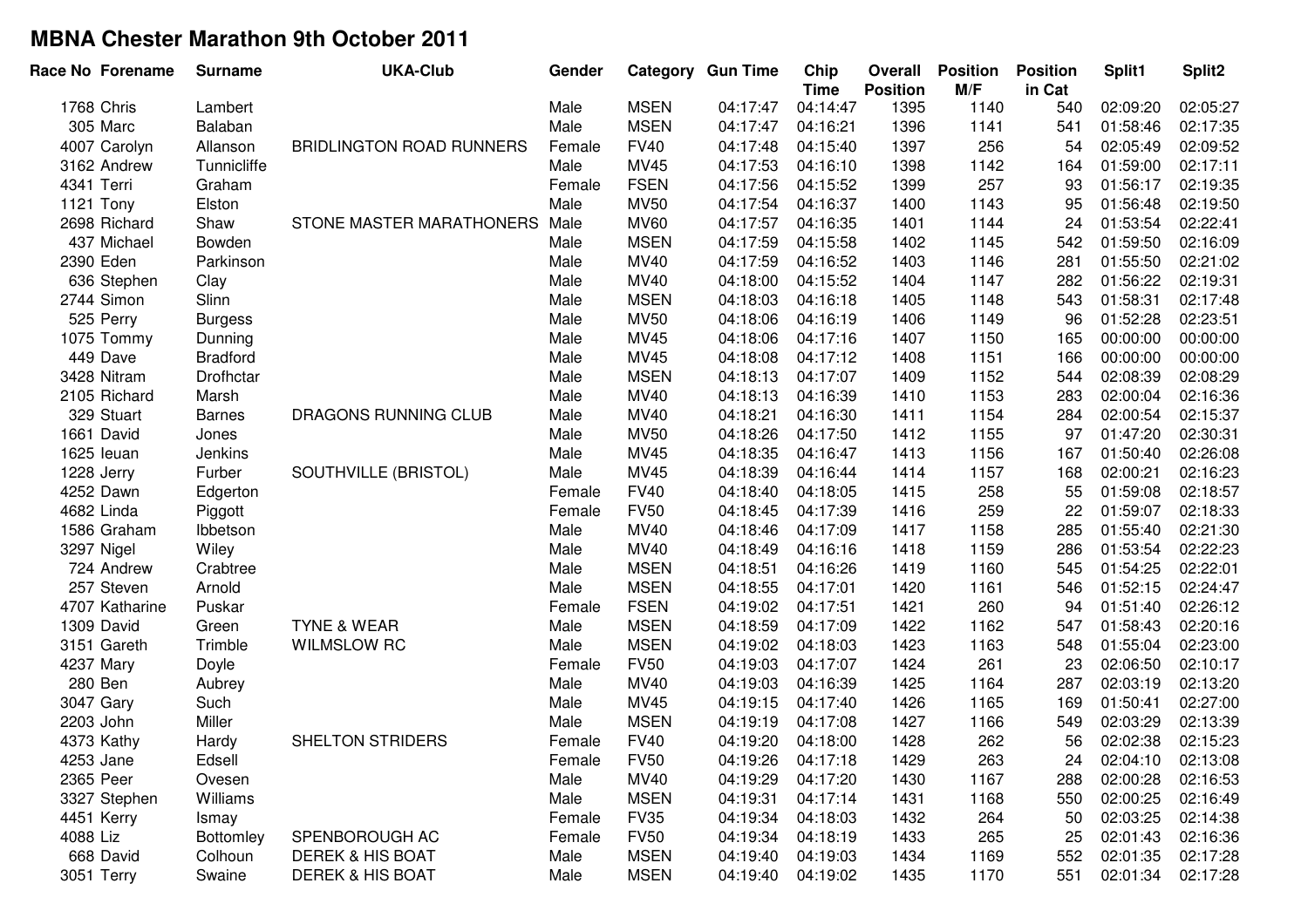# MBNA Chester Marathon 9th October 2011

| Race No | Forename | Surname | UKA-Club | Gender | Category | Gun Time | Chip Time | Overall Position | Position M/F | Position in Cat | Split1 | Split2 |
|---|---|---|---|---|---|---|---|---|---|---|---|---|
| 1768 | Chris | Lambert | | Male | MSEN | 04:17:47 | 04:14:47 | 1395 | 1140 | 540 | 02:09:20 | 02:05:27 |
| 305 | Marc | Balaban | | Male | MSEN | 04:17:47 | 04:16:21 | 1396 | 1141 | 541 | 01:58:46 | 02:17:35 |
| 4007 | Carolyn | Allanson | BRIDLINGTON ROAD RUNNERS | Female | FV40 | 04:17:48 | 04:15:40 | 1397 | 256 | 54 | 02:05:49 | 02:09:52 |
| 3162 | Andrew | Tunnicliffe | | Male | MV45 | 04:17:53 | 04:16:10 | 1398 | 1142 | 164 | 01:59:00 | 02:17:11 |
| 4341 | Terri | Graham | | Female | FSEN | 04:17:56 | 04:15:52 | 1399 | 257 | 93 | 01:56:17 | 02:19:35 |
| 1121 | Tony | Elston | | Male | MV50 | 04:17:54 | 04:16:37 | 1400 | 1143 | 95 | 01:56:48 | 02:19:50 |
| 2698 | Richard | Shaw | STONE MASTER MARATHONERS | Male | MV60 | 04:17:57 | 04:16:35 | 1401 | 1144 | 24 | 01:53:54 | 02:22:41 |
| 437 | Michael | Bowden | | Male | MSEN | 04:17:59 | 04:15:58 | 1402 | 1145 | 542 | 01:59:50 | 02:16:09 |
| 2390 | Eden | Parkinson | | Male | MV40 | 04:17:59 | 04:16:52 | 1403 | 1146 | 281 | 01:55:50 | 02:21:02 |
| 636 | Stephen | Clay | | Male | MV40 | 04:18:00 | 04:15:52 | 1404 | 1147 | 282 | 01:56:22 | 02:19:31 |
| 2744 | Simon | Slinn | | Male | MSEN | 04:18:03 | 04:16:18 | 1405 | 1148 | 543 | 01:58:31 | 02:17:48 |
| 525 | Perry | Burgess | | Male | MV50 | 04:18:06 | 04:16:19 | 1406 | 1149 | 96 | 01:52:28 | 02:23:51 |
| 1075 | Tommy | Dunning | | Male | MV45 | 04:18:06 | 04:17:16 | 1407 | 1150 | 165 | 00:00:00 | 00:00:00 |
| 449 | Dave | Bradford | | Male | MV45 | 04:18:08 | 04:17:12 | 1408 | 1151 | 166 | 00:00:00 | 00:00:00 |
| 3428 | Nitram | Drofhctar | | Male | MSEN | 04:18:13 | 04:17:07 | 1409 | 1152 | 544 | 02:08:39 | 02:08:29 |
| 2105 | Richard | Marsh | | Male | MV40 | 04:18:13 | 04:16:39 | 1410 | 1153 | 283 | 02:00:04 | 02:16:36 |
| 329 | Stuart | Barnes | DRAGONS RUNNING CLUB | Male | MV40 | 04:18:21 | 04:16:30 | 1411 | 1154 | 284 | 02:00:54 | 02:15:37 |
| 1661 | David | Jones | | Male | MV50 | 04:18:26 | 04:17:50 | 1412 | 1155 | 97 | 01:47:20 | 02:30:31 |
| 1625 | Ieuan | Jenkins | | Male | MV45 | 04:18:35 | 04:16:47 | 1413 | 1156 | 167 | 01:50:40 | 02:26:08 |
| 1228 | Jerry | Furber | SOUTHVILLE (BRISTOL) | Male | MV45 | 04:18:39 | 04:16:44 | 1414 | 1157 | 168 | 02:00:21 | 02:16:23 |
| 4252 | Dawn | Edgerton | | Female | FV40 | 04:18:40 | 04:18:05 | 1415 | 258 | 55 | 01:59:08 | 02:18:57 |
| 4682 | Linda | Piggott | | Female | FV50 | 04:18:45 | 04:17:39 | 1416 | 259 | 22 | 01:59:07 | 02:18:33 |
| 1586 | Graham | Ibbetson | | Male | MV40 | 04:18:46 | 04:17:09 | 1417 | 1158 | 285 | 01:55:40 | 02:21:30 |
| 3297 | Nigel | Wiley | | Male | MV40 | 04:18:49 | 04:16:16 | 1418 | 1159 | 286 | 01:53:54 | 02:22:23 |
| 724 | Andrew | Crabtree | | Male | MSEN | 04:18:51 | 04:16:26 | 1419 | 1160 | 545 | 01:54:25 | 02:22:01 |
| 257 | Steven | Arnold | | Male | MSEN | 04:18:55 | 04:17:01 | 1420 | 1161 | 546 | 01:52:15 | 02:24:47 |
| 4707 | Katharine | Puskar | | Female | FSEN | 04:19:02 | 04:17:51 | 1421 | 260 | 94 | 01:51:40 | 02:26:12 |
| 1309 | David | Green | TYNE & WEAR | Male | MSEN | 04:18:59 | 04:17:09 | 1422 | 1162 | 547 | 01:58:43 | 02:20:16 |
| 3151 | Gareth | Trimble | WILMSLOW RC | Male | MSEN | 04:19:02 | 04:18:03 | 1423 | 1163 | 548 | 01:55:04 | 02:23:00 |
| 4237 | Mary | Doyle | | Female | FV50 | 04:19:03 | 04:17:07 | 1424 | 261 | 23 | 02:06:50 | 02:10:17 |
| 280 | Ben | Aubrey | | Male | MV40 | 04:19:03 | 04:16:39 | 1425 | 1164 | 287 | 02:03:19 | 02:13:20 |
| 3047 | Gary | Such | | Male | MV45 | 04:19:15 | 04:17:40 | 1426 | 1165 | 169 | 01:50:41 | 02:27:00 |
| 2203 | John | Miller | | Male | MSEN | 04:19:19 | 04:17:08 | 1427 | 1166 | 549 | 02:03:29 | 02:13:39 |
| 4373 | Kathy | Hardy | SHELTON STRIDERS | Female | FV40 | 04:19:20 | 04:18:00 | 1428 | 262 | 56 | 02:02:38 | 02:15:23 |
| 4253 | Jane | Edsell | | Female | FV50 | 04:19:26 | 04:17:18 | 1429 | 263 | 24 | 02:04:10 | 02:13:08 |
| 2365 | Peer | Ovesen | | Male | MV40 | 04:19:29 | 04:17:20 | 1430 | 1167 | 288 | 02:00:28 | 02:16:53 |
| 3327 | Stephen | Williams | | Male | MSEN | 04:19:31 | 04:17:14 | 1431 | 1168 | 550 | 02:00:25 | 02:16:49 |
| 4451 | Kerry | Ismay | | Female | FV35 | 04:19:34 | 04:18:03 | 1432 | 264 | 50 | 02:03:25 | 02:14:38 |
| 4088 | Liz | Bottomley | SPENBOROUGH AC | Female | FV50 | 04:19:34 | 04:18:19 | 1433 | 265 | 25 | 02:01:43 | 02:16:36 |
| 668 | David | Colhoun | DEREK & HIS BOAT | Male | MSEN | 04:19:40 | 04:19:03 | 1434 | 1169 | 552 | 02:01:35 | 02:17:28 |
| 3051 | Terry | Swaine | DEREK & HIS BOAT | Male | MSEN | 04:19:40 | 04:19:02 | 1435 | 1170 | 551 | 02:01:34 | 02:17:28 |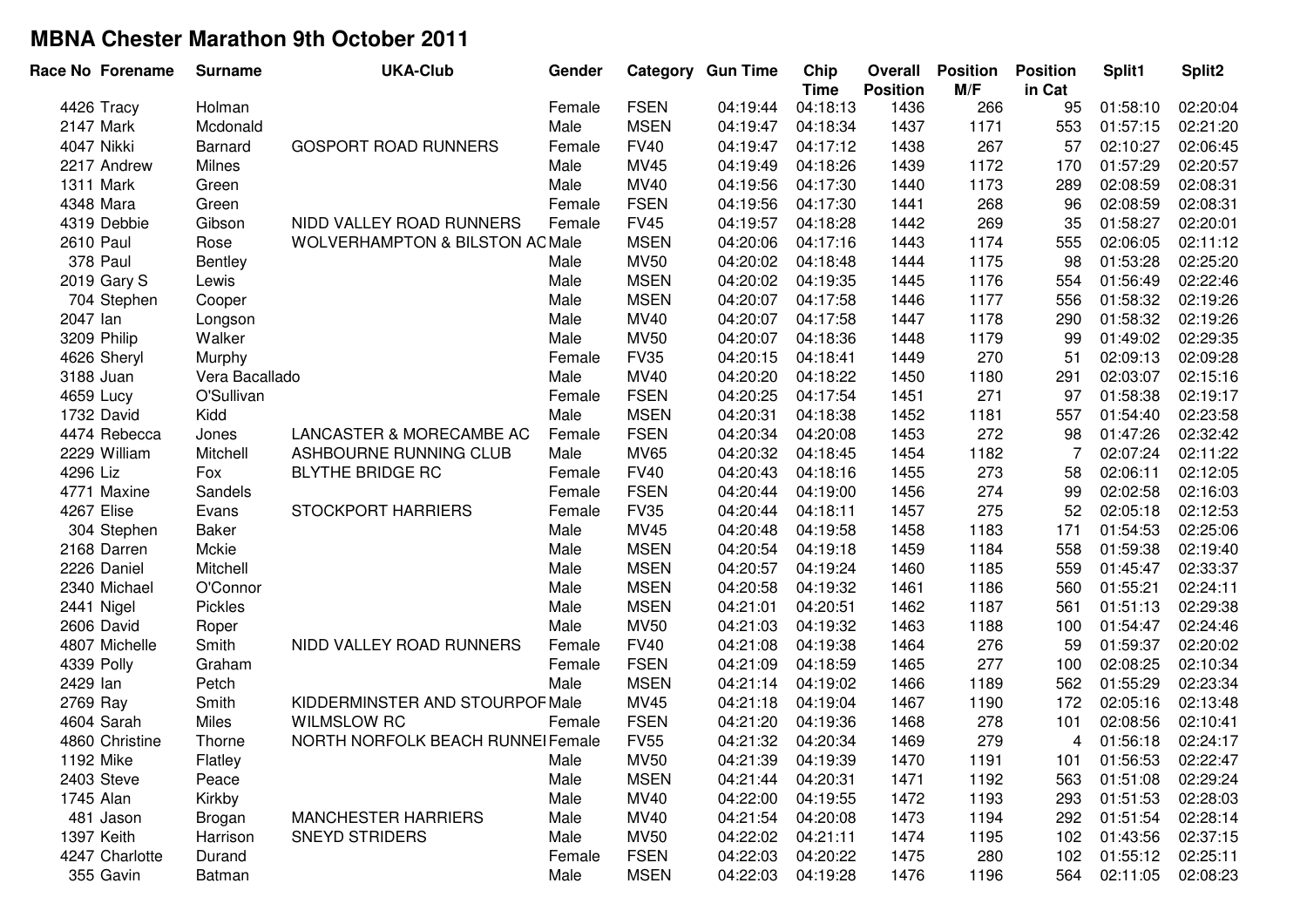# MBNA Chester Marathon 9th October 2011

| Race No | Forename | Surname | UKA-Club | Gender | Category | Gun Time | Chip Time | Overall Position | Position M/F | Position in Cat | Split1 | Split2 |
|---|---|---|---|---|---|---|---|---|---|---|---|---|
| 4426 | Tracy | Holman | | Female | FSEN | 04:19:44 | 04:18:13 | 1436 | 266 | 95 | 01:58:10 | 02:20:04 |
| 2147 | Mark | Mcdonald | | Male | MSEN | 04:19:47 | 04:18:34 | 1437 | 1171 | 553 | 01:57:15 | 02:21:20 |
| 4047 | Nikki | Barnard | GOSPORT ROAD RUNNERS | Female | FV40 | 04:19:47 | 04:17:12 | 1438 | 267 | 57 | 02:10:27 | 02:06:45 |
| 2217 | Andrew | Milnes | | Male | MV45 | 04:19:49 | 04:18:26 | 1439 | 1172 | 170 | 01:57:29 | 02:20:57 |
| 1311 | Mark | Green | | Male | MV40 | 04:19:56 | 04:17:30 | 1440 | 1173 | 289 | 02:08:59 | 02:08:31 |
| 4348 | Mara | Green | | Female | FSEN | 04:19:56 | 04:17:30 | 1441 | 268 | 96 | 02:08:59 | 02:08:31 |
| 4319 | Debbie | Gibson | NIDD VALLEY ROAD RUNNERS | Female | FV45 | 04:19:57 | 04:18:28 | 1442 | 269 | 35 | 01:58:27 | 02:20:01 |
| 2610 | Paul | Rose | WOLVERHAMPTON & BILSTON AC | Male | MSEN | 04:20:06 | 04:17:16 | 1443 | 1174 | 555 | 02:06:05 | 02:11:12 |
| 378 | Paul | Bentley | | Male | MV50 | 04:20:02 | 04:18:48 | 1444 | 1175 | 98 | 01:53:28 | 02:25:20 |
| 2019 | Gary S | Lewis | | Male | MSEN | 04:20:02 | 04:19:35 | 1445 | 1176 | 554 | 01:56:49 | 02:22:46 |
| 704 | Stephen | Cooper | | Male | MSEN | 04:20:07 | 04:17:58 | 1446 | 1177 | 556 | 01:58:32 | 02:19:26 |
| 2047 | Ian | Longson | | Male | MV40 | 04:20:07 | 04:17:58 | 1447 | 1178 | 290 | 01:58:32 | 02:19:26 |
| 3209 | Philip | Walker | | Male | MV50 | 04:20:07 | 04:18:36 | 1448 | 1179 | 99 | 01:49:02 | 02:29:35 |
| 4626 | Sheryl | Murphy | | Female | FV35 | 04:20:15 | 04:18:41 | 1449 | 270 | 51 | 02:09:13 | 02:09:28 |
| 3188 | Juan | Vera Bacallado | | Male | MV40 | 04:20:20 | 04:18:22 | 1450 | 1180 | 291 | 02:03:07 | 02:15:16 |
| 4659 | Lucy | O'Sullivan | | Female | FSEN | 04:20:25 | 04:17:54 | 1451 | 271 | 97 | 01:58:38 | 02:19:17 |
| 1732 | David | Kidd | | Male | MSEN | 04:20:31 | 04:18:38 | 1452 | 1181 | 557 | 01:54:40 | 02:23:58 |
| 4474 | Rebecca | Jones | LANCASTER & MORECAMBE AC | Female | FSEN | 04:20:34 | 04:20:08 | 1453 | 272 | 98 | 01:47:26 | 02:32:42 |
| 2229 | William | Mitchell | ASHBOURNE RUNNING CLUB | Male | MV65 | 04:20:32 | 04:18:45 | 1454 | 1182 | 7 | 02:07:24 | 02:11:22 |
| 4296 | Liz | Fox | BLYTHE BRIDGE RC | Female | FV40 | 04:20:43 | 04:18:16 | 1455 | 273 | 58 | 02:06:11 | 02:12:05 |
| 4771 | Maxine | Sandels | | Female | FSEN | 04:20:44 | 04:19:00 | 1456 | 274 | 99 | 02:02:58 | 02:16:03 |
| 4267 | Elise | Evans | STOCKPORT HARRIERS | Female | FV35 | 04:20:44 | 04:18:11 | 1457 | 275 | 52 | 02:05:18 | 02:12:53 |
| 304 | Stephen | Baker | | Male | MV45 | 04:20:48 | 04:19:58 | 1458 | 1183 | 171 | 01:54:53 | 02:25:06 |
| 2168 | Darren | Mckie | | Male | MSEN | 04:20:54 | 04:19:18 | 1459 | 1184 | 558 | 01:59:38 | 02:19:40 |
| 2226 | Daniel | Mitchell | | Male | MSEN | 04:20:57 | 04:19:24 | 1460 | 1185 | 559 | 01:45:47 | 02:33:37 |
| 2340 | Michael | O'Connor | | Male | MSEN | 04:20:58 | 04:19:32 | 1461 | 1186 | 560 | 01:55:21 | 02:24:11 |
| 2441 | Nigel | Pickles | | Male | MSEN | 04:21:01 | 04:20:51 | 1462 | 1187 | 561 | 01:51:13 | 02:29:38 |
| 2606 | David | Roper | | Male | MV50 | 04:21:03 | 04:19:32 | 1463 | 1188 | 100 | 01:54:47 | 02:24:46 |
| 4807 | Michelle | Smith | NIDD VALLEY ROAD RUNNERS | Female | FV40 | 04:21:08 | 04:19:38 | 1464 | 276 | 59 | 01:59:37 | 02:20:02 |
| 4339 | Polly | Graham | | Female | FSEN | 04:21:09 | 04:18:59 | 1465 | 277 | 100 | 02:08:25 | 02:10:34 |
| 2429 | Ian | Petch | | Male | MSEN | 04:21:14 | 04:19:02 | 1466 | 1189 | 562 | 01:55:29 | 02:23:34 |
| 2769 | Ray | Smith | KIDDERMINSTER AND STOURPOF | Male | MV45 | 04:21:18 | 04:19:04 | 1467 | 1190 | 172 | 02:05:16 | 02:13:48 |
| 4604 | Sarah | Miles | WILMSLOW RC | Female | FSEN | 04:21:20 | 04:19:36 | 1468 | 278 | 101 | 02:08:56 | 02:10:41 |
| 4860 | Christine | Thorne | NORTH NORFOLK BEACH RUNNEI | Female | FV55 | 04:21:32 | 04:20:34 | 1469 | 279 | 4 | 01:56:18 | 02:24:17 |
| 1192 | Mike | Flatley | | Male | MV50 | 04:21:39 | 04:19:39 | 1470 | 1191 | 101 | 01:56:53 | 02:22:47 |
| 2403 | Steve | Peace | | Male | MSEN | 04:21:44 | 04:20:31 | 1471 | 1192 | 563 | 01:51:08 | 02:29:24 |
| 1745 | Alan | Kirkby | | Male | MV40 | 04:22:00 | 04:19:55 | 1472 | 1193 | 293 | 01:51:53 | 02:28:03 |
| 481 | Jason | Brogan | MANCHESTER HARRIERS | Male | MV40 | 04:21:54 | 04:20:08 | 1473 | 1194 | 292 | 01:51:54 | 02:28:14 |
| 1397 | Keith | Harrison | SNEYD STRIDERS | Male | MV50 | 04:22:02 | 04:21:11 | 1474 | 1195 | 102 | 01:43:56 | 02:37:15 |
| 4247 | Charlotte | Durand | | Female | FSEN | 04:22:03 | 04:20:22 | 1475 | 280 | 102 | 01:55:12 | 02:25:11 |
| 355 | Gavin | Batman | | Male | MSEN | 04:22:03 | 04:19:28 | 1476 | 1196 | 564 | 02:11:05 | 02:08:23 |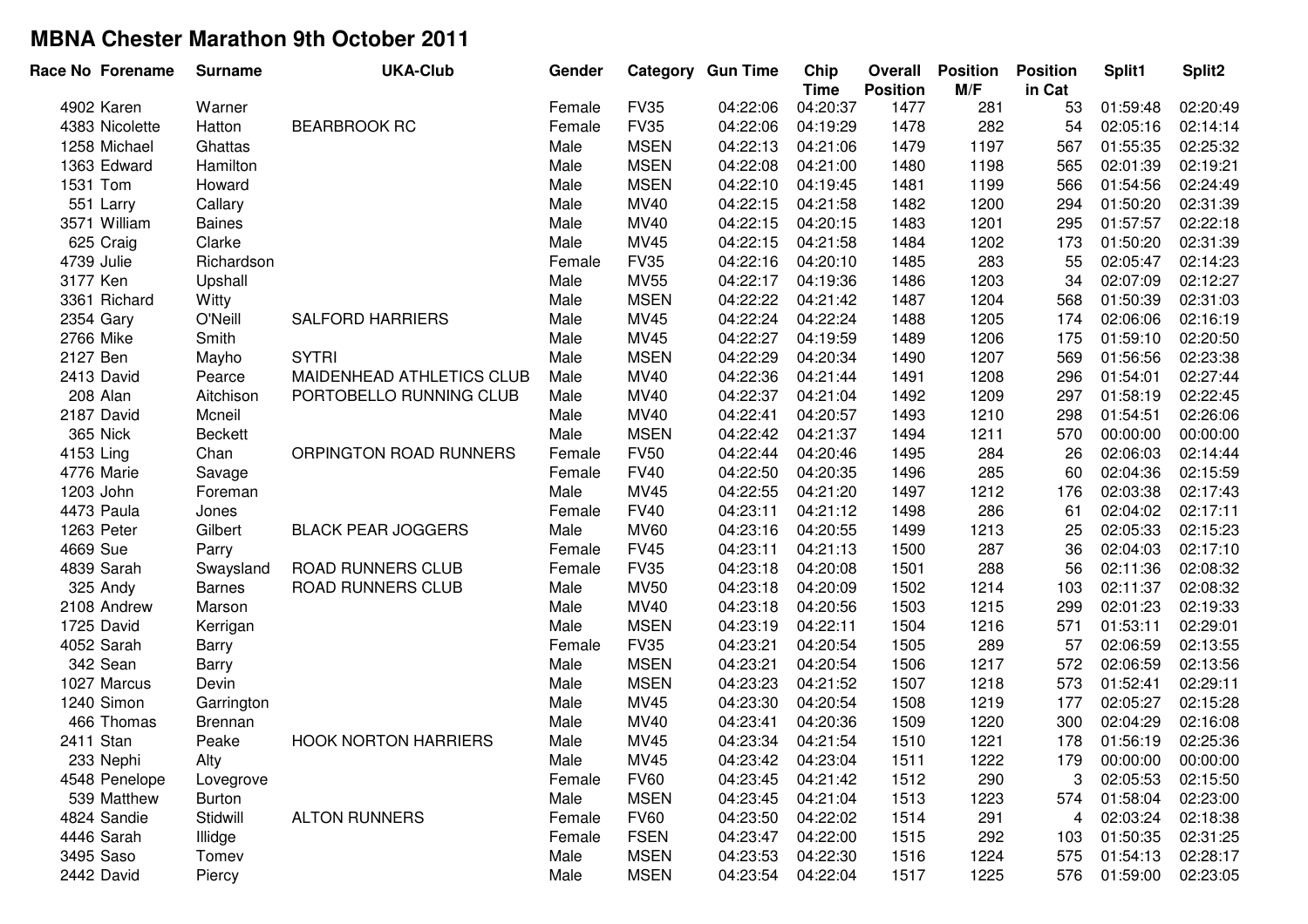# MBNA Chester Marathon 9th October 2011

| Race No | Forename | Surname | UKA-Club | Gender | Category | Gun Time | Chip Time | Overall Position | Position M/F | Position in Cat | Split1 | Split2 |
|---|---|---|---|---|---|---|---|---|---|---|---|---|
| 4902 | Karen | Warner | | Female | FV35 | 04:22:06 | 04:20:37 | 1477 | 281 | 53 | 01:59:48 | 02:20:49 |
| 4383 | Nicolette | Hatton | BEARBROOK RC | Female | FV35 | 04:22:06 | 04:19:29 | 1478 | 282 | 54 | 02:05:16 | 02:14:14 |
| 1258 | Michael | Ghattas | | Male | MSEN | 04:22:13 | 04:21:06 | 1479 | 1197 | 567 | 01:55:35 | 02:25:32 |
| 1363 | Edward | Hamilton | | Male | MSEN | 04:22:08 | 04:21:00 | 1480 | 1198 | 565 | 02:01:39 | 02:19:21 |
| 1531 | Tom | Howard | | Male | MSEN | 04:22:10 | 04:19:45 | 1481 | 1199 | 566 | 01:54:56 | 02:24:49 |
| 551 | Larry | Callary | | Male | MV40 | 04:22:15 | 04:21:58 | 1482 | 1200 | 294 | 01:50:20 | 02:31:39 |
| 3571 | William | Baines | | Male | MV40 | 04:22:15 | 04:20:15 | 1483 | 1201 | 295 | 01:57:57 | 02:22:18 |
| 625 | Craig | Clarke | | Male | MV45 | 04:22:15 | 04:21:58 | 1484 | 1202 | 173 | 01:50:20 | 02:31:39 |
| 4739 | Julie | Richardson | | Female | FV35 | 04:22:16 | 04:20:10 | 1485 | 283 | 55 | 02:05:47 | 02:14:23 |
| 3177 | Ken | Upshall | | Male | MV55 | 04:22:17 | 04:19:36 | 1486 | 1203 | 34 | 02:07:09 | 02:12:27 |
| 3361 | Richard | Witty | | Male | MSEN | 04:22:22 | 04:21:42 | 1487 | 1204 | 568 | 01:50:39 | 02:31:03 |
| 2354 | Gary | O'Neill | SALFORD HARRIERS | Male | MV45 | 04:22:24 | 04:22:24 | 1488 | 1205 | 174 | 02:06:06 | 02:16:19 |
| 2766 | Mike | Smith | | Male | MV45 | 04:22:27 | 04:19:59 | 1489 | 1206 | 175 | 01:59:10 | 02:20:50 |
| 2127 | Ben | Mayho | SYTRI | Male | MSEN | 04:22:29 | 04:20:34 | 1490 | 1207 | 569 | 01:56:56 | 02:23:38 |
| 2413 | David | Pearce | MAIDENHEAD ATHLETICS CLUB | Male | MV40 | 04:22:36 | 04:21:44 | 1491 | 1208 | 296 | 01:54:01 | 02:27:44 |
| 208 | Alan | Aitchison | PORTOBELLO RUNNING CLUB | Male | MV40 | 04:22:37 | 04:21:04 | 1492 | 1209 | 297 | 01:58:19 | 02:22:45 |
| 2187 | David | Mcneil | | Male | MV40 | 04:22:41 | 04:20:57 | 1493 | 1210 | 298 | 01:54:51 | 02:26:06 |
| 365 | Nick | Beckett | | Male | MSEN | 04:22:42 | 04:21:37 | 1494 | 1211 | 570 | 00:00:00 | 00:00:00 |
| 4153 | Ling | Chan | ORPINGTON ROAD RUNNERS | Female | FV50 | 04:22:44 | 04:20:46 | 1495 | 284 | 26 | 02:06:03 | 02:14:44 |
| 4776 | Marie | Savage | | Female | FV40 | 04:22:50 | 04:20:35 | 1496 | 285 | 60 | 02:04:36 | 02:15:59 |
| 1203 | John | Foreman | | Male | MV45 | 04:22:55 | 04:21:20 | 1497 | 1212 | 176 | 02:03:38 | 02:17:43 |
| 4473 | Paula | Jones | | Female | FV40 | 04:23:11 | 04:21:12 | 1498 | 286 | 61 | 02:04:02 | 02:17:11 |
| 1263 | Peter | Gilbert | BLACK PEAR JOGGERS | Male | MV60 | 04:23:16 | 04:20:55 | 1499 | 1213 | 25 | 02:05:33 | 02:15:23 |
| 4669 | Sue | Parry | | Female | FV45 | 04:23:11 | 04:21:13 | 1500 | 287 | 36 | 02:04:03 | 02:17:10 |
| 4839 | Sarah | Swaysland | ROAD RUNNERS CLUB | Female | FV35 | 04:23:18 | 04:20:08 | 1501 | 288 | 56 | 02:11:36 | 02:08:32 |
| 325 | Andy | Barnes | ROAD RUNNERS CLUB | Male | MV50 | 04:23:18 | 04:20:09 | 1502 | 1214 | 103 | 02:11:37 | 02:08:32 |
| 2108 | Andrew | Marson | | Male | MV40 | 04:23:18 | 04:20:56 | 1503 | 1215 | 299 | 02:01:23 | 02:19:33 |
| 1725 | David | Kerrigan | | Male | MSEN | 04:23:19 | 04:22:11 | 1504 | 1216 | 571 | 01:53:11 | 02:29:01 |
| 4052 | Sarah | Barry | | Female | FV35 | 04:23:21 | 04:20:54 | 1505 | 289 | 57 | 02:06:59 | 02:13:55 |
| 342 | Sean | Barry | | Male | MSEN | 04:23:21 | 04:20:54 | 1506 | 1217 | 572 | 02:06:59 | 02:13:56 |
| 1027 | Marcus | Devin | | Male | MSEN | 04:23:23 | 04:21:52 | 1507 | 1218 | 573 | 01:52:41 | 02:29:11 |
| 1240 | Simon | Garrington | | Male | MV45 | 04:23:30 | 04:20:54 | 1508 | 1219 | 177 | 02:05:27 | 02:15:28 |
| 466 | Thomas | Brennan | | Male | MV40 | 04:23:41 | 04:20:36 | 1509 | 1220 | 300 | 02:04:29 | 02:16:08 |
| 2411 | Stan | Peake | HOOK NORTON HARRIERS | Male | MV45 | 04:23:34 | 04:21:54 | 1510 | 1221 | 178 | 01:56:19 | 02:25:36 |
| 233 | Nephi | Alty | | Male | MV45 | 04:23:42 | 04:23:04 | 1511 | 1222 | 179 | 00:00:00 | 00:00:00 |
| 4548 | Penelope | Lovegrove | | Female | FV60 | 04:23:45 | 04:21:42 | 1512 | 290 | 3 | 02:05:53 | 02:15:50 |
| 539 | Matthew | Burton | | Male | MSEN | 04:23:45 | 04:21:04 | 1513 | 1223 | 574 | 01:58:04 | 02:23:00 |
| 4824 | Sandie | Stidwill | ALTON RUNNERS | Female | FV60 | 04:23:50 | 04:22:02 | 1514 | 291 | 4 | 02:03:24 | 02:18:38 |
| 4446 | Sarah | Illidge | | Female | FSEN | 04:23:47 | 04:22:00 | 1515 | 292 | 103 | 01:50:35 | 02:31:25 |
| 3495 | Saso | Tomev | | Male | MSEN | 04:23:53 | 04:22:30 | 1516 | 1224 | 575 | 01:54:13 | 02:28:17 |
| 2442 | David | Piercy | | Male | MSEN | 04:23:54 | 04:22:04 | 1517 | 1225 | 576 | 01:59:00 | 02:23:05 |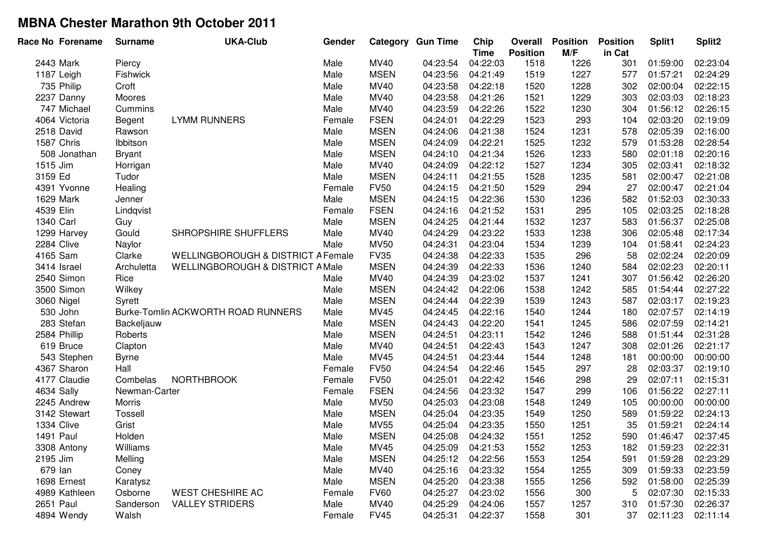# MBNA Chester Marathon 9th October 2011

| Race No | Forename | Surname | UKA-Club | Gender | Category | Gun Time | Chip Time | Overall Position | Position M/F | Position in Cat | Split1 | Split2 |
|---|---|---|---|---|---|---|---|---|---|---|---|---|
| 2443 | Mark | Piercy | | Male | MV40 | 04:23:54 | 04:22:03 | 1518 | 1226 | 301 | 01:59:00 | 02:23:04 |
| 1187 | Leigh | Fishwick | | Male | MSEN | 04:23:56 | 04:21:49 | 1519 | 1227 | 577 | 01:57:21 | 02:24:29 |
| 735 | Philip | Croft | | Male | MV40 | 04:23:58 | 04:22:18 | 1520 | 1228 | 302 | 02:00:04 | 02:22:15 |
| 2237 | Danny | Moores | | Male | MV40 | 04:23:58 | 04:21:26 | 1521 | 1229 | 303 | 02:03:03 | 02:18:23 |
| 747 | Michael | Cummins | | Male | MV40 | 04:23:59 | 04:22:26 | 1522 | 1230 | 304 | 01:56:12 | 02:26:15 |
| 4064 | Victoria | Begent | LYMM RUNNERS | Female | FSEN | 04:24:01 | 04:22:29 | 1523 | 293 | 104 | 02:03:20 | 02:19:09 |
| 2518 | David | Rawson | | Male | MSEN | 04:24:06 | 04:21:38 | 1524 | 1231 | 578 | 02:05:39 | 02:16:00 |
| 1587 | Chris | Ibbitson | | Male | MSEN | 04:24:09 | 04:22:21 | 1525 | 1232 | 579 | 01:53:28 | 02:28:54 |
| 508 | Jonathan | Bryant | | Male | MSEN | 04:24:10 | 04:21:34 | 1526 | 1233 | 580 | 02:01:18 | 02:20:16 |
| 1515 | Jim | Horrigan | | Male | MV40 | 04:24:09 | 04:22:12 | 1527 | 1234 | 305 | 02:03:41 | 02:18:32 |
| 3159 | Ed | Tudor | | Male | MSEN | 04:24:11 | 04:21:55 | 1528 | 1235 | 581 | 02:00:47 | 02:21:08 |
| 4391 | Yvonne | Healing | | Female | FV50 | 04:24:15 | 04:21:50 | 1529 | 294 | 27 | 02:00:47 | 02:21:04 |
| 1629 | Mark | Jenner | | Male | MSEN | 04:24:15 | 04:22:36 | 1530 | 1236 | 582 | 01:52:03 | 02:30:33 |
| 4539 | Elin | Lindqvist | | Female | FSEN | 04:24:16 | 04:21:52 | 1531 | 295 | 105 | 02:03:25 | 02:18:28 |
| 1340 | Carl | Guy | | Male | MSEN | 04:24:25 | 04:21:44 | 1532 | 1237 | 583 | 01:56:37 | 02:25:08 |
| 1299 | Harvey | Gould | SHROPSHIRE SHUFFLERS | Male | MV40 | 04:24:29 | 04:23:22 | 1533 | 1238 | 306 | 02:05:48 | 02:17:34 |
| 2284 | Clive | Naylor | | Male | MV50 | 04:24:31 | 04:23:04 | 1534 | 1239 | 104 | 01:58:41 | 02:24:23 |
| 4165 | Sam | Clarke | WELLINGBOROUGH & DISTRICT A | Female | FV35 | 04:24:38 | 04:22:33 | 1535 | 296 | 58 | 02:02:24 | 02:20:09 |
| 3414 | Israel | Archuletta | WELLINGBOROUGH & DISTRICT A | Male | MSEN | 04:24:39 | 04:22:33 | 1536 | 1240 | 584 | 02:02:23 | 02:20:11 |
| 2540 | Simon | Rice | | Male | MV40 | 04:24:39 | 04:23:02 | 1537 | 1241 | 307 | 01:56:42 | 02:26:20 |
| 3500 | Simon | Wilkey | | Male | MSEN | 04:24:42 | 04:22:06 | 1538 | 1242 | 585 | 01:54:44 | 02:27:22 |
| 3060 | Nigel | Syrett | | Male | MSEN | 04:24:44 | 04:22:39 | 1539 | 1243 | 587 | 02:03:17 | 02:19:23 |
| 530 | John | Burke-Tomlin | ACKWORTH ROAD RUNNERS | Male | MV45 | 04:24:45 | 04:22:16 | 1540 | 1244 | 180 | 02:07:57 | 02:14:19 |
| 283 | Stefan | Backeljauw | | Male | MSEN | 04:24:43 | 04:22:20 | 1541 | 1245 | 586 | 02:07:59 | 02:14:21 |
| 2584 | Phillip | Roberts | | Male | MSEN | 04:24:51 | 04:23:11 | 1542 | 1246 | 588 | 01:51:44 | 02:31:28 |
| 619 | Bruce | Clapton | | Male | MV40 | 04:24:51 | 04:22:43 | 1543 | 1247 | 308 | 02:01:26 | 02:21:17 |
| 543 | Stephen | Byrne | | Male | MV45 | 04:24:51 | 04:23:44 | 1544 | 1248 | 181 | 00:00:00 | 00:00:00 |
| 4367 | Sharon | Hall | | Female | FV50 | 04:24:54 | 04:22:46 | 1545 | 297 | 28 | 02:03:37 | 02:19:10 |
| 4177 | Claudie | Combelas | NORTHBROOK | Female | FV50 | 04:25:01 | 04:22:42 | 1546 | 298 | 29 | 02:07:11 | 02:15:31 |
| 4634 | Sally | Newman-Carter | | Female | FSEN | 04:24:56 | 04:23:32 | 1547 | 299 | 106 | 01:56:22 | 02:27:11 |
| 2245 | Andrew | Morris | | Male | MV50 | 04:25:03 | 04:23:08 | 1548 | 1249 | 105 | 00:00:00 | 00:00:00 |
| 3142 | Stewart | Tossell | | Male | MSEN | 04:25:04 | 04:23:35 | 1549 | 1250 | 589 | 01:59:22 | 02:24:13 |
| 1334 | Clive | Grist | | Male | MV55 | 04:25:04 | 04:23:35 | 1550 | 1251 | 35 | 01:59:21 | 02:24:14 |
| 1491 | Paul | Holden | | Male | MSEN | 04:25:08 | 04:24:32 | 1551 | 1252 | 590 | 01:46:47 | 02:37:45 |
| 3308 | Antony | Williams | | Male | MV45 | 04:25:09 | 04:21:53 | 1552 | 1253 | 182 | 01:59:23 | 02:22:31 |
| 2195 | Jim | Melling | | Male | MSEN | 04:25:12 | 04:22:56 | 1553 | 1254 | 591 | 01:59:28 | 02:23:29 |
| 679 | Ian | Coney | | Male | MV40 | 04:25:16 | 04:23:32 | 1554 | 1255 | 309 | 01:59:33 | 02:23:59 |
| 1698 | Ernest | Karatysz | | Male | MSEN | 04:25:20 | 04:23:38 | 1555 | 1256 | 592 | 01:58:00 | 02:25:39 |
| 4989 | Kathleen | Osborne | WEST CHESHIRE AC | Female | FV60 | 04:25:27 | 04:23:02 | 1556 | 300 | 5 | 02:07:30 | 02:15:33 |
| 2651 | Paul | Sanderson | VALLEY STRIDERS | Male | MV40 | 04:25:29 | 04:24:06 | 1557 | 1257 | 310 | 01:57:30 | 02:26:37 |
| 4894 | Wendy | Walsh | | Female | FV45 | 04:25:31 | 04:22:37 | 1558 | 301 | 37 | 02:11:23 | 02:11:14 |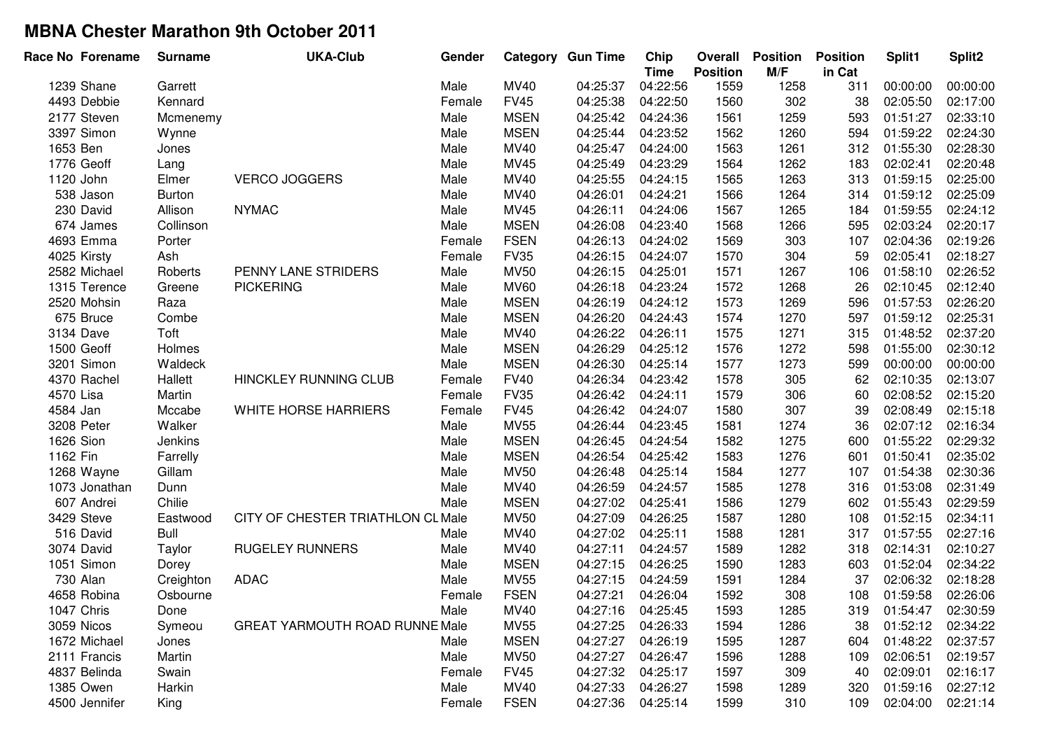# MBNA Chester Marathon 9th October 2011

| Race No | Forename | Surname | UKA-Club | Gender | Category | Gun Time | Chip Time | Overall Position | Position M/F | Position in Cat | Split1 | Split2 |
|---|---|---|---|---|---|---|---|---|---|---|---|---|
| 1239 | Shane | Garrett | | Male | MV40 | 04:25:37 | 04:22:56 | 1559 | 1258 | 311 | 00:00:00 | 00:00:00 |
| 4493 | Debbie | Kennard | | Female | FV45 | 04:25:38 | 04:22:50 | 1560 | 302 | 38 | 02:05:50 | 02:17:00 |
| 2177 | Steven | Mcmenemy | | Male | MSEN | 04:25:42 | 04:24:36 | 1561 | 1259 | 593 | 01:51:27 | 02:33:10 |
| 3397 | Simon | Wynne | | Male | MSEN | 04:25:44 | 04:23:52 | 1562 | 1260 | 594 | 01:59:22 | 02:24:30 |
| 1653 | Ben | Jones | | Male | MV40 | 04:25:47 | 04:24:00 | 1563 | 1261 | 312 | 01:55:30 | 02:28:30 |
| 1776 | Geoff | Lang | | Male | MV45 | 04:25:49 | 04:23:29 | 1564 | 1262 | 183 | 02:02:41 | 02:20:48 |
| 1120 | John | Elmer | VERCO JOGGERS | Male | MV40 | 04:25:55 | 04:24:15 | 1565 | 1263 | 313 | 01:59:15 | 02:25:00 |
| 538 | Jason | Burton | | Male | MV40 | 04:26:01 | 04:24:21 | 1566 | 1264 | 314 | 01:59:12 | 02:25:09 |
| 230 | David | Allison | NYMAC | Male | MV45 | 04:26:11 | 04:24:06 | 1567 | 1265 | 184 | 01:59:55 | 02:24:12 |
| 674 | James | Collinson | | Male | MSEN | 04:26:08 | 04:23:40 | 1568 | 1266 | 595 | 02:03:24 | 02:20:17 |
| 4693 | Emma | Porter | | Female | FSEN | 04:26:13 | 04:24:02 | 1569 | 303 | 107 | 02:04:36 | 02:19:26 |
| 4025 | Kirsty | Ash | | Female | FV35 | 04:26:15 | 04:24:07 | 1570 | 304 | 59 | 02:05:41 | 02:18:27 |
| 2582 | Michael | Roberts | PENNY LANE STRIDERS | Male | MV50 | 04:26:15 | 04:25:01 | 1571 | 1267 | 106 | 01:58:10 | 02:26:52 |
| 1315 | Terence | Greene | PICKERING | Male | MV60 | 04:26:18 | 04:23:24 | 1572 | 1268 | 26 | 02:10:45 | 02:12:40 |
| 2520 | Mohsin | Raza | | Male | MSEN | 04:26:19 | 04:24:12 | 1573 | 1269 | 596 | 01:57:53 | 02:26:20 |
| 675 | Bruce | Combe | | Male | MSEN | 04:26:20 | 04:24:43 | 1574 | 1270 | 597 | 01:59:12 | 02:25:31 |
| 3134 | Dave | Toft | | Male | MV40 | 04:26:22 | 04:26:11 | 1575 | 1271 | 315 | 01:48:52 | 02:37:20 |
| 1500 | Geoff | Holmes | | Male | MSEN | 04:26:29 | 04:25:12 | 1576 | 1272 | 598 | 01:55:00 | 02:30:12 |
| 3201 | Simon | Waldeck | | Male | MSEN | 04:26:30 | 04:25:14 | 1577 | 1273 | 599 | 00:00:00 | 00:00:00 |
| 4370 | Rachel | Hallett | HINCKLEY RUNNING CLUB | Female | FV40 | 04:26:34 | 04:23:42 | 1578 | 305 | 62 | 02:10:35 | 02:13:07 |
| 4570 | Lisa | Martin | | Female | FV35 | 04:26:42 | 04:24:11 | 1579 | 306 | 60 | 02:08:52 | 02:15:20 |
| 4584 | Jan | Mccabe | WHITE HORSE HARRIERS | Female | FV45 | 04:26:42 | 04:24:07 | 1580 | 307 | 39 | 02:08:49 | 02:15:18 |
| 3208 | Peter | Walker | | Male | MV55 | 04:26:44 | 04:23:45 | 1581 | 1274 | 36 | 02:07:12 | 02:16:34 |
| 1626 | Sion | Jenkins | | Male | MSEN | 04:26:45 | 04:24:54 | 1582 | 1275 | 600 | 01:55:22 | 02:29:32 |
| 1162 | Fin | Farrelly | | Male | MSEN | 04:26:54 | 04:25:42 | 1583 | 1276 | 601 | 01:50:41 | 02:35:02 |
| 1268 | Wayne | Gillam | | Male | MV50 | 04:26:48 | 04:25:14 | 1584 | 1277 | 107 | 01:54:38 | 02:30:36 |
| 1073 | Jonathan | Dunn | | Male | MV40 | 04:26:59 | 04:24:57 | 1585 | 1278 | 316 | 01:53:08 | 02:31:49 |
| 607 | Andrei | Chilie | | Male | MSEN | 04:27:02 | 04:25:41 | 1586 | 1279 | 602 | 01:55:43 | 02:29:59 |
| 3429 | Steve | Eastwood | CITY OF CHESTER TRIATHLON CL | Male | MV50 | 04:27:09 | 04:26:25 | 1587 | 1280 | 108 | 01:52:15 | 02:34:11 |
| 516 | David | Bull | | Male | MV40 | 04:27:02 | 04:25:11 | 1588 | 1281 | 317 | 01:57:55 | 02:27:16 |
| 3074 | David | Taylor | RUGELEY RUNNERS | Male | MV40 | 04:27:11 | 04:24:57 | 1589 | 1282 | 318 | 02:14:31 | 02:10:27 |
| 1051 | Simon | Dorey | | Male | MSEN | 04:27:15 | 04:26:25 | 1590 | 1283 | 603 | 01:52:04 | 02:34:22 |
| 730 | Alan | Creighton | ADAC | Male | MV55 | 04:27:15 | 04:24:59 | 1591 | 1284 | 37 | 02:06:32 | 02:18:28 |
| 4658 | Robina | Osbourne | | Female | FSEN | 04:27:21 | 04:26:04 | 1592 | 308 | 108 | 01:59:58 | 02:26:06 |
| 1047 | Chris | Done | | Male | MV40 | 04:27:16 | 04:25:45 | 1593 | 1285 | 319 | 01:54:47 | 02:30:59 |
| 3059 | Nicos | Symeou | GREAT YARMOUTH ROAD RUNNE | Male | MV55 | 04:27:25 | 04:26:33 | 1594 | 1286 | 38 | 01:52:12 | 02:34:22 |
| 1672 | Michael | Jones | | Male | MSEN | 04:27:27 | 04:26:19 | 1595 | 1287 | 604 | 01:48:22 | 02:37:57 |
| 2111 | Francis | Martin | | Male | MV50 | 04:27:27 | 04:26:47 | 1596 | 1288 | 109 | 02:06:51 | 02:19:57 |
| 4837 | Belinda | Swain | | Female | FV45 | 04:27:32 | 04:25:17 | 1597 | 309 | 40 | 02:09:01 | 02:16:17 |
| 1385 | Owen | Harkin | | Male | MV40 | 04:27:33 | 04:26:27 | 1598 | 1289 | 320 | 01:59:16 | 02:27:12 |
| 4500 | Jennifer | King | | Female | FSEN | 04:27:36 | 04:25:14 | 1599 | 310 | 109 | 02:04:00 | 02:21:14 |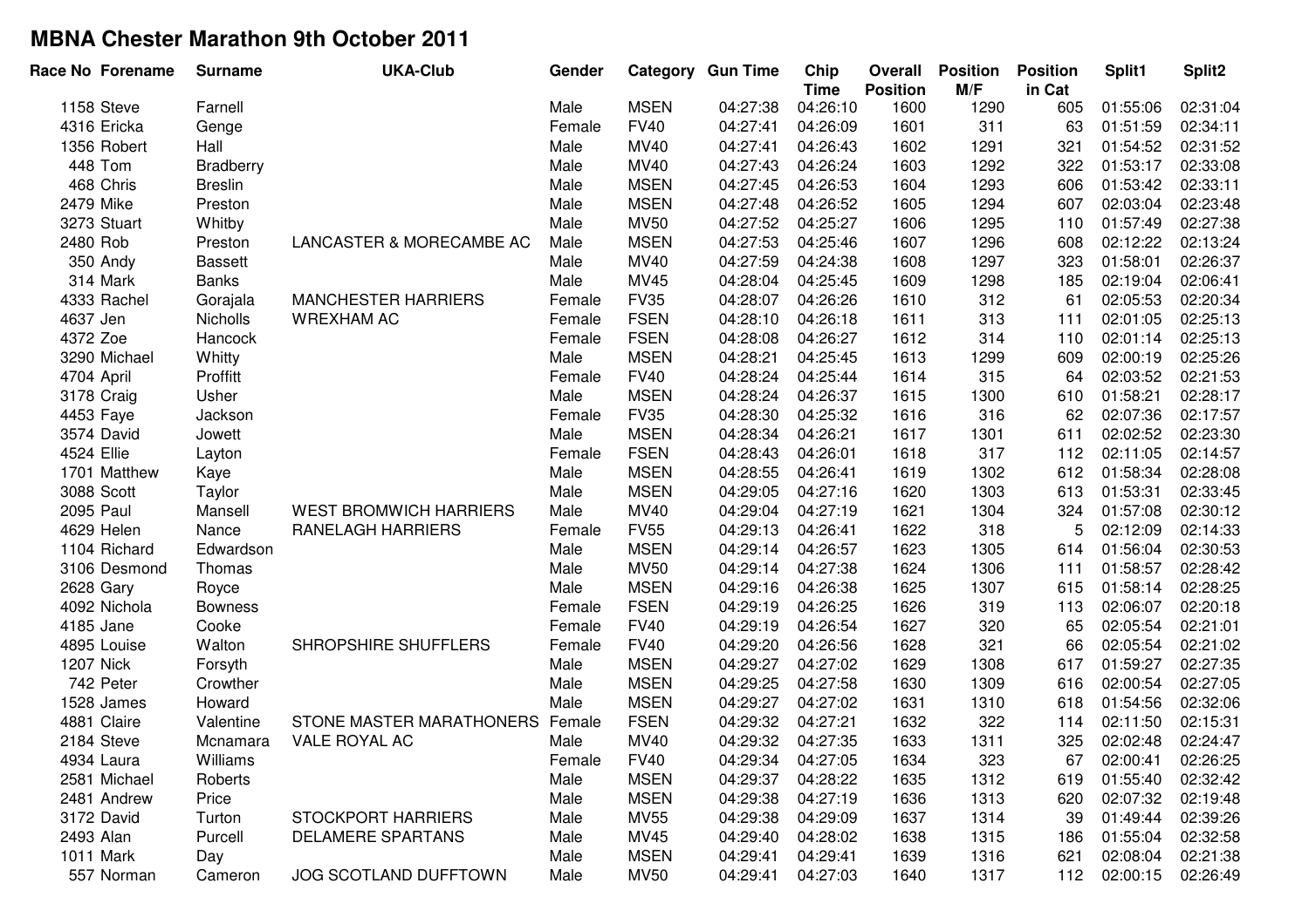# MBNA Chester Marathon 9th October 2011

| Race No | Forename | Surname | UKA-Club | Gender | Category | Gun Time | Chip Time | Overall Position | Position M/F | Position in Cat | Split1 | Split2 |
|---|---|---|---|---|---|---|---|---|---|---|---|---|
| 1158 | Steve | Farnell | | Male | MSEN | 04:27:38 | 04:26:10 | 1600 | 1290 | 605 | 01:55:06 | 02:31:04 |
| 4316 | Ericka | Genge | | Female | FV40 | 04:27:41 | 04:26:09 | 1601 | 311 | 63 | 01:51:59 | 02:34:11 |
| 1356 | Robert | Hall | | Male | MV40 | 04:27:41 | 04:26:43 | 1602 | 1291 | 321 | 01:54:52 | 02:31:52 |
| 448 | Tom | Bradberry | | Male | MV40 | 04:27:43 | 04:26:24 | 1603 | 1292 | 322 | 01:53:17 | 02:33:08 |
| 468 | Chris | Breslin | | Male | MSEN | 04:27:45 | 04:26:53 | 1604 | 1293 | 606 | 01:53:42 | 02:33:11 |
| 2479 | Mike | Preston | | Male | MSEN | 04:27:48 | 04:26:52 | 1605 | 1294 | 607 | 02:03:04 | 02:23:48 |
| 3273 | Stuart | Whitby | | Male | MV50 | 04:27:52 | 04:25:27 | 1606 | 1295 | 110 | 01:57:49 | 02:27:38 |
| 2480 | Rob | Preston | LANCASTER & MORECAMBE AC | Male | MSEN | 04:27:53 | 04:25:46 | 1607 | 1296 | 608 | 02:12:22 | 02:13:24 |
| 350 | Andy | Bassett | | Male | MV40 | 04:27:59 | 04:24:38 | 1608 | 1297 | 323 | 01:58:01 | 02:26:37 |
| 314 | Mark | Banks | | Male | MV45 | 04:28:04 | 04:25:45 | 1609 | 1298 | 185 | 02:19:04 | 02:06:41 |
| 4333 | Rachel | Gorajala | MANCHESTER HARRIERS | Female | FV35 | 04:28:07 | 04:26:26 | 1610 | 312 | 61 | 02:05:53 | 02:20:34 |
| 4637 | Jen | Nicholls | WREXHAM AC | Female | FSEN | 04:28:10 | 04:26:18 | 1611 | 313 | 111 | 02:01:05 | 02:25:13 |
| 4372 | Zoe | Hancock | | Female | FSEN | 04:28:08 | 04:26:27 | 1612 | 314 | 110 | 02:01:14 | 02:25:13 |
| 3290 | Michael | Whitty | | Male | MSEN | 04:28:21 | 04:25:45 | 1613 | 1299 | 609 | 02:00:19 | 02:25:26 |
| 4704 | April | Proffitt | | Female | FV40 | 04:28:24 | 04:25:44 | 1614 | 315 | 64 | 02:03:52 | 02:21:53 |
| 3178 | Craig | Usher | | Male | MSEN | 04:28:24 | 04:26:37 | 1615 | 1300 | 610 | 01:58:21 | 02:28:17 |
| 4453 | Faye | Jackson | | Female | FV35 | 04:28:30 | 04:25:32 | 1616 | 316 | 62 | 02:07:36 | 02:17:57 |
| 3574 | David | Jowett | | Male | MSEN | 04:28:34 | 04:26:21 | 1617 | 1301 | 611 | 02:02:52 | 02:23:30 |
| 4524 | Ellie | Layton | | Female | FSEN | 04:28:43 | 04:26:01 | 1618 | 317 | 112 | 02:11:05 | 02:14:57 |
| 1701 | Matthew | Kaye | | Male | MSEN | 04:28:55 | 04:26:41 | 1619 | 1302 | 612 | 01:58:34 | 02:28:08 |
| 3088 | Scott | Taylor | | Male | MSEN | 04:29:05 | 04:27:16 | 1620 | 1303 | 613 | 01:53:31 | 02:33:45 |
| 2095 | Paul | Mansell | WEST BROMWICH HARRIERS | Male | MV40 | 04:29:04 | 04:27:19 | 1621 | 1304 | 324 | 01:57:08 | 02:30:12 |
| 4629 | Helen | Nance | RANELAGH HARRIERS | Female | FV55 | 04:29:13 | 04:26:41 | 1622 | 318 | 5 | 02:12:09 | 02:14:33 |
| 1104 | Richard | Edwardson | | Male | MSEN | 04:29:14 | 04:26:57 | 1623 | 1305 | 614 | 01:56:04 | 02:30:53 |
| 3106 | Desmond | Thomas | | Male | MV50 | 04:29:14 | 04:27:38 | 1624 | 1306 | 111 | 01:58:57 | 02:28:42 |
| 2628 | Gary | Royce | | Male | MSEN | 04:29:16 | 04:26:38 | 1625 | 1307 | 615 | 01:58:14 | 02:28:25 |
| 4092 | Nichola | Bowness | | Female | FSEN | 04:29:19 | 04:26:25 | 1626 | 319 | 113 | 02:06:07 | 02:20:18 |
| 4185 | Jane | Cooke | | Female | FV40 | 04:29:19 | 04:26:54 | 1627 | 320 | 65 | 02:05:54 | 02:21:01 |
| 4895 | Louise | Walton | SHROPSHIRE SHUFFLERS | Female | FV40 | 04:29:20 | 04:26:56 | 1628 | 321 | 66 | 02:05:54 | 02:21:02 |
| 1207 | Nick | Forsyth | | Male | MSEN | 04:29:27 | 04:27:02 | 1629 | 1308 | 617 | 01:59:27 | 02:27:35 |
| 742 | Peter | Crowther | | Male | MSEN | 04:29:25 | 04:27:58 | 1630 | 1309 | 616 | 02:00:54 | 02:27:05 |
| 1528 | James | Howard | | Male | MSEN | 04:29:27 | 04:27:02 | 1631 | 1310 | 618 | 01:54:56 | 02:32:06 |
| 4881 | Claire | Valentine | STONE MASTER MARATHONERS | Female | FSEN | 04:29:32 | 04:27:21 | 1632 | 322 | 114 | 02:11:50 | 02:15:31 |
| 2184 | Steve | Mcnamara | VALE ROYAL AC | Male | MV40 | 04:29:32 | 04:27:35 | 1633 | 1311 | 325 | 02:02:48 | 02:24:47 |
| 4934 | Laura | Williams | | Female | FV40 | 04:29:34 | 04:27:05 | 1634 | 323 | 67 | 02:00:41 | 02:26:25 |
| 2581 | Michael | Roberts | | Male | MSEN | 04:29:37 | 04:28:22 | 1635 | 1312 | 619 | 01:55:40 | 02:32:42 |
| 2481 | Andrew | Price | | Male | MSEN | 04:29:38 | 04:27:19 | 1636 | 1313 | 620 | 02:07:32 | 02:19:48 |
| 3172 | David | Turton | STOCKPORT HARRIERS | Male | MV55 | 04:29:38 | 04:29:09 | 1637 | 1314 | 39 | 01:49:44 | 02:39:26 |
| 2493 | Alan | Purcell | DELAMERE SPARTANS | Male | MV45 | 04:29:40 | 04:28:02 | 1638 | 1315 | 186 | 01:55:04 | 02:32:58 |
| 1011 | Mark | Day | | Male | MSEN | 04:29:41 | 04:29:41 | 1639 | 1316 | 621 | 02:08:04 | 02:21:38 |
| 557 | Norman | Cameron | JOG SCOTLAND DUFFTOWN | Male | MV50 | 04:29:41 | 04:27:03 | 1640 | 1317 | 112 | 02:00:15 | 02:26:49 |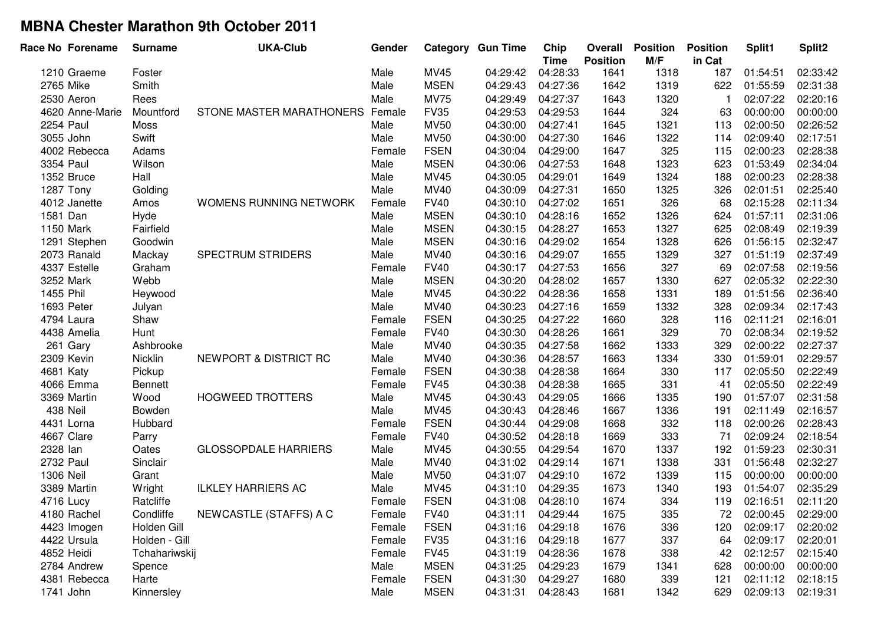# MBNA Chester Marathon 9th October 2011

| Race No | Forename | Surname | UKA-Club | Gender | Category | Gun Time | Chip Time | Overall Position | Position M/F | Position in Cat | Split1 | Split2 |
|---|---|---|---|---|---|---|---|---|---|---|---|---|
| 1210 | Graeme | Foster | | Male | MV45 | 04:29:42 | 04:28:33 | 1641 | 1318 | 187 | 01:54:51 | 02:33:42 |
| 2765 | Mike | Smith | | Male | MSEN | 04:29:43 | 04:27:36 | 1642 | 1319 | 622 | 01:55:59 | 02:31:38 |
| 2530 | Aeron | Rees | | Male | MV75 | 04:29:49 | 04:27:37 | 1643 | 1320 | 1 | 02:07:22 | 02:20:16 |
| 4620 | Anne-Marie | Mountford | STONE MASTER MARATHONERS | Female | FV35 | 04:29:53 | 04:29:53 | 1644 | 324 | 63 | 00:00:00 | 00:00:00 |
| 2254 | Paul | Moss | | Male | MV50 | 04:30:00 | 04:27:41 | 1645 | 1321 | 113 | 02:00:50 | 02:26:52 |
| 3055 | John | Swift | | Male | MV50 | 04:30:00 | 04:27:30 | 1646 | 1322 | 114 | 02:09:40 | 02:17:51 |
| 4002 | Rebecca | Adams | | Female | FSEN | 04:30:04 | 04:29:00 | 1647 | 325 | 115 | 02:00:23 | 02:28:38 |
| 3354 | Paul | Wilson | | Male | MSEN | 04:30:06 | 04:27:53 | 1648 | 1323 | 623 | 01:53:49 | 02:34:04 |
| 1352 | Bruce | Hall | | Male | MV45 | 04:30:05 | 04:29:01 | 1649 | 1324 | 188 | 02:00:23 | 02:28:38 |
| 1287 | Tony | Golding | | Male | MV40 | 04:30:09 | 04:27:31 | 1650 | 1325 | 326 | 02:01:51 | 02:25:40 |
| 4012 | Janette | Amos | WOMENS RUNNING NETWORK | Female | FV40 | 04:30:10 | 04:27:02 | 1651 | 326 | 68 | 02:15:28 | 02:11:34 |
| 1581 | Dan | Hyde | | Male | MSEN | 04:30:10 | 04:28:16 | 1652 | 1326 | 624 | 01:57:11 | 02:31:06 |
| 1150 | Mark | Fairfield | | Male | MSEN | 04:30:15 | 04:28:27 | 1653 | 1327 | 625 | 02:08:49 | 02:19:39 |
| 1291 | Stephen | Goodwin | | Male | MSEN | 04:30:16 | 04:29:02 | 1654 | 1328 | 626 | 01:56:15 | 02:32:47 |
| 2073 | Ranald | Mackay | SPECTRUM STRIDERS | Male | MV40 | 04:30:16 | 04:29:07 | 1655 | 1329 | 327 | 01:51:19 | 02:37:49 |
| 4337 | Estelle | Graham | | Female | FV40 | 04:30:17 | 04:27:53 | 1656 | 327 | 69 | 02:07:58 | 02:19:56 |
| 3252 | Mark | Webb | | Male | MSEN | 04:30:20 | 04:28:02 | 1657 | 1330 | 627 | 02:05:32 | 02:22:30 |
| 1455 | Phil | Heywood | | Male | MV45 | 04:30:22 | 04:28:36 | 1658 | 1331 | 189 | 01:51:56 | 02:36:40 |
| 1693 | Peter | Julyan | | Male | MV40 | 04:30:23 | 04:27:16 | 1659 | 1332 | 328 | 02:09:34 | 02:17:43 |
| 4794 | Laura | Shaw | | Female | FSEN | 04:30:25 | 04:27:22 | 1660 | 328 | 116 | 02:11:21 | 02:16:01 |
| 4438 | Amelia | Hunt | | Female | FV40 | 04:30:30 | 04:28:26 | 1661 | 329 | 70 | 02:08:34 | 02:19:52 |
| 261 | Gary | Ashbrooke | | Male | MV40 | 04:30:35 | 04:27:58 | 1662 | 1333 | 329 | 02:00:22 | 02:27:37 |
| 2309 | Kevin | Nicklin | NEWPORT & DISTRICT RC | Male | MV40 | 04:30:36 | 04:28:57 | 1663 | 1334 | 330 | 01:59:01 | 02:29:57 |
| 4681 | Katy | Pickup | | Female | FSEN | 04:30:38 | 04:28:38 | 1664 | 330 | 117 | 02:05:50 | 02:22:49 |
| 4066 | Emma | Bennett | | Female | FV45 | 04:30:38 | 04:28:38 | 1665 | 331 | 41 | 02:05:50 | 02:22:49 |
| 3369 | Martin | Wood | HOGWEED TROTTERS | Male | MV45 | 04:30:43 | 04:29:05 | 1666 | 1335 | 190 | 01:57:07 | 02:31:58 |
| 438 | Neil | Bowden | | Male | MV45 | 04:30:43 | 04:28:46 | 1667 | 1336 | 191 | 02:11:49 | 02:16:57 |
| 4431 | Lorna | Hubbard | | Female | FSEN | 04:30:44 | 04:29:08 | 1668 | 332 | 118 | 02:00:26 | 02:28:43 |
| 4667 | Clare | Parry | | Female | FV40 | 04:30:52 | 04:28:18 | 1669 | 333 | 71 | 02:09:24 | 02:18:54 |
| 2328 | Ian | Oates | GLOSSOPDALE HARRIERS | Male | MV45 | 04:30:55 | 04:29:54 | 1670 | 1337 | 192 | 01:59:23 | 02:30:31 |
| 2732 | Paul | Sinclair | | Male | MV40 | 04:31:02 | 04:29:14 | 1671 | 1338 | 331 | 01:56:48 | 02:32:27 |
| 1306 | Neil | Grant | | Male | MV50 | 04:31:07 | 04:29:10 | 1672 | 1339 | 115 | 00:00:00 | 00:00:00 |
| 3389 | Martin | Wright | ILKLEY HARRIERS AC | Male | MV45 | 04:31:10 | 04:29:35 | 1673 | 1340 | 193 | 01:54:07 | 02:35:29 |
| 4716 | Lucy | Ratcliffe | | Female | FSEN | 04:31:08 | 04:28:10 | 1674 | 334 | 119 | 02:16:51 | 02:11:20 |
| 4180 | Rachel | Condliffe | NEWCASTLE (STAFFS) A C | Female | FV40 | 04:31:11 | 04:29:44 | 1675 | 335 | 72 | 02:00:45 | 02:29:00 |
| 4423 | Imogen | Holden Gill | | Female | FSEN | 04:31:16 | 04:29:18 | 1676 | 336 | 120 | 02:09:17 | 02:20:02 |
| 4422 | Ursula | Holden - Gill | | Female | FV35 | 04:31:16 | 04:29:18 | 1677 | 337 | 64 | 02:09:17 | 02:20:01 |
| 4852 | Heidi | Tchahariwskij | | Female | FV45 | 04:31:19 | 04:28:36 | 1678 | 338 | 42 | 02:12:57 | 02:15:40 |
| 2784 | Andrew | Spence | | Male | MSEN | 04:31:25 | 04:29:23 | 1679 | 1341 | 628 | 00:00:00 | 00:00:00 |
| 4381 | Rebecca | Harte | | Female | FSEN | 04:31:30 | 04:29:27 | 1680 | 339 | 121 | 02:11:12 | 02:18:15 |
| 1741 | John | Kinnersley | | Male | MSEN | 04:31:31 | 04:28:43 | 1681 | 1342 | 629 | 02:09:13 | 02:19:31 |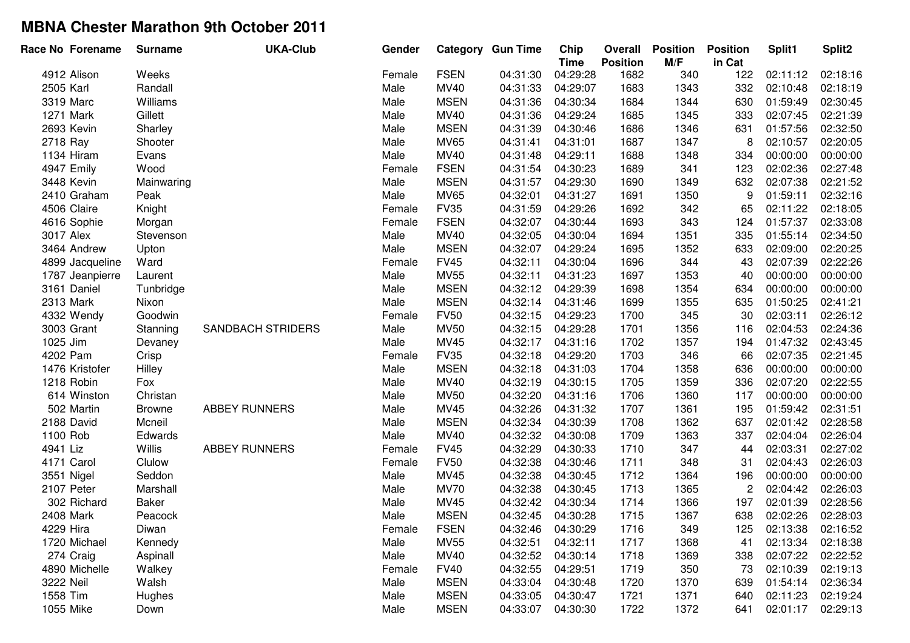# MBNA Chester Marathon 9th October 2011

| Race No | Forename | Surname | UKA-Club | Gender | Category | Gun Time | Chip Time | Overall Position | Position M/F | Position in Cat | Split1 | Split2 |
|---|---|---|---|---|---|---|---|---|---|---|---|---|
| 4912 | Alison | Weeks | | Female | FSEN | 04:31:30 | 04:29:28 | 1682 | 340 | 122 | 02:11:12 | 02:18:16 |
| 2505 | Karl | Randall | | Male | MV40 | 04:31:33 | 04:29:07 | 1683 | 1343 | 332 | 02:10:48 | 02:18:19 |
| 3319 | Marc | Williams | | Male | MSEN | 04:31:36 | 04:30:34 | 1684 | 1344 | 630 | 01:59:49 | 02:30:45 |
| 1271 | Mark | Gillett | | Male | MV40 | 04:31:36 | 04:29:24 | 1685 | 1345 | 333 | 02:07:45 | 02:21:39 |
| 2693 | Kevin | Sharley | | Male | MSEN | 04:31:39 | 04:30:46 | 1686 | 1346 | 631 | 01:57:56 | 02:32:50 |
| 2718 | Ray | Shooter | | Male | MV65 | 04:31:41 | 04:31:01 | 1687 | 1347 | 8 | 02:10:57 | 02:20:05 |
| 1134 | Hiram | Evans | | Male | MV40 | 04:31:48 | 04:29:11 | 1688 | 1348 | 334 | 00:00:00 | 00:00:00 |
| 4947 | Emily | Wood | | Female | FSEN | 04:31:54 | 04:30:23 | 1689 | 341 | 123 | 02:02:36 | 02:27:48 |
| 3448 | Kevin | Mainwaring | | Male | MSEN | 04:31:57 | 04:29:30 | 1690 | 1349 | 632 | 02:07:38 | 02:21:52 |
| 2410 | Graham | Peak | | Male | MV65 | 04:32:01 | 04:31:27 | 1691 | 1350 | 9 | 01:59:11 | 02:32:16 |
| 4506 | Claire | Knight | | Female | FV35 | 04:31:59 | 04:29:26 | 1692 | 342 | 65 | 02:11:22 | 02:18:05 |
| 4616 | Sophie | Morgan | | Female | FSEN | 04:32:07 | 04:30:44 | 1693 | 343 | 124 | 01:57:37 | 02:33:08 |
| 3017 | Alex | Stevenson | | Male | MV40 | 04:32:05 | 04:30:04 | 1694 | 1351 | 335 | 01:55:14 | 02:34:50 |
| 3464 | Andrew | Upton | | Male | MSEN | 04:32:07 | 04:29:24 | 1695 | 1352 | 633 | 02:09:00 | 02:20:25 |
| 4899 | Jacqueline | Ward | | Female | FV45 | 04:32:11 | 04:30:04 | 1696 | 344 | 43 | 02:07:39 | 02:22:26 |
| 1787 | Jeanpierre | Laurent | | Male | MV55 | 04:32:11 | 04:31:23 | 1697 | 1353 | 40 | 00:00:00 | 00:00:00 |
| 3161 | Daniel | Tunbridge | | Male | MSEN | 04:32:12 | 04:29:39 | 1698 | 1354 | 634 | 00:00:00 | 00:00:00 |
| 2313 | Mark | Nixon | | Male | MSEN | 04:32:14 | 04:31:46 | 1699 | 1355 | 635 | 01:50:25 | 02:41:21 |
| 4332 | Wendy | Goodwin | | Female | FV50 | 04:32:15 | 04:29:23 | 1700 | 345 | 30 | 02:03:11 | 02:26:12 |
| 3003 | Grant | Stanning | SANDBACH STRIDERS | Male | MV50 | 04:32:15 | 04:29:28 | 1701 | 1356 | 116 | 02:04:53 | 02:24:36 |
| 1025 | Jim | Devaney | | Male | MV45 | 04:32:17 | 04:31:16 | 1702 | 1357 | 194 | 01:47:32 | 02:43:45 |
| 4202 | Pam | Crisp | | Female | FV35 | 04:32:18 | 04:29:20 | 1703 | 346 | 66 | 02:07:35 | 02:21:45 |
| 1476 | Kristofer | Hilley | | Male | MSEN | 04:32:18 | 04:31:03 | 1704 | 1358 | 636 | 00:00:00 | 00:00:00 |
| 1218 | Robin | Fox | | Male | MV40 | 04:32:19 | 04:30:15 | 1705 | 1359 | 336 | 02:07:20 | 02:22:55 |
| 614 | Winston | Christan | | Male | MV50 | 04:32:20 | 04:31:16 | 1706 | 1360 | 117 | 00:00:00 | 00:00:00 |
| 502 | Martin | Browne | ABBEY RUNNERS | Male | MV45 | 04:32:26 | 04:31:32 | 1707 | 1361 | 195 | 01:59:42 | 02:31:51 |
| 2188 | David | Mcneil | | Male | MSEN | 04:32:34 | 04:30:39 | 1708 | 1362 | 637 | 02:01:42 | 02:28:58 |
| 1100 | Rob | Edwards | | Male | MV40 | 04:32:32 | 04:30:08 | 1709 | 1363 | 337 | 02:04:04 | 02:26:04 |
| 4941 | Liz | Willis | ABBEY RUNNERS | Female | FV45 | 04:32:29 | 04:30:33 | 1710 | 347 | 44 | 02:03:31 | 02:27:02 |
| 4171 | Carol | Clulow | | Female | FV50 | 04:32:38 | 04:30:46 | 1711 | 348 | 31 | 02:04:43 | 02:26:03 |
| 3551 | Nigel | Seddon | | Male | MV45 | 04:32:38 | 04:30:45 | 1712 | 1364 | 196 | 00:00:00 | 00:00:00 |
| 2107 | Peter | Marshall | | Male | MV70 | 04:32:38 | 04:30:45 | 1713 | 1365 | 2 | 02:04:42 | 02:26:03 |
| 302 | Richard | Baker | | Male | MV45 | 04:32:42 | 04:30:34 | 1714 | 1366 | 197 | 02:01:39 | 02:28:56 |
| 2408 | Mark | Peacock | | Male | MSEN | 04:32:45 | 04:30:28 | 1715 | 1367 | 638 | 02:02:26 | 02:28:03 |
| 4229 | Hira | Diwan | | Female | FSEN | 04:32:46 | 04:30:29 | 1716 | 349 | 125 | 02:13:38 | 02:16:52 |
| 1720 | Michael | Kennedy | | Male | MV55 | 04:32:51 | 04:32:11 | 1717 | 1368 | 41 | 02:13:34 | 02:18:38 |
| 274 | Craig | Aspinall | | Male | MV40 | 04:32:52 | 04:30:14 | 1718 | 1369 | 338 | 02:07:22 | 02:22:52 |
| 4890 | Michelle | Walkey | | Female | FV40 | 04:32:55 | 04:29:51 | 1719 | 350 | 73 | 02:10:39 | 02:19:13 |
| 3222 | Neil | Walsh | | Male | MSEN | 04:33:04 | 04:30:48 | 1720 | 1370 | 639 | 01:54:14 | 02:36:34 |
| 1558 | Tim | Hughes | | Male | MSEN | 04:33:05 | 04:30:47 | 1721 | 1371 | 640 | 02:11:23 | 02:19:24 |
| 1055 | Mike | Down | | Male | MSEN | 04:33:07 | 04:30:30 | 1722 | 1372 | 641 | 02:01:17 | 02:29:13 |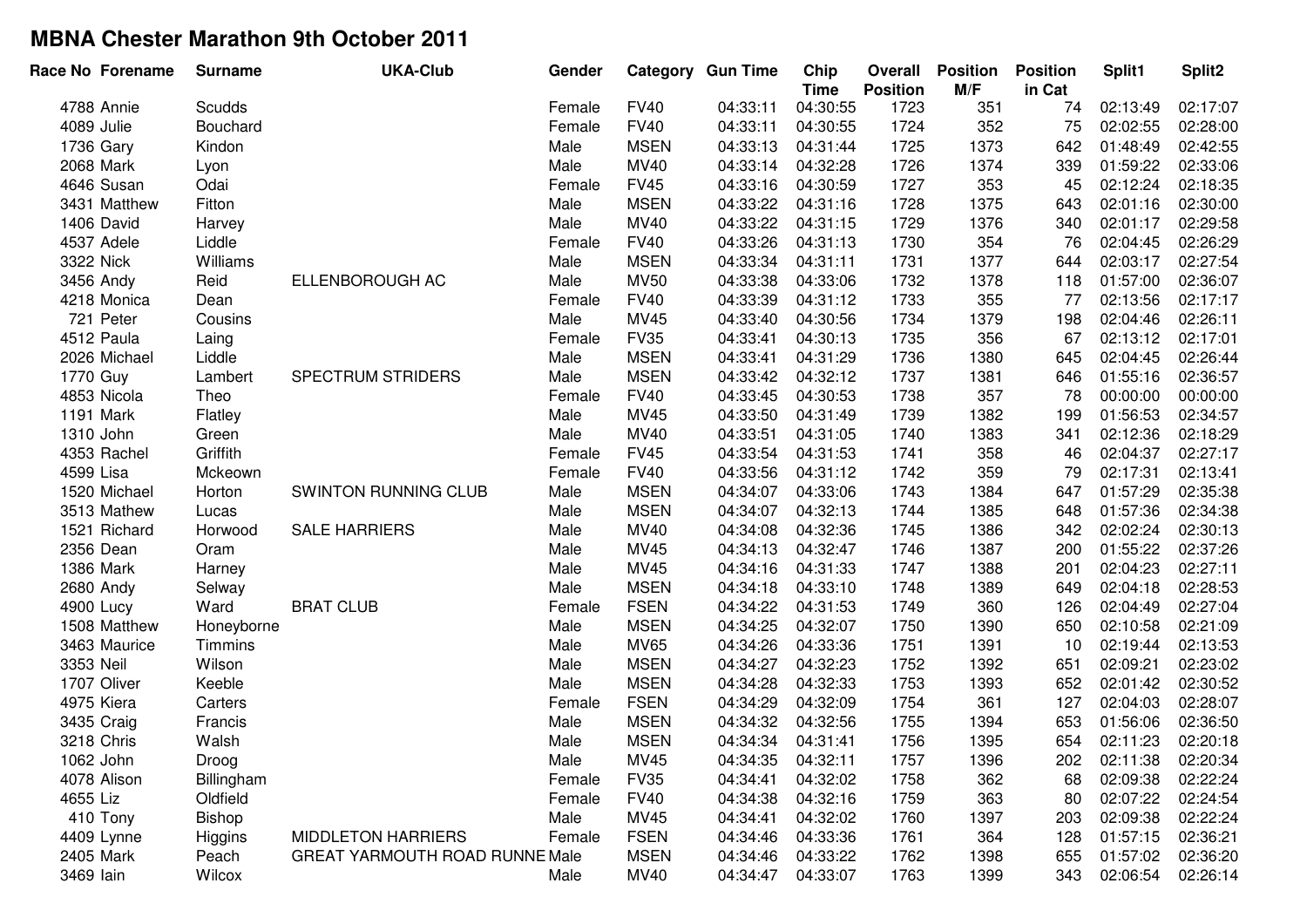# MBNA Chester Marathon 9th October 2011

| Race No | Forename | Surname | UKA-Club | Gender | Category | Gun Time | Chip Time | Overall Position | Position M/F | Position in Cat | Split1 | Split2 |
|---|---|---|---|---|---|---|---|---|---|---|---|---|
| 4788 | Annie | Scudds | | Female | FV40 | 04:33:11 | 04:30:55 | 1723 | 351 | 74 | 02:13:49 | 02:17:07 |
| 4089 | Julie | Bouchard | | Female | FV40 | 04:33:11 | 04:30:55 | 1724 | 352 | 75 | 02:02:55 | 02:28:00 |
| 1736 | Gary | Kindon | | Male | MSEN | 04:33:13 | 04:31:44 | 1725 | 1373 | 642 | 01:48:49 | 02:42:55 |
| 2068 | Mark | Lyon | | Male | MV40 | 04:33:14 | 04:32:28 | 1726 | 1374 | 339 | 01:59:22 | 02:33:06 |
| 4646 | Susan | Odai | | Female | FV45 | 04:33:16 | 04:30:59 | 1727 | 353 | 45 | 02:12:24 | 02:18:35 |
| 3431 | Matthew | Fitton | | Male | MSEN | 04:33:22 | 04:31:16 | 1728 | 1375 | 643 | 02:01:16 | 02:30:00 |
| 1406 | David | Harvey | | Male | MV40 | 04:33:22 | 04:31:15 | 1729 | 1376 | 340 | 02:01:17 | 02:29:58 |
| 4537 | Adele | Liddle | | Female | FV40 | 04:33:26 | 04:31:13 | 1730 | 354 | 76 | 02:04:45 | 02:26:29 |
| 3322 | Nick | Williams | | Male | MSEN | 04:33:34 | 04:31:11 | 1731 | 1377 | 644 | 02:03:17 | 02:27:54 |
| 3456 | Andy | Reid | ELLENBOROUGH AC | Male | MV50 | 04:33:38 | 04:33:06 | 1732 | 1378 | 118 | 01:57:00 | 02:36:07 |
| 4218 | Monica | Dean | | Female | FV40 | 04:33:39 | 04:31:12 | 1733 | 355 | 77 | 02:13:56 | 02:17:17 |
| 721 | Peter | Cousins | | Male | MV45 | 04:33:40 | 04:30:56 | 1734 | 1379 | 198 | 02:04:46 | 02:26:11 |
| 4512 | Paula | Laing | | Female | FV35 | 04:33:41 | 04:30:13 | 1735 | 356 | 67 | 02:13:12 | 02:17:01 |
| 2026 | Michael | Liddle | | Male | MSEN | 04:33:41 | 04:31:29 | 1736 | 1380 | 645 | 02:04:45 | 02:26:44 |
| 1770 | Guy | Lambert | SPECTRUM STRIDERS | Male | MSEN | 04:33:42 | 04:32:12 | 1737 | 1381 | 646 | 01:55:16 | 02:36:57 |
| 4853 | Nicola | Theo | | Female | FV40 | 04:33:45 | 04:30:53 | 1738 | 357 | 78 | 00:00:00 | 00:00:00 |
| 1191 | Mark | Flatley | | Male | MV45 | 04:33:50 | 04:31:49 | 1739 | 1382 | 199 | 01:56:53 | 02:34:57 |
| 1310 | John | Green | | Male | MV40 | 04:33:51 | 04:31:05 | 1740 | 1383 | 341 | 02:12:36 | 02:18:29 |
| 4353 | Rachel | Griffith | | Female | FV45 | 04:33:54 | 04:31:53 | 1741 | 358 | 46 | 02:04:37 | 02:27:17 |
| 4599 | Lisa | Mckeown | | Female | FV40 | 04:33:56 | 04:31:12 | 1742 | 359 | 79 | 02:17:31 | 02:13:41 |
| 1520 | Michael | Horton | SWINTON RUNNING CLUB | Male | MSEN | 04:34:07 | 04:33:06 | 1743 | 1384 | 647 | 01:57:29 | 02:35:38 |
| 3513 | Mathew | Lucas | | Male | MSEN | 04:34:07 | 04:32:13 | 1744 | 1385 | 648 | 01:57:36 | 02:34:38 |
| 1521 | Richard | Horwood | SALE HARRIERS | Male | MV40 | 04:34:08 | 04:32:36 | 1745 | 1386 | 342 | 02:02:24 | 02:30:13 |
| 2356 | Dean | Oram | | Male | MV45 | 04:34:13 | 04:32:47 | 1746 | 1387 | 200 | 01:55:22 | 02:37:26 |
| 1386 | Mark | Harney | | Male | MV45 | 04:34:16 | 04:31:33 | 1747 | 1388 | 201 | 02:04:23 | 02:27:11 |
| 2680 | Andy | Selway | | Male | MSEN | 04:34:18 | 04:33:10 | 1748 | 1389 | 649 | 02:04:18 | 02:28:53 |
| 4900 | Lucy | Ward | BRAT CLUB | Female | FSEN | 04:34:22 | 04:31:53 | 1749 | 360 | 126 | 02:04:49 | 02:27:04 |
| 1508 | Matthew | Honeyborne | | Male | MSEN | 04:34:25 | 04:32:07 | 1750 | 1390 | 650 | 02:10:58 | 02:21:09 |
| 3463 | Maurice | Timmins | | Male | MV65 | 04:34:26 | 04:33:36 | 1751 | 1391 | 10 | 02:19:44 | 02:13:53 |
| 3353 | Neil | Wilson | | Male | MSEN | 04:34:27 | 04:32:23 | 1752 | 1392 | 651 | 02:09:21 | 02:23:02 |
| 1707 | Oliver | Keeble | | Male | MSEN | 04:34:28 | 04:32:33 | 1753 | 1393 | 652 | 02:01:42 | 02:30:52 |
| 4975 | Kiera | Carters | | Female | FSEN | 04:34:29 | 04:32:09 | 1754 | 361 | 127 | 02:04:03 | 02:28:07 |
| 3435 | Craig | Francis | | Male | MSEN | 04:34:32 | 04:32:56 | 1755 | 1394 | 653 | 01:56:06 | 02:36:50 |
| 3218 | Chris | Walsh | | Male | MSEN | 04:34:34 | 04:31:41 | 1756 | 1395 | 654 | 02:11:23 | 02:20:18 |
| 1062 | John | Droog | | Male | MV45 | 04:34:35 | 04:32:11 | 1757 | 1396 | 202 | 02:11:38 | 02:20:34 |
| 4078 | Alison | Billingham | | Female | FV35 | 04:34:41 | 04:32:02 | 1758 | 362 | 68 | 02:09:38 | 02:22:24 |
| 4655 | Liz | Oldfield | | Female | FV40 | 04:34:38 | 04:32:16 | 1759 | 363 | 80 | 02:07:22 | 02:24:54 |
| 410 | Tony | Bishop | | Male | MV45 | 04:34:41 | 04:32:02 | 1760 | 1397 | 203 | 02:09:38 | 02:22:24 |
| 4409 | Lynne | Higgins | MIDDLETON HARRIERS | Female | FSEN | 04:34:46 | 04:33:36 | 1761 | 364 | 128 | 01:57:15 | 02:36:21 |
| 2405 | Mark | Peach | GREAT YARMOUTH ROAD RUNNE | Male | MSEN | 04:34:46 | 04:33:22 | 1762 | 1398 | 655 | 01:57:02 | 02:36:20 |
| 3469 | Iain | Wilcox | | Male | MV40 | 04:34:47 | 04:33:07 | 1763 | 1399 | 343 | 02:06:54 | 02:26:14 |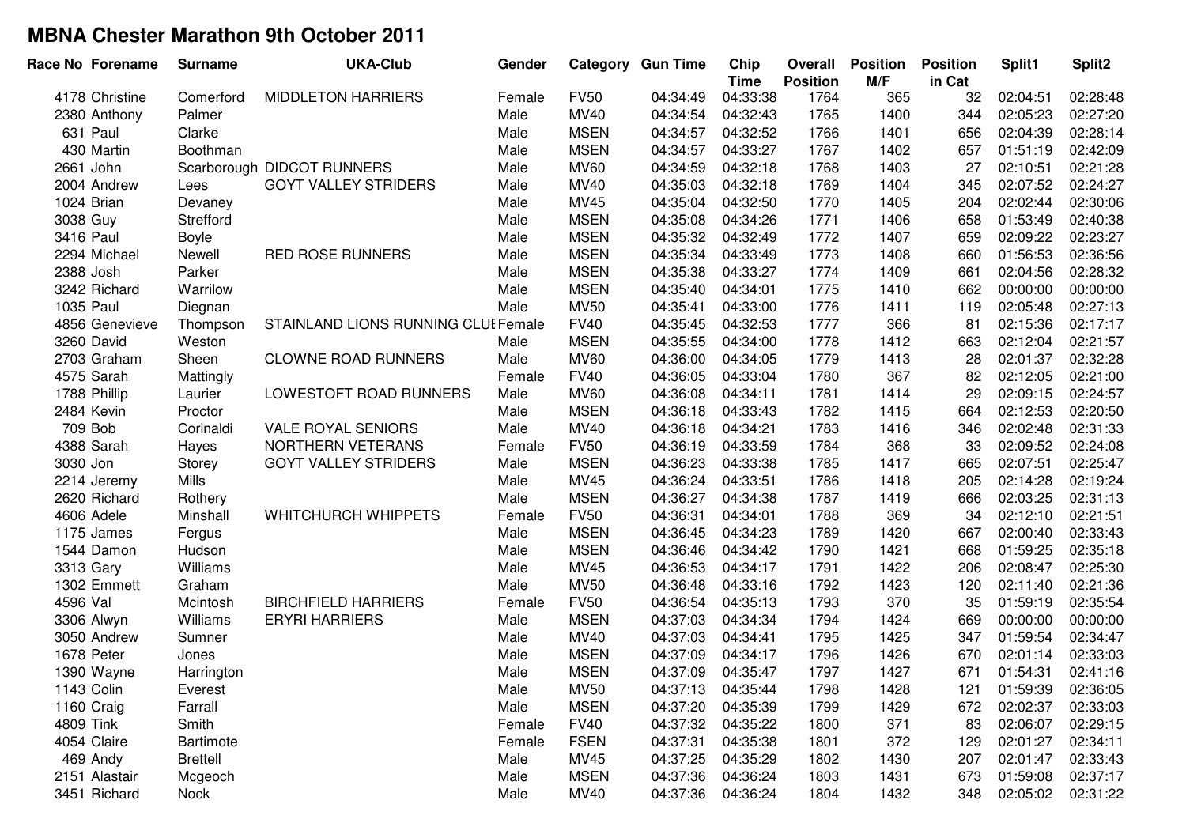# MBNA Chester Marathon 9th October 2011

| Race No | Forename | Surname | UKA-Club | Gender | Category | Gun Time | Chip Time | Overall Position | Position M/F | Position in Cat | Split1 | Split2 |
|---|---|---|---|---|---|---|---|---|---|---|---|---|
| 4178 | Christine | Comerford | MIDDLETON HARRIERS | Female | FV50 | 04:34:49 | 04:33:38 | 1764 | 365 | 32 | 02:04:51 | 02:28:48 |
| 2380 | Anthony | Palmer | | Male | MV40 | 04:34:54 | 04:32:43 | 1765 | 1400 | 344 | 02:05:23 | 02:27:20 |
| 631 | Paul | Clarke | | Male | MSEN | 04:34:57 | 04:32:52 | 1766 | 1401 | 656 | 02:04:39 | 02:28:14 |
| 430 | Martin | Boothman | | Male | MSEN | 04:34:57 | 04:33:27 | 1767 | 1402 | 657 | 01:51:19 | 02:42:09 |
| 2661 | John | Scarborough | DIDCOT RUNNERS | Male | MV60 | 04:34:59 | 04:32:18 | 1768 | 1403 | 27 | 02:10:51 | 02:21:28 |
| 2004 | Andrew | Lees | GOYT VALLEY STRIDERS | Male | MV40 | 04:35:03 | 04:32:18 | 1769 | 1404 | 345 | 02:07:52 | 02:24:27 |
| 1024 | Brian | Devaney | | Male | MV45 | 04:35:04 | 04:32:50 | 1770 | 1405 | 204 | 02:02:44 | 02:30:06 |
| 3038 | Guy | Strefford | | Male | MSEN | 04:35:08 | 04:34:26 | 1771 | 1406 | 658 | 01:53:49 | 02:40:38 |
| 3416 | Paul | Boyle | | Male | MSEN | 04:35:32 | 04:32:49 | 1772 | 1407 | 659 | 02:09:22 | 02:23:27 |
| 2294 | Michael | Newell | RED ROSE RUNNERS | Male | MSEN | 04:35:34 | 04:33:49 | 1773 | 1408 | 660 | 01:56:53 | 02:36:56 |
| 2388 | Josh | Parker | | Male | MSEN | 04:35:38 | 04:33:27 | 1774 | 1409 | 661 | 02:04:56 | 02:28:32 |
| 3242 | Richard | Warrilow | | Male | MSEN | 04:35:40 | 04:34:01 | 1775 | 1410 | 662 | 00:00:00 | 00:00:00 |
| 1035 | Paul | Diegnan | | Male | MV50 | 04:35:41 | 04:33:00 | 1776 | 1411 | 119 | 02:05:48 | 02:27:13 |
| 4856 | Genevieve | Thompson | STAINLAND LIONS RUNNING CLUI | Female | FV40 | 04:35:45 | 04:32:53 | 1777 | 366 | 81 | 02:15:36 | 02:17:17 |
| 3260 | David | Weston | | Male | MSEN | 04:35:55 | 04:34:00 | 1778 | 1412 | 663 | 02:12:04 | 02:21:57 |
| 2703 | Graham | Sheen | CLOWNE ROAD RUNNERS | Male | MV60 | 04:36:00 | 04:34:05 | 1779 | 1413 | 28 | 02:01:37 | 02:32:28 |
| 4575 | Sarah | Mattingly | | Female | FV40 | 04:36:05 | 04:33:04 | 1780 | 367 | 82 | 02:12:05 | 02:21:00 |
| 1788 | Phillip | Laurier | LOWESTOFT ROAD RUNNERS | Male | MV60 | 04:36:08 | 04:34:11 | 1781 | 1414 | 29 | 02:09:15 | 02:24:57 |
| 2484 | Kevin | Proctor | | Male | MSEN | 04:36:18 | 04:33:43 | 1782 | 1415 | 664 | 02:12:53 | 02:20:50 |
| 709 | Bob | Corinaldi | VALE ROYAL SENIORS | Male | MV40 | 04:36:18 | 04:34:21 | 1783 | 1416 | 346 | 02:02:48 | 02:31:33 |
| 4388 | Sarah | Hayes | NORTHERN VETERANS | Female | FV50 | 04:36:19 | 04:33:59 | 1784 | 368 | 33 | 02:09:52 | 02:24:08 |
| 3030 | Jon | Storey | GOYT VALLEY STRIDERS | Male | MSEN | 04:36:23 | 04:33:38 | 1785 | 1417 | 665 | 02:07:51 | 02:25:47 |
| 2214 | Jeremy | Mills | | Male | MV45 | 04:36:24 | 04:33:51 | 1786 | 1418 | 205 | 02:14:28 | 02:19:24 |
| 2620 | Richard | Rothery | | Male | MSEN | 04:36:27 | 04:34:38 | 1787 | 1419 | 666 | 02:03:25 | 02:31:13 |
| 4606 | Adele | Minshall | WHITCHURCH WHIPPETS | Female | FV50 | 04:36:31 | 04:34:01 | 1788 | 369 | 34 | 02:12:10 | 02:21:51 |
| 1175 | James | Fergus | | Male | MSEN | 04:36:45 | 04:34:23 | 1789 | 1420 | 667 | 02:00:40 | 02:33:43 |
| 1544 | Damon | Hudson | | Male | MSEN | 04:36:46 | 04:34:42 | 1790 | 1421 | 668 | 01:59:25 | 02:35:18 |
| 3313 | Gary | Williams | | Male | MV45 | 04:36:53 | 04:34:17 | 1791 | 1422 | 206 | 02:08:47 | 02:25:30 |
| 1302 | Emmett | Graham | | Male | MV50 | 04:36:48 | 04:33:16 | 1792 | 1423 | 120 | 02:11:40 | 02:21:36 |
| 4596 | Val | Mcintosh | BIRCHFIELD HARRIERS | Female | FV50 | 04:36:54 | 04:35:13 | 1793 | 370 | 35 | 01:59:19 | 02:35:54 |
| 3306 | Alwyn | Williams | ERYRI HARRIERS | Male | MSEN | 04:37:03 | 04:34:34 | 1794 | 1424 | 669 | 00:00:00 | 00:00:00 |
| 3050 | Andrew | Sumner | | Male | MV40 | 04:37:03 | 04:34:41 | 1795 | 1425 | 347 | 01:59:54 | 02:34:47 |
| 1678 | Peter | Jones | | Male | MSEN | 04:37:09 | 04:34:17 | 1796 | 1426 | 670 | 02:01:14 | 02:33:03 |
| 1390 | Wayne | Harrington | | Male | MSEN | 04:37:09 | 04:35:47 | 1797 | 1427 | 671 | 01:54:31 | 02:41:16 |
| 1143 | Colin | Everest | | Male | MV50 | 04:37:13 | 04:35:44 | 1798 | 1428 | 121 | 01:59:39 | 02:36:05 |
| 1160 | Craig | Farrall | | Male | MSEN | 04:37:20 | 04:35:39 | 1799 | 1429 | 672 | 02:02:37 | 02:33:03 |
| 4809 | Tink | Smith | | Female | FV40 | 04:37:32 | 04:35:22 | 1800 | 371 | 83 | 02:06:07 | 02:29:15 |
| 4054 | Claire | Bartimote | | Female | FSEN | 04:37:31 | 04:35:38 | 1801 | 372 | 129 | 02:01:27 | 02:34:11 |
| 469 | Andy | Brettell | | Male | MV45 | 04:37:25 | 04:35:29 | 1802 | 1430 | 207 | 02:01:47 | 02:33:43 |
| 2151 | Alastair | Mcgeoch | | Male | MSEN | 04:37:36 | 04:36:24 | 1803 | 1431 | 673 | 01:59:08 | 02:37:17 |
| 3451 | Richard | Nock | | Male | MV40 | 04:37:36 | 04:36:24 | 1804 | 1432 | 348 | 02:05:02 | 02:31:22 |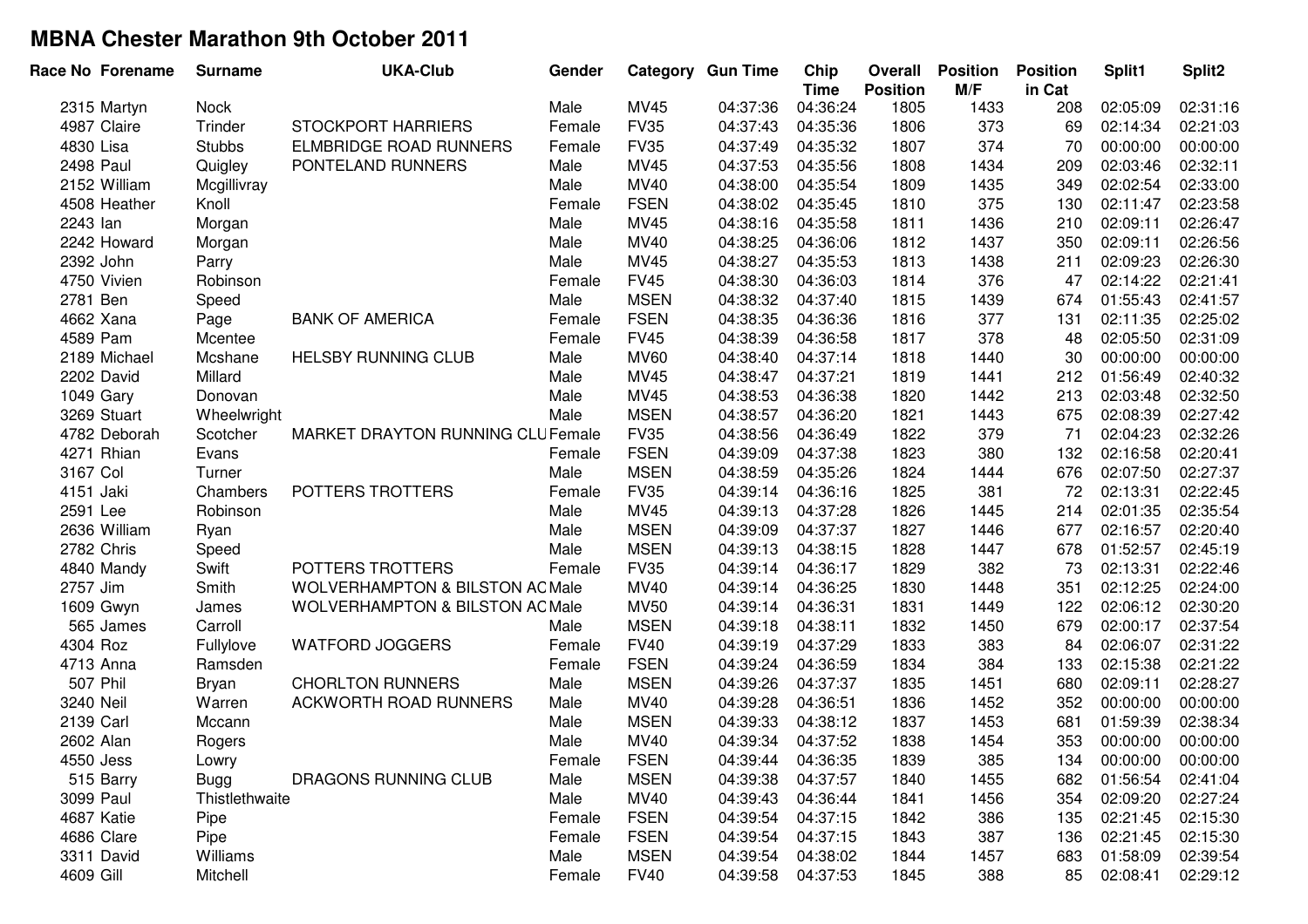# MBNA Chester Marathon 9th October 2011

| Race No | Forename | Surname | UKA-Club | Gender | Category | Gun Time | Chip Time | Overall Position | Position M/F | Position in Cat | Split1 | Split2 |
|---|---|---|---|---|---|---|---|---|---|---|---|---|
| 2315 | Martyn | Nock | | Male | MV45 | 04:37:36 | 04:36:24 | 1805 | 1433 | 208 | 02:05:09 | 02:31:16 |
| 4987 | Claire | Trinder | STOCKPORT HARRIERS | Female | FV35 | 04:37:43 | 04:35:36 | 1806 | 373 | 69 | 02:14:34 | 02:21:03 |
| 4830 | Lisa | Stubbs | ELMBRIDGE ROAD RUNNERS | Female | FV35 | 04:37:49 | 04:35:32 | 1807 | 374 | 70 | 00:00:00 | 00:00:00 |
| 2498 | Paul | Quigley | PONTELAND RUNNERS | Male | MV45 | 04:37:53 | 04:35:56 | 1808 | 1434 | 209 | 02:03:46 | 02:32:11 |
| 2152 | William | Mcgillivray | | Male | MV40 | 04:38:00 | 04:35:54 | 1809 | 1435 | 349 | 02:02:54 | 02:33:00 |
| 4508 | Heather | Knoll | | Female | FSEN | 04:38:02 | 04:35:45 | 1810 | 375 | 130 | 02:11:47 | 02:23:58 |
| 2243 | Ian | Morgan | | Male | MV45 | 04:38:16 | 04:35:58 | 1811 | 1436 | 210 | 02:09:11 | 02:26:47 |
| 2242 | Howard | Morgan | | Male | MV40 | 04:38:25 | 04:36:06 | 1812 | 1437 | 350 | 02:09:11 | 02:26:56 |
| 2392 | John | Parry | | Male | MV45 | 04:38:27 | 04:35:53 | 1813 | 1438 | 211 | 02:09:23 | 02:26:30 |
| 4750 | Vivien | Robinson | | Female | FV45 | 04:38:30 | 04:36:03 | 1814 | 376 | 47 | 02:14:22 | 02:21:41 |
| 2781 | Ben | Speed | | Male | MSEN | 04:38:32 | 04:37:40 | 1815 | 1439 | 674 | 01:55:43 | 02:41:57 |
| 4662 | Xana | Page | BANK OF AMERICA | Female | FSEN | 04:38:35 | 04:36:36 | 1816 | 377 | 131 | 02:11:35 | 02:25:02 |
| 4589 | Pam | Mcentee | | Female | FV45 | 04:38:39 | 04:36:58 | 1817 | 378 | 48 | 02:05:50 | 02:31:09 |
| 2189 | Michael | Mcshane | HELSBY RUNNING CLUB | Male | MV60 | 04:38:40 | 04:37:14 | 1818 | 1440 | 30 | 00:00:00 | 00:00:00 |
| 2202 | David | Millard | | Male | MV45 | 04:38:47 | 04:37:21 | 1819 | 1441 | 212 | 01:56:49 | 02:40:32 |
| 1049 | Gary | Donovan | | Male | MV45 | 04:38:53 | 04:36:38 | 1820 | 1442 | 213 | 02:03:48 | 02:32:50 |
| 3269 | Stuart | Wheelwright | | Male | MSEN | 04:38:57 | 04:36:20 | 1821 | 1443 | 675 | 02:08:39 | 02:27:42 |
| 4782 | Deborah | Scotcher | MARKET DRAYTON RUNNING CLU | Female | FV35 | 04:38:56 | 04:36:49 | 1822 | 379 | 71 | 02:04:23 | 02:32:26 |
| 4271 | Rhian | Evans | | Female | FSEN | 04:39:09 | 04:37:38 | 1823 | 380 | 132 | 02:16:58 | 02:20:41 |
| 3167 | Col | Turner | | Male | MSEN | 04:38:59 | 04:35:26 | 1824 | 1444 | 676 | 02:07:50 | 02:27:37 |
| 4151 | Jaki | Chambers | POTTERS TROTTERS | Female | FV35 | 04:39:14 | 04:36:16 | 1825 | 381 | 72 | 02:13:31 | 02:22:45 |
| 2591 | Lee | Robinson | | Male | MV45 | 04:39:13 | 04:37:28 | 1826 | 1445 | 214 | 02:01:35 | 02:35:54 |
| 2636 | William | Ryan | | Male | MSEN | 04:39:09 | 04:37:37 | 1827 | 1446 | 677 | 02:16:57 | 02:20:40 |
| 2782 | Chris | Speed | | Male | MSEN | 04:39:13 | 04:38:15 | 1828 | 1447 | 678 | 01:52:57 | 02:45:19 |
| 4840 | Mandy | Swift | POTTERS TROTTERS | Female | FV35 | 04:39:14 | 04:36:17 | 1829 | 382 | 73 | 02:13:31 | 02:22:46 |
| 2757 | Jim | Smith | WOLVERHAMPTON & BILSTON AC | Male | MV40 | 04:39:14 | 04:36:25 | 1830 | 1448 | 351 | 02:12:25 | 02:24:00 |
| 1609 | Gwyn | James | WOLVERHAMPTON & BILSTON AC | Male | MV50 | 04:39:14 | 04:36:31 | 1831 | 1449 | 122 | 02:06:12 | 02:30:20 |
| 565 | James | Carroll | | Male | MSEN | 04:39:18 | 04:38:11 | 1832 | 1450 | 679 | 02:00:17 | 02:37:54 |
| 4304 | Roz | Fullylove | WATFORD JOGGERS | Female | FV40 | 04:39:19 | 04:37:29 | 1833 | 383 | 84 | 02:06:07 | 02:31:22 |
| 4713 | Anna | Ramsden | | Female | FSEN | 04:39:24 | 04:36:59 | 1834 | 384 | 133 | 02:15:38 | 02:21:22 |
| 507 | Phil | Bryan | CHORLTON RUNNERS | Male | MSEN | 04:39:26 | 04:37:37 | 1835 | 1451 | 680 | 02:09:11 | 02:28:27 |
| 3240 | Neil | Warren | ACKWORTH ROAD RUNNERS | Male | MV40 | 04:39:28 | 04:36:51 | 1836 | 1452 | 352 | 00:00:00 | 00:00:00 |
| 2139 | Carl | Mccann | | Male | MSEN | 04:39:33 | 04:38:12 | 1837 | 1453 | 681 | 01:59:39 | 02:38:34 |
| 2602 | Alan | Rogers | | Male | MV40 | 04:39:34 | 04:37:52 | 1838 | 1454 | 353 | 00:00:00 | 00:00:00 |
| 4550 | Jess | Lowry | | Female | FSEN | 04:39:44 | 04:36:35 | 1839 | 385 | 134 | 00:00:00 | 00:00:00 |
| 515 | Barry | Bugg | DRAGONS RUNNING CLUB | Male | MSEN | 04:39:38 | 04:37:57 | 1840 | 1455 | 682 | 01:56:54 | 02:41:04 |
| 3099 | Paul | Thistlethwaite | | Male | MV40 | 04:39:43 | 04:36:44 | 1841 | 1456 | 354 | 02:09:20 | 02:27:24 |
| 4687 | Katie | Pipe | | Female | FSEN | 04:39:54 | 04:37:15 | 1842 | 386 | 135 | 02:21:45 | 02:15:30 |
| 4686 | Clare | Pipe | | Female | FSEN | 04:39:54 | 04:37:15 | 1843 | 387 | 136 | 02:21:45 | 02:15:30 |
| 3311 | David | Williams | | Male | MSEN | 04:39:54 | 04:38:02 | 1844 | 1457 | 683 | 01:58:09 | 02:39:54 |
| 4609 | Gill | Mitchell | | Female | FV40 | 04:39:58 | 04:37:53 | 1845 | 388 | 85 | 02:08:41 | 02:29:12 |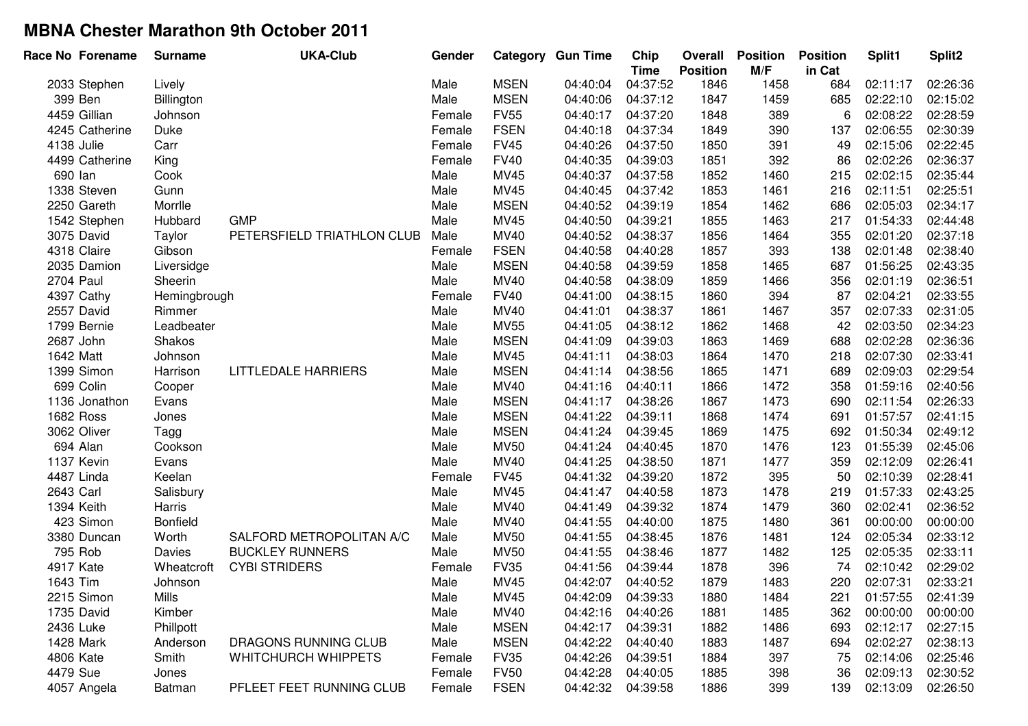# MBNA Chester Marathon 9th October 2011

| Race No | Forename | Surname | UKA-Club | Gender | Category | Gun Time | Chip Time | Overall Position | Position M/F | Position in Cat | Split1 | Split2 |
|---|---|---|---|---|---|---|---|---|---|---|---|---|
| 2033 | Stephen | Lively | | Male | MSEN | 04:40:04 | 04:37:52 | 1846 | 1458 | 684 | 02:11:17 | 02:26:36 |
| 399 | Ben | Billington | | Male | MSEN | 04:40:06 | 04:37:12 | 1847 | 1459 | 685 | 02:22:10 | 02:15:02 |
| 4459 | Gillian | Johnson | | Female | FV55 | 04:40:17 | 04:37:20 | 1848 | 389 | 6 | 02:08:22 | 02:28:59 |
| 4245 | Catherine | Duke | | Female | FSEN | 04:40:18 | 04:37:34 | 1849 | 390 | 137 | 02:06:55 | 02:30:39 |
| 4138 | Julie | Carr | | Female | FV45 | 04:40:26 | 04:37:50 | 1850 | 391 | 49 | 02:15:06 | 02:22:45 |
| 4499 | Catherine | King | | Female | FV40 | 04:40:35 | 04:39:03 | 1851 | 392 | 86 | 02:02:26 | 02:36:37 |
| 690 | Ian | Cook | | Male | MV45 | 04:40:37 | 04:37:58 | 1852 | 1460 | 215 | 02:02:15 | 02:35:44 |
| 1338 | Steven | Gunn | | Male | MV45 | 04:40:45 | 04:37:42 | 1853 | 1461 | 216 | 02:11:51 | 02:25:51 |
| 2250 | Gareth | Morrlle | | Male | MSEN | 04:40:52 | 04:39:19 | 1854 | 1462 | 686 | 02:05:03 | 02:34:17 |
| 1542 | Stephen | Hubbard | GMP | Male | MV45 | 04:40:50 | 04:39:21 | 1855 | 1463 | 217 | 01:54:33 | 02:44:48 |
| 3075 | David | Taylor | PETERSFIELD TRIATHLON CLUB | Male | MV40 | 04:40:52 | 04:38:37 | 1856 | 1464 | 355 | 02:01:20 | 02:37:18 |
| 4318 | Claire | Gibson | | Female | FSEN | 04:40:58 | 04:40:28 | 1857 | 393 | 138 | 02:01:48 | 02:38:40 |
| 2035 | Damion | Liversidge | | Male | MSEN | 04:40:58 | 04:39:59 | 1858 | 1465 | 687 | 01:56:25 | 02:43:35 |
| 2704 | Paul | Sheerin | | Male | MV40 | 04:40:58 | 04:38:09 | 1859 | 1466 | 356 | 02:01:19 | 02:36:51 |
| 4397 | Cathy | Hemingbrough | | Female | FV40 | 04:41:00 | 04:38:15 | 1860 | 394 | 87 | 02:04:21 | 02:33:55 |
| 2557 | David | Rimmer | | Male | MV40 | 04:41:01 | 04:38:37 | 1861 | 1467 | 357 | 02:07:33 | 02:31:05 |
| 1799 | Bernie | Leadbeater | | Male | MV55 | 04:41:05 | 04:38:12 | 1862 | 1468 | 42 | 02:03:50 | 02:34:23 |
| 2687 | John | Shakos | | Male | MSEN | 04:41:09 | 04:39:03 | 1863 | 1469 | 688 | 02:02:28 | 02:36:36 |
| 1642 | Matt | Johnson | | Male | MV45 | 04:41:11 | 04:38:03 | 1864 | 1470 | 218 | 02:07:30 | 02:33:41 |
| 1399 | Simon | Harrison | LITTLEDALE HARRIERS | Male | MSEN | 04:41:14 | 04:38:56 | 1865 | 1471 | 689 | 02:09:03 | 02:29:54 |
| 699 | Colin | Cooper | | Male | MV40 | 04:41:16 | 04:40:11 | 1866 | 1472 | 358 | 01:59:16 | 02:40:56 |
| 1136 | Jonathon | Evans | | Male | MSEN | 04:41:17 | 04:38:26 | 1867 | 1473 | 690 | 02:11:54 | 02:26:33 |
| 1682 | Ross | Jones | | Male | MSEN | 04:41:22 | 04:39:11 | 1868 | 1474 | 691 | 01:57:57 | 02:41:15 |
| 3062 | Oliver | Tagg | | Male | MSEN | 04:41:24 | 04:39:45 | 1869 | 1475 | 692 | 01:50:34 | 02:49:12 |
| 694 | Alan | Cookson | | Male | MV50 | 04:41:24 | 04:40:45 | 1870 | 1476 | 123 | 01:55:39 | 02:45:06 |
| 1137 | Kevin | Evans | | Male | MV40 | 04:41:25 | 04:38:50 | 1871 | 1477 | 359 | 02:12:09 | 02:26:41 |
| 4487 | Linda | Keelan | | Female | FV45 | 04:41:32 | 04:39:20 | 1872 | 395 | 50 | 02:10:39 | 02:28:41 |
| 2643 | Carl | Salisbury | | Male | MV45 | 04:41:47 | 04:40:58 | 1873 | 1478 | 219 | 01:57:33 | 02:43:25 |
| 1394 | Keith | Harris | | Male | MV40 | 04:41:49 | 04:39:32 | 1874 | 1479 | 360 | 02:02:41 | 02:36:52 |
| 423 | Simon | Bonfield | | Male | MV40 | 04:41:55 | 04:40:00 | 1875 | 1480 | 361 | 00:00:00 | 00:00:00 |
| 3380 | Duncan | Worth | SALFORD METROPOLITAN A/C | Male | MV50 | 04:41:55 | 04:38:45 | 1876 | 1481 | 124 | 02:05:34 | 02:33:12 |
| 795 | Rob | Davies | BUCKLEY RUNNERS | Male | MV50 | 04:41:55 | 04:38:46 | 1877 | 1482 | 125 | 02:05:35 | 02:33:11 |
| 4917 | Kate | Wheatcroft | CYBI STRIDERS | Female | FV35 | 04:41:56 | 04:39:44 | 1878 | 396 | 74 | 02:10:42 | 02:29:02 |
| 1643 | Tim | Johnson | | Male | MV45 | 04:42:07 | 04:40:52 | 1879 | 1483 | 220 | 02:07:31 | 02:33:21 |
| 2215 | Simon | Mills | | Male | MV45 | 04:42:09 | 04:39:33 | 1880 | 1484 | 221 | 01:57:55 | 02:41:39 |
| 1735 | David | Kimber | | Male | MV40 | 04:42:16 | 04:40:26 | 1881 | 1485 | 362 | 00:00:00 | 00:00:00 |
| 2436 | Luke | Phillpott | | Male | MSEN | 04:42:17 | 04:39:31 | 1882 | 1486 | 693 | 02:12:17 | 02:27:15 |
| 1428 | Mark | Anderson | DRAGONS RUNNING CLUB | Male | MSEN | 04:42:22 | 04:40:40 | 1883 | 1487 | 694 | 02:02:27 | 02:38:13 |
| 4806 | Kate | Smith | WHITCHURCH WHIPPETS | Female | FV35 | 04:42:26 | 04:39:51 | 1884 | 397 | 75 | 02:14:06 | 02:25:46 |
| 4479 | Sue | Jones | | Female | FV50 | 04:42:28 | 04:40:05 | 1885 | 398 | 36 | 02:09:13 | 02:30:52 |
| 4057 | Angela | Batman | PFLEET FEET RUNNING CLUB | Female | FSEN | 04:42:32 | 04:39:58 | 1886 | 399 | 139 | 02:13:09 | 02:26:50 |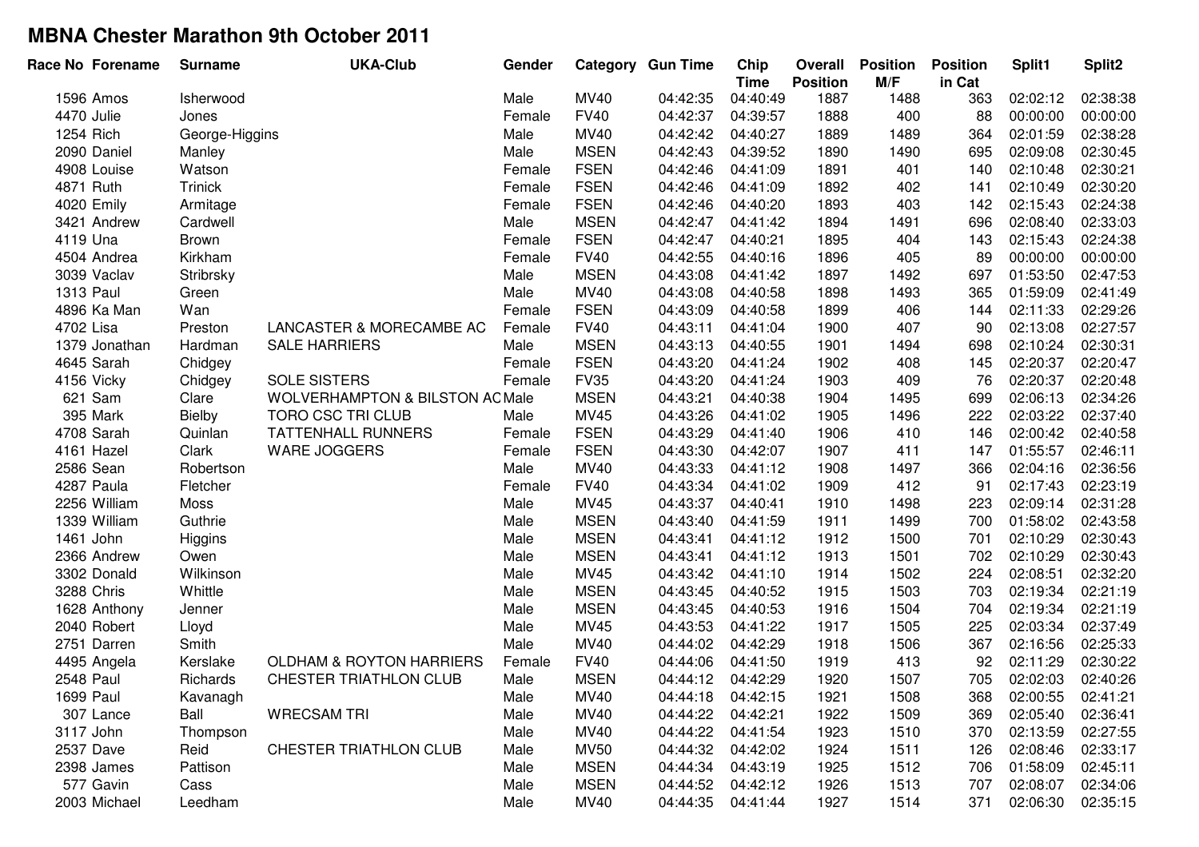# MBNA Chester Marathon 9th October 2011

| Race No | Forename | Surname | UKA-Club | Gender | Category | Gun Time | Chip Time | Overall Position | Position M/F | Position in Cat | Split1 | Split2 |
|---|---|---|---|---|---|---|---|---|---|---|---|---|
| 1596 | Amos | Isherwood | | Male | MV40 | 04:42:35 | 04:40:49 | 1887 | 1488 | 363 | 02:02:12 | 02:38:38 |
| 4470 | Julie | Jones | | Female | FV40 | 04:42:37 | 04:39:57 | 1888 | 400 | 88 | 00:00:00 | 00:00:00 |
| 1254 | Rich | George-Higgins | | Male | MV40 | 04:42:42 | 04:40:27 | 1889 | 1489 | 364 | 02:01:59 | 02:38:28 |
| 2090 | Daniel | Manley | | Male | MSEN | 04:42:43 | 04:39:52 | 1890 | 1490 | 695 | 02:09:08 | 02:30:45 |
| 4908 | Louise | Watson | | Female | FSEN | 04:42:46 | 04:41:09 | 1891 | 401 | 140 | 02:10:48 | 02:30:21 |
| 4871 | Ruth | Trinick | | Female | FSEN | 04:42:46 | 04:41:09 | 1892 | 402 | 141 | 02:10:49 | 02:30:20 |
| 4020 | Emily | Armitage | | Female | FSEN | 04:42:46 | 04:40:20 | 1893 | 403 | 142 | 02:15:43 | 02:24:38 |
| 3421 | Andrew | Cardwell | | Male | MSEN | 04:42:47 | 04:41:42 | 1894 | 1491 | 696 | 02:08:40 | 02:33:03 |
| 4119 | Una | Brown | | Female | FSEN | 04:42:47 | 04:40:21 | 1895 | 404 | 143 | 02:15:43 | 02:24:38 |
| 4504 | Andrea | Kirkham | | Female | FV40 | 04:42:55 | 04:40:16 | 1896 | 405 | 89 | 00:00:00 | 00:00:00 |
| 3039 | Vaclav | Stribrsky | | Male | MSEN | 04:43:08 | 04:41:42 | 1897 | 1492 | 697 | 01:53:50 | 02:47:53 |
| 1313 | Paul | Green | | Male | MV40 | 04:43:08 | 04:40:58 | 1898 | 1493 | 365 | 01:59:09 | 02:41:49 |
| 4896 | Ka Man | Wan | | Female | FSEN | 04:43:09 | 04:40:58 | 1899 | 406 | 144 | 02:11:33 | 02:29:26 |
| 4702 | Lisa | Preston | LANCASTER & MORECAMBE AC | Female | FV40 | 04:43:11 | 04:41:04 | 1900 | 407 | 90 | 02:13:08 | 02:27:57 |
| 1379 | Jonathan | Hardman | SALE HARRIERS | Male | MSEN | 04:43:13 | 04:40:55 | 1901 | 1494 | 698 | 02:10:24 | 02:30:31 |
| 4645 | Sarah | Chidgey | | Female | FSEN | 04:43:20 | 04:41:24 | 1902 | 408 | 145 | 02:20:37 | 02:20:47 |
| 4156 | Vicky | Chidgey | SOLE SISTERS | Female | FV35 | 04:43:20 | 04:41:24 | 1903 | 409 | 76 | 02:20:37 | 02:20:48 |
| 621 | Sam | Clare | WOLVERHAMPTON & BILSTON AC | Male | MSEN | 04:43:21 | 04:40:38 | 1904 | 1495 | 699 | 02:06:13 | 02:34:26 |
| 395 | Mark | Bielby | TORO CSC TRI CLUB | Male | MV45 | 04:43:26 | 04:41:02 | 1905 | 1496 | 222 | 02:03:22 | 02:37:40 |
| 4708 | Sarah | Quinlan | TATTENHALL RUNNERS | Female | FSEN | 04:43:29 | 04:41:40 | 1906 | 410 | 146 | 02:00:42 | 02:40:58 |
| 4161 | Hazel | Clark | WARE JOGGERS | Female | FSEN | 04:43:30 | 04:42:07 | 1907 | 411 | 147 | 01:55:57 | 02:46:11 |
| 2586 | Sean | Robertson | | Male | MV40 | 04:43:33 | 04:41:12 | 1908 | 1497 | 366 | 02:04:16 | 02:36:56 |
| 4287 | Paula | Fletcher | | Female | FV40 | 04:43:34 | 04:41:02 | 1909 | 412 | 91 | 02:17:43 | 02:23:19 |
| 2256 | William | Moss | | Male | MV45 | 04:43:37 | 04:40:41 | 1910 | 1498 | 223 | 02:09:14 | 02:31:28 |
| 1339 | William | Guthrie | | Male | MSEN | 04:43:40 | 04:41:59 | 1911 | 1499 | 700 | 01:58:02 | 02:43:58 |
| 1461 | John | Higgins | | Male | MSEN | 04:43:41 | 04:41:12 | 1912 | 1500 | 701 | 02:10:29 | 02:30:43 |
| 2366 | Andrew | Owen | | Male | MSEN | 04:43:41 | 04:41:12 | 1913 | 1501 | 702 | 02:10:29 | 02:30:43 |
| 3302 | Donald | Wilkinson | | Male | MV45 | 04:43:42 | 04:41:10 | 1914 | 1502 | 224 | 02:08:51 | 02:32:20 |
| 3288 | Chris | Whittle | | Male | MSEN | 04:43:45 | 04:40:52 | 1915 | 1503 | 703 | 02:19:34 | 02:21:19 |
| 1628 | Anthony | Jenner | | Male | MSEN | 04:43:45 | 04:40:53 | 1916 | 1504 | 704 | 02:19:34 | 02:21:19 |
| 2040 | Robert | Lloyd | | Male | MV45 | 04:43:53 | 04:41:22 | 1917 | 1505 | 225 | 02:03:34 | 02:37:49 |
| 2751 | Darren | Smith | | Male | MV40 | 04:44:02 | 04:42:29 | 1918 | 1506 | 367 | 02:16:56 | 02:25:33 |
| 4495 | Angela | Kerslake | OLDHAM & ROYTON HARRIERS | Female | FV40 | 04:44:06 | 04:41:50 | 1919 | 413 | 92 | 02:11:29 | 02:30:22 |
| 2548 | Paul | Richards | CHESTER TRIATHLON CLUB | Male | MSEN | 04:44:12 | 04:42:29 | 1920 | 1507 | 705 | 02:02:03 | 02:40:26 |
| 1699 | Paul | Kavanagh | | Male | MV40 | 04:44:18 | 04:42:15 | 1921 | 1508 | 368 | 02:00:55 | 02:41:21 |
| 307 | Lance | Ball | WRECSAM TRI | Male | MV40 | 04:44:22 | 04:42:21 | 1922 | 1509 | 369 | 02:05:40 | 02:36:41 |
| 3117 | John | Thompson | | Male | MV40 | 04:44:22 | 04:41:54 | 1923 | 1510 | 370 | 02:13:59 | 02:27:55 |
| 2537 | Dave | Reid | CHESTER TRIATHLON CLUB | Male | MV50 | 04:44:32 | 04:42:02 | 1924 | 1511 | 126 | 02:08:46 | 02:33:17 |
| 2398 | James | Pattison | | Male | MSEN | 04:44:34 | 04:43:19 | 1925 | 1512 | 706 | 01:58:09 | 02:45:11 |
| 577 | Gavin | Cass | | Male | MSEN | 04:44:52 | 04:42:12 | 1926 | 1513 | 707 | 02:08:07 | 02:34:06 |
| 2003 | Michael | Leedham | | Male | MV40 | 04:44:35 | 04:41:44 | 1927 | 1514 | 371 | 02:06:30 | 02:35:15 |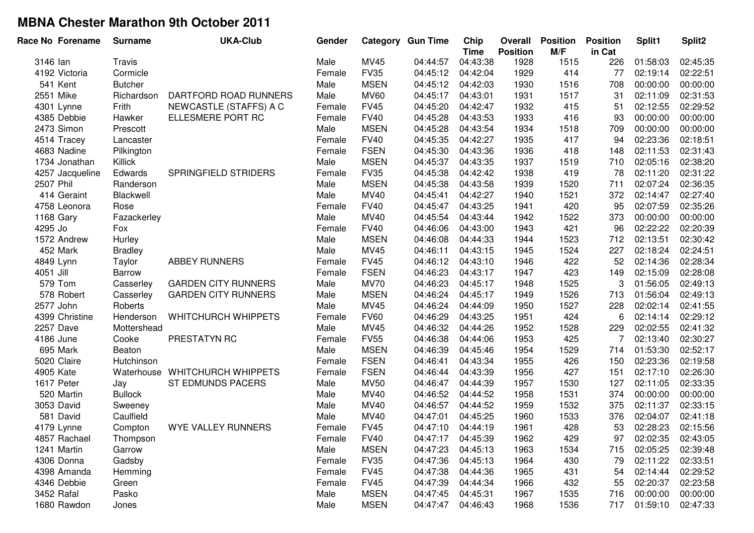# MBNA Chester Marathon 9th October 2011

| Race No | Forename | Surname | UKA-Club | Gender | Category | Gun Time | Chip Time | Overall Position | Position M/F | Position in Cat | Split1 | Split2 |
|---|---|---|---|---|---|---|---|---|---|---|---|---|
| 3146 | Ian | Travis | | Male | MV45 | 04:44:57 | 04:43:38 | 1928 | 1515 | 226 | 01:58:03 | 02:45:35 |
| 4192 | Victoria | Cormicle | | Female | FV35 | 04:45:12 | 04:42:04 | 1929 | 414 | 77 | 02:19:14 | 02:22:51 |
| 541 | Kent | Butcher | | Male | MSEN | 04:45:12 | 04:42:03 | 1930 | 1516 | 708 | 00:00:00 | 00:00:00 |
| 2551 | Mike | Richardson | DARTFORD ROAD RUNNERS | Male | MV60 | 04:45:17 | 04:43:01 | 1931 | 1517 | 31 | 02:11:09 | 02:31:53 |
| 4301 | Lynne | Frith | NEWCASTLE (STAFFS) A C | Female | FV45 | 04:45:20 | 04:42:47 | 1932 | 415 | 51 | 02:12:55 | 02:29:52 |
| 4385 | Debbie | Hawker | ELLESMERE PORT RC | Female | FV40 | 04:45:28 | 04:43:53 | 1933 | 416 | 93 | 00:00:00 | 00:00:00 |
| 2473 | Simon | Prescott | | Male | MSEN | 04:45:28 | 04:43:54 | 1934 | 1518 | 709 | 00:00:00 | 00:00:00 |
| 4514 | Tracey | Lancaster | | Female | FV40 | 04:45:35 | 04:42:27 | 1935 | 417 | 94 | 02:23:36 | 02:18:51 |
| 4683 | Nadine | Pilkington | | Female | FSEN | 04:45:30 | 04:43:36 | 1936 | 418 | 148 | 02:11:53 | 02:31:43 |
| 1734 | Jonathan | Killick | | Male | MSEN | 04:45:37 | 04:43:35 | 1937 | 1519 | 710 | 02:05:16 | 02:38:20 |
| 4257 | Jacqueline | Edwards | SPRINGFIELD STRIDERS | Female | FV35 | 04:45:38 | 04:42:42 | 1938 | 419 | 78 | 02:11:20 | 02:31:22 |
| 2507 | Phil | Randerson | | Male | MSEN | 04:45:38 | 04:43:58 | 1939 | 1520 | 711 | 02:07:24 | 02:36:35 |
| 414 | Geraint | Blackwell | | Male | MV40 | 04:45:41 | 04:42:27 | 1940 | 1521 | 372 | 02:14:47 | 02:27:40 |
| 4758 | Leonora | Rose | | Female | FV40 | 04:45:47 | 04:43:25 | 1941 | 420 | 95 | 02:07:59 | 02:35:26 |
| 1168 | Gary | Fazackerley | | Male | MV40 | 04:45:54 | 04:43:44 | 1942 | 1522 | 373 | 00:00:00 | 00:00:00 |
| 4295 | Jo | Fox | | Female | FV40 | 04:46:06 | 04:43:00 | 1943 | 421 | 96 | 02:22:22 | 02:20:39 |
| 1572 | Andrew | Hurley | | Male | MSEN | 04:46:08 | 04:44:33 | 1944 | 1523 | 712 | 02:13:51 | 02:30:42 |
| 452 | Mark | Bradley | | Male | MV45 | 04:46:11 | 04:43:15 | 1945 | 1524 | 227 | 02:18:24 | 02:24:51 |
| 4849 | Lynn | Taylor | ABBEY RUNNERS | Female | FV45 | 04:46:12 | 04:43:10 | 1946 | 422 | 52 | 02:14:36 | 02:28:34 |
| 4051 | Jill | Barrow | | Female | FSEN | 04:46:23 | 04:43:17 | 1947 | 423 | 149 | 02:15:09 | 02:28:08 |
| 579 | Tom | Casserley | GARDEN CITY RUNNERS | Male | MV70 | 04:46:23 | 04:45:17 | 1948 | 1525 | 3 | 01:56:05 | 02:49:13 |
| 578 | Robert | Casserley | GARDEN CITY RUNNERS | Male | MSEN | 04:46:24 | 04:45:17 | 1949 | 1526 | 713 | 01:56:04 | 02:49:13 |
| 2577 | John | Roberts | | Male | MV45 | 04:46:24 | 04:44:09 | 1950 | 1527 | 228 | 02:02:14 | 02:41:55 |
| 4399 | Christine | Henderson | WHITCHURCH WHIPPETS | Female | FV60 | 04:46:29 | 04:43:25 | 1951 | 424 | 6 | 02:14:14 | 02:29:12 |
| 2257 | Dave | Mottershead | | Male | MV45 | 04:46:32 | 04:44:26 | 1952 | 1528 | 229 | 02:02:55 | 02:41:32 |
| 4186 | June | Cooke | PRESTATYN RC | Female | FV55 | 04:46:38 | 04:44:06 | 1953 | 425 | 7 | 02:13:40 | 02:30:27 |
| 695 | Mark | Beaton | | Male | MSEN | 04:46:39 | 04:45:46 | 1954 | 1529 | 714 | 01:53:30 | 02:52:17 |
| 5020 | Claire | Hutchinson | | Female | FSEN | 04:46:41 | 04:43:34 | 1955 | 426 | 150 | 02:23:36 | 02:19:58 |
| 4905 | Kate | Waterhouse | WHITCHURCH WHIPPETS | Female | FSEN | 04:46:44 | 04:43:39 | 1956 | 427 | 151 | 02:17:10 | 02:26:30 |
| 1617 | Peter | Jay | ST EDMUNDS PACERS | Male | MV50 | 04:46:47 | 04:44:39 | 1957 | 1530 | 127 | 02:11:05 | 02:33:35 |
| 520 | Martin | Bullock | | Male | MV40 | 04:46:52 | 04:44:52 | 1958 | 1531 | 374 | 00:00:00 | 00:00:00 |
| 3053 | David | Sweeney | | Male | MV40 | 04:46:57 | 04:44:52 | 1959 | 1532 | 375 | 02:11:37 | 02:33:15 |
| 581 | David | Caulfield | | Male | MV40 | 04:47:01 | 04:45:25 | 1960 | 1533 | 376 | 02:04:07 | 02:41:18 |
| 4179 | Lynne | Compton | WYE VALLEY RUNNERS | Female | FV45 | 04:47:10 | 04:44:19 | 1961 | 428 | 53 | 02:28:23 | 02:15:56 |
| 4857 | Rachael | Thompson | | Female | FV40 | 04:47:17 | 04:45:39 | 1962 | 429 | 97 | 02:02:35 | 02:43:05 |
| 1241 | Martin | Garrow | | Male | MSEN | 04:47:23 | 04:45:13 | 1963 | 1534 | 715 | 02:05:25 | 02:39:48 |
| 4306 | Donna | Gadsby | | Female | FV35 | 04:47:36 | 04:45:13 | 1964 | 430 | 79 | 02:11:22 | 02:33:51 |
| 4398 | Amanda | Hemming | | Female | FV45 | 04:47:38 | 04:44:36 | 1965 | 431 | 54 | 02:14:44 | 02:29:52 |
| 4346 | Debbie | Green | | Female | FV45 | 04:47:39 | 04:44:34 | 1966 | 432 | 55 | 02:20:37 | 02:23:58 |
| 3452 | Rafal | Pasko | | Male | MSEN | 04:47:45 | 04:45:31 | 1967 | 1535 | 716 | 00:00:00 | 00:00:00 |
| 1680 | Rawdon | Jones | | Male | MSEN | 04:47:47 | 04:46:43 | 1968 | 1536 | 717 | 01:59:10 | 02:47:33 |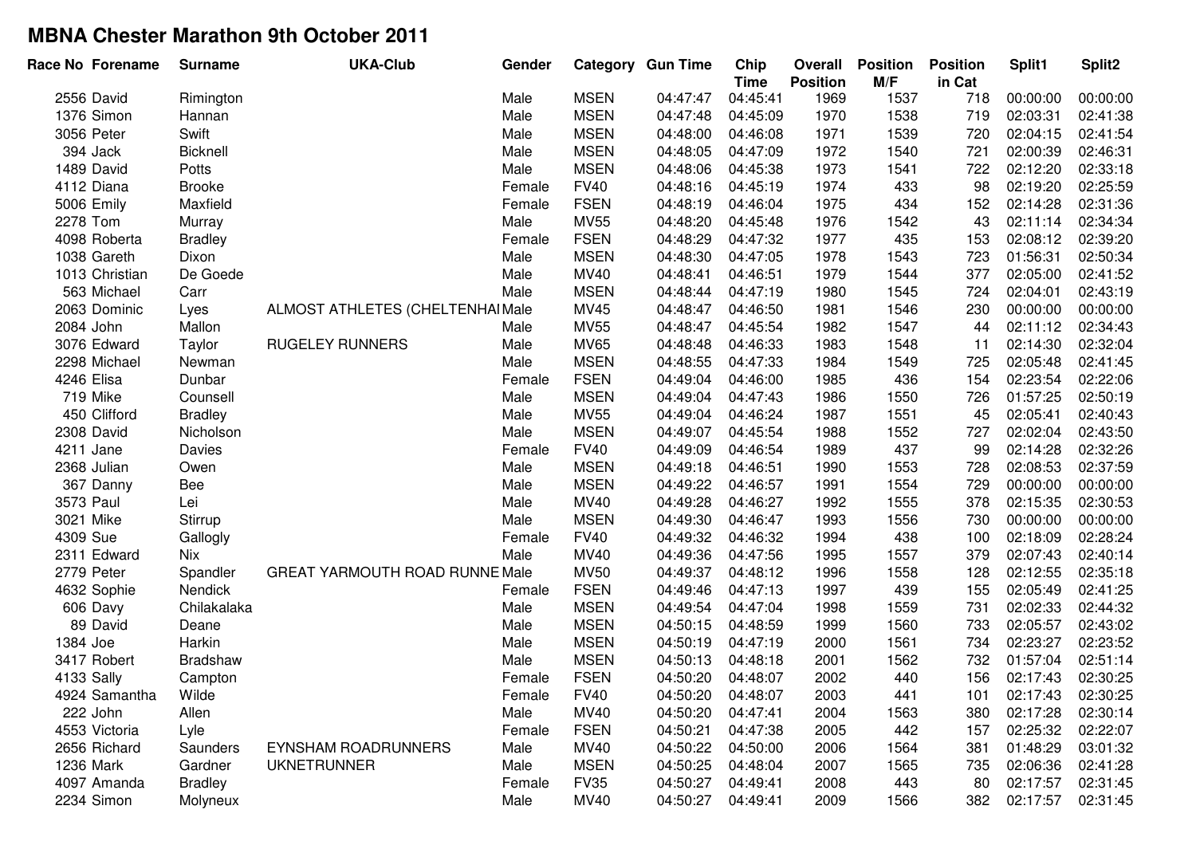# MBNA Chester Marathon 9th October 2011

| Race No | Forename | Surname | UKA-Club | Gender | Category | Gun Time | Chip Time | Overall Position | Position M/F | Position in Cat | Split1 | Split2 |
|---|---|---|---|---|---|---|---|---|---|---|---|---|
| 2556 | David | Rimington | | Male | MSEN | 04:47:47 | 04:45:41 | 1969 | 1537 | 718 | 00:00:00 | 00:00:00 |
| 1376 | Simon | Hannan | | Male | MSEN | 04:47:48 | 04:45:09 | 1970 | 1538 | 719 | 02:03:31 | 02:41:38 |
| 3056 | Peter | Swift | | Male | MSEN | 04:48:00 | 04:46:08 | 1971 | 1539 | 720 | 02:04:15 | 02:41:54 |
| 394 | Jack | Bicknell | | Male | MSEN | 04:48:05 | 04:47:09 | 1972 | 1540 | 721 | 02:00:39 | 02:46:31 |
| 1489 | David | Potts | | Male | MSEN | 04:48:06 | 04:45:38 | 1973 | 1541 | 722 | 02:12:20 | 02:33:18 |
| 4112 | Diana | Brooke | | Female | FV40 | 04:48:16 | 04:45:19 | 1974 | 433 | 98 | 02:19:20 | 02:25:59 |
| 5006 | Emily | Maxfield | | Female | FSEN | 04:48:19 | 04:46:04 | 1975 | 434 | 152 | 02:14:28 | 02:31:36 |
| 2278 | Tom | Murray | | Male | MV55 | 04:48:20 | 04:45:48 | 1976 | 1542 | 43 | 02:11:14 | 02:34:34 |
| 4098 | Roberta | Bradley | | Female | FSEN | 04:48:29 | 04:47:32 | 1977 | 435 | 153 | 02:08:12 | 02:39:20 |
| 1038 | Gareth | Dixon | | Male | MSEN | 04:48:30 | 04:47:05 | 1978 | 1543 | 723 | 01:56:31 | 02:50:34 |
| 1013 | Christian | De Goede | | Male | MV40 | 04:48:41 | 04:46:51 | 1979 | 1544 | 377 | 02:05:00 | 02:41:52 |
| 563 | Michael | Carr | | Male | MSEN | 04:48:44 | 04:47:19 | 1980 | 1545 | 724 | 02:04:01 | 02:43:19 |
| 2063 | Dominic | Lyes | ALMOST ATHLETES (CHELTENHAI | Male | MV45 | 04:48:47 | 04:46:50 | 1981 | 1546 | 230 | 00:00:00 | 00:00:00 |
| 2084 | John | Mallon | | Male | MV55 | 04:48:47 | 04:45:54 | 1982 | 1547 | 44 | 02:11:12 | 02:34:43 |
| 3076 | Edward | Taylor | RUGELEY RUNNERS | Male | MV65 | 04:48:48 | 04:46:33 | 1983 | 1548 | 11 | 02:14:30 | 02:32:04 |
| 2298 | Michael | Newman | | Male | MSEN | 04:48:55 | 04:47:33 | 1984 | 1549 | 725 | 02:05:48 | 02:41:45 |
| 4246 | Elisa | Dunbar | | Female | FSEN | 04:49:04 | 04:46:00 | 1985 | 436 | 154 | 02:23:54 | 02:22:06 |
| 719 | Mike | Counsell | | Male | MSEN | 04:49:04 | 04:47:43 | 1986 | 1550 | 726 | 01:57:25 | 02:50:19 |
| 450 | Clifford | Bradley | | Male | MV55 | 04:49:04 | 04:46:24 | 1987 | 1551 | 45 | 02:05:41 | 02:40:43 |
| 2308 | David | Nicholson | | Male | MSEN | 04:49:07 | 04:45:54 | 1988 | 1552 | 727 | 02:02:04 | 02:43:50 |
| 4211 | Jane | Davies | | Female | FV40 | 04:49:09 | 04:46:54 | 1989 | 437 | 99 | 02:14:28 | 02:32:26 |
| 2368 | Julian | Owen | | Male | MSEN | 04:49:18 | 04:46:51 | 1990 | 1553 | 728 | 02:08:53 | 02:37:59 |
| 367 | Danny | Bee | | Male | MSEN | 04:49:22 | 04:46:57 | 1991 | 1554 | 729 | 00:00:00 | 00:00:00 |
| 3573 | Paul | Lei | | Male | MV40 | 04:49:28 | 04:46:27 | 1992 | 1555 | 378 | 02:15:35 | 02:30:53 |
| 3021 | Mike | Stirrup | | Male | MSEN | 04:49:30 | 04:46:47 | 1993 | 1556 | 730 | 00:00:00 | 00:00:00 |
| 4309 | Sue | Gallogly | | Female | FV40 | 04:49:32 | 04:46:32 | 1994 | 438 | 100 | 02:18:09 | 02:28:24 |
| 2311 | Edward | Nix | | Male | MV40 | 04:49:36 | 04:47:56 | 1995 | 1557 | 379 | 02:07:43 | 02:40:14 |
| 2779 | Peter | Spandler | GREAT YARMOUTH ROAD RUNNE | Male | MV50 | 04:49:37 | 04:48:12 | 1996 | 1558 | 128 | 02:12:55 | 02:35:18 |
| 4632 | Sophie | Nendick | | Female | FSEN | 04:49:46 | 04:47:13 | 1997 | 439 | 155 | 02:05:49 | 02:41:25 |
| 606 | Davy | Chilakalaka | | Male | MSEN | 04:49:54 | 04:47:04 | 1998 | 1559 | 731 | 02:02:33 | 02:44:32 |
| 89 | David | Deane | | Male | MSEN | 04:50:15 | 04:48:59 | 1999 | 1560 | 733 | 02:05:57 | 02:43:02 |
| 1384 | Joe | Harkin | | Male | MSEN | 04:50:19 | 04:47:19 | 2000 | 1561 | 734 | 02:23:27 | 02:23:52 |
| 3417 | Robert | Bradshaw | | Male | MSEN | 04:50:13 | 04:48:18 | 2001 | 1562 | 732 | 01:57:04 | 02:51:14 |
| 4133 | Sally | Campton | | Female | FSEN | 04:50:20 | 04:48:07 | 2002 | 440 | 156 | 02:17:43 | 02:30:25 |
| 4924 | Samantha | Wilde | | Female | FV40 | 04:50:20 | 04:48:07 | 2003 | 441 | 101 | 02:17:43 | 02:30:25 |
| 222 | John | Allen | | Male | MV40 | 04:50:20 | 04:47:41 | 2004 | 1563 | 380 | 02:17:28 | 02:30:14 |
| 4553 | Victoria | Lyle | | Female | FSEN | 04:50:21 | 04:47:38 | 2005 | 442 | 157 | 02:25:32 | 02:22:07 |
| 2656 | Richard | Saunders | EYNSHAM ROADRUNNERS | Male | MV40 | 04:50:22 | 04:50:00 | 2006 | 1564 | 381 | 01:48:29 | 03:01:32 |
| 1236 | Mark | Gardner | UKNETRUNNER | Male | MSEN | 04:50:25 | 04:48:04 | 2007 | 1565 | 735 | 02:06:36 | 02:41:28 |
| 4097 | Amanda | Bradley | | Female | FV35 | 04:50:27 | 04:49:41 | 2008 | 443 | 80 | 02:17:57 | 02:31:45 |
| 2234 | Simon | Molyneux | | Male | MV40 | 04:50:27 | 04:49:41 | 2009 | 1566 | 382 | 02:17:57 | 02:31:45 |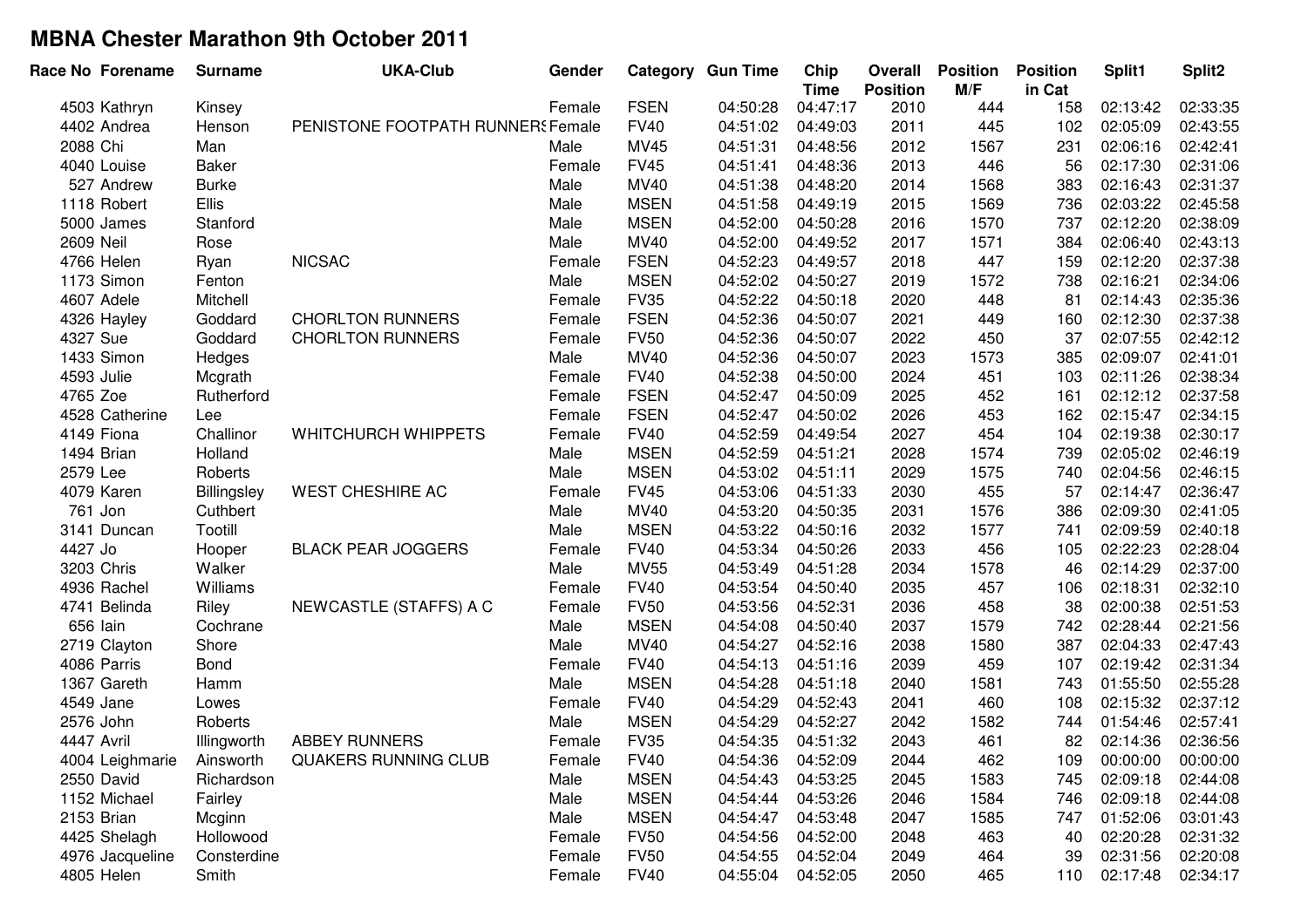# MBNA Chester Marathon 9th October 2011

| Race No | Forename | Surname | UKA-Club | Gender | Category | Gun Time | Chip Time | Overall Position | Position M/F | Position in Cat | Split1 | Split2 |
|---|---|---|---|---|---|---|---|---|---|---|---|---|
| 4503 | Kathryn | Kinsey | | Female | FSEN | 04:50:28 | 04:47:17 | 2010 | 444 | 158 | 02:13:42 | 02:33:35 |
| 4402 | Andrea | Henson | PENISTONE FOOTPATH RUNNERS | Female | FV40 | 04:51:02 | 04:49:03 | 2011 | 445 | 102 | 02:05:09 | 02:43:55 |
| 2088 | Chi | Man | | Male | MV45 | 04:51:31 | 04:48:56 | 2012 | 1567 | 231 | 02:06:16 | 02:42:41 |
| 4040 | Louise | Baker | | Female | FV45 | 04:51:41 | 04:48:36 | 2013 | 446 | 56 | 02:17:30 | 02:31:06 |
| 527 | Andrew | Burke | | Male | MV40 | 04:51:38 | 04:48:20 | 2014 | 1568 | 383 | 02:16:43 | 02:31:37 |
| 1118 | Robert | Ellis | | Male | MSEN | 04:51:58 | 04:49:19 | 2015 | 1569 | 736 | 02:03:22 | 02:45:58 |
| 5000 | James | Stanford | | Male | MSEN | 04:52:00 | 04:50:28 | 2016 | 1570 | 737 | 02:12:20 | 02:38:09 |
| 2609 | Neil | Rose | | Male | MV40 | 04:52:00 | 04:49:52 | 2017 | 1571 | 384 | 02:06:40 | 02:43:13 |
| 4766 | Helen | Ryan | NICSAC | Female | FSEN | 04:52:23 | 04:49:57 | 2018 | 447 | 159 | 02:12:20 | 02:37:38 |
| 1173 | Simon | Fenton | | Male | MSEN | 04:52:02 | 04:50:27 | 2019 | 1572 | 738 | 02:16:21 | 02:34:06 |
| 4607 | Adele | Mitchell | | Female | FV35 | 04:52:22 | 04:50:18 | 2020 | 448 | 81 | 02:14:43 | 02:35:36 |
| 4326 | Hayley | Goddard | CHORLTON RUNNERS | Female | FSEN | 04:52:36 | 04:50:07 | 2021 | 449 | 160 | 02:12:30 | 02:37:38 |
| 4327 | Sue | Goddard | CHORLTON RUNNERS | Female | FV50 | 04:52:36 | 04:50:07 | 2022 | 450 | 37 | 02:07:55 | 02:42:12 |
| 1433 | Simon | Hedges | | Male | MV40 | 04:52:36 | 04:50:07 | 2023 | 1573 | 385 | 02:09:07 | 02:41:01 |
| 4593 | Julie | Mcgrath | | Female | FV40 | 04:52:38 | 04:50:00 | 2024 | 451 | 103 | 02:11:26 | 02:38:34 |
| 4765 | Zoe | Rutherford | | Female | FSEN | 04:52:47 | 04:50:09 | 2025 | 452 | 161 | 02:12:12 | 02:37:58 |
| 4528 | Catherine | Lee | | Female | FSEN | 04:52:47 | 04:50:02 | 2026 | 453 | 162 | 02:15:47 | 02:34:15 |
| 4149 | Fiona | Challinor | WHITCHURCH WHIPPETS | Female | FV40 | 04:52:59 | 04:49:54 | 2027 | 454 | 104 | 02:19:38 | 02:30:17 |
| 1494 | Brian | Holland | | Male | MSEN | 04:52:59 | 04:51:21 | 2028 | 1574 | 739 | 02:05:02 | 02:46:19 |
| 2579 | Lee | Roberts | | Male | MSEN | 04:53:02 | 04:51:11 | 2029 | 1575 | 740 | 02:04:56 | 02:46:15 |
| 4079 | Karen | Billingsley | WEST CHESHIRE AC | Female | FV45 | 04:53:06 | 04:51:33 | 2030 | 455 | 57 | 02:14:47 | 02:36:47 |
| 761 | Jon | Cuthbert | | Male | MV40 | 04:53:20 | 04:50:35 | 2031 | 1576 | 386 | 02:09:30 | 02:41:05 |
| 3141 | Duncan | Tootill | | Male | MSEN | 04:53:22 | 04:50:16 | 2032 | 1577 | 741 | 02:09:59 | 02:40:18 |
| 4427 | Jo | Hooper | BLACK PEAR JOGGERS | Female | FV40 | 04:53:34 | 04:50:26 | 2033 | 456 | 105 | 02:22:23 | 02:28:04 |
| 3203 | Chris | Walker | | Male | MV55 | 04:53:49 | 04:51:28 | 2034 | 1578 | 46 | 02:14:29 | 02:37:00 |
| 4936 | Rachel | Williams | | Female | FV40 | 04:53:54 | 04:50:40 | 2035 | 457 | 106 | 02:18:31 | 02:32:10 |
| 4741 | Belinda | Riley | NEWCASTLE (STAFFS) A C | Female | FV50 | 04:53:56 | 04:52:31 | 2036 | 458 | 38 | 02:00:38 | 02:51:53 |
| 656 | Iain | Cochrane | | Male | MSEN | 04:54:08 | 04:50:40 | 2037 | 1579 | 742 | 02:28:44 | 02:21:56 |
| 2719 | Clayton | Shore | | Male | MV40 | 04:54:27 | 04:52:16 | 2038 | 1580 | 387 | 02:04:33 | 02:47:43 |
| 4086 | Parris | Bond | | Female | FV40 | 04:54:13 | 04:51:16 | 2039 | 459 | 107 | 02:19:42 | 02:31:34 |
| 1367 | Gareth | Hamm | | Male | MSEN | 04:54:28 | 04:51:18 | 2040 | 1581 | 743 | 01:55:50 | 02:55:28 |
| 4549 | Jane | Lowes | | Female | FV40 | 04:54:29 | 04:52:43 | 2041 | 460 | 108 | 02:15:32 | 02:37:12 |
| 2576 | John | Roberts | | Male | MSEN | 04:54:29 | 04:52:27 | 2042 | 1582 | 744 | 01:54:46 | 02:57:41 |
| 4447 | Avril | Illingworth | ABBEY RUNNERS | Female | FV35 | 04:54:35 | 04:51:32 | 2043 | 461 | 82 | 02:14:36 | 02:36:56 |
| 4004 | Leighmarie | Ainsworth | QUAKERS RUNNING CLUB | Female | FV40 | 04:54:36 | 04:52:09 | 2044 | 462 | 109 | 00:00:00 | 00:00:00 |
| 2550 | David | Richardson | | Male | MSEN | 04:54:43 | 04:53:25 | 2045 | 1583 | 745 | 02:09:18 | 02:44:08 |
| 1152 | Michael | Fairley | | Male | MSEN | 04:54:44 | 04:53:26 | 2046 | 1584 | 746 | 02:09:18 | 02:44:08 |
| 2153 | Brian | Mcginn | | Male | MSEN | 04:54:47 | 04:53:48 | 2047 | 1585 | 747 | 01:52:06 | 03:01:43 |
| 4425 | Shelagh | Hollowood | | Female | FV50 | 04:54:56 | 04:52:00 | 2048 | 463 | 40 | 02:20:28 | 02:31:32 |
| 4976 | Jacqueline | Consterdine | | Female | FV50 | 04:54:55 | 04:52:04 | 2049 | 464 | 39 | 02:31:56 | 02:20:08 |
| 4805 | Helen | Smith | | Female | FV40 | 04:55:04 | 04:52:05 | 2050 | 465 | 110 | 02:17:48 | 02:34:17 |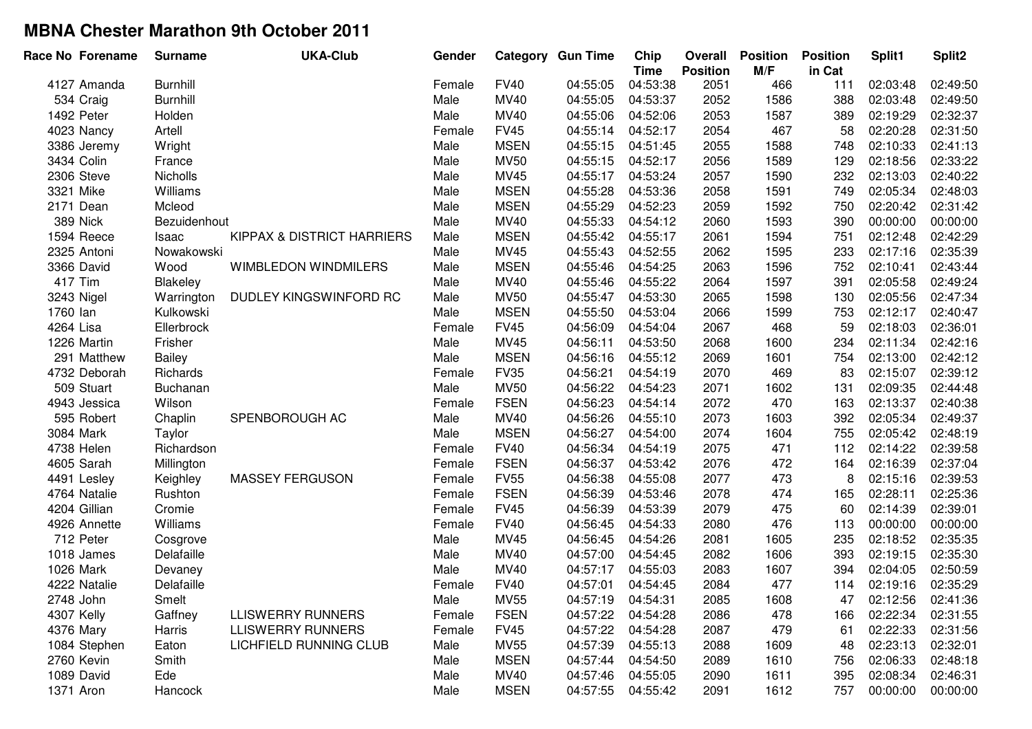# MBNA Chester Marathon 9th October 2011

| Race No | Forename | Surname | UKA-Club | Gender | Category | Gun Time | Chip Time | Overall Position | Position M/F | Position in Cat | Split1 | Split2 |
|---|---|---|---|---|---|---|---|---|---|---|---|---|
| 4127 | Amanda | Burnhill | | Female | FV40 | 04:55:05 | 04:53:38 | 2051 | 466 | 111 | 02:03:48 | 02:49:50 |
| 534 | Craig | Burnhill | | Male | MV40 | 04:55:05 | 04:53:37 | 2052 | 1586 | 388 | 02:03:48 | 02:49:50 |
| 1492 | Peter | Holden | | Male | MV40 | 04:55:06 | 04:52:06 | 2053 | 1587 | 389 | 02:19:29 | 02:32:37 |
| 4023 | Nancy | Artell | | Female | FV45 | 04:55:14 | 04:52:17 | 2054 | 467 | 58 | 02:20:28 | 02:31:50 |
| 3386 | Jeremy | Wright | | Male | MSEN | 04:55:15 | 04:51:45 | 2055 | 1588 | 748 | 02:10:33 | 02:41:13 |
| 3434 | Colin | France | | Male | MV50 | 04:55:15 | 04:52:17 | 2056 | 1589 | 129 | 02:18:56 | 02:33:22 |
| 2306 | Steve | Nicholls | | Male | MV45 | 04:55:17 | 04:53:24 | 2057 | 1590 | 232 | 02:13:03 | 02:40:22 |
| 3321 | Mike | Williams | | Male | MSEN | 04:55:28 | 04:53:36 | 2058 | 1591 | 749 | 02:05:34 | 02:48:03 |
| 2171 | Dean | Mcleod | | Male | MSEN | 04:55:29 | 04:52:23 | 2059 | 1592 | 750 | 02:20:42 | 02:31:42 |
| 389 | Nick | Bezuidenhout | | Male | MV40 | 04:55:33 | 04:54:12 | 2060 | 1593 | 390 | 00:00:00 | 00:00:00 |
| 1594 | Reece | Isaac | KIPPAX & DISTRICT HARRIERS | Male | MSEN | 04:55:42 | 04:55:17 | 2061 | 1594 | 751 | 02:12:48 | 02:42:29 |
| 2325 | Antoni | Nowakowski | | Male | MV45 | 04:55:43 | 04:52:55 | 2062 | 1595 | 233 | 02:17:16 | 02:35:39 |
| 3366 | David | Wood | WIMBLEDON WINDMILERS | Male | MSEN | 04:55:46 | 04:54:25 | 2063 | 1596 | 752 | 02:10:41 | 02:43:44 |
| 417 | Tim | Blakeley | | Male | MV40 | 04:55:46 | 04:55:22 | 2064 | 1597 | 391 | 02:05:58 | 02:49:24 |
| 3243 | Nigel | Warrington | DUDLEY KINGSWINFORD RC | Male | MV50 | 04:55:47 | 04:53:30 | 2065 | 1598 | 130 | 02:05:56 | 02:47:34 |
| 1760 | Ian | Kulkowski | | Male | MSEN | 04:55:50 | 04:53:04 | 2066 | 1599 | 753 | 02:12:17 | 02:40:47 |
| 4264 | Lisa | Ellerbrock | | Female | FV45 | 04:56:09 | 04:54:04 | 2067 | 468 | 59 | 02:18:03 | 02:36:01 |
| 1226 | Martin | Frisher | | Male | MV45 | 04:56:11 | 04:53:50 | 2068 | 1600 | 234 | 02:11:34 | 02:42:16 |
| 291 | Matthew | Bailey | | Male | MSEN | 04:56:16 | 04:55:12 | 2069 | 1601 | 754 | 02:13:00 | 02:42:12 |
| 4732 | Deborah | Richards | | Female | FV35 | 04:56:21 | 04:54:19 | 2070 | 469 | 83 | 02:15:07 | 02:39:12 |
| 509 | Stuart | Buchanan | | Male | MV50 | 04:56:22 | 04:54:23 | 2071 | 1602 | 131 | 02:09:35 | 02:44:48 |
| 4943 | Jessica | Wilson | | Female | FSEN | 04:56:23 | 04:54:14 | 2072 | 470 | 163 | 02:13:37 | 02:40:38 |
| 595 | Robert | Chaplin | SPENBOROUGH AC | Male | MV40 | 04:56:26 | 04:55:10 | 2073 | 1603 | 392 | 02:05:34 | 02:49:37 |
| 3084 | Mark | Taylor | | Male | MSEN | 04:56:27 | 04:54:00 | 2074 | 1604 | 755 | 02:05:42 | 02:48:19 |
| 4738 | Helen | Richardson | | Female | FV40 | 04:56:34 | 04:54:19 | 2075 | 471 | 112 | 02:14:22 | 02:39:58 |
| 4605 | Sarah | Millington | | Female | FSEN | 04:56:37 | 04:53:42 | 2076 | 472 | 164 | 02:16:39 | 02:37:04 |
| 4491 | Lesley | Keighley | MASSEY FERGUSON | Female | FV55 | 04:56:38 | 04:55:08 | 2077 | 473 | 8 | 02:15:16 | 02:39:53 |
| 4764 | Natalie | Rushton | | Female | FSEN | 04:56:39 | 04:53:46 | 2078 | 474 | 165 | 02:28:11 | 02:25:36 |
| 4204 | Gillian | Cromie | | Female | FV45 | 04:56:39 | 04:53:39 | 2079 | 475 | 60 | 02:14:39 | 02:39:01 |
| 4926 | Annette | Williams | | Female | FV40 | 04:56:45 | 04:54:33 | 2080 | 476 | 113 | 00:00:00 | 00:00:00 |
| 712 | Peter | Cosgrove | | Male | MV45 | 04:56:45 | 04:54:26 | 2081 | 1605 | 235 | 02:18:52 | 02:35:35 |
| 1018 | James | Delafaille | | Male | MV40 | 04:57:00 | 04:54:45 | 2082 | 1606 | 393 | 02:19:15 | 02:35:30 |
| 1026 | Mark | Devaney | | Male | MV40 | 04:57:17 | 04:55:03 | 2083 | 1607 | 394 | 02:04:05 | 02:50:59 |
| 4222 | Natalie | Delafaille | | Female | FV40 | 04:57:01 | 04:54:45 | 2084 | 477 | 114 | 02:19:16 | 02:35:29 |
| 2748 | John | Smelt | | Male | MV55 | 04:57:19 | 04:54:31 | 2085 | 1608 | 47 | 02:12:56 | 02:41:36 |
| 4307 | Kelly | Gaffney | LLISWERRY RUNNERS | Female | FSEN | 04:57:22 | 04:54:28 | 2086 | 478 | 166 | 02:22:34 | 02:31:55 |
| 4376 | Mary | Harris | LLISWERRY RUNNERS | Female | FV45 | 04:57:22 | 04:54:28 | 2087 | 479 | 61 | 02:22:33 | 02:31:56 |
| 1084 | Stephen | Eaton | LICHFIELD RUNNING CLUB | Male | MV55 | 04:57:39 | 04:55:13 | 2088 | 1609 | 48 | 02:23:13 | 02:32:01 |
| 2760 | Kevin | Smith | | Male | MSEN | 04:57:44 | 04:54:50 | 2089 | 1610 | 756 | 02:06:33 | 02:48:18 |
| 1089 | David | Ede | | Male | MV40 | 04:57:46 | 04:55:05 | 2090 | 1611 | 395 | 02:08:34 | 02:46:31 |
| 1371 | Aron | Hancock | | Male | MSEN | 04:57:55 | 04:55:42 | 2091 | 1612 | 757 | 00:00:00 | 00:00:00 |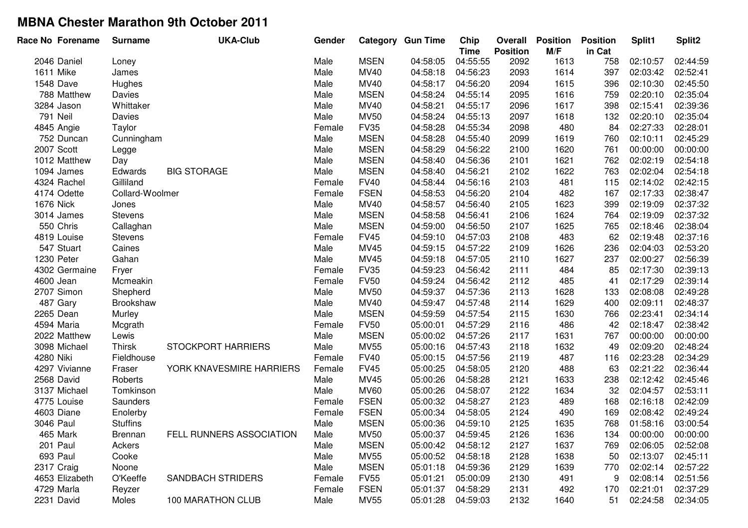# MBNA Chester Marathon 9th October 2011

| Race No | Forename | Surname | UKA-Club | Gender | Category | Gun Time | Chip Time | Overall Position | Position M/F | Position in Cat | Split1 | Split2 |
|---|---|---|---|---|---|---|---|---|---|---|---|---|
| 2046 | Daniel | Loney | | Male | MSEN | 04:58:05 | 04:55:55 | 2092 | 1613 | 758 | 02:10:57 | 02:44:59 |
| 1611 | Mike | James | | Male | MV40 | 04:58:18 | 04:56:23 | 2093 | 1614 | 397 | 02:03:42 | 02:52:41 |
| 1548 | Dave | Hughes | | Male | MV40 | 04:58:17 | 04:56:20 | 2094 | 1615 | 396 | 02:10:30 | 02:45:50 |
| 788 | Matthew | Davies | | Male | MSEN | 04:58:24 | 04:55:14 | 2095 | 1616 | 759 | 02:20:10 | 02:35:04 |
| 3284 | Jason | Whittaker | | Male | MV40 | 04:58:21 | 04:55:17 | 2096 | 1617 | 398 | 02:15:41 | 02:39:36 |
| 791 | Neil | Davies | | Male | MV50 | 04:58:24 | 04:55:13 | 2097 | 1618 | 132 | 02:20:10 | 02:35:04 |
| 4845 | Angie | Taylor | | Female | FV35 | 04:58:28 | 04:55:34 | 2098 | 480 | 84 | 02:27:33 | 02:28:01 |
| 752 | Duncan | Cunningham | | Male | MSEN | 04:58:28 | 04:55:40 | 2099 | 1619 | 760 | 02:10:11 | 02:45:29 |
| 2007 | Scott | Legge | | Male | MSEN | 04:58:29 | 04:56:22 | 2100 | 1620 | 761 | 00:00:00 | 00:00:00 |
| 1012 | Matthew | Day | | Male | MSEN | 04:58:40 | 04:56:36 | 2101 | 1621 | 762 | 02:02:19 | 02:54:18 |
| 1094 | James | Edwards | BIG STORAGE | Male | MSEN | 04:58:40 | 04:56:21 | 2102 | 1622 | 763 | 02:02:04 | 02:54:18 |
| 4324 | Rachel | Gilliland | | Female | FV40 | 04:58:44 | 04:56:16 | 2103 | 481 | 115 | 02:14:02 | 02:42:15 |
| 4174 | Odette | Collard-Woolmer | | Female | FSEN | 04:58:53 | 04:56:20 | 2104 | 482 | 167 | 02:17:33 | 02:38:47 |
| 1676 | Nick | Jones | | Male | MV40 | 04:58:57 | 04:56:40 | 2105 | 1623 | 399 | 02:19:09 | 02:37:32 |
| 3014 | James | Stevens | | Male | MSEN | 04:58:58 | 04:56:41 | 2106 | 1624 | 764 | 02:19:09 | 02:37:32 |
| 550 | Chris | Callaghan | | Male | MSEN | 04:59:00 | 04:56:50 | 2107 | 1625 | 765 | 02:18:46 | 02:38:04 |
| 4819 | Louise | Stevens | | Female | FV45 | 04:59:10 | 04:57:03 | 2108 | 483 | 62 | 02:19:48 | 02:37:16 |
| 547 | Stuart | Caines | | Male | MV45 | 04:59:15 | 04:57:22 | 2109 | 1626 | 236 | 02:04:03 | 02:53:20 |
| 1230 | Peter | Gahan | | Male | MV45 | 04:59:18 | 04:57:05 | 2110 | 1627 | 237 | 02:00:27 | 02:56:39 |
| 4302 | Germaine | Fryer | | Female | FV35 | 04:59:23 | 04:56:42 | 2111 | 484 | 85 | 02:17:30 | 02:39:13 |
| 4600 | Jean | Mcmeakin | | Female | FV50 | 04:59:24 | 04:56:42 | 2112 | 485 | 41 | 02:17:29 | 02:39:14 |
| 2707 | Simon | Shepherd | | Male | MV50 | 04:59:37 | 04:57:36 | 2113 | 1628 | 133 | 02:08:08 | 02:49:28 |
| 487 | Gary | Brookshaw | | Male | MV40 | 04:59:47 | 04:57:48 | 2114 | 1629 | 400 | 02:09:11 | 02:48:37 |
| 2265 | Dean | Murley | | Male | MSEN | 04:59:59 | 04:57:54 | 2115 | 1630 | 766 | 02:23:41 | 02:34:14 |
| 4594 | Maria | Mcgrath | | Female | FV50 | 05:00:01 | 04:57:29 | 2116 | 486 | 42 | 02:18:47 | 02:38:42 |
| 2022 | Matthew | Lewis | | Male | MSEN | 05:00:02 | 04:57:26 | 2117 | 1631 | 767 | 00:00:00 | 00:00:00 |
| 3098 | Michael | Thirsk | STOCKPORT HARRIERS | Male | MV55 | 05:00:16 | 04:57:43 | 2118 | 1632 | 49 | 02:09:20 | 02:48:24 |
| 4280 | Niki | Fieldhouse | | Female | FV40 | 05:00:15 | 04:57:56 | 2119 | 487 | 116 | 02:23:28 | 02:34:29 |
| 4297 | Vivianne | Fraser | YORK KNAVESMIRE HARRIERS | Female | FV45 | 05:00:25 | 04:58:05 | 2120 | 488 | 63 | 02:21:22 | 02:36:44 |
| 2568 | David | Roberts | | Male | MV45 | 05:00:26 | 04:58:28 | 2121 | 1633 | 238 | 02:12:42 | 02:45:46 |
| 3137 | Michael | Tomkinson | | Male | MV60 | 05:00:26 | 04:58:07 | 2122 | 1634 | 32 | 02:04:57 | 02:53:11 |
| 4775 | Louise | Saunders | | Female | FSEN | 05:00:32 | 04:58:27 | 2123 | 489 | 168 | 02:16:18 | 02:42:09 |
| 4603 | Diane | Enolerby | | Female | FSEN | 05:00:34 | 04:58:05 | 2124 | 490 | 169 | 02:08:42 | 02:49:24 |
| 3046 | Paul | Stuffins | | Male | MSEN | 05:00:36 | 04:59:10 | 2125 | 1635 | 768 | 01:58:16 | 03:00:54 |
| 465 | Mark | Brennan | FELL RUNNERS ASSOCIATION | Male | MV50 | 05:00:37 | 04:59:45 | 2126 | 1636 | 134 | 00:00:00 | 00:00:00 |
| 201 | Paul | Ackers | | Male | MSEN | 05:00:42 | 04:58:12 | 2127 | 1637 | 769 | 02:06:05 | 02:52:08 |
| 693 | Paul | Cooke | | Male | MV55 | 05:00:52 | 04:58:18 | 2128 | 1638 | 50 | 02:13:07 | 02:45:11 |
| 2317 | Craig | Noone | | Male | MSEN | 05:01:18 | 04:59:36 | 2129 | 1639 | 770 | 02:02:14 | 02:57:22 |
| 4653 | Elizabeth | O'Keeffe | SANDBACH STRIDERS | Female | FV55 | 05:01:21 | 05:00:09 | 2130 | 491 | 9 | 02:08:14 | 02:51:56 |
| 4729 | Marla | Reyzer | | Female | FSEN | 05:01:37 | 04:58:29 | 2131 | 492 | 170 | 02:21:01 | 02:37:29 |
| 2231 | David | Moles | 100 MARATHON CLUB | Male | MV55 | 05:01:28 | 04:59:03 | 2132 | 1640 | 51 | 02:24:58 | 02:34:05 |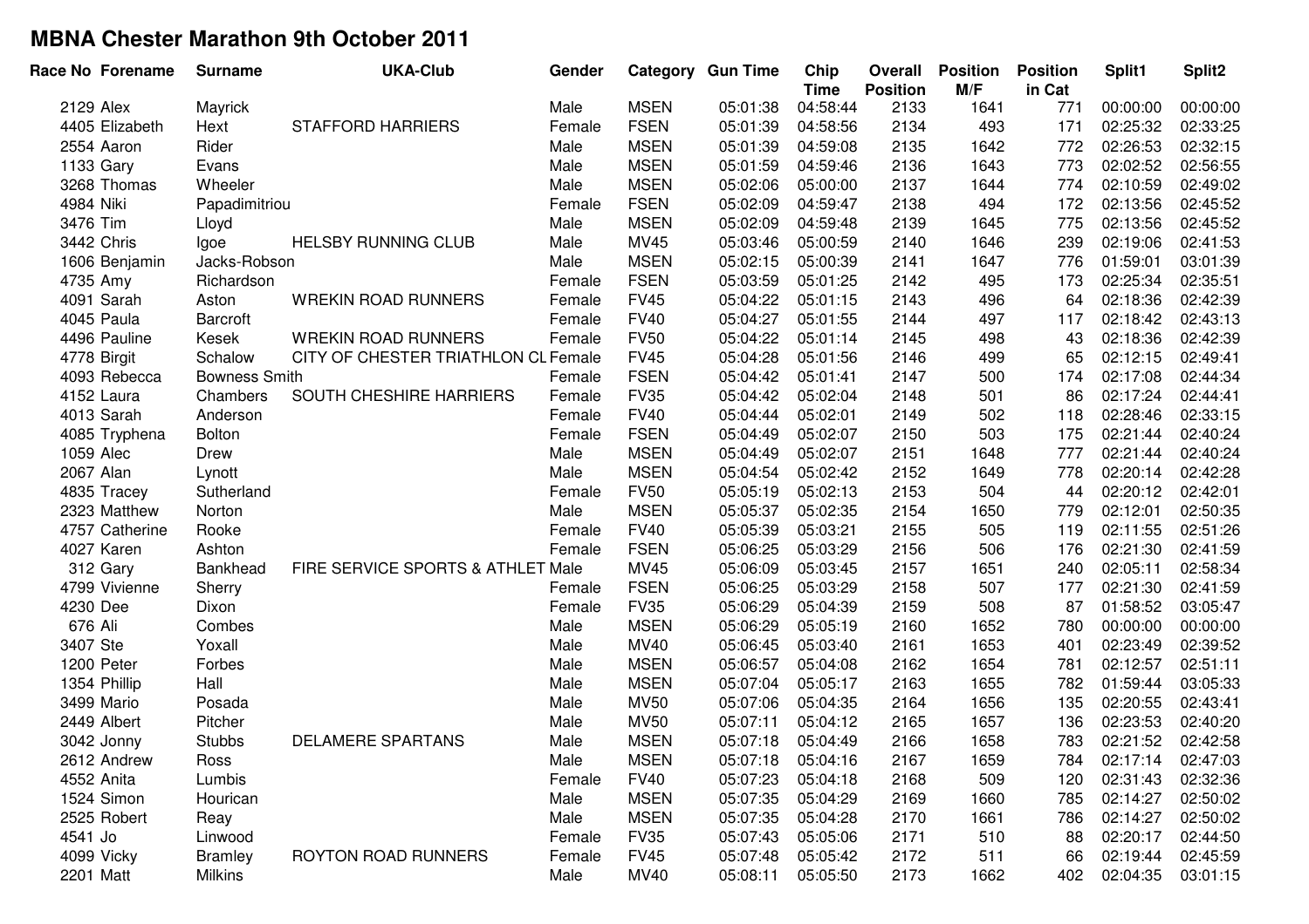# MBNA Chester Marathon 9th October 2011

| Race No | Forename | Surname | UKA-Club | Gender | Category | Gun Time | Chip Time | Overall Position | Position M/F | Position in Cat | Split1 | Split2 |
|---|---|---|---|---|---|---|---|---|---|---|---|---|
| 2129 | Alex | Mayrick | | Male | MSEN | 05:01:38 | 04:58:44 | 2133 | 1641 | 771 | 00:00:00 | 00:00:00 |
| 4405 | Elizabeth | Hext | STAFFORD HARRIERS | Female | FSEN | 05:01:39 | 04:58:56 | 2134 | 493 | 171 | 02:25:32 | 02:33:25 |
| 2554 | Aaron | Rider | | Male | MSEN | 05:01:39 | 04:59:08 | 2135 | 1642 | 772 | 02:26:53 | 02:32:15 |
| 1133 | Gary | Evans | | Male | MSEN | 05:01:59 | 04:59:46 | 2136 | 1643 | 773 | 02:02:52 | 02:56:55 |
| 3268 | Thomas | Wheeler | | Male | MSEN | 05:02:06 | 05:00:00 | 2137 | 1644 | 774 | 02:10:59 | 02:49:02 |
| 4984 | Niki | Papadimitriou | | Female | FSEN | 05:02:09 | 04:59:47 | 2138 | 494 | 172 | 02:13:56 | 02:45:52 |
| 3476 | Tim | Lloyd | | Male | MSEN | 05:02:09 | 04:59:48 | 2139 | 1645 | 775 | 02:13:56 | 02:45:52 |
| 3442 | Chris | Igoe | HELSBY RUNNING CLUB | Male | MV45 | 05:03:46 | 05:00:59 | 2140 | 1646 | 239 | 02:19:06 | 02:41:53 |
| 1606 | Benjamin | Jacks-Robson | | Male | MSEN | 05:02:15 | 05:00:39 | 2141 | 1647 | 776 | 01:59:01 | 03:01:39 |
| 4735 | Amy | Richardson | | Female | FSEN | 05:03:59 | 05:01:25 | 2142 | 495 | 173 | 02:25:34 | 02:35:51 |
| 4091 | Sarah | Aston | WREKIN ROAD RUNNERS | Female | FV45 | 05:04:22 | 05:01:15 | 2143 | 496 | 64 | 02:18:36 | 02:42:39 |
| 4045 | Paula | Barcroft | | Female | FV40 | 05:04:27 | 05:01:55 | 2144 | 497 | 117 | 02:18:42 | 02:43:13 |
| 4496 | Pauline | Kesek | WREKIN ROAD RUNNERS | Female | FV50 | 05:04:22 | 05:01:14 | 2145 | 498 | 43 | 02:18:36 | 02:42:39 |
| 4778 | Birgit | Schalow | CITY OF CHESTER TRIATHLON CL | Female | FV45 | 05:04:28 | 05:01:56 | 2146 | 499 | 65 | 02:12:15 | 02:49:41 |
| 4093 | Rebecca | Bowness Smith | | Female | FSEN | 05:04:42 | 05:01:41 | 2147 | 500 | 174 | 02:17:08 | 02:44:34 |
| 4152 | Laura | Chambers | SOUTH CHESHIRE HARRIERS | Female | FV35 | 05:04:42 | 05:02:04 | 2148 | 501 | 86 | 02:17:24 | 02:44:41 |
| 4013 | Sarah | Anderson | | Female | FV40 | 05:04:44 | 05:02:01 | 2149 | 502 | 118 | 02:28:46 | 02:33:15 |
| 4085 | Tryphena | Bolton | | Female | FSEN | 05:04:49 | 05:02:07 | 2150 | 503 | 175 | 02:21:44 | 02:40:24 |
| 1059 | Alec | Drew | | Male | MSEN | 05:04:49 | 05:02:07 | 2151 | 1648 | 777 | 02:21:44 | 02:40:24 |
| 2067 | Alan | Lynott | | Male | MSEN | 05:04:54 | 05:02:42 | 2152 | 1649 | 778 | 02:20:14 | 02:42:28 |
| 4835 | Tracey | Sutherland | | Female | FV50 | 05:05:19 | 05:02:13 | 2153 | 504 | 44 | 02:20:12 | 02:42:01 |
| 2323 | Matthew | Norton | | Male | MSEN | 05:05:37 | 05:02:35 | 2154 | 1650 | 779 | 02:12:01 | 02:50:35 |
| 4757 | Catherine | Rooke | | Female | FV40 | 05:05:39 | 05:03:21 | 2155 | 505 | 119 | 02:11:55 | 02:51:26 |
| 4027 | Karen | Ashton | | Female | FSEN | 05:06:25 | 05:03:29 | 2156 | 506 | 176 | 02:21:30 | 02:41:59 |
| 312 | Gary | Bankhead | FIRE SERVICE SPORTS & ATHLET | Male | MV45 | 05:06:09 | 05:03:45 | 2157 | 1651 | 240 | 02:05:11 | 02:58:34 |
| 4799 | Vivienne | Sherry | | Female | FSEN | 05:06:25 | 05:03:29 | 2158 | 507 | 177 | 02:21:30 | 02:41:59 |
| 4230 | Dee | Dixon | | Female | FV35 | 05:06:29 | 05:04:39 | 2159 | 508 | 87 | 01:58:52 | 03:05:47 |
| 676 | Ali | Combes | | Male | MSEN | 05:06:29 | 05:05:19 | 2160 | 1652 | 780 | 00:00:00 | 00:00:00 |
| 3407 | Ste | Yoxall | | Male | MV40 | 05:06:45 | 05:03:40 | 2161 | 1653 | 401 | 02:23:49 | 02:39:52 |
| 1200 | Peter | Forbes | | Male | MSEN | 05:06:57 | 05:04:08 | 2162 | 1654 | 781 | 02:12:57 | 02:51:11 |
| 1354 | Phillip | Hall | | Male | MSEN | 05:07:04 | 05:05:17 | 2163 | 1655 | 782 | 01:59:44 | 03:05:33 |
| 3499 | Mario | Posada | | Male | MV50 | 05:07:06 | 05:04:35 | 2164 | 1656 | 135 | 02:20:55 | 02:43:41 |
| 2449 | Albert | Pitcher | | Male | MV50 | 05:07:11 | 05:04:12 | 2165 | 1657 | 136 | 02:23:53 | 02:40:20 |
| 3042 | Jonny | Stubbs | DELAMERE SPARTANS | Male | MSEN | 05:07:18 | 05:04:49 | 2166 | 1658 | 783 | 02:21:52 | 02:42:58 |
| 2612 | Andrew | Ross | | Male | MSEN | 05:07:18 | 05:04:16 | 2167 | 1659 | 784 | 02:17:14 | 02:47:03 |
| 4552 | Anita | Lumbis | | Female | FV40 | 05:07:23 | 05:04:18 | 2168 | 509 | 120 | 02:31:43 | 02:32:36 |
| 1524 | Simon | Hourican | | Male | MSEN | 05:07:35 | 05:04:29 | 2169 | 1660 | 785 | 02:14:27 | 02:50:02 |
| 2525 | Robert | Reay | | Male | MSEN | 05:07:35 | 05:04:28 | 2170 | 1661 | 786 | 02:14:27 | 02:50:02 |
| 4541 | Jo | Linwood | | Female | FV35 | 05:07:43 | 05:05:06 | 2171 | 510 | 88 | 02:20:17 | 02:44:50 |
| 4099 | Vicky | Bramley | ROYTON ROAD RUNNERS | Female | FV45 | 05:07:48 | 05:05:42 | 2172 | 511 | 66 | 02:19:44 | 02:45:59 |
| 2201 | Matt | Milkins | | Male | MV40 | 05:08:11 | 05:05:50 | 2173 | 1662 | 402 | 02:04:35 | 03:01:15 |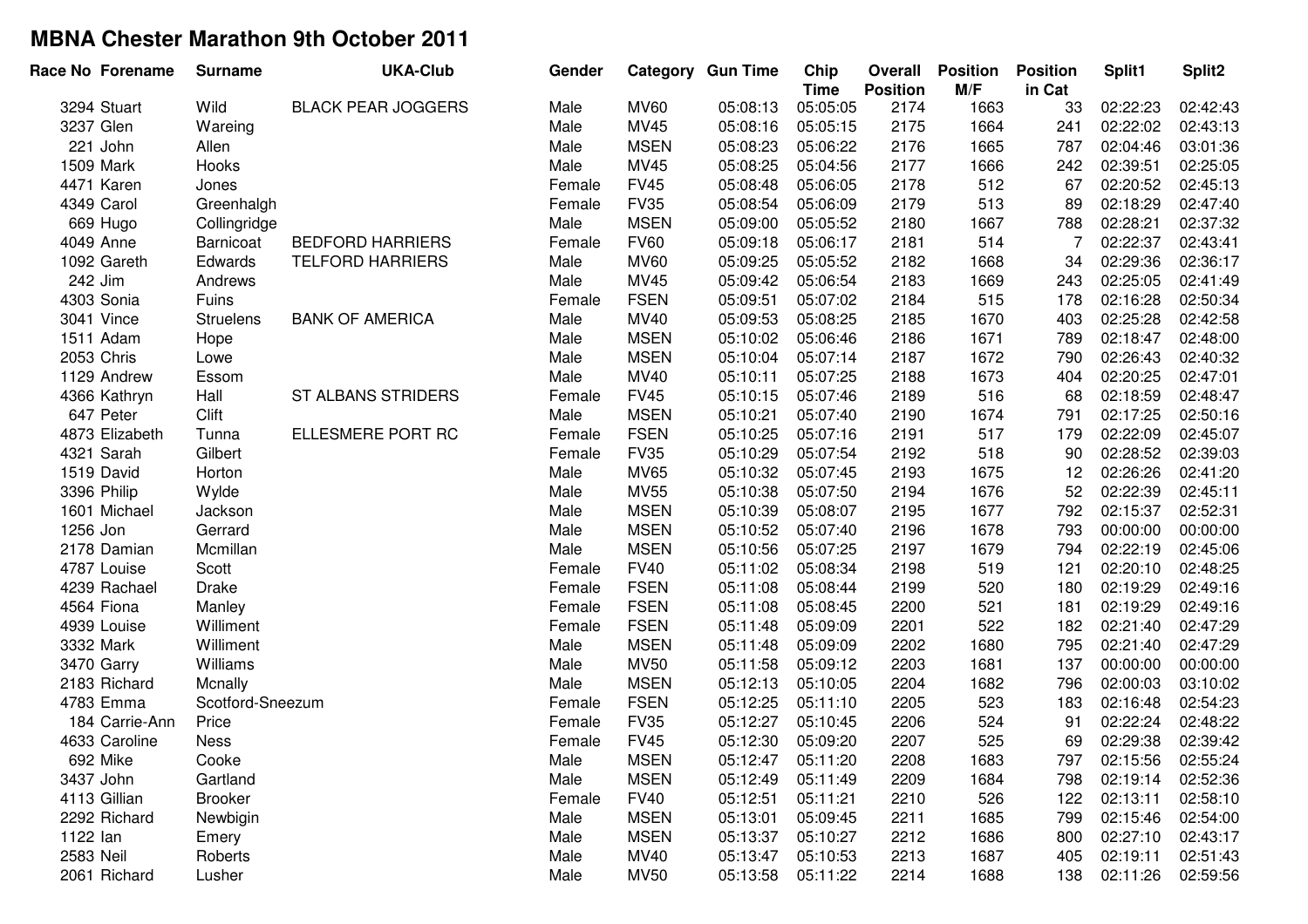# MBNA Chester Marathon 9th October 2011

| Race No | Forename | Surname | UKA-Club | Gender | Category | Gun Time | Chip Time | Overall Position | Position M/F | Position in Cat | Split1 | Split2 |
|---|---|---|---|---|---|---|---|---|---|---|---|---|
| 3294 | Stuart | Wild | BLACK PEAR JOGGERS | Male | MV60 | 05:08:13 | 05:05:05 | 2174 | 1663 | 33 | 02:22:23 | 02:42:43 |
| 3237 | Glen | Wareing | | Male | MV45 | 05:08:16 | 05:05:15 | 2175 | 1664 | 241 | 02:22:02 | 02:43:13 |
| 221 | John | Allen | | Male | MSEN | 05:08:23 | 05:06:22 | 2176 | 1665 | 787 | 02:04:46 | 03:01:36 |
| 1509 | Mark | Hooks | | Male | MV45 | 05:08:25 | 05:04:56 | 2177 | 1666 | 242 | 02:39:51 | 02:25:05 |
| 4471 | Karen | Jones | | Female | FV45 | 05:08:48 | 05:06:05 | 2178 | 512 | 67 | 02:20:52 | 02:45:13 |
| 4349 | Carol | Greenhalgh | | Female | FV35 | 05:08:54 | 05:06:09 | 2179 | 513 | 89 | 02:18:29 | 02:47:40 |
| 669 | Hugo | Collingridge | | Male | MSEN | 05:09:00 | 05:05:52 | 2180 | 1667 | 788 | 02:28:21 | 02:37:32 |
| 4049 | Anne | Barnicoat | BEDFORD HARRIERS | Female | FV60 | 05:09:18 | 05:06:17 | 2181 | 514 | 7 | 02:22:37 | 02:43:41 |
| 1092 | Gareth | Edwards | TELFORD HARRIERS | Male | MV60 | 05:09:25 | 05:05:52 | 2182 | 1668 | 34 | 02:29:36 | 02:36:17 |
| 242 | Jim | Andrews | | Male | MV45 | 05:09:42 | 05:06:54 | 2183 | 1669 | 243 | 02:25:05 | 02:41:49 |
| 4303 | Sonia | Fuins | | Female | FSEN | 05:09:51 | 05:07:02 | 2184 | 515 | 178 | 02:16:28 | 02:50:34 |
| 3041 | Vince | Struelens | BANK OF AMERICA | Male | MV40 | 05:09:53 | 05:08:25 | 2185 | 1670 | 403 | 02:25:28 | 02:42:58 |
| 1511 | Adam | Hope | | Male | MSEN | 05:10:02 | 05:06:46 | 2186 | 1671 | 789 | 02:18:47 | 02:48:00 |
| 2053 | Chris | Lowe | | Male | MSEN | 05:10:04 | 05:07:14 | 2187 | 1672 | 790 | 02:26:43 | 02:40:32 |
| 1129 | Andrew | Essom | | Male | MV40 | 05:10:11 | 05:07:25 | 2188 | 1673 | 404 | 02:20:25 | 02:47:01 |
| 4366 | Kathryn | Hall | ST ALBANS STRIDERS | Female | FV45 | 05:10:15 | 05:07:46 | 2189 | 516 | 68 | 02:18:59 | 02:48:47 |
| 647 | Peter | Clift | | Male | MSEN | 05:10:21 | 05:07:40 | 2190 | 1674 | 791 | 02:17:25 | 02:50:16 |
| 4873 | Elizabeth | Tunna | ELLESMERE PORT RC | Female | FSEN | 05:10:25 | 05:07:16 | 2191 | 517 | 179 | 02:22:09 | 02:45:07 |
| 4321 | Sarah | Gilbert | | Female | FV35 | 05:10:29 | 05:07:54 | 2192 | 518 | 90 | 02:28:52 | 02:39:03 |
| 1519 | David | Horton | | Male | MV65 | 05:10:32 | 05:07:45 | 2193 | 1675 | 12 | 02:26:26 | 02:41:20 |
| 3396 | Philip | Wylde | | Male | MV55 | 05:10:38 | 05:07:50 | 2194 | 1676 | 52 | 02:22:39 | 02:45:11 |
| 1601 | Michael | Jackson | | Male | MSEN | 05:10:39 | 05:08:07 | 2195 | 1677 | 792 | 02:15:37 | 02:52:31 |
| 1256 | Jon | Gerrard | | Male | MSEN | 05:10:52 | 05:07:40 | 2196 | 1678 | 793 | 00:00:00 | 00:00:00 |
| 2178 | Damian | Mcmillan | | Male | MSEN | 05:10:56 | 05:07:25 | 2197 | 1679 | 794 | 02:22:19 | 02:45:06 |
| 4787 | Louise | Scott | | Female | FV40 | 05:11:02 | 05:08:34 | 2198 | 519 | 121 | 02:20:10 | 02:48:25 |
| 4239 | Rachael | Drake | | Female | FSEN | 05:11:08 | 05:08:44 | 2199 | 520 | 180 | 02:19:29 | 02:49:16 |
| 4564 | Fiona | Manley | | Female | FSEN | 05:11:08 | 05:08:45 | 2200 | 521 | 181 | 02:19:29 | 02:49:16 |
| 4939 | Louise | Williment | | Female | FSEN | 05:11:48 | 05:09:09 | 2201 | 522 | 182 | 02:21:40 | 02:47:29 |
| 3332 | Mark | Williment | | Male | MSEN | 05:11:48 | 05:09:09 | 2202 | 1680 | 795 | 02:21:40 | 02:47:29 |
| 3470 | Garry | Williams | | Male | MV50 | 05:11:58 | 05:09:12 | 2203 | 1681 | 137 | 00:00:00 | 00:00:00 |
| 2183 | Richard | Mcnally | | Male | MSEN | 05:12:13 | 05:10:05 | 2204 | 1682 | 796 | 02:00:03 | 03:10:02 |
| 4783 | Emma | Scotford-Sneezum | | Female | FSEN | 05:12:25 | 05:11:10 | 2205 | 523 | 183 | 02:16:48 | 02:54:23 |
| 184 | Carrie-Ann | Price | | Female | FV35 | 05:12:27 | 05:10:45 | 2206 | 524 | 91 | 02:22:24 | 02:48:22 |
| 4633 | Caroline | Ness | | Female | FV45 | 05:12:30 | 05:09:20 | 2207 | 525 | 69 | 02:29:38 | 02:39:42 |
| 692 | Mike | Cooke | | Male | MSEN | 05:12:47 | 05:11:20 | 2208 | 1683 | 797 | 02:15:56 | 02:55:24 |
| 3437 | John | Gartland | | Male | MSEN | 05:12:49 | 05:11:49 | 2209 | 1684 | 798 | 02:19:14 | 02:52:36 |
| 4113 | Gillian | Brooker | | Female | FV40 | 05:12:51 | 05:11:21 | 2210 | 526 | 122 | 02:13:11 | 02:58:10 |
| 2292 | Richard | Newbigin | | Male | MSEN | 05:13:01 | 05:09:45 | 2211 | 1685 | 799 | 02:15:46 | 02:54:00 |
| 1122 | Ian | Emery | | Male | MSEN | 05:13:37 | 05:10:27 | 2212 | 1686 | 800 | 02:27:10 | 02:43:17 |
| 2583 | Neil | Roberts | | Male | MV40 | 05:13:47 | 05:10:53 | 2213 | 1687 | 405 | 02:19:11 | 02:51:43 |
| 2061 | Richard | Lusher | | Male | MV50 | 05:13:58 | 05:11:22 | 2214 | 1688 | 138 | 02:11:26 | 02:59:56 |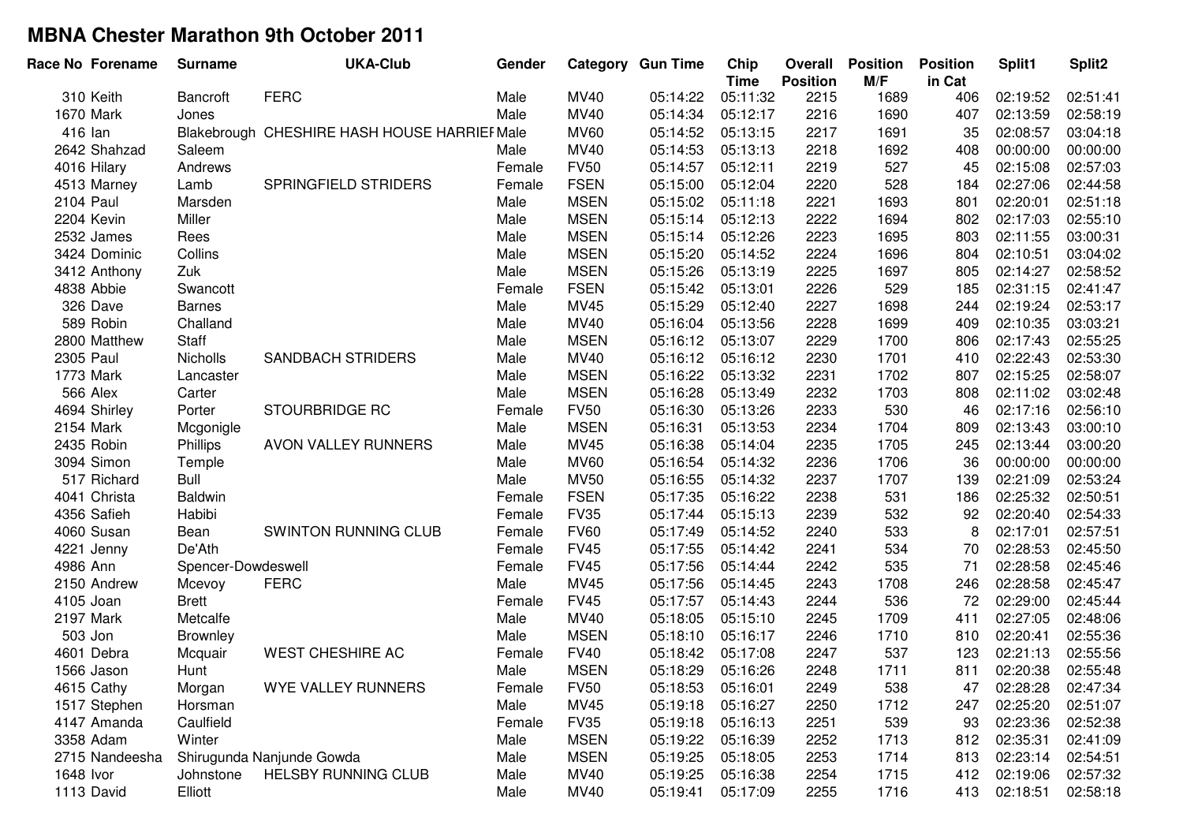# MBNA Chester Marathon 9th October 2011

| Race No | Forename | Surname | UKA-Club | Gender | Category | Gun Time | Chip Time | Overall Position | Position M/F | Position in Cat | Split1 | Split2 |
|---|---|---|---|---|---|---|---|---|---|---|---|---|
| 310 | Keith | Bancroft | FERC | Male | MV40 | 05:14:22 | 05:11:32 | 2215 | 1689 | 406 | 02:19:52 | 02:51:41 |
| 1670 | Mark | Jones | | Male | MV40 | 05:14:34 | 05:12:17 | 2216 | 1690 | 407 | 02:13:59 | 02:58:19 |
| 416 | Ian | Blakebrough | CHESHIRE HASH HOUSE HARRIEF | Male | MV60 | 05:14:52 | 05:13:15 | 2217 | 1691 | 35 | 02:08:57 | 03:04:18 |
| 2642 | Shahzad | Saleem | | Male | MV40 | 05:14:53 | 05:13:13 | 2218 | 1692 | 408 | 00:00:00 | 00:00:00 |
| 4016 | Hilary | Andrews | | Female | FV50 | 05:14:57 | 05:12:11 | 2219 | 527 | 45 | 02:15:08 | 02:57:03 |
| 4513 | Marney | Lamb | SPRINGFIELD STRIDERS | Female | FSEN | 05:15:00 | 05:12:04 | 2220 | 528 | 184 | 02:27:06 | 02:44:58 |
| 2104 | Paul | Marsden | | Male | MSEN | 05:15:02 | 05:11:18 | 2221 | 1693 | 801 | 02:20:01 | 02:51:18 |
| 2204 | Kevin | Miller | | Male | MSEN | 05:15:14 | 05:12:13 | 2222 | 1694 | 802 | 02:17:03 | 02:55:10 |
| 2532 | James | Rees | | Male | MSEN | 05:15:14 | 05:12:26 | 2223 | 1695 | 803 | 02:11:55 | 03:00:31 |
| 3424 | Dominic | Collins | | Male | MSEN | 05:15:20 | 05:14:52 | 2224 | 1696 | 804 | 02:10:51 | 03:04:02 |
| 3412 | Anthony | Zuk | | Male | MSEN | 05:15:26 | 05:13:19 | 2225 | 1697 | 805 | 02:14:27 | 02:58:52 |
| 4838 | Abbie | Swancott | | Female | FSEN | 05:15:42 | 05:13:01 | 2226 | 529 | 185 | 02:31:15 | 02:41:47 |
| 326 | Dave | Barnes | | Male | MV45 | 05:15:29 | 05:12:40 | 2227 | 1698 | 244 | 02:19:24 | 02:53:17 |
| 589 | Robin | Challand | | Male | MV40 | 05:16:04 | 05:13:56 | 2228 | 1699 | 409 | 02:10:35 | 03:03:21 |
| 2800 | Matthew | Staff | | Male | MSEN | 05:16:12 | 05:13:07 | 2229 | 1700 | 806 | 02:17:43 | 02:55:25 |
| 2305 | Paul | Nicholls | SANDBACH STRIDERS | Male | MV40 | 05:16:12 | 05:16:12 | 2230 | 1701 | 410 | 02:22:43 | 02:53:30 |
| 1773 | Mark | Lancaster | | Male | MSEN | 05:16:22 | 05:13:32 | 2231 | 1702 | 807 | 02:15:25 | 02:58:07 |
| 566 | Alex | Carter | | Male | MSEN | 05:16:28 | 05:13:49 | 2232 | 1703 | 808 | 02:11:02 | 03:02:48 |
| 4694 | Shirley | Porter | STOURBRIDGE RC | Female | FV50 | 05:16:30 | 05:13:26 | 2233 | 530 | 46 | 02:17:16 | 02:56:10 |
| 2154 | Mark | Mcgonigle | | Male | MSEN | 05:16:31 | 05:13:53 | 2234 | 1704 | 809 | 02:13:43 | 03:00:10 |
| 2435 | Robin | Phillips | AVON VALLEY RUNNERS | Male | MV45 | 05:16:38 | 05:14:04 | 2235 | 1705 | 245 | 02:13:44 | 03:00:20 |
| 3094 | Simon | Temple | | Male | MV60 | 05:16:54 | 05:14:32 | 2236 | 1706 | 36 | 00:00:00 | 00:00:00 |
| 517 | Richard | Bull | | Male | MV50 | 05:16:55 | 05:14:32 | 2237 | 1707 | 139 | 02:21:09 | 02:53:24 |
| 4041 | Christa | Baldwin | | Female | FSEN | 05:17:35 | 05:16:22 | 2238 | 531 | 186 | 02:25:32 | 02:50:51 |
| 4356 | Safieh | Habibi | | Female | FV35 | 05:17:44 | 05:15:13 | 2239 | 532 | 92 | 02:20:40 | 02:54:33 |
| 4060 | Susan | Bean | SWINTON RUNNING CLUB | Female | FV60 | 05:17:49 | 05:14:52 | 2240 | 533 | 8 | 02:17:01 | 02:57:51 |
| 4221 | Jenny | De'Ath | | Female | FV45 | 05:17:55 | 05:14:42 | 2241 | 534 | 70 | 02:28:53 | 02:45:50 |
| 4986 | Ann | Spencer-Dowdeswell | | Female | FV45 | 05:17:56 | 05:14:44 | 2242 | 535 | 71 | 02:28:58 | 02:45:46 |
| 2150 | Andrew | Mcevoy | FERC | Male | MV45 | 05:17:56 | 05:14:45 | 2243 | 1708 | 246 | 02:28:58 | 02:45:47 |
| 4105 | Joan | Brett | | Female | FV45 | 05:17:57 | 05:14:43 | 2244 | 536 | 72 | 02:29:00 | 02:45:44 |
| 2197 | Mark | Metcalfe | | Male | MV40 | 05:18:05 | 05:15:10 | 2245 | 1709 | 411 | 02:27:05 | 02:48:06 |
| 503 | Jon | Brownley | | Male | MSEN | 05:18:10 | 05:16:17 | 2246 | 1710 | 810 | 02:20:41 | 02:55:36 |
| 4601 | Debra | Mcquair | WEST CHESHIRE AC | Female | FV40 | 05:18:42 | 05:17:08 | 2247 | 537 | 123 | 02:21:13 | 02:55:56 |
| 1566 | Jason | Hunt | | Male | MSEN | 05:18:29 | 05:16:26 | 2248 | 1711 | 811 | 02:20:38 | 02:55:48 |
| 4615 | Cathy | Morgan | WYE VALLEY RUNNERS | Female | FV50 | 05:18:53 | 05:16:01 | 2249 | 538 | 47 | 02:28:28 | 02:47:34 |
| 1517 | Stephen | Horsman | | Male | MV45 | 05:19:18 | 05:16:27 | 2250 | 1712 | 247 | 02:25:20 | 02:51:07 |
| 4147 | Amanda | Caulfield | | Female | FV35 | 05:19:18 | 05:16:13 | 2251 | 539 | 93 | 02:23:36 | 02:52:38 |
| 3358 | Adam | Winter | | Male | MSEN | 05:19:22 | 05:16:39 | 2252 | 1713 | 812 | 02:35:31 | 02:41:09 |
| 2715 | Nandeesha | Shirugunda Nanjunde Gowda | | Male | MSEN | 05:19:25 | 05:18:05 | 2253 | 1714 | 813 | 02:23:14 | 02:54:51 |
| 1648 | Ivor | Johnstone | HELSBY RUNNING CLUB | Male | MV40 | 05:19:25 | 05:16:38 | 2254 | 1715 | 412 | 02:19:06 | 02:57:32 |
| 1113 | David | Elliott | | Male | MV40 | 05:19:41 | 05:17:09 | 2255 | 1716 | 413 | 02:18:51 | 02:58:18 |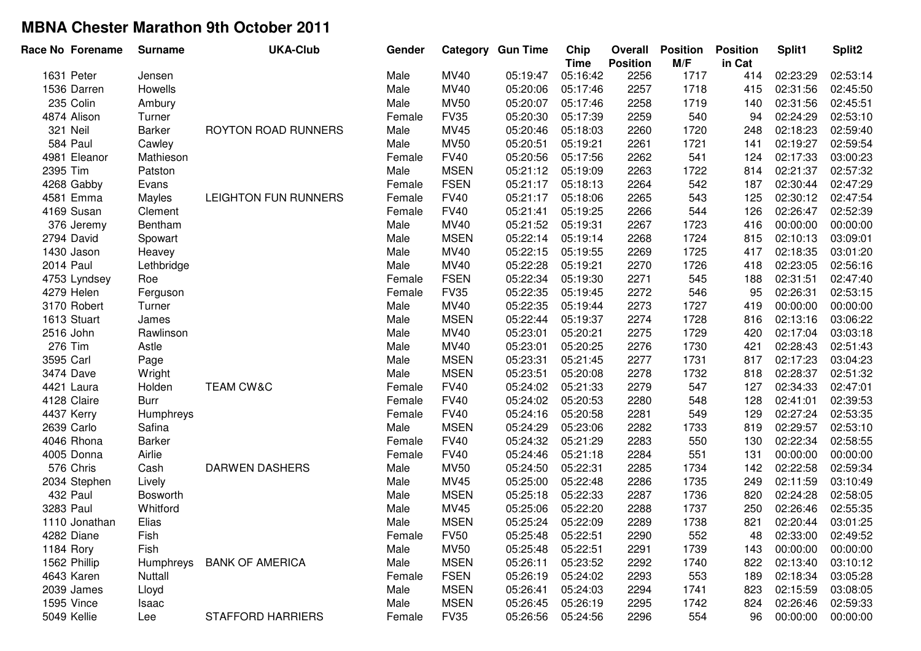# MBNA Chester Marathon 9th October 2011

| Race No | Forename | Surname | UKA-Club | Gender | Category | Gun Time | Chip Time | Overall Position | Position M/F | Position in Cat | Split1 | Split2 |
|---|---|---|---|---|---|---|---|---|---|---|---|---|
| 1631 | Peter | Jensen | | Male | MV40 | 05:19:47 | 05:16:42 | 2256 | 1717 | 414 | 02:23:29 | 02:53:14 |
| 1536 | Darren | Howells | | Male | MV40 | 05:20:06 | 05:17:46 | 2257 | 1718 | 415 | 02:31:56 | 02:45:50 |
| 235 | Colin | Ambury | | Male | MV50 | 05:20:07 | 05:17:46 | 2258 | 1719 | 140 | 02:31:56 | 02:45:51 |
| 4874 | Alison | Turner | | Female | FV35 | 05:20:30 | 05:17:39 | 2259 | 540 | 94 | 02:24:29 | 02:53:10 |
| 321 | Neil | Barker | ROYTON ROAD RUNNERS | Male | MV45 | 05:20:46 | 05:18:03 | 2260 | 1720 | 248 | 02:18:23 | 02:59:40 |
| 584 | Paul | Cawley | | Male | MV50 | 05:20:51 | 05:19:21 | 2261 | 1721 | 141 | 02:19:27 | 02:59:54 |
| 4981 | Eleanor | Mathieson | | Female | FV40 | 05:20:56 | 05:17:56 | 2262 | 541 | 124 | 02:17:33 | 03:00:23 |
| 2395 | Tim | Patston | | Male | MSEN | 05:21:12 | 05:19:09 | 2263 | 1722 | 814 | 02:21:37 | 02:57:32 |
| 4268 | Gabby | Evans | | Female | FSEN | 05:21:17 | 05:18:13 | 2264 | 542 | 187 | 02:30:44 | 02:47:29 |
| 4581 | Emma | Mayles | LEIGHTON FUN RUNNERS | Female | FV40 | 05:21:17 | 05:18:06 | 2265 | 543 | 125 | 02:30:12 | 02:47:54 |
| 4169 | Susan | Clement | | Female | FV40 | 05:21:41 | 05:19:25 | 2266 | 544 | 126 | 02:26:47 | 02:52:39 |
| 376 | Jeremy | Bentham | | Male | MV40 | 05:21:52 | 05:19:31 | 2267 | 1723 | 416 | 00:00:00 | 00:00:00 |
| 2794 | David | Spowart | | Male | MSEN | 05:22:14 | 05:19:14 | 2268 | 1724 | 815 | 02:10:13 | 03:09:01 |
| 1430 | Jason | Heavey | | Male | MV40 | 05:22:15 | 05:19:55 | 2269 | 1725 | 417 | 02:18:35 | 03:01:20 |
| 2014 | Paul | Lethbridge | | Male | MV40 | 05:22:28 | 05:19:21 | 2270 | 1726 | 418 | 02:23:05 | 02:56:16 |
| 4753 | Lyndsey | Roe | | Female | FSEN | 05:22:34 | 05:19:30 | 2271 | 545 | 188 | 02:31:51 | 02:47:40 |
| 4279 | Helen | Ferguson | | Female | FV35 | 05:22:35 | 05:19:45 | 2272 | 546 | 95 | 02:26:31 | 02:53:15 |
| 3170 | Robert | Turner | | Male | MV40 | 05:22:35 | 05:19:44 | 2273 | 1727 | 419 | 00:00:00 | 00:00:00 |
| 1613 | Stuart | James | | Male | MSEN | 05:22:44 | 05:19:37 | 2274 | 1728 | 816 | 02:13:16 | 03:06:22 |
| 2516 | John | Rawlinson | | Male | MV40 | 05:23:01 | 05:20:21 | 2275 | 1729 | 420 | 02:17:04 | 03:03:18 |
| 276 | Tim | Astle | | Male | MV40 | 05:23:01 | 05:20:25 | 2276 | 1730 | 421 | 02:28:43 | 02:51:43 |
| 3595 | Carl | Page | | Male | MSEN | 05:23:31 | 05:21:45 | 2277 | 1731 | 817 | 02:17:23 | 03:04:23 |
| 3474 | Dave | Wright | | Male | MSEN | 05:23:51 | 05:20:08 | 2278 | 1732 | 818 | 02:28:37 | 02:51:32 |
| 4421 | Laura | Holden | TEAM CW&C | Female | FV40 | 05:24:02 | 05:21:33 | 2279 | 547 | 127 | 02:34:33 | 02:47:01 |
| 4128 | Claire | Burr | | Female | FV40 | 05:24:02 | 05:20:53 | 2280 | 548 | 128 | 02:41:01 | 02:39:53 |
| 4437 | Kerry | Humphreys | | Female | FV40 | 05:24:16 | 05:20:58 | 2281 | 549 | 129 | 02:27:24 | 02:53:35 |
| 2639 | Carlo | Safina | | Male | MSEN | 05:24:29 | 05:23:06 | 2282 | 1733 | 819 | 02:29:57 | 02:53:10 |
| 4046 | Rhona | Barker | | Female | FV40 | 05:24:32 | 05:21:29 | 2283 | 550 | 130 | 02:22:34 | 02:58:55 |
| 4005 | Donna | Airlie | | Female | FV40 | 05:24:46 | 05:21:18 | 2284 | 551 | 131 | 00:00:00 | 00:00:00 |
| 576 | Chris | Cash | DARWEN DASHERS | Male | MV50 | 05:24:50 | 05:22:31 | 2285 | 1734 | 142 | 02:22:58 | 02:59:34 |
| 2034 | Stephen | Lively | | Male | MV45 | 05:25:00 | 05:22:48 | 2286 | 1735 | 249 | 02:11:59 | 03:10:49 |
| 432 | Paul | Bosworth | | Male | MSEN | 05:25:18 | 05:22:33 | 2287 | 1736 | 820 | 02:24:28 | 02:58:05 |
| 3283 | Paul | Whitford | | Male | MV45 | 05:25:06 | 05:22:20 | 2288 | 1737 | 250 | 02:26:46 | 02:55:35 |
| 1110 | Jonathan | Elias | | Male | MSEN | 05:25:24 | 05:22:09 | 2289 | 1738 | 821 | 02:20:44 | 03:01:25 |
| 4282 | Diane | Fish | | Female | FV50 | 05:25:48 | 05:22:51 | 2290 | 552 | 48 | 02:33:00 | 02:49:52 |
| 1184 | Rory | Fish | | Male | MV50 | 05:25:48 | 05:22:51 | 2291 | 1739 | 143 | 00:00:00 | 00:00:00 |
| 1562 | Phillip | Humphreys | BANK OF AMERICA | Male | MSEN | 05:26:11 | 05:23:52 | 2292 | 1740 | 822 | 02:13:40 | 03:10:12 |
| 4643 | Karen | Nuttall | | Female | FSEN | 05:26:19 | 05:24:02 | 2293 | 553 | 189 | 02:18:34 | 03:05:28 |
| 2039 | James | Lloyd | | Male | MSEN | 05:26:41 | 05:24:03 | 2294 | 1741 | 823 | 02:15:59 | 03:08:05 |
| 1595 | Vince | Isaac | | Male | MSEN | 05:26:45 | 05:26:19 | 2295 | 1742 | 824 | 02:26:46 | 02:59:33 |
| 5049 | Kellie | Lee | STAFFORD HARRIERS | Female | FV35 | 05:26:56 | 05:24:56 | 2296 | 554 | 96 | 00:00:00 | 00:00:00 |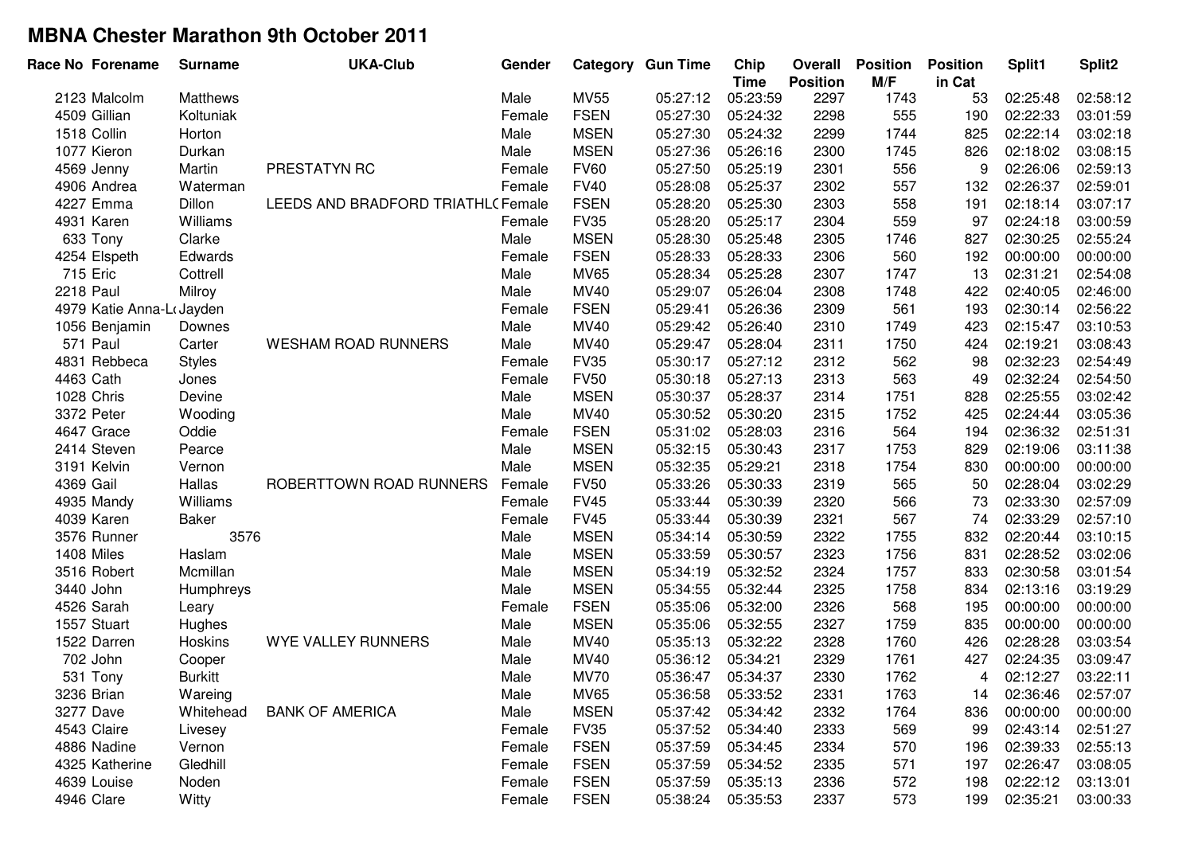# MBNA Chester Marathon 9th October 2011

| Race No | Forename | Surname | UKA-Club | Gender | Category | Gun Time | Chip Time | Overall Position | Position M/F | Position in Cat | Split1 | Split2 |
|---|---|---|---|---|---|---|---|---|---|---|---|---|
| 2123 | Malcolm | Matthews | | Male | MV55 | 05:27:12 | 05:23:59 | 2297 | 1743 | 53 | 02:25:48 | 02:58:12 |
| 4509 | Gillian | Koltuniak | | Female | FSEN | 05:27:30 | 05:24:32 | 2298 | 555 | 190 | 02:22:33 | 03:01:59 |
| 1518 | Collin | Horton | | Male | MSEN | 05:27:30 | 05:24:32 | 2299 | 1744 | 825 | 02:22:14 | 03:02:18 |
| 1077 | Kieron | Durkan | | Male | MSEN | 05:27:36 | 05:26:16 | 2300 | 1745 | 826 | 02:18:02 | 03:08:15 |
| 4569 | Jenny | Martin | PRESTATYN RC | Female | FV60 | 05:27:50 | 05:25:19 | 2301 | 556 | 9 | 02:26:06 | 02:59:13 |
| 4906 | Andrea | Waterman | | Female | FV40 | 05:28:08 | 05:25:37 | 2302 | 557 | 132 | 02:26:37 | 02:59:01 |
| 4227 | Emma | Dillon | LEEDS AND BRADFORD TRIATHLO | Female | FSEN | 05:28:20 | 05:25:30 | 2303 | 558 | 191 | 02:18:14 | 03:07:17 |
| 4931 | Karen | Williams | | Female | FV35 | 05:28:20 | 05:25:17 | 2304 | 559 | 97 | 02:24:18 | 03:00:59 |
| 633 | Tony | Clarke | | Male | MSEN | 05:28:30 | 05:25:48 | 2305 | 1746 | 827 | 02:30:25 | 02:55:24 |
| 4254 | Elspeth | Edwards | | Female | FSEN | 05:28:33 | 05:28:33 | 2306 | 560 | 192 | 00:00:00 | 00:00:00 |
| 715 | Eric | Cottrell | | Male | MV65 | 05:28:34 | 05:25:28 | 2307 | 1747 | 13 | 02:31:21 | 02:54:08 |
| 2218 | Paul | Milroy | | Male | MV40 | 05:29:07 | 05:26:04 | 2308 | 1748 | 422 | 02:40:05 | 02:46:00 |
| 4979 | Katie Anna-Lo | Jayden | | Female | FSEN | 05:29:41 | 05:26:36 | 2309 | 561 | 193 | 02:30:14 | 02:56:22 |
| 1056 | Benjamin | Downes | | Male | MV40 | 05:29:42 | 05:26:40 | 2310 | 1749 | 423 | 02:15:47 | 03:10:53 |
| 571 | Paul | Carter | WESHAM ROAD RUNNERS | Male | MV40 | 05:29:47 | 05:28:04 | 2311 | 1750 | 424 | 02:19:21 | 03:08:43 |
| 4831 | Rebbeca | Styles | | Female | FV35 | 05:30:17 | 05:27:12 | 2312 | 562 | 98 | 02:32:23 | 02:54:49 |
| 4463 | Cath | Jones | | Female | FV50 | 05:30:18 | 05:27:13 | 2313 | 563 | 49 | 02:32:24 | 02:54:50 |
| 1028 | Chris | Devine | | Male | MSEN | 05:30:37 | 05:28:37 | 2314 | 1751 | 828 | 02:25:55 | 03:02:42 |
| 3372 | Peter | Wooding | | Male | MV40 | 05:30:52 | 05:30:20 | 2315 | 1752 | 425 | 02:24:44 | 03:05:36 |
| 4647 | Grace | Oddie | | Female | FSEN | 05:31:02 | 05:28:03 | 2316 | 564 | 194 | 02:36:32 | 02:51:31 |
| 2414 | Steven | Pearce | | Male | MSEN | 05:32:15 | 05:30:43 | 2317 | 1753 | 829 | 02:19:06 | 03:11:38 |
| 3191 | Kelvin | Vernon | | Male | MSEN | 05:32:35 | 05:29:21 | 2318 | 1754 | 830 | 00:00:00 | 00:00:00 |
| 4369 | Gail | Hallas | ROBERTTOWN ROAD RUNNERS | Female | FV50 | 05:33:26 | 05:30:33 | 2319 | 565 | 50 | 02:28:04 | 03:02:29 |
| 4935 | Mandy | Williams | | Female | FV45 | 05:33:44 | 05:30:39 | 2320 | 566 | 73 | 02:33:30 | 02:57:09 |
| 4039 | Karen | Baker | | Female | FV45 | 05:33:44 | 05:30:39 | 2321 | 567 | 74 | 02:33:29 | 02:57:10 |
| 3576 | Runner | 3576 | | Male | MSEN | 05:34:14 | 05:30:59 | 2322 | 1755 | 832 | 02:20:44 | 03:10:15 |
| 1408 | Miles | Haslam | | Male | MSEN | 05:33:59 | 05:30:57 | 2323 | 1756 | 831 | 02:28:52 | 03:02:06 |
| 3516 | Robert | Mcmillan | | Male | MSEN | 05:34:19 | 05:32:52 | 2324 | 1757 | 833 | 02:30:58 | 03:01:54 |
| 3440 | John | Humphreys | | Male | MSEN | 05:34:55 | 05:32:44 | 2325 | 1758 | 834 | 02:13:16 | 03:19:29 |
| 4526 | Sarah | Leary | | Female | FSEN | 05:35:06 | 05:32:00 | 2326 | 568 | 195 | 00:00:00 | 00:00:00 |
| 1557 | Stuart | Hughes | | Male | MSEN | 05:35:06 | 05:32:55 | 2327 | 1759 | 835 | 00:00:00 | 00:00:00 |
| 1522 | Darren | Hoskins | WYE VALLEY RUNNERS | Male | MV40 | 05:35:13 | 05:32:22 | 2328 | 1760 | 426 | 02:28:28 | 03:03:54 |
| 702 | John | Cooper | | Male | MV40 | 05:36:12 | 05:34:21 | 2329 | 1761 | 427 | 02:24:35 | 03:09:47 |
| 531 | Tony | Burkitt | | Male | MV70 | 05:36:47 | 05:34:37 | 2330 | 1762 | 4 | 02:12:27 | 03:22:11 |
| 3236 | Brian | Wareing | | Male | MV65 | 05:36:58 | 05:33:52 | 2331 | 1763 | 14 | 02:36:46 | 02:57:07 |
| 3277 | Dave | Whitehead | BANK OF AMERICA | Male | MSEN | 05:37:42 | 05:34:42 | 2332 | 1764 | 836 | 00:00:00 | 00:00:00 |
| 4543 | Claire | Livesey | | Female | FV35 | 05:37:52 | 05:34:40 | 2333 | 569 | 99 | 02:43:14 | 02:51:27 |
| 4886 | Nadine | Vernon | | Female | FSEN | 05:37:59 | 05:34:45 | 2334 | 570 | 196 | 02:39:33 | 02:55:13 |
| 4325 | Katherine | Gledhill | | Female | FSEN | 05:37:59 | 05:34:52 | 2335 | 571 | 197 | 02:26:47 | 03:08:05 |
| 4639 | Louise | Noden | | Female | FSEN | 05:37:59 | 05:35:13 | 2336 | 572 | 198 | 02:22:12 | 03:13:01 |
| 4946 | Clare | Witty | | Female | FSEN | 05:38:24 | 05:35:53 | 2337 | 573 | 199 | 02:35:21 | 03:00:33 |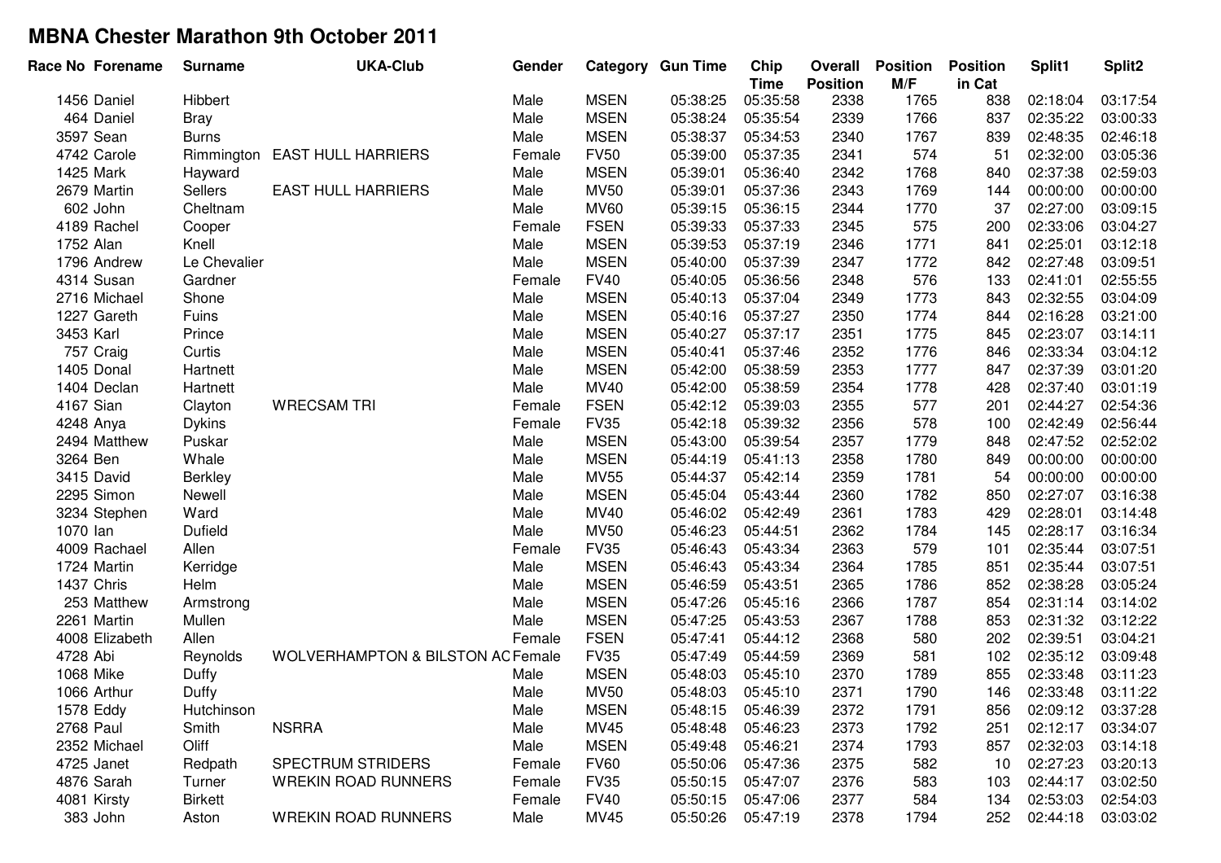# MBNA Chester Marathon 9th October 2011

| Race No | Forename | Surname | UKA-Club | Gender | Category | Gun Time | Chip Time | Overall Position | Position M/F | Position in Cat | Split1 | Split2 |
|---|---|---|---|---|---|---|---|---|---|---|---|---|
| 1456 | Daniel | Hibbert | | Male | MSEN | 05:38:25 | 05:35:58 | 2338 | 1765 | 838 | 02:18:04 | 03:17:54 |
| 464 | Daniel | Bray | | Male | MSEN | 05:38:24 | 05:35:54 | 2339 | 1766 | 837 | 02:35:22 | 03:00:33 |
| 3597 | Sean | Burns | | Male | MSEN | 05:38:37 | 05:34:53 | 2340 | 1767 | 839 | 02:48:35 | 02:46:18 |
| 4742 | Carole | Rimmington | EAST HULL HARRIERS | Female | FV50 | 05:39:00 | 05:37:35 | 2341 | 574 | 51 | 02:32:00 | 03:05:36 |
| 1425 | Mark | Hayward | | Male | MSEN | 05:39:01 | 05:36:40 | 2342 | 1768 | 840 | 02:37:38 | 02:59:03 |
| 2679 | Martin | Sellers | EAST HULL HARRIERS | Male | MV50 | 05:39:01 | 05:37:36 | 2343 | 1769 | 144 | 00:00:00 | 00:00:00 |
| 602 | John | Cheltnam | | Male | MV60 | 05:39:15 | 05:36:15 | 2344 | 1770 | 37 | 02:27:00 | 03:09:15 |
| 4189 | Rachel | Cooper | | Female | FSEN | 05:39:33 | 05:37:33 | 2345 | 575 | 200 | 02:33:06 | 03:04:27 |
| 1752 | Alan | Knell | | Male | MSEN | 05:39:53 | 05:37:19 | 2346 | 1771 | 841 | 02:25:01 | 03:12:18 |
| 1796 | Andrew | Le Chevalier | | Male | MSEN | 05:40:00 | 05:37:39 | 2347 | 1772 | 842 | 02:27:48 | 03:09:51 |
| 4314 | Susan | Gardner | | Female | FV40 | 05:40:05 | 05:36:56 | 2348 | 576 | 133 | 02:41:01 | 02:55:55 |
| 2716 | Michael | Shone | | Male | MSEN | 05:40:13 | 05:37:04 | 2349 | 1773 | 843 | 02:32:55 | 03:04:09 |
| 1227 | Gareth | Fuins | | Male | MSEN | 05:40:16 | 05:37:27 | 2350 | 1774 | 844 | 02:16:28 | 03:21:00 |
| 3453 | Karl | Prince | | Male | MSEN | 05:40:27 | 05:37:17 | 2351 | 1775 | 845 | 02:23:07 | 03:14:11 |
| 757 | Craig | Curtis | | Male | MSEN | 05:40:41 | 05:37:46 | 2352 | 1776 | 846 | 02:33:34 | 03:04:12 |
| 1405 | Donal | Hartnett | | Male | MSEN | 05:42:00 | 05:38:59 | 2353 | 1777 | 847 | 02:37:39 | 03:01:20 |
| 1404 | Declan | Hartnett | | Male | MV40 | 05:42:00 | 05:38:59 | 2354 | 1778 | 428 | 02:37:40 | 03:01:19 |
| 4167 | Sian | Clayton | WRECSAM TRI | Female | FSEN | 05:42:12 | 05:39:03 | 2355 | 577 | 201 | 02:44:27 | 02:54:36 |
| 4248 | Anya | Dykins | | Female | FV35 | 05:42:18 | 05:39:32 | 2356 | 578 | 100 | 02:42:49 | 02:56:44 |
| 2494 | Matthew | Puskar | | Male | MSEN | 05:43:00 | 05:39:54 | 2357 | 1779 | 848 | 02:47:52 | 02:52:02 |
| 3264 | Ben | Whale | | Male | MSEN | 05:44:19 | 05:41:13 | 2358 | 1780 | 849 | 00:00:00 | 00:00:00 |
| 3415 | David | Berkley | | Male | MV55 | 05:44:37 | 05:42:14 | 2359 | 1781 | 54 | 00:00:00 | 00:00:00 |
| 2295 | Simon | Newell | | Male | MSEN | 05:45:04 | 05:43:44 | 2360 | 1782 | 850 | 02:27:07 | 03:16:38 |
| 3234 | Stephen | Ward | | Male | MV40 | 05:46:02 | 05:42:49 | 2361 | 1783 | 429 | 02:28:01 | 03:14:48 |
| 1070 | Ian | Dufield | | Male | MV50 | 05:46:23 | 05:44:51 | 2362 | 1784 | 145 | 02:28:17 | 03:16:34 |
| 4009 | Rachael | Allen | | Female | FV35 | 05:46:43 | 05:43:34 | 2363 | 579 | 101 | 02:35:44 | 03:07:51 |
| 1724 | Martin | Kerridge | | Male | MSEN | 05:46:43 | 05:43:34 | 2364 | 1785 | 851 | 02:35:44 | 03:07:51 |
| 1437 | Chris | Helm | | Male | MSEN | 05:46:59 | 05:43:51 | 2365 | 1786 | 852 | 02:38:28 | 03:05:24 |
| 253 | Matthew | Armstrong | | Male | MSEN | 05:47:26 | 05:45:16 | 2366 | 1787 | 854 | 02:31:14 | 03:14:02 |
| 2261 | Martin | Mullen | | Male | MSEN | 05:47:25 | 05:43:53 | 2367 | 1788 | 853 | 02:31:32 | 03:12:22 |
| 4008 | Elizabeth | Allen | | Female | FSEN | 05:47:41 | 05:44:12 | 2368 | 580 | 202 | 02:39:51 | 03:04:21 |
| 4728 | Abi | Reynolds | WOLVERHAMPTON & BILSTON AC | Female | FV35 | 05:47:49 | 05:44:59 | 2369 | 581 | 102 | 02:35:12 | 03:09:48 |
| 1068 | Mike | Duffy | | Male | MSEN | 05:48:03 | 05:45:10 | 2370 | 1789 | 855 | 02:33:48 | 03:11:23 |
| 1066 | Arthur | Duffy | | Male | MV50 | 05:48:03 | 05:45:10 | 2371 | 1790 | 146 | 02:33:48 | 03:11:22 |
| 1578 | Eddy | Hutchinson | | Male | MSEN | 05:48:15 | 05:46:39 | 2372 | 1791 | 856 | 02:09:12 | 03:37:28 |
| 2768 | Paul | Smith | NSRRA | Male | MV45 | 05:48:48 | 05:46:23 | 2373 | 1792 | 251 | 02:12:17 | 03:34:07 |
| 2352 | Michael | Oliff | | Male | MSEN | 05:49:48 | 05:46:21 | 2374 | 1793 | 857 | 02:32:03 | 03:14:18 |
| 4725 | Janet | Redpath | SPECTRUM STRIDERS | Female | FV60 | 05:50:06 | 05:47:36 | 2375 | 582 | 10 | 02:27:23 | 03:20:13 |
| 4876 | Sarah | Turner | WREKIN ROAD RUNNERS | Female | FV35 | 05:50:15 | 05:47:07 | 2376 | 583 | 103 | 02:44:17 | 03:02:50 |
| 4081 | Kirsty | Birkett | | Female | FV40 | 05:50:15 | 05:47:06 | 2377 | 584 | 134 | 02:53:03 | 02:54:03 |
| 383 | John | Aston | WREKIN ROAD RUNNERS | Male | MV45 | 05:50:26 | 05:47:19 | 2378 | 1794 | 252 | 02:44:18 | 03:03:02 |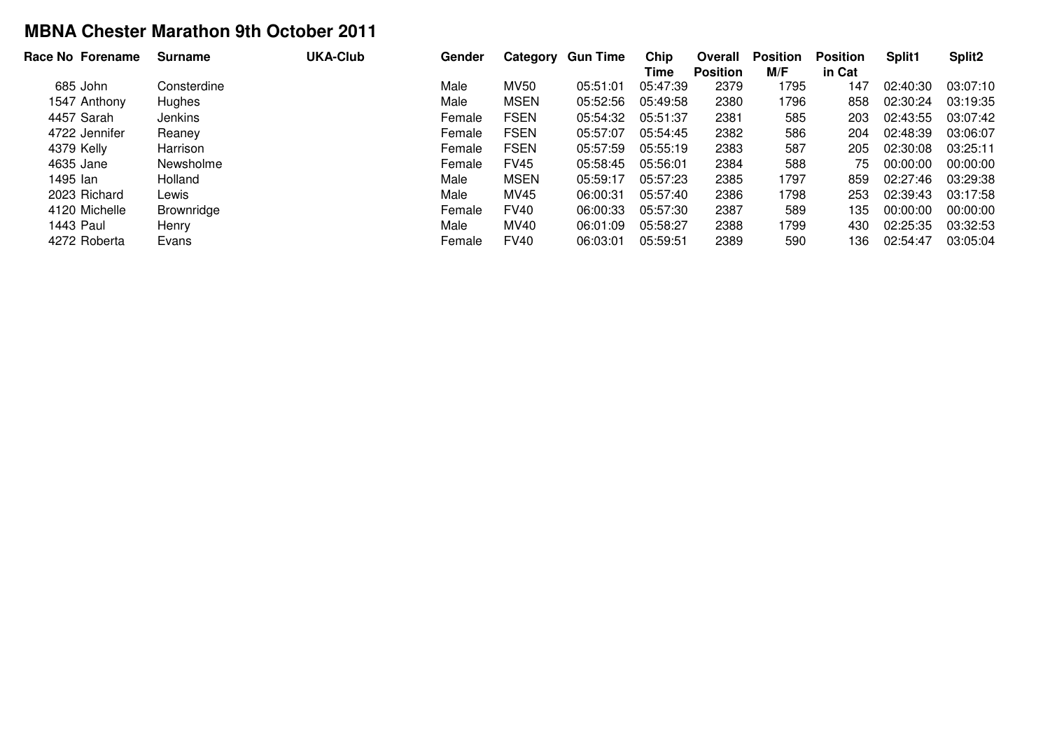# MBNA Chester Marathon 9th October 2011

| Race No | Forename | Surname | UKA-Club | Gender | Category | Gun Time | Chip Time | Overall Position | Position M/F | Position in Cat | Split1 | Split2 |
|---|---|---|---|---|---|---|---|---|---|---|---|---|
| 685 | John | Consterdine | | Male | MV50 | 05:51:01 | 05:47:39 | 2379 | 1795 | 147 | 02:40:30 | 03:07:10 |
| 1547 | Anthony | Hughes | | Male | MSEN | 05:52:56 | 05:49:58 | 2380 | 1796 | 858 | 02:30:24 | 03:19:35 |
| 4457 | Sarah | Jenkins | | Female | FSEN | 05:54:32 | 05:51:37 | 2381 | 585 | 203 | 02:43:55 | 03:07:42 |
| 4722 | Jennifer | Reaney | | Female | FSEN | 05:57:07 | 05:54:45 | 2382 | 586 | 204 | 02:48:39 | 03:06:07 |
| 4379 | Kelly | Harrison | | Female | FSEN | 05:57:59 | 05:55:19 | 2383 | 587 | 205 | 02:30:08 | 03:25:11 |
| 4635 | Jane | Newsholme | | Female | FV45 | 05:58:45 | 05:56:01 | 2384 | 588 | 75 | 00:00:00 | 00:00:00 |
| 1495 | Ian | Holland | | Male | MSEN | 05:59:17 | 05:57:23 | 2385 | 1797 | 859 | 02:27:46 | 03:29:38 |
| 2023 | Richard | Lewis | | Male | MV45 | 06:00:31 | 05:57:40 | 2386 | 1798 | 253 | 02:39:43 | 03:17:58 |
| 4120 | Michelle | Brownridge | | Female | FV40 | 06:00:33 | 05:57:30 | 2387 | 589 | 135 | 00:00:00 | 00:00:00 |
| 1443 | Paul | Henry | | Male | MV40 | 06:01:09 | 05:58:27 | 2388 | 1799 | 430 | 02:25:35 | 03:32:53 |
| 4272 | Roberta | Evans | | Female | FV40 | 06:03:01 | 05:59:51 | 2389 | 590 | 136 | 02:54:47 | 03:05:04 |